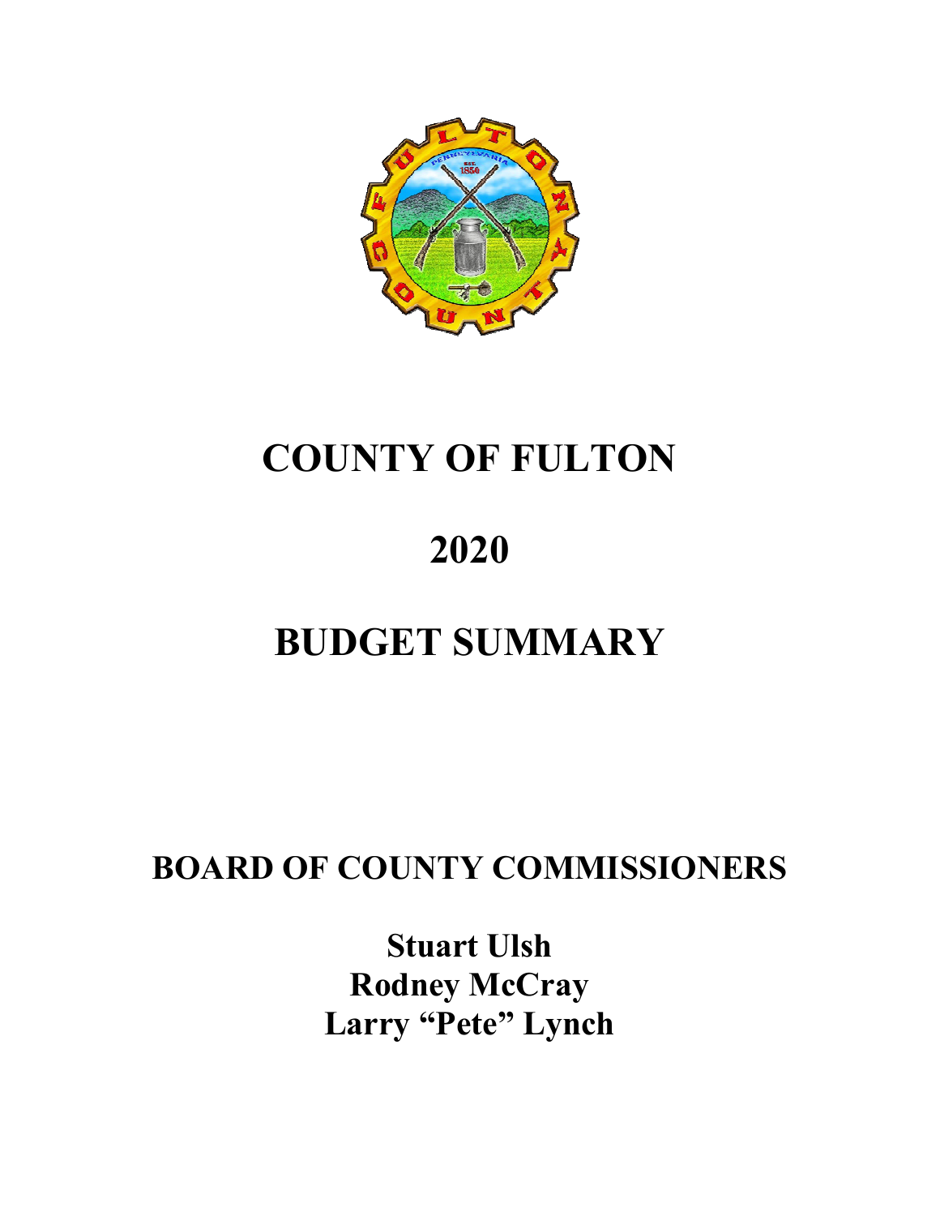# COUNTY OF FULTON

# 2020

# BUDGET SUMMARY

## BOARD OF COUNTY COMMISSIONERS

**Stuart Ulsh**
**Rodney McCray**
**Larry "Pete" Lynch**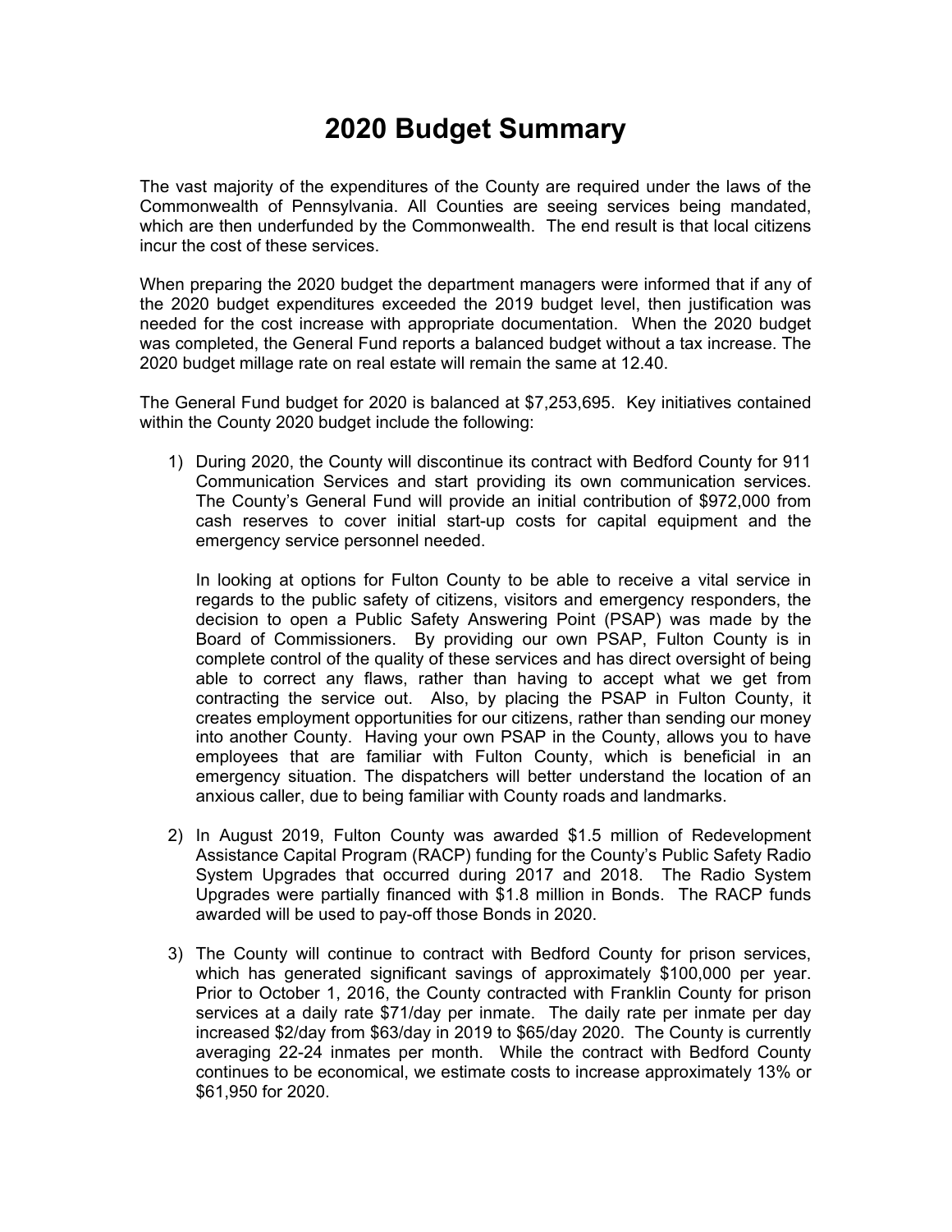# 2020 Budget Summary

The vast majority of the expenditures of the County are required under the laws of the Commonwealth of Pennsylvania. All Counties are seeing services being mandated, which are then underfunded by the Commonwealth. The end result is that local citizens incur the cost of these services.

When preparing the 2020 budget the department managers were informed that if any of the 2020 budget expenditures exceeded the 2019 budget level, then justification was needed for the cost increase with appropriate documentation. When the 2020 budget was completed, the General Fund reports a balanced budget without a tax increase. The 2020 budget millage rate on real estate will remain the same at 12.40.

The General Fund budget for 2020 is balanced at $7,253,695. Key initiatives contained within the County 2020 budget include the following:

1) During 2020, the County will discontinue its contract with Bedford County for 911 Communication Services and start providing its own communication services. The County's General Fund will provide an initial contribution of $972,000 from cash reserves to cover initial start-up costs for capital equipment and the emergency service personnel needed.

   In looking at options for Fulton County to be able to receive a vital service in regards to the public safety of citizens, visitors and emergency responders, the decision to open a Public Safety Answering Point (PSAP) was made by the Board of Commissioners. By providing our own PSAP, Fulton County is in complete control of the quality of these services and has direct oversight of being able to correct any flaws, rather than having to accept what we get from contracting the service out. Also, by placing the PSAP in Fulton County, it creates employment opportunities for our citizens, rather than sending our money into another County. Having your own PSAP in the County, allows you to have employees that are familiar with Fulton County, which is beneficial in an emergency situation. The dispatchers will better understand the location of an anxious caller, due to being familiar with County roads and landmarks.

2) In August 2019, Fulton County was awarded $1.5 million of Redevelopment Assistance Capital Program (RACP) funding for the County's Public Safety Radio System Upgrades that occurred during 2017 and 2018. The Radio System Upgrades were partially financed with $1.8 million in Bonds. The RACP funds awarded will be used to pay-off those Bonds in 2020.

3) The County will continue to contract with Bedford County for prison services, which has generated significant savings of approximately $100,000 per year. Prior to October 1, 2016, the County contracted with Franklin County for prison services at a daily rate $71/day per inmate. The daily rate per inmate per day increased $2/day from $63/day in 2019 to $65/day 2020. The County is currently averaging 22-24 inmates per month. While the contract with Bedford County continues to be economical, we estimate costs to increase approximately 13% or $61,950 for 2020.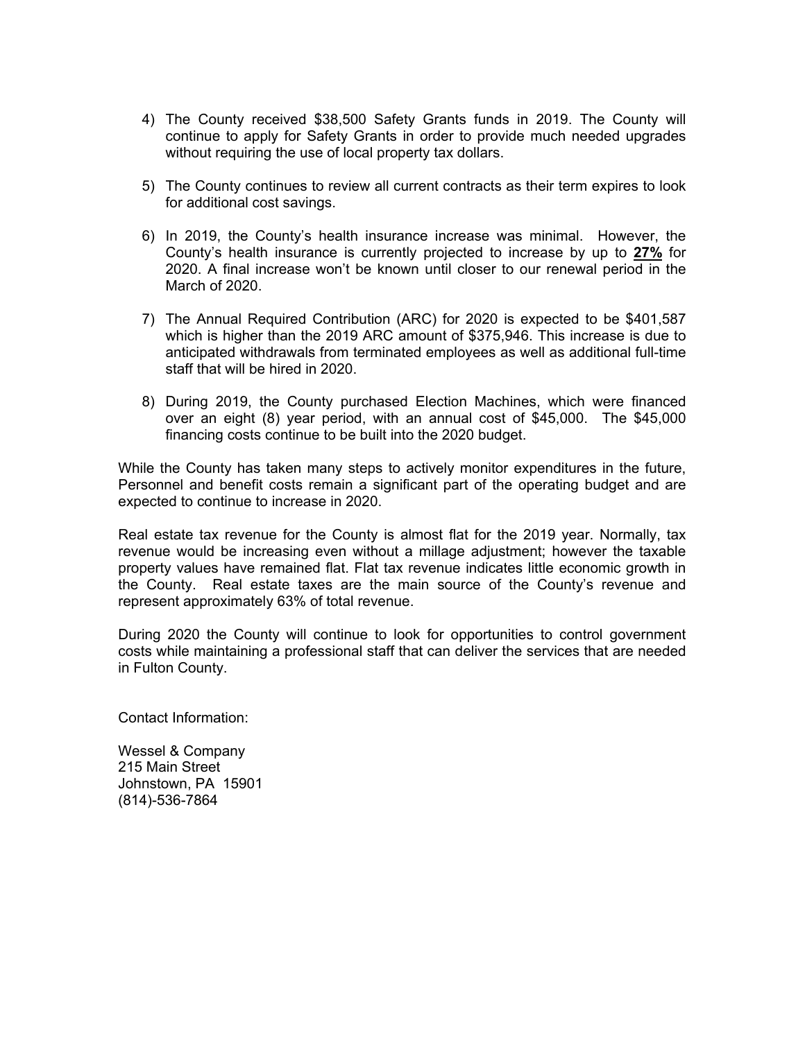4) The County received $38,500 Safety Grants funds in 2019. The County will continue to apply for Safety Grants in order to provide much needed upgrades without requiring the use of local property tax dollars.

5) The County continues to review all current contracts as their term expires to look for additional cost savings.

6) In 2019, the County's health insurance increase was minimal. However, the County's health insurance is currently projected to increase by up to **27%** for 2020. A final increase won't be known until closer to our renewal period in the March of 2020.

7) The Annual Required Contribution (ARC) for 2020 is expected to be $401,587 which is higher than the 2019 ARC amount of $375,946. This increase is due to anticipated withdrawals from terminated employees as well as additional full-time staff that will be hired in 2020.

8) During 2019, the County purchased Election Machines, which were financed over an eight (8) year period, with an annual cost of $45,000. The $45,000 financing costs continue to be built into the 2020 budget.

While the County has taken many steps to actively monitor expenditures in the future, Personnel and benefit costs remain a significant part of the operating budget and are expected to continue to increase in 2020.

Real estate tax revenue for the County is almost flat for the 2019 year. Normally, tax revenue would be increasing even without a millage adjustment; however the taxable property values have remained flat. Flat tax revenue indicates little economic growth in the County. Real estate taxes are the main source of the County's revenue and represent approximately 63% of total revenue.

During 2020 the County will continue to look for opportunities to control government costs while maintaining a professional staff that can deliver the services that are needed in Fulton County.

Contact Information:

Wessel & Company
215 Main Street
Johnstown, PA 15901
(814)-536-7864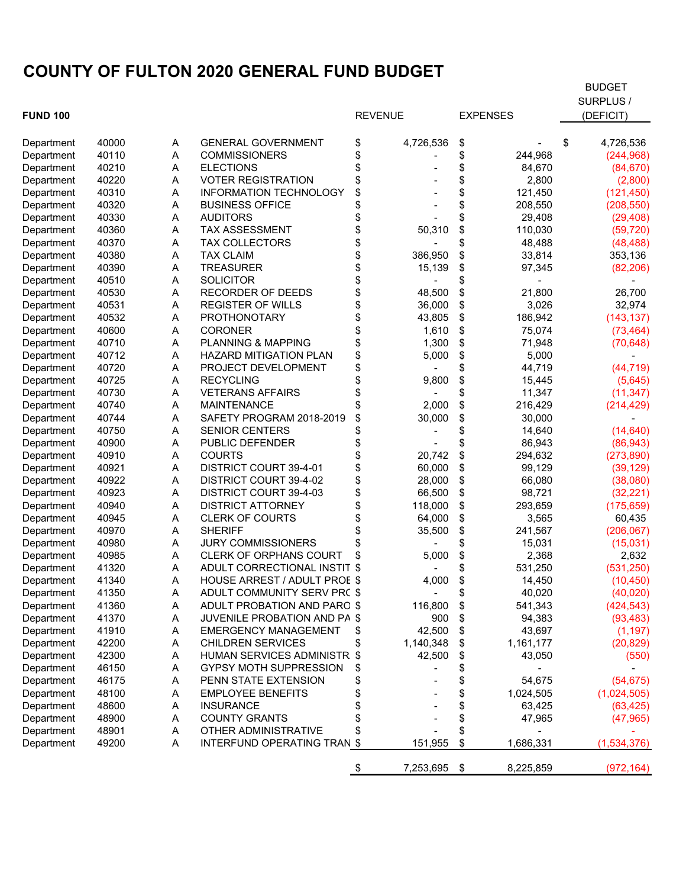# COUNTY OF FULTON 2020 GENERAL FUND BUDGET

| FUND 100 | | | | REVENUE | EXPENSES | BUDGET SURPLUS / (DEFICIT) |
|---|---|---|---|---|---|---|
| Department | 40000 | A | GENERAL GOVERNMENT | $ 4,726,536 | $ - | $ 4,726,536 |
| Department | 40110 | A | COMMISSIONERS | $ - | $ 244,968 | (244,968) |
| Department | 40210 | A | ELECTIONS | $ - | $ 84,670 | (84,670) |
| Department | 40220 | A | VOTER REGISTRATION | $ - | $ 2,800 | (2,800) |
| Department | 40310 | A | INFORMATION TECHNOLOGY | $ - | $ 121,450 | (121,450) |
| Department | 40320 | A | BUSINESS OFFICE | $ - | $ 208,550 | (208,550) |
| Department | 40330 | A | AUDITORS | $ - | $ 29,408 | (29,408) |
| Department | 40360 | A | TAX ASSESSMENT | $ 50,310 | $ 110,030 | (59,720) |
| Department | 40370 | A | TAX COLLECTORS | $ - | $ 48,488 | (48,488) |
| Department | 40380 | A | TAX CLAIM | $ 386,950 | $ 33,814 | 353,136 |
| Department | 40390 | A | TREASURER | $ 15,139 | $ 97,345 | (82,206) |
| Department | 40510 | A | SOLICITOR | $ - | $ - | - |
| Department | 40530 | A | RECORDER OF DEEDS | $ 48,500 | $ 21,800 | 26,700 |
| Department | 40531 | A | REGISTER OF WILLS | $ 36,000 | $ 3,026 | 32,974 |
| Department | 40532 | A | PROTHONOTARY | $ 43,805 | $ 186,942 | (143,137) |
| Department | 40600 | A | CORONER | $ 1,610 | $ 75,074 | (73,464) |
| Department | 40710 | A | PLANNING & MAPPING | $ 1,300 | $ 71,948 | (70,648) |
| Department | 40712 | A | HAZARD MITIGATION PLAN | $ 5,000 | $ 5,000 | - |
| Department | 40720 | A | PROJECT DEVELOPMENT | $ - | $ 44,719 | (44,719) |
| Department | 40725 | A | RECYCLING | $ 9,800 | $ 15,445 | (5,645) |
| Department | 40730 | A | VETERANS AFFAIRS | $ - | $ 11,347 | (11,347) |
| Department | 40740 | A | MAINTENANCE | $ 2,000 | $ 216,429 | (214,429) |
| Department | 40744 | A | SAFETY PROGRAM 2018-2019 | $ 30,000 | $ 30,000 | - |
| Department | 40750 | A | SENIOR CENTERS | $ - | $ 14,640 | (14,640) |
| Department | 40900 | A | PUBLIC DEFENDER | $ - | $ 86,943 | (86,943) |
| Department | 40910 | A | COURTS | $ 20,742 | $ 294,632 | (273,890) |
| Department | 40921 | A | DISTRICT COURT 39-4-01 | $ 60,000 | $ 99,129 | (39,129) |
| Department | 40922 | A | DISTRICT COURT 39-4-02 | $ 28,000 | $ 66,080 | (38,080) |
| Department | 40923 | A | DISTRICT COURT 39-4-03 | $ 66,500 | $ 98,721 | (32,221) |
| Department | 40940 | A | DISTRICT ATTORNEY | $ 118,000 | $ 293,659 | (175,659) |
| Department | 40945 | A | CLERK OF COURTS | $ 64,000 | $ 3,565 | 60,435 |
| Department | 40970 | A | SHERIFF | $ 35,500 | $ 241,567 | (206,067) |
| Department | 40980 | A | JURY COMMISSIONERS | $ - | $ 15,031 | (15,031) |
| Department | 40985 | A | CLERK OF ORPHANS COURT | $ 5,000 | $ 2,368 | 2,632 |
| Department | 41320 | A | ADULT CORRECTIONAL INSTIT | $ - | $ 531,250 | (531,250) |
| Department | 41340 | A | HOUSE ARREST / ADULT PROE | $ 4,000 | $ 14,450 | (10,450) |
| Department | 41350 | A | ADULT COMMUNITY SERV PRC | $ - | $ 40,020 | (40,020) |
| Department | 41360 | A | ADULT PROBATION AND PARO | $ 116,800 | $ 541,343 | (424,543) |
| Department | 41370 | A | JUVENILE PROBATION AND PA | $ 900 | $ 94,383 | (93,483) |
| Department | 41910 | A | EMERGENCY MANAGEMENT | $ 42,500 | $ 43,697 | (1,197) |
| Department | 42200 | A | CHILDREN SERVICES | $ 1,140,348 | $ 1,161,177 | (20,829) |
| Department | 42300 | A | HUMAN SERVICES ADMINISTR | $ 42,500 | $ 43,050 | (550) |
| Department | 46150 | A | GYPSY MOTH SUPPRESSION | $ - | $ - | - |
| Department | 46175 | A | PENN STATE EXTENSION | $ - | $ 54,675 | (54,675) |
| Department | 48100 | A | EMPLOYEE BENEFITS | $ - | $ 1,024,505 | (1,024,505) |
| Department | 48600 | A | INSURANCE | $ - | $ 63,425 | (63,425) |
| Department | 48900 | A | COUNTY GRANTS | $ - | $ 47,965 | (47,965) |
| Department | 48901 | A | OTHER ADMINISTRATIVE | $ - | $ - | - |
| Department | 49200 | A | INTERFUND OPERATING TRAN | $ 151,955 | $ 1,686,331 | (1,534,376) |
| | | | | $ 7,253,695 | $ 8,225,859 | (972,164) |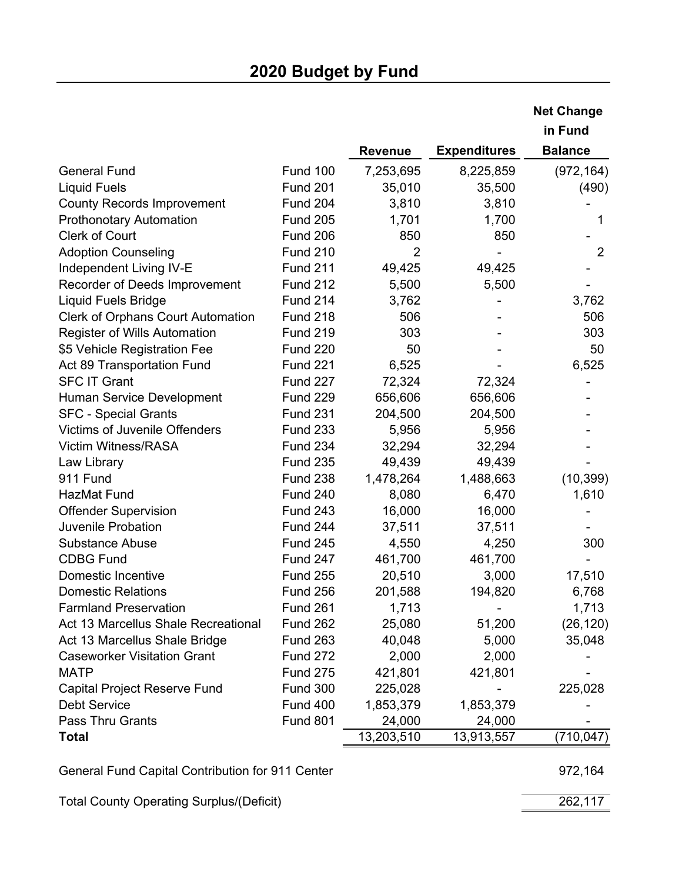## 2020 Budget by Fund

| | | Revenue | Expenditures | Net Change in Fund Balance |
|---|---|---|---|---|
| General Fund | Fund 100 | 7,253,695 | 8,225,859 | (972,164) |
| Liquid Fuels | Fund 201 | 35,010 | 35,500 | (490) |
| County Records Improvement | Fund 204 | 3,810 | 3,810 | - |
| Prothonotary Automation | Fund 205 | 1,701 | 1,700 | 1 |
| Clerk of Court | Fund 206 | 850 | 850 | - |
| Adoption Counseling | Fund 210 | 2 | - | 2 |
| Independent Living IV-E | Fund 211 | 49,425 | 49,425 | - |
| Recorder of Deeds Improvement | Fund 212 | 5,500 | 5,500 | - |
| Liquid Fuels Bridge | Fund 214 | 3,762 | - | 3,762 |
| Clerk of Orphans Court Automation | Fund 218 | 506 | - | 506 |
| Register of Wills Automation | Fund 219 | 303 | - | 303 |
| $5 Vehicle Registration Fee | Fund 220 | 50 | - | 50 |
| Act 89 Transportation Fund | Fund 221 | 6,525 | - | 6,525 |
| SFC IT Grant | Fund 227 | 72,324 | 72,324 | - |
| Human Service Development | Fund 229 | 656,606 | 656,606 | - |
| SFC - Special Grants | Fund 231 | 204,500 | 204,500 | - |
| Victims of Juvenile Offenders | Fund 233 | 5,956 | 5,956 | - |
| Victim Witness/RASA | Fund 234 | 32,294 | 32,294 | - |
| Law Library | Fund 235 | 49,439 | 49,439 | - |
| 911 Fund | Fund 238 | 1,478,264 | 1,488,663 | (10,399) |
| HazMat Fund | Fund 240 | 8,080 | 6,470 | 1,610 |
| Offender Supervision | Fund 243 | 16,000 | 16,000 | - |
| Juvenile Probation | Fund 244 | 37,511 | 37,511 | - |
| Substance Abuse | Fund 245 | 4,550 | 4,250 | 300 |
| CDBG Fund | Fund 247 | 461,700 | 461,700 | - |
| Domestic Incentive | Fund 255 | 20,510 | 3,000 | 17,510 |
| Domestic Relations | Fund 256 | 201,588 | 194,820 | 6,768 |
| Farmland Preservation | Fund 261 | 1,713 | - | 1,713 |
| Act 13 Marcellus Shale Recreational | Fund 262 | 25,080 | 51,200 | (26,120) |
| Act 13 Marcellus Shale Bridge | Fund 263 | 40,048 | 5,000 | 35,048 |
| Caseworker Visitation Grant | Fund 272 | 2,000 | 2,000 | - |
| MATP | Fund 275 | 421,801 | 421,801 | - |
| Capital Project Reserve Fund | Fund 300 | 225,028 | - | 225,028 |
| Debt Service | Fund 400 | 1,853,379 | 1,853,379 | - |
| Pass Thru Grants | Fund 801 | 24,000 | 24,000 | - |
| **Total** | | 13,203,510 | 13,913,557 | (710,047) |
| | | | | |
| General Fund Capital Contribution for 911 Center | | | | 972,164 |
| | | | | |
| Total County Operating Surplus/(Deficit) | | | | 262,117 |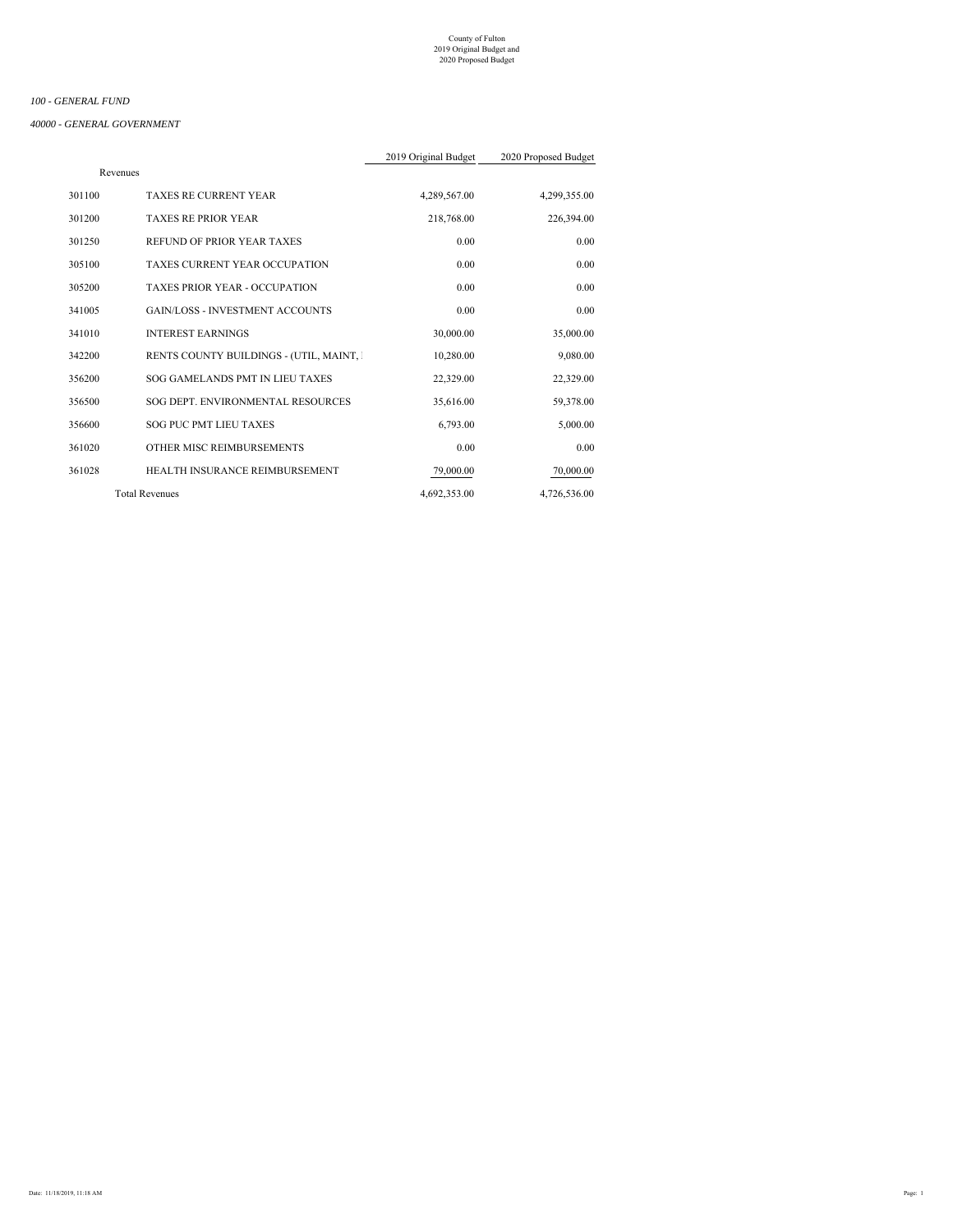County of Fulton
2019 Original Budget and
2020 Proposed Budget

*100 - GENERAL FUND*

*40000 - GENERAL GOVERNMENT*

| | | 2019 Original Budget | 2020 Proposed Budget |
|---|---|---|---|
| Revenues | | | |
| 301100 | TAXES RE CURRENT YEAR | 4,289,567.00 | 4,299,355.00 |
| 301200 | TAXES RE PRIOR YEAR | 218,768.00 | 226,394.00 |
| 301250 | REFUND OF PRIOR YEAR TAXES | 0.00 | 0.00 |
| 305100 | TAXES CURRENT YEAR OCCUPATION | 0.00 | 0.00 |
| 305200 | TAXES PRIOR YEAR - OCCUPATION | 0.00 | 0.00 |
| 341005 | GAIN/LOSS - INVESTMENT ACCOUNTS | 0.00 | 0.00 |
| 341010 | INTEREST EARNINGS | 30,000.00 | 35,000.00 |
| 342200 | RENTS COUNTY BUILDINGS - (UTIL, MAINT, | 10,280.00 | 9,080.00 |
| 356200 | SOG GAMELANDS PMT IN LIEU TAXES | 22,329.00 | 22,329.00 |
| 356500 | SOG DEPT. ENVIRONMENTAL RESOURCES | 35,616.00 | 59,378.00 |
| 356600 | SOG PUC PMT LIEU TAXES | 6,793.00 | 5,000.00 |
| 361020 | OTHER MISC REIMBURSEMENTS | 0.00 | 0.00 |
| 361028 | HEALTH INSURANCE REIMBURSEMENT | 79,000.00 | 70,000.00 |
| | Total Revenues | 4,692,353.00 | 4,726,536.00 |

Date: 11/18/2019, 11:18 AM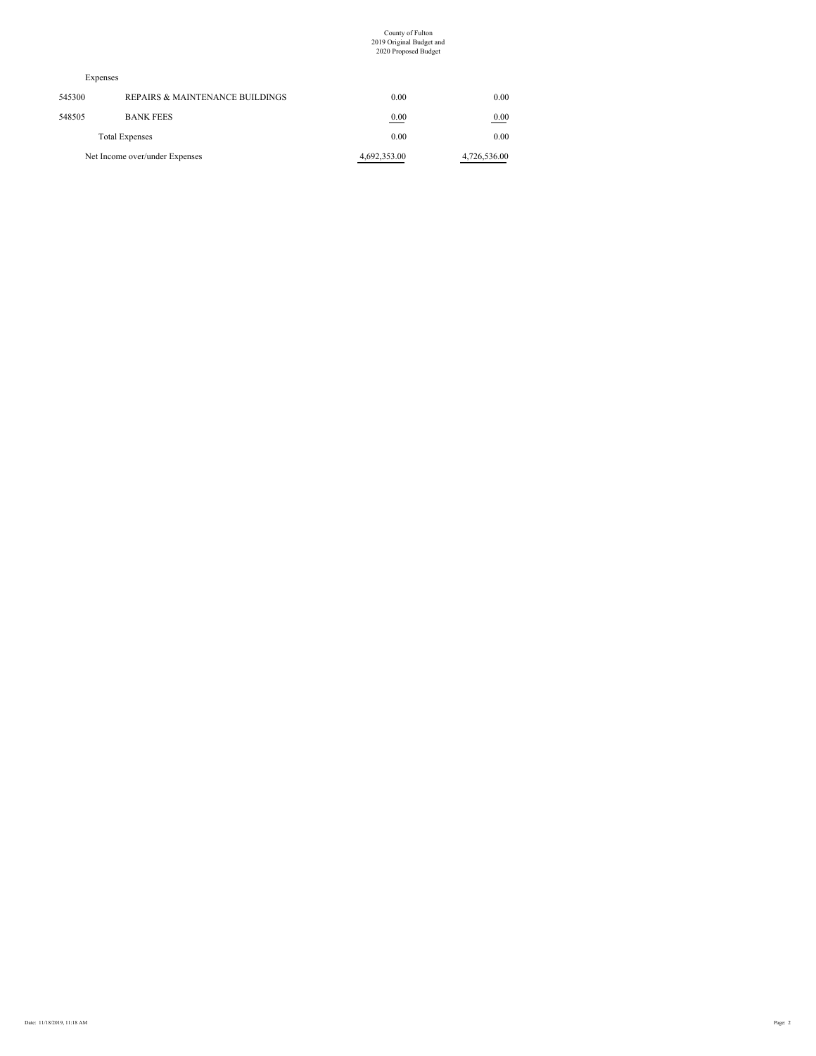County of Fulton
2019 Original Budget and
2020 Proposed Budget

Expenses

| | | | |
|---|---|---|---|
| 545300 | REPAIRS & MAINTENANCE BUILDINGS | 0.00 | 0.00 |
| 548505 | BANK FEES | 0.00 | 0.00 |
| | Total Expenses | 0.00 | 0.00 |
| | Net Income over/under Expenses | 4,692,353.00 | 4,726,536.00 |

Date: 11/18/2019, 11:18 AM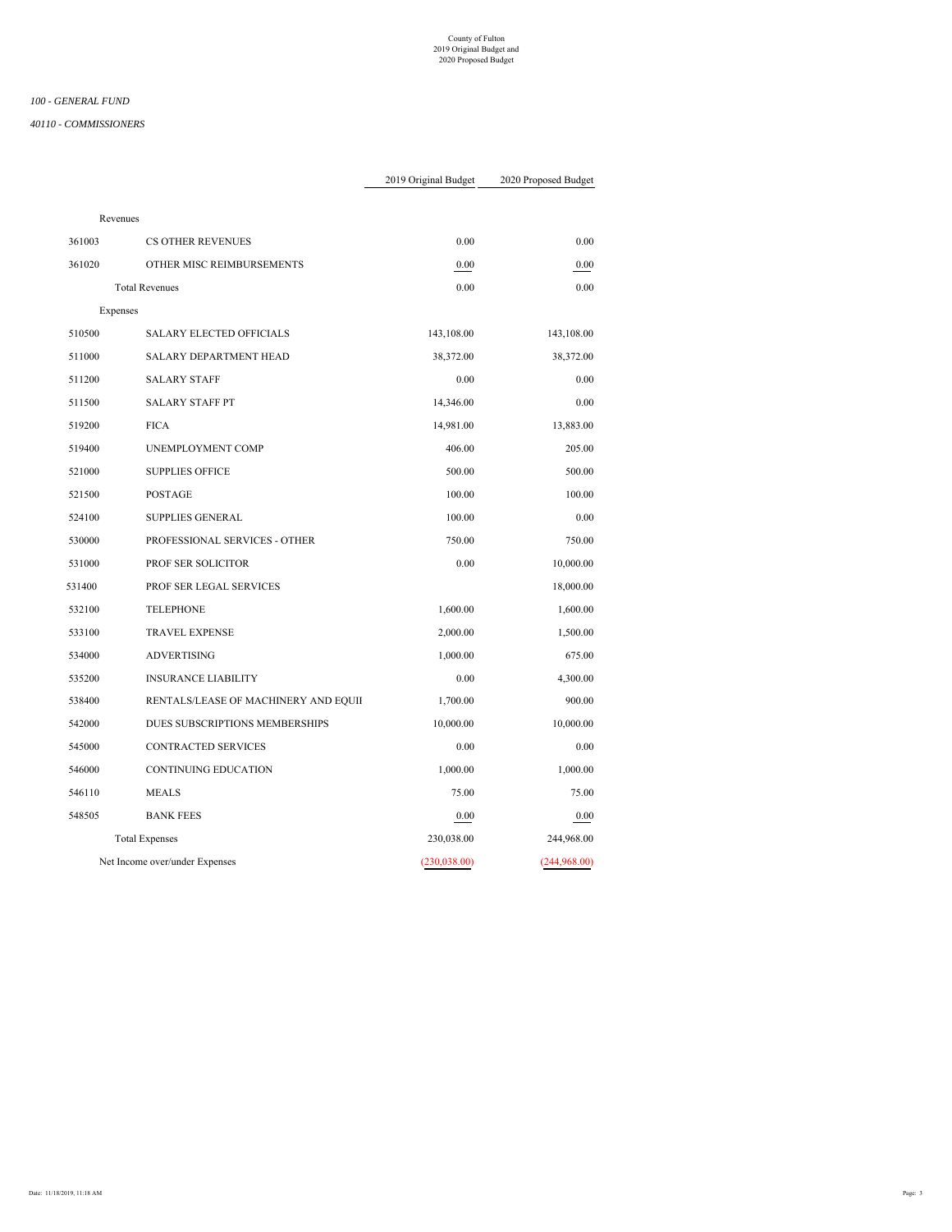County of Fulton
2019 Original Budget and
2020 Proposed Budget

*100 - GENERAL FUND*

*40110 - COMMISSIONERS*

| | | 2019 Original Budget | 2020 Proposed Budget |
|---|---|---|---|
| Revenues | | | |
| 361003 | CS OTHER REVENUES | 0.00 | 0.00 |
| 361020 | OTHER MISC REIMBURSEMENTS | 0.00 | 0.00 |
| | Total Revenues | 0.00 | 0.00 |
| Expenses | | | |
| 510500 | SALARY ELECTED OFFICIALS | 143,108.00 | 143,108.00 |
| 511000 | SALARY DEPARTMENT HEAD | 38,372.00 | 38,372.00 |
| 511200 | SALARY STAFF | 0.00 | 0.00 |
| 511500 | SALARY STAFF PT | 14,346.00 | 0.00 |
| 519200 | FICA | 14,981.00 | 13,883.00 |
| 519400 | UNEMPLOYMENT COMP | 406.00 | 205.00 |
| 521000 | SUPPLIES OFFICE | 500.00 | 500.00 |
| 521500 | POSTAGE | 100.00 | 100.00 |
| 524100 | SUPPLIES GENERAL | 100.00 | 0.00 |
| 530000 | PROFESSIONAL SERVICES - OTHER | 750.00 | 750.00 |
| 531000 | PROF SER SOLICITOR | 0.00 | 10,000.00 |
| 531400 | PROF SER LEGAL SERVICES | | 18,000.00 |
| 532100 | TELEPHONE | 1,600.00 | 1,600.00 |
| 533100 | TRAVEL EXPENSE | 2,000.00 | 1,500.00 |
| 534000 | ADVERTISING | 1,000.00 | 675.00 |
| 535200 | INSURANCE LIABILITY | 0.00 | 4,300.00 |
| 538400 | RENTALS/LEASE OF MACHINERY AND EQUII | 1,700.00 | 900.00 |
| 542000 | DUES SUBSCRIPTIONS MEMBERSHIPS | 10,000.00 | 10,000.00 |
| 545000 | CONTRACTED SERVICES | 0.00 | 0.00 |
| 546000 | CONTINUING EDUCATION | 1,000.00 | 1,000.00 |
| 546110 | MEALS | 75.00 | 75.00 |
| 548505 | BANK FEES | 0.00 | 0.00 |
| | Total Expenses | 230,038.00 | 244,968.00 |
| Net Income over/under Expenses | | (230,038.00) | (244,968.00) |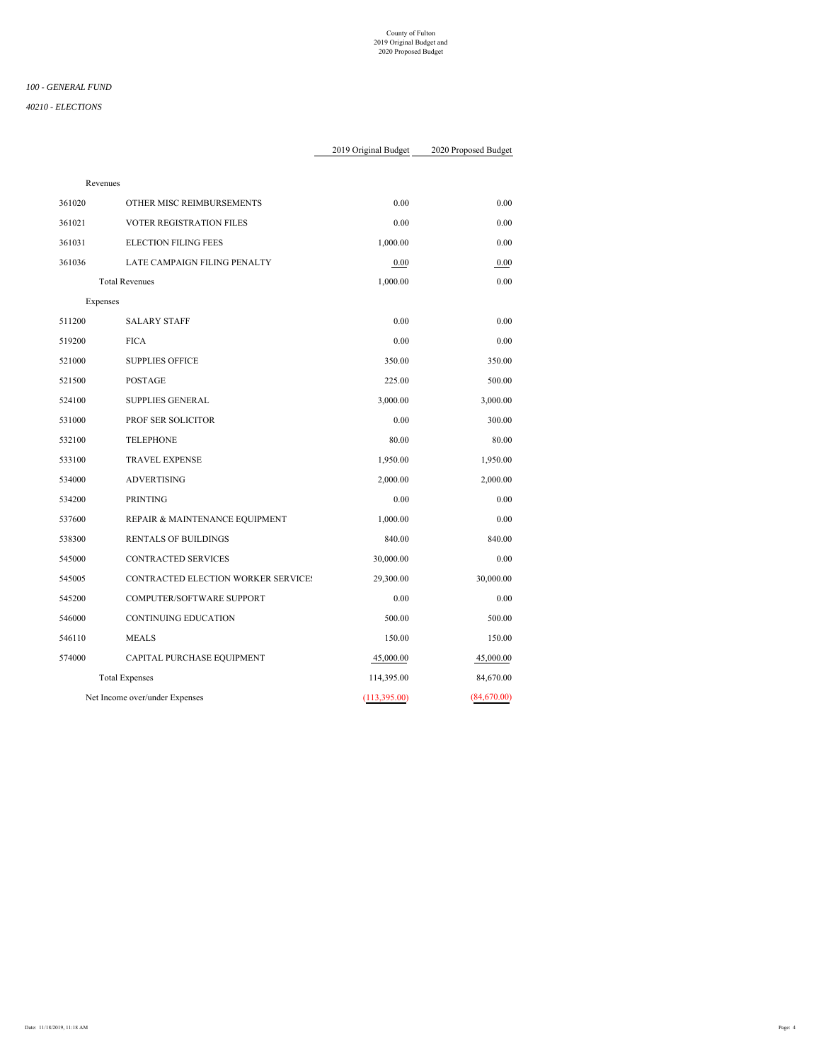County of Fulton
2019 Original Budget and
2020 Proposed Budget

*100 - GENERAL FUND*

*40210 - ELECTIONS*

| | | 2019 Original Budget | 2020 Proposed Budget |
|---|---|---|---|
| Revenues | | | |
| 361020 | OTHER MISC REIMBURSEMENTS | 0.00 | 0.00 |
| 361021 | VOTER REGISTRATION FILES | 0.00 | 0.00 |
| 361031 | ELECTION FILING FEES | 1,000.00 | 0.00 |
| 361036 | LATE CAMPAIGN FILING PENALTY | 0.00 | 0.00 |
| | Total Revenues | 1,000.00 | 0.00 |
| Expenses | | | |
| 511200 | SALARY STAFF | 0.00 | 0.00 |
| 519200 | FICA | 0.00 | 0.00 |
| 521000 | SUPPLIES OFFICE | 350.00 | 350.00 |
| 521500 | POSTAGE | 225.00 | 500.00 |
| 524100 | SUPPLIES GENERAL | 3,000.00 | 3,000.00 |
| 531000 | PROF SER SOLICITOR | 0.00 | 300.00 |
| 532100 | TELEPHONE | 80.00 | 80.00 |
| 533100 | TRAVEL EXPENSE | 1,950.00 | 1,950.00 |
| 534000 | ADVERTISING | 2,000.00 | 2,000.00 |
| 534200 | PRINTING | 0.00 | 0.00 |
| 537600 | REPAIR & MAINTENANCE EQUIPMENT | 1,000.00 | 0.00 |
| 538300 | RENTALS OF BUILDINGS | 840.00 | 840.00 |
| 545000 | CONTRACTED SERVICES | 30,000.00 | 0.00 |
| 545005 | CONTRACTED ELECTION WORKER SERVICES | 29,300.00 | 30,000.00 |
| 545200 | COMPUTER/SOFTWARE SUPPORT | 0.00 | 0.00 |
| 546000 | CONTINUING EDUCATION | 500.00 | 500.00 |
| 546110 | MEALS | 150.00 | 150.00 |
| 574000 | CAPITAL PURCHASE EQUIPMENT | 45,000.00 | 45,000.00 |
| | Total Expenses | 114,395.00 | 84,670.00 |
| Net Income over/under Expenses | | (113,395.00) | (84,670.00) |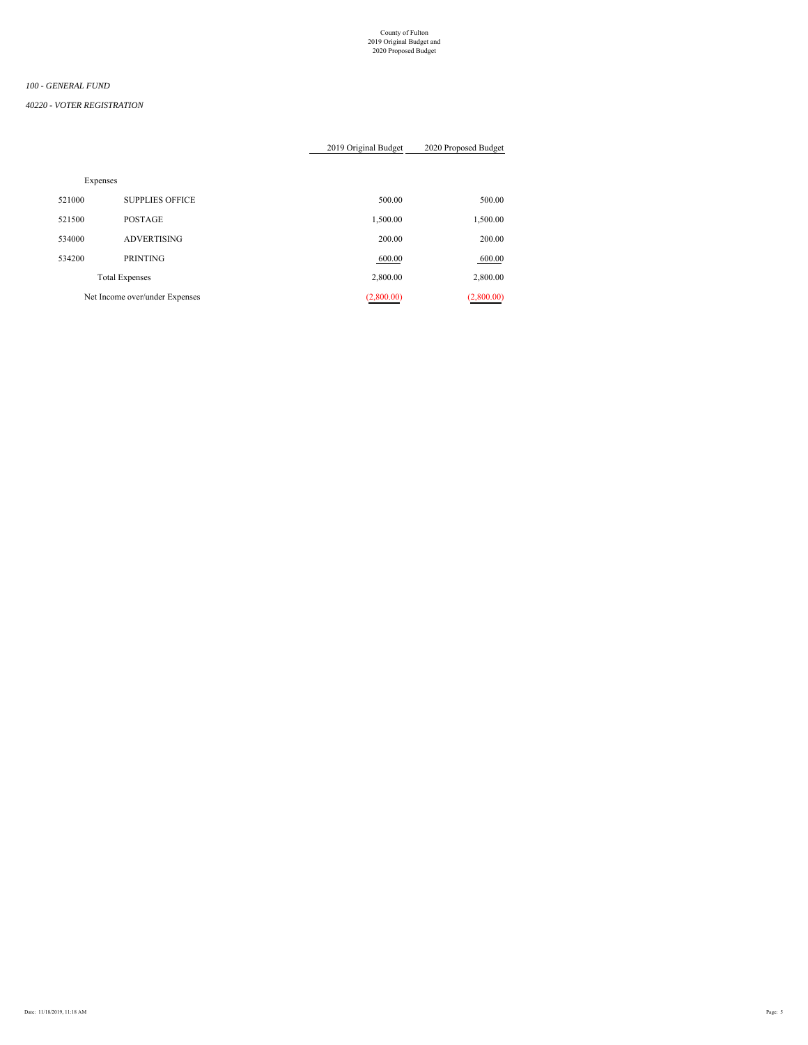County of Fulton
2019 Original Budget and
2020 Proposed Budget

*100 - GENERAL FUND*

*40220 - VOTER REGISTRATION*

| | | 2019 Original Budget | 2020 Proposed Budget |
|---|---|---|---|
| Expenses | | | |
| 521000 | SUPPLIES OFFICE | 500.00 | 500.00 |
| 521500 | POSTAGE | 1,500.00 | 1,500.00 |
| 534000 | ADVERTISING | 200.00 | 200.00 |
| 534200 | PRINTING | 600.00 | 600.00 |
| Total Expenses | | 2,800.00 | 2,800.00 |
| Net Income over/under Expenses | | (2,800.00) | (2,800.00) |

Date: 11/18/2019, 11:18 AM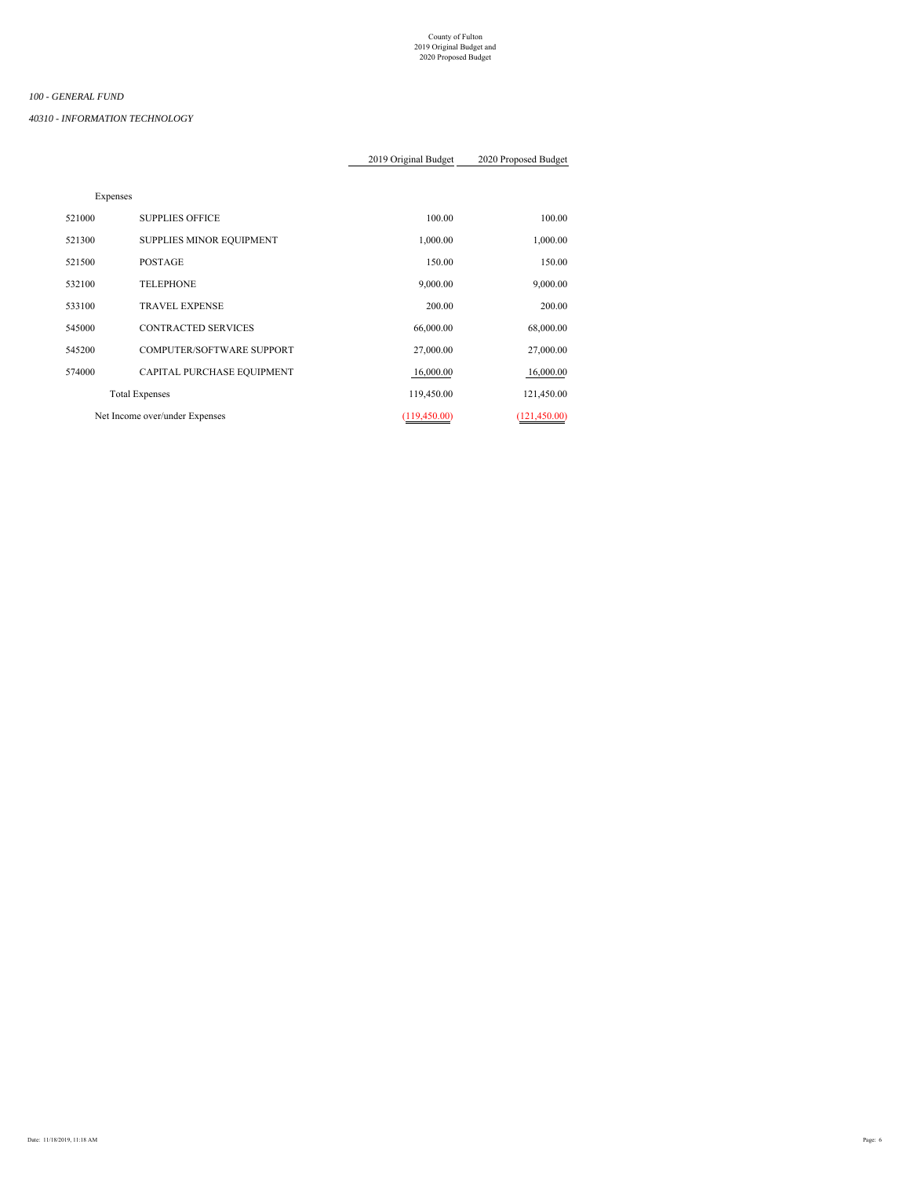County of Fulton
2019 Original Budget and
2020 Proposed Budget

*100 - GENERAL FUND*

*40310 - INFORMATION TECHNOLOGY*

| | | 2019 Original Budget | 2020 Proposed Budget |
|---|---|---|---|
| Expenses | | | |
| 521000 | SUPPLIES OFFICE | 100.00 | 100.00 |
| 521300 | SUPPLIES MINOR EQUIPMENT | 1,000.00 | 1,000.00 |
| 521500 | POSTAGE | 150.00 | 150.00 |
| 532100 | TELEPHONE | 9,000.00 | 9,000.00 |
| 533100 | TRAVEL EXPENSE | 200.00 | 200.00 |
| 545000 | CONTRACTED SERVICES | 66,000.00 | 68,000.00 |
| 545200 | COMPUTER/SOFTWARE SUPPORT | 27,000.00 | 27,000.00 |
| 574000 | CAPITAL PURCHASE EQUIPMENT | 16,000.00 | 16,000.00 |
| Total Expenses | | 119,450.00 | 121,450.00 |
| Net Income over/under Expenses | | (119,450.00) | (121,450.00) |

Date: 11/18/2019, 11:18 AM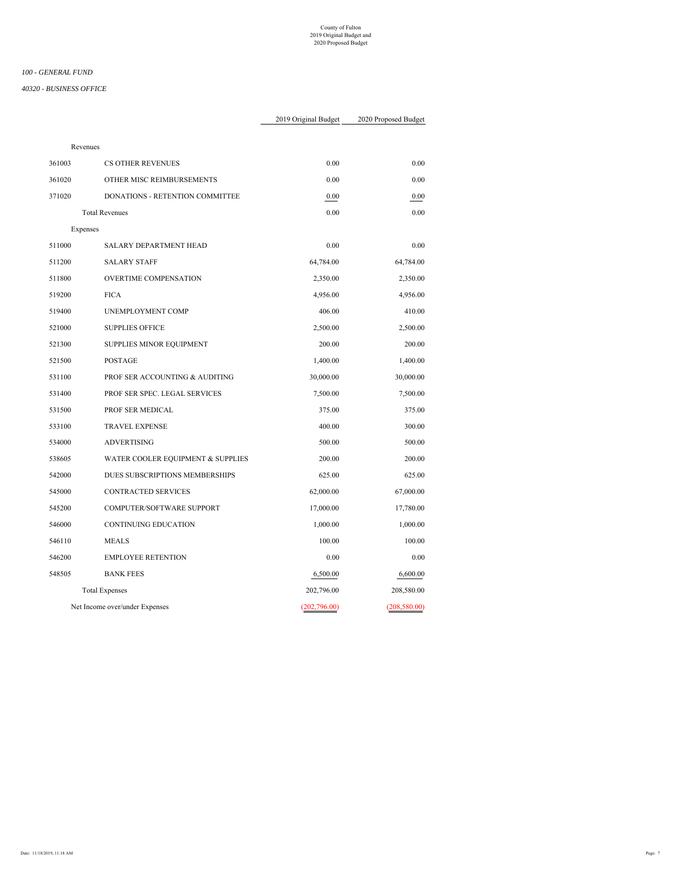County of Fulton
2019 Original Budget and
2020 Proposed Budget

*100 - GENERAL FUND*

*40320 - BUSINESS OFFICE*

| | | 2019 Original Budget | 2020 Proposed Budget |
|---|---|---|---|
| Revenues | | | |
| 361003 | CS OTHER REVENUES | 0.00 | 0.00 |
| 361020 | OTHER MISC REIMBURSEMENTS | 0.00 | 0.00 |
| 371020 | DONATIONS - RETENTION COMMITTEE | 0.00 | 0.00 |
| | Total Revenues | 0.00 | 0.00 |
| Expenses | | | |
| 511000 | SALARY DEPARTMENT HEAD | 0.00 | 0.00 |
| 511200 | SALARY STAFF | 64,784.00 | 64,784.00 |
| 511800 | OVERTIME COMPENSATION | 2,350.00 | 2,350.00 |
| 519200 | FICA | 4,956.00 | 4,956.00 |
| 519400 | UNEMPLOYMENT COMP | 406.00 | 410.00 |
| 521000 | SUPPLIES OFFICE | 2,500.00 | 2,500.00 |
| 521300 | SUPPLIES MINOR EQUIPMENT | 200.00 | 200.00 |
| 521500 | POSTAGE | 1,400.00 | 1,400.00 |
| 531100 | PROF SER ACCOUNTING & AUDITING | 30,000.00 | 30,000.00 |
| 531400 | PROF SER SPEC. LEGAL SERVICES | 7,500.00 | 7,500.00 |
| 531500 | PROF SER MEDICAL | 375.00 | 375.00 |
| 533100 | TRAVEL EXPENSE | 400.00 | 300.00 |
| 534000 | ADVERTISING | 500.00 | 500.00 |
| 538605 | WATER COOLER EQUIPMENT & SUPPLIES | 200.00 | 200.00 |
| 542000 | DUES SUBSCRIPTIONS MEMBERSHIPS | 625.00 | 625.00 |
| 545000 | CONTRACTED SERVICES | 62,000.00 | 67,000.00 |
| 545200 | COMPUTER/SOFTWARE SUPPORT | 17,000.00 | 17,780.00 |
| 546000 | CONTINUING EDUCATION | 1,000.00 | 1,000.00 |
| 546110 | MEALS | 100.00 | 100.00 |
| 546200 | EMPLOYEE RETENTION | 0.00 | 0.00 |
| 548505 | BANK FEES | 6,500.00 | 6,600.00 |
| | Total Expenses | 202,796.00 | 208,580.00 |
| Net Income over/under Expenses | | (202,796.00) | (208,580.00) |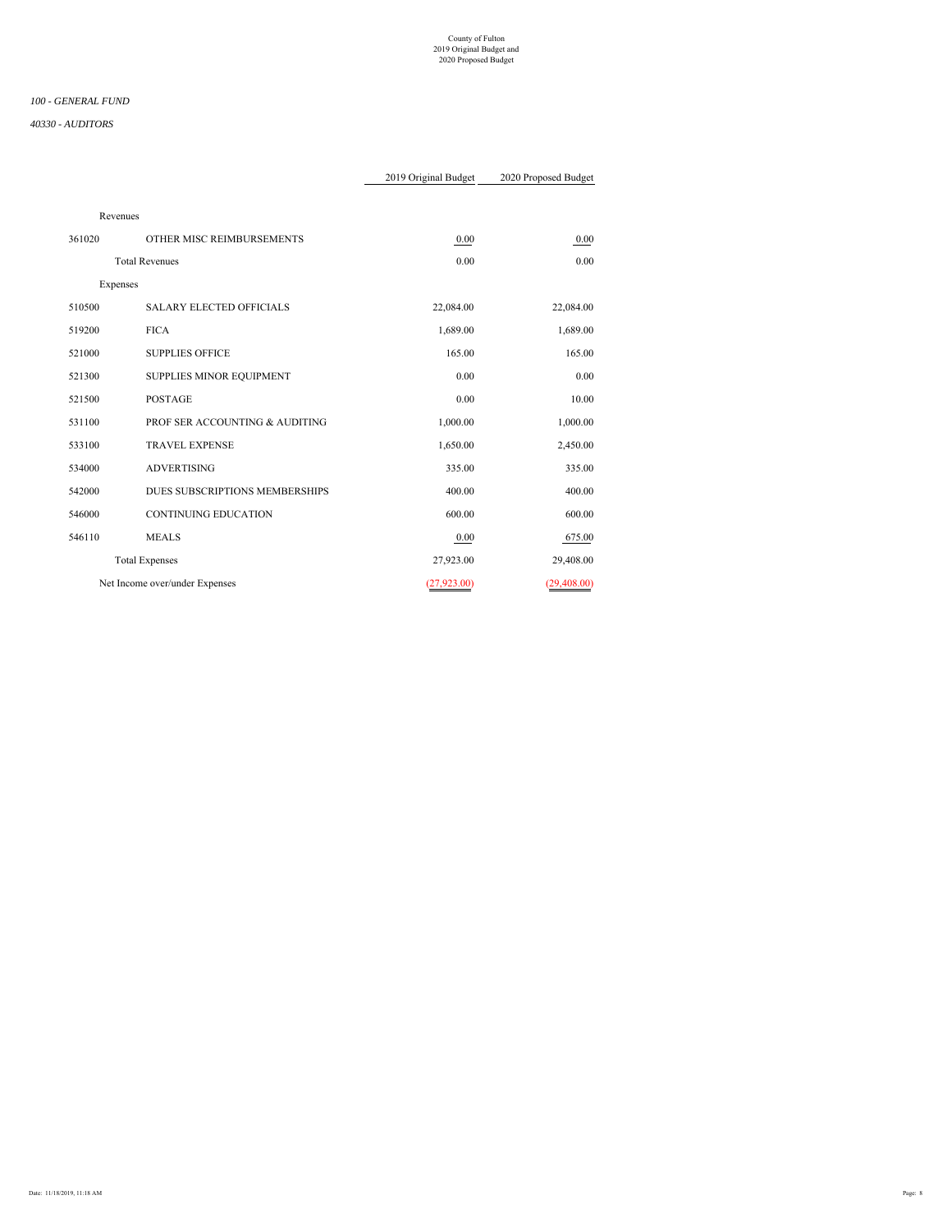County of Fulton
2019 Original Budget and
2020 Proposed Budget

*100 - GENERAL FUND*

*40330 - AUDITORS*

| | | 2019 Original Budget | 2020 Proposed Budget |
|---|---|---|---|
| Revenues | | | |
| 361020 | OTHER MISC REIMBURSEMENTS | 0.00 | 0.00 |
| | Total Revenues | 0.00 | 0.00 |
| Expenses | | | |
| 510500 | SALARY ELECTED OFFICIALS | 22,084.00 | 22,084.00 |
| 519200 | FICA | 1,689.00 | 1,689.00 |
| 521000 | SUPPLIES OFFICE | 165.00 | 165.00 |
| 521300 | SUPPLIES MINOR EQUIPMENT | 0.00 | 0.00 |
| 521500 | POSTAGE | 0.00 | 10.00 |
| 531100 | PROF SER ACCOUNTING & AUDITING | 1,000.00 | 1,000.00 |
| 533100 | TRAVEL EXPENSE | 1,650.00 | 2,450.00 |
| 534000 | ADVERTISING | 335.00 | 335.00 |
| 542000 | DUES SUBSCRIPTIONS MEMBERSHIPS | 400.00 | 400.00 |
| 546000 | CONTINUING EDUCATION | 600.00 | 600.00 |
| 546110 | MEALS | 0.00 | 675.00 |
| | Total Expenses | 27,923.00 | 29,408.00 |
| Net Income over/under Expenses | | (27,923.00) | (29,408.00) |

Date: 11/18/2019, 11:18 AM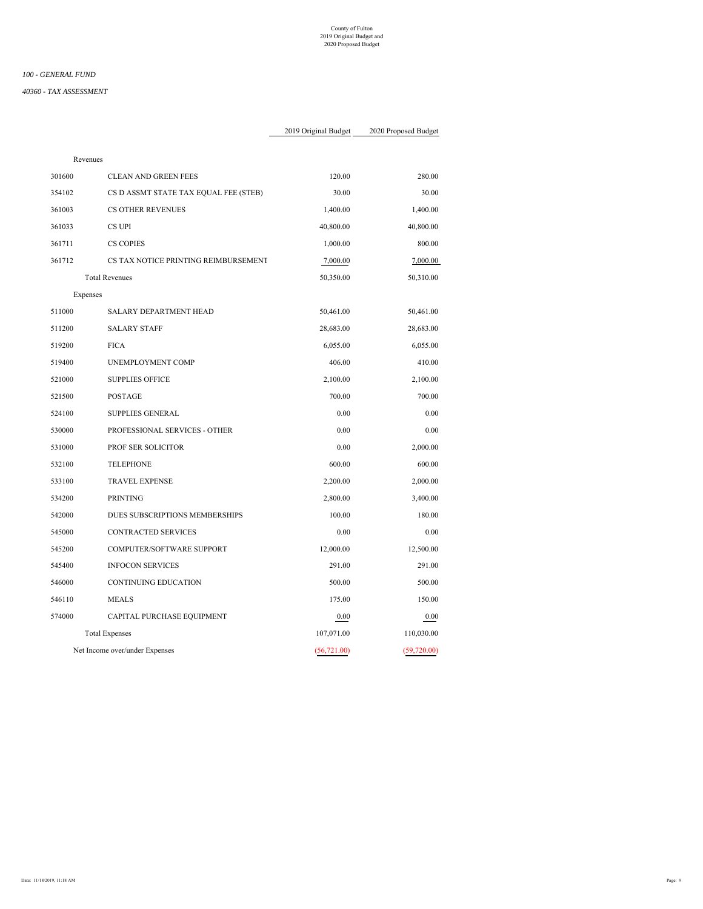County of Fulton
2019 Original Budget and
2020 Proposed Budget

*100 - GENERAL FUND*

*40360 - TAX ASSESSMENT*

| | | 2019 Original Budget | 2020 Proposed Budget |
|---|---|---|---|
| Revenues | | | |
| 301600 | CLEAN AND GREEN FEES | 120.00 | 280.00 |
| 354102 | CS D ASSMT STATE TAX EQUAL FEE (STEB) | 30.00 | 30.00 |
| 361003 | CS OTHER REVENUES | 1,400.00 | 1,400.00 |
| 361033 | CS UPI | 40,800.00 | 40,800.00 |
| 361711 | CS COPIES | 1,000.00 | 800.00 |
| 361712 | CS TAX NOTICE PRINTING REIMBURSEMENT | 7,000.00 | 7,000.00 |
| | Total Revenues | 50,350.00 | 50,310.00 |
| Expenses | | | |
| 511000 | SALARY DEPARTMENT HEAD | 50,461.00 | 50,461.00 |
| 511200 | SALARY STAFF | 28,683.00 | 28,683.00 |
| 519200 | FICA | 6,055.00 | 6,055.00 |
| 519400 | UNEMPLOYMENT COMP | 406.00 | 410.00 |
| 521000 | SUPPLIES OFFICE | 2,100.00 | 2,100.00 |
| 521500 | POSTAGE | 700.00 | 700.00 |
| 524100 | SUPPLIES GENERAL | 0.00 | 0.00 |
| 530000 | PROFESSIONAL SERVICES - OTHER | 0.00 | 0.00 |
| 531000 | PROF SER SOLICITOR | 0.00 | 2,000.00 |
| 532100 | TELEPHONE | 600.00 | 600.00 |
| 533100 | TRAVEL EXPENSE | 2,200.00 | 2,000.00 |
| 534200 | PRINTING | 2,800.00 | 3,400.00 |
| 542000 | DUES SUBSCRIPTIONS MEMBERSHIPS | 100.00 | 180.00 |
| 545000 | CONTRACTED SERVICES | 0.00 | 0.00 |
| 545200 | COMPUTER/SOFTWARE SUPPORT | 12,000.00 | 12,500.00 |
| 545400 | INFOCON SERVICES | 291.00 | 291.00 |
| 546000 | CONTINUING EDUCATION | 500.00 | 500.00 |
| 546110 | MEALS | 175.00 | 150.00 |
| 574000 | CAPITAL PURCHASE EQUIPMENT | 0.00 | 0.00 |
| | Total Expenses | 107,071.00 | 110,030.00 |
| | Net Income over/under Expenses | (56,721.00) | (59,720.00) |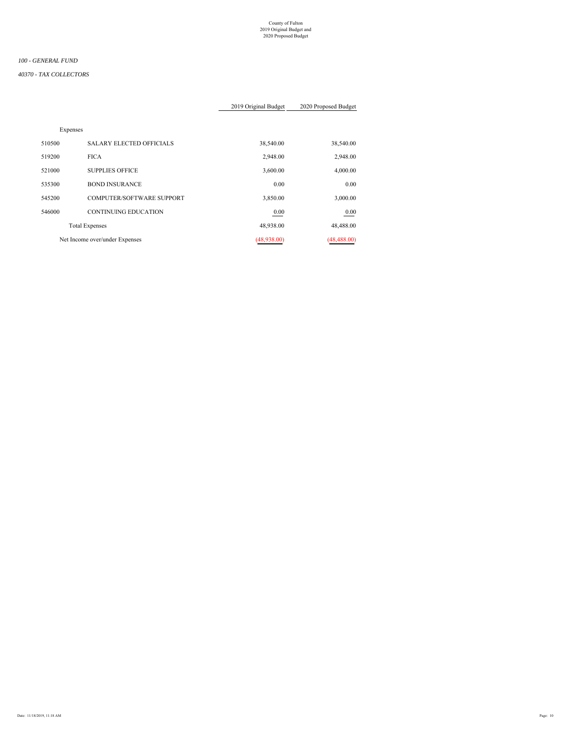County of Fulton
2019 Original Budget and
2020 Proposed Budget

*100 - GENERAL FUND*

*40370 - TAX COLLECTORS*

| | | 2019 Original Budget | 2020 Proposed Budget |
|---|---|---|---|
| Expenses | | | |
| 510500 | SALARY ELECTED OFFICIALS | 38,540.00 | 38,540.00 |
| 519200 | FICA | 2,948.00 | 2,948.00 |
| 521000 | SUPPLIES OFFICE | 3,600.00 | 4,000.00 |
| 535300 | BOND INSURANCE | 0.00 | 0.00 |
| 545200 | COMPUTER/SOFTWARE SUPPORT | 3,850.00 | 3,000.00 |
| 546000 | CONTINUING EDUCATION | 0.00 | 0.00 |
| | Total Expenses | 48,938.00 | 48,488.00 |
| Net Income over/under Expenses | | (48,938.00) | (48,488.00) |

Date: 11/18/2019, 11:18 AM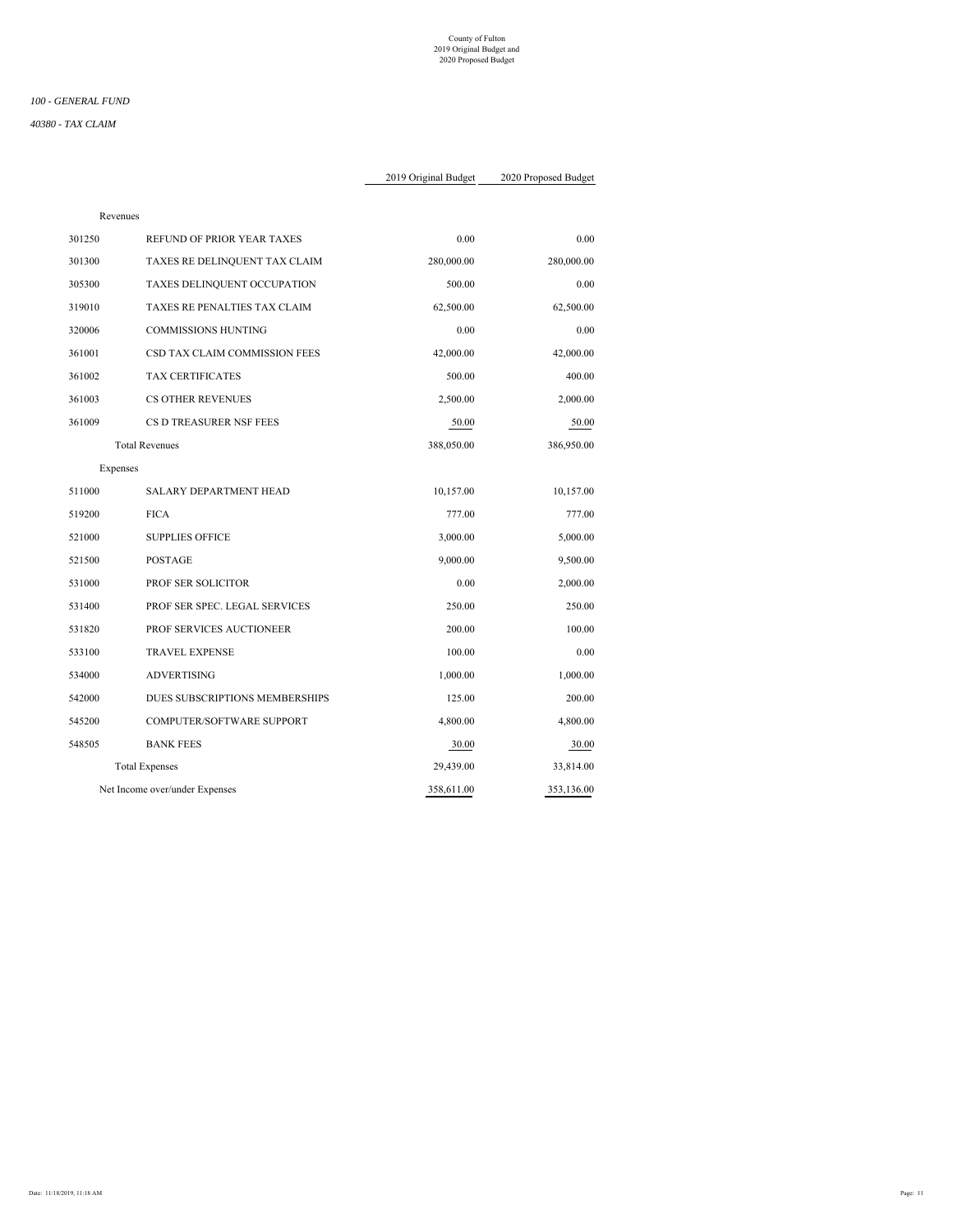County of Fulton
2019 Original Budget and
2020 Proposed Budget

*100 - GENERAL FUND*

*40380 - TAX CLAIM*

| | | 2019 Original Budget | 2020 Proposed Budget |
|---|---|---|---|
| Revenues | | | |
| 301250 | REFUND OF PRIOR YEAR TAXES | 0.00 | 0.00 |
| 301300 | TAXES RE DELINQUENT TAX CLAIM | 280,000.00 | 280,000.00 |
| 305300 | TAXES DELINQUENT OCCUPATION | 500.00 | 0.00 |
| 319010 | TAXES RE PENALTIES TAX CLAIM | 62,500.00 | 62,500.00 |
| 320006 | COMMISSIONS HUNTING | 0.00 | 0.00 |
| 361001 | CSD TAX CLAIM COMMISSION FEES | 42,000.00 | 42,000.00 |
| 361002 | TAX CERTIFICATES | 500.00 | 400.00 |
| 361003 | CS OTHER REVENUES | 2,500.00 | 2,000.00 |
| 361009 | CS D TREASURER NSF FEES | 50.00 | 50.00 |
| | Total Revenues | 388,050.00 | 386,950.00 |
| Expenses | | | |
| 511000 | SALARY DEPARTMENT HEAD | 10,157.00 | 10,157.00 |
| 519200 | FICA | 777.00 | 777.00 |
| 521000 | SUPPLIES OFFICE | 3,000.00 | 5,000.00 |
| 521500 | POSTAGE | 9,000.00 | 9,500.00 |
| 531000 | PROF SER SOLICITOR | 0.00 | 2,000.00 |
| 531400 | PROF SER SPEC. LEGAL SERVICES | 250.00 | 250.00 |
| 531820 | PROF SERVICES AUCTIONEER | 200.00 | 100.00 |
| 533100 | TRAVEL EXPENSE | 100.00 | 0.00 |
| 534000 | ADVERTISING | 1,000.00 | 1,000.00 |
| 542000 | DUES SUBSCRIPTIONS MEMBERSHIPS | 125.00 | 200.00 |
| 545200 | COMPUTER/SOFTWARE SUPPORT | 4,800.00 | 4,800.00 |
| 548505 | BANK FEES | 30.00 | 30.00 |
| | Total Expenses | 29,439.00 | 33,814.00 |
| | Net Income over/under Expenses | 358,611.00 | 353,136.00 |

Date: 11/18/2019, 11:18 AM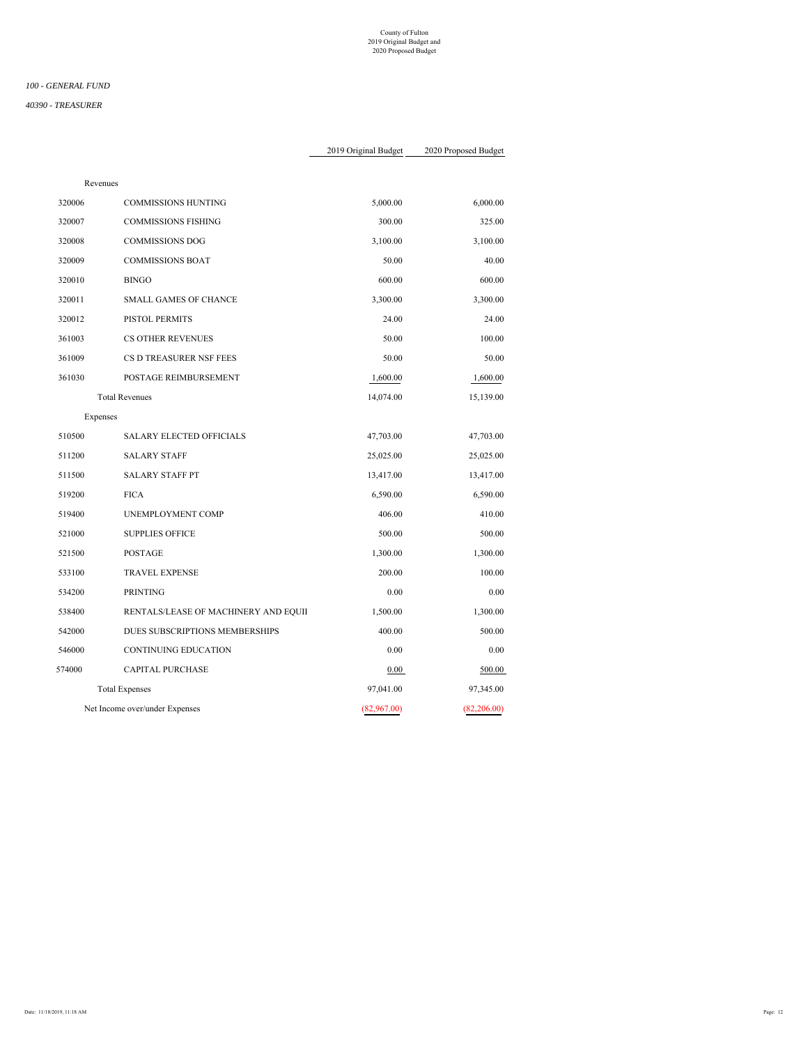County of Fulton
2019 Original Budget and
2020 Proposed Budget

*100 - GENERAL FUND*

*40390 - TREASURER*

| | | 2019 Original Budget | 2020 Proposed Budget |
|---|---|---|---|
| Revenues | | | |
| 320006 | COMMISSIONS HUNTING | 5,000.00 | 6,000.00 |
| 320007 | COMMISSIONS FISHING | 300.00 | 325.00 |
| 320008 | COMMISSIONS DOG | 3,100.00 | 3,100.00 |
| 320009 | COMMISSIONS BOAT | 50.00 | 40.00 |
| 320010 | BINGO | 600.00 | 600.00 |
| 320011 | SMALL GAMES OF CHANCE | 3,300.00 | 3,300.00 |
| 320012 | PISTOL PERMITS | 24.00 | 24.00 |
| 361003 | CS OTHER REVENUES | 50.00 | 100.00 |
| 361009 | CS D TREASURER NSF FEES | 50.00 | 50.00 |
| 361030 | POSTAGE REIMBURSEMENT | 1,600.00 | 1,600.00 |
| | Total Revenues | 14,074.00 | 15,139.00 |
| Expenses | | | |
| 510500 | SALARY ELECTED OFFICIALS | 47,703.00 | 47,703.00 |
| 511200 | SALARY STAFF | 25,025.00 | 25,025.00 |
| 511500 | SALARY STAFF PT | 13,417.00 | 13,417.00 |
| 519200 | FICA | 6,590.00 | 6,590.00 |
| 519400 | UNEMPLOYMENT COMP | 406.00 | 410.00 |
| 521000 | SUPPLIES OFFICE | 500.00 | 500.00 |
| 521500 | POSTAGE | 1,300.00 | 1,300.00 |
| 533100 | TRAVEL EXPENSE | 200.00 | 100.00 |
| 534200 | PRINTING | 0.00 | 0.00 |
| 538400 | RENTALS/LEASE OF MACHINERY AND EQUII | 1,500.00 | 1,300.00 |
| 542000 | DUES SUBSCRIPTIONS MEMBERSHIPS | 400.00 | 500.00 |
| 546000 | CONTINUING EDUCATION | 0.00 | 0.00 |
| 574000 | CAPITAL PURCHASE | 0.00 | 500.00 |
| | Total Expenses | 97,041.00 | 97,345.00 |
| Net Income over/under Expenses | | (82,967.00) | (82,206.00) |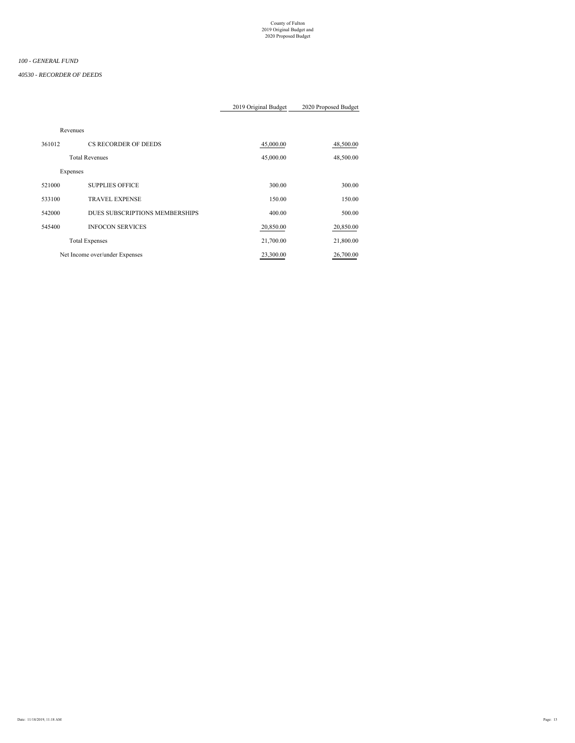County of Fulton
2019 Original Budget and
2020 Proposed Budget

*100 - GENERAL FUND*

*40530 - RECORDER OF DEEDS*

| | | 2019 Original Budget | 2020 Proposed Budget |
|---|---|---|---|
| Revenues | | | |
| 361012 | CS RECORDER OF DEEDS | 45,000.00 | 48,500.00 |
| | Total Revenues | 45,000.00 | 48,500.00 |
| Expenses | | | |
| 521000 | SUPPLIES OFFICE | 300.00 | 300.00 |
| 533100 | TRAVEL EXPENSE | 150.00 | 150.00 |
| 542000 | DUES SUBSCRIPTIONS MEMBERSHIPS | 400.00 | 500.00 |
| 545400 | INFOCON SERVICES | 20,850.00 | 20,850.00 |
| | Total Expenses | 21,700.00 | 21,800.00 |
| Net Income over/under Expenses | | 23,300.00 | 26,700.00 |

Date: 11/18/2019, 11:18 AM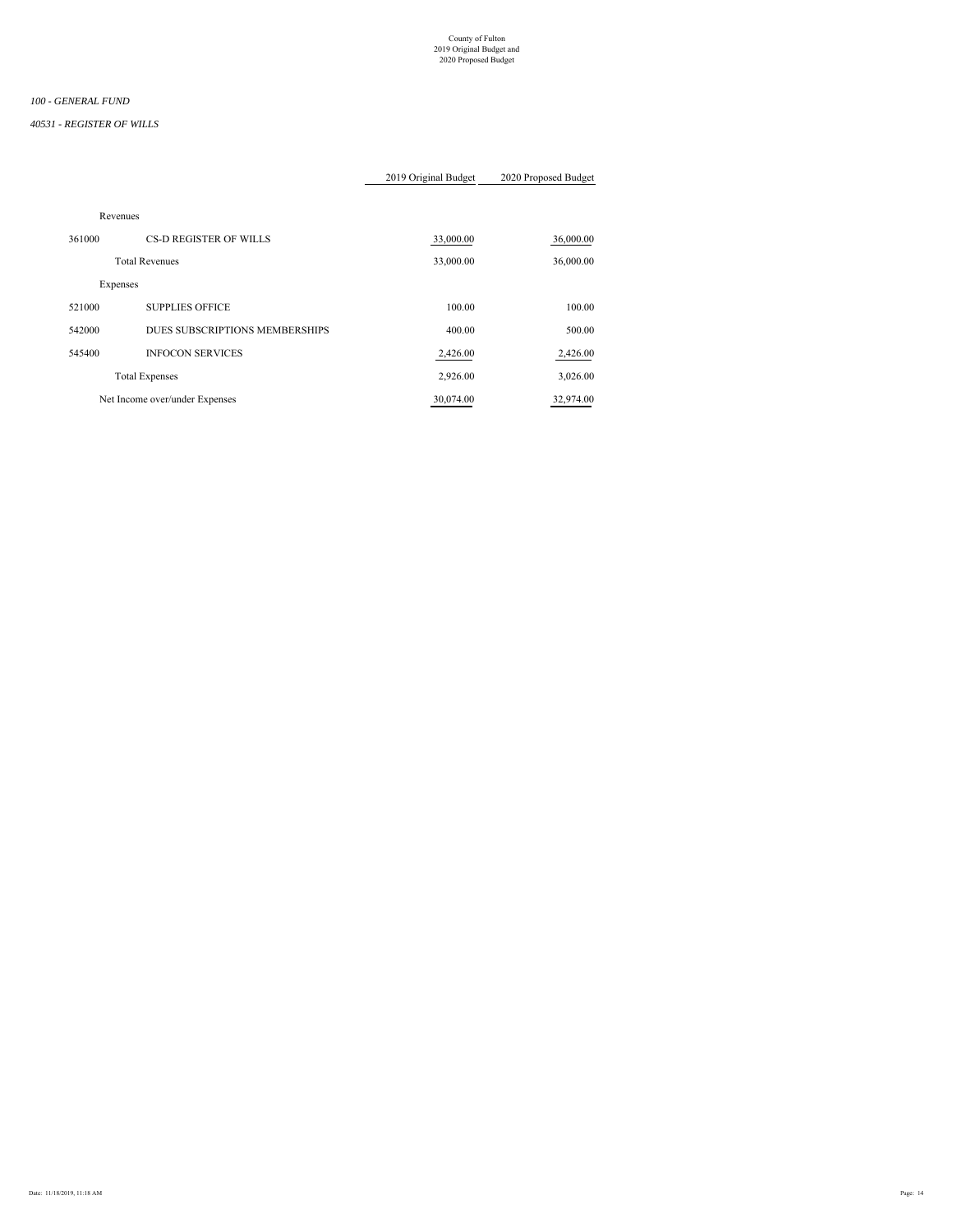County of Fulton
2019 Original Budget and
2020 Proposed Budget

*100 - GENERAL FUND*

*40531 - REGISTER OF WILLS*

| | | 2019 Original Budget | 2020 Proposed Budget |
|---|---|---|---|
| Revenues | | | |
| 361000 | CS-D REGISTER OF WILLS | 33,000.00 | 36,000.00 |
| | Total Revenues | 33,000.00 | 36,000.00 |
| Expenses | | | |
| 521000 | SUPPLIES OFFICE | 100.00 | 100.00 |
| 542000 | DUES SUBSCRIPTIONS MEMBERSHIPS | 400.00 | 500.00 |
| 545400 | INFOCON SERVICES | 2,426.00 | 2,426.00 |
| | Total Expenses | 2,926.00 | 3,026.00 |
| Net Income over/under Expenses | | 30,074.00 | 32,974.00 |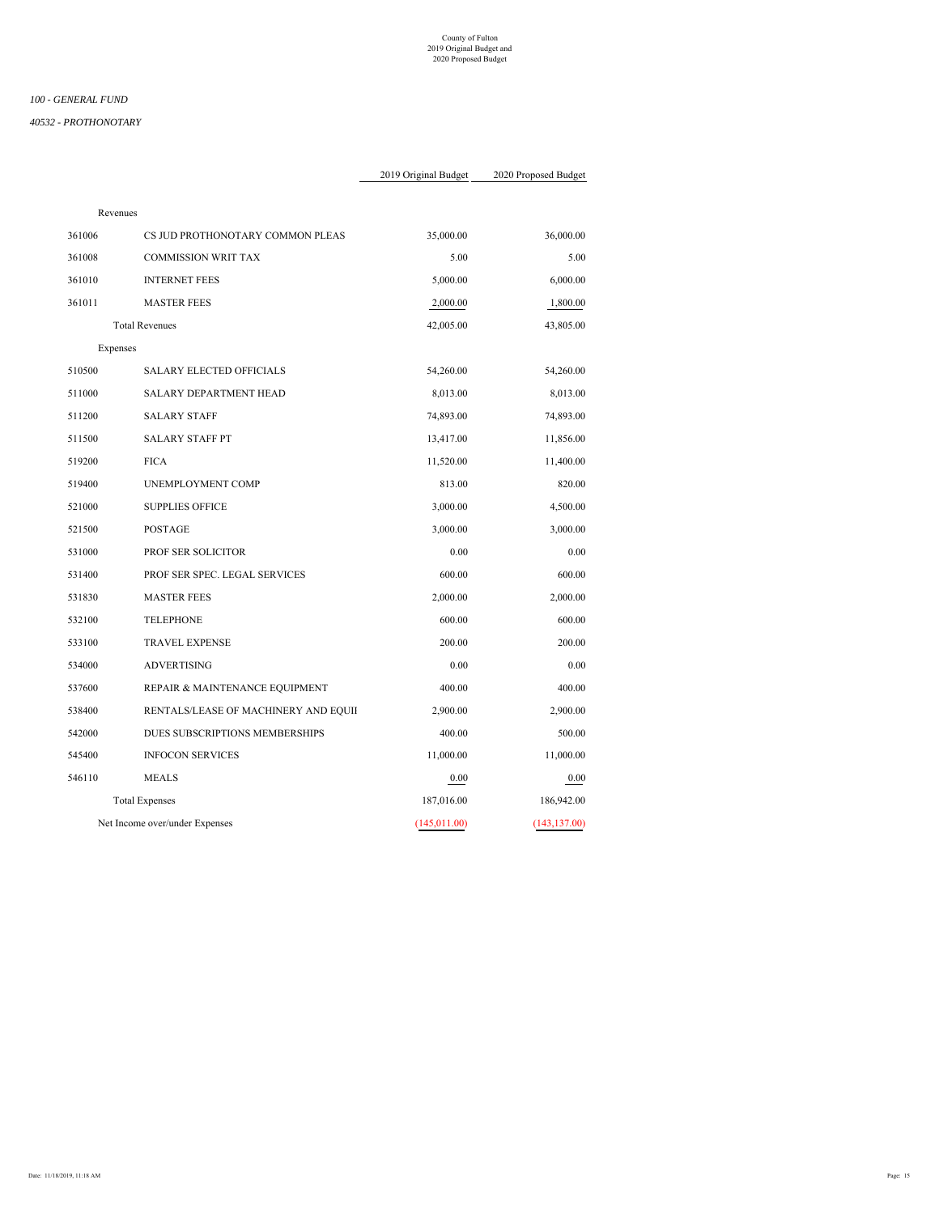County of Fulton
2019 Original Budget and
2020 Proposed Budget

*100 - GENERAL FUND*

*40532 - PROTHONOTARY*

| | | 2019 Original Budget | 2020 Proposed Budget |
|---|---|---|---|
| Revenues | | | |
| 361006 | CS JUD PROTHONOTARY COMMON PLEAS | 35,000.00 | 36,000.00 |
| 361008 | COMMISSION WRIT TAX | 5.00 | 5.00 |
| 361010 | INTERNET FEES | 5,000.00 | 6,000.00 |
| 361011 | MASTER FEES | 2,000.00 | 1,800.00 |
| | Total Revenues | 42,005.00 | 43,805.00 |
| Expenses | | | |
| 510500 | SALARY ELECTED OFFICIALS | 54,260.00 | 54,260.00 |
| 511000 | SALARY DEPARTMENT HEAD | 8,013.00 | 8,013.00 |
| 511200 | SALARY STAFF | 74,893.00 | 74,893.00 |
| 511500 | SALARY STAFF PT | 13,417.00 | 11,856.00 |
| 519200 | FICA | 11,520.00 | 11,400.00 |
| 519400 | UNEMPLOYMENT COMP | 813.00 | 820.00 |
| 521000 | SUPPLIES OFFICE | 3,000.00 | 4,500.00 |
| 521500 | POSTAGE | 3,000.00 | 3,000.00 |
| 531000 | PROF SER SOLICITOR | 0.00 | 0.00 |
| 531400 | PROF SER SPEC. LEGAL SERVICES | 600.00 | 600.00 |
| 531830 | MASTER FEES | 2,000.00 | 2,000.00 |
| 532100 | TELEPHONE | 600.00 | 600.00 |
| 533100 | TRAVEL EXPENSE | 200.00 | 200.00 |
| 534000 | ADVERTISING | 0.00 | 0.00 |
| 537600 | REPAIR & MAINTENANCE EQUIPMENT | 400.00 | 400.00 |
| 538400 | RENTALS/LEASE OF MACHINERY AND EQUII | 2,900.00 | 2,900.00 |
| 542000 | DUES SUBSCRIPTIONS MEMBERSHIPS | 400.00 | 500.00 |
| 545400 | INFOCON SERVICES | 11,000.00 | 11,000.00 |
| 546110 | MEALS | 0.00 | 0.00 |
| | Total Expenses | 187,016.00 | 186,942.00 |
| Net Income over/under Expenses | | (145,011.00) | (143,137.00) |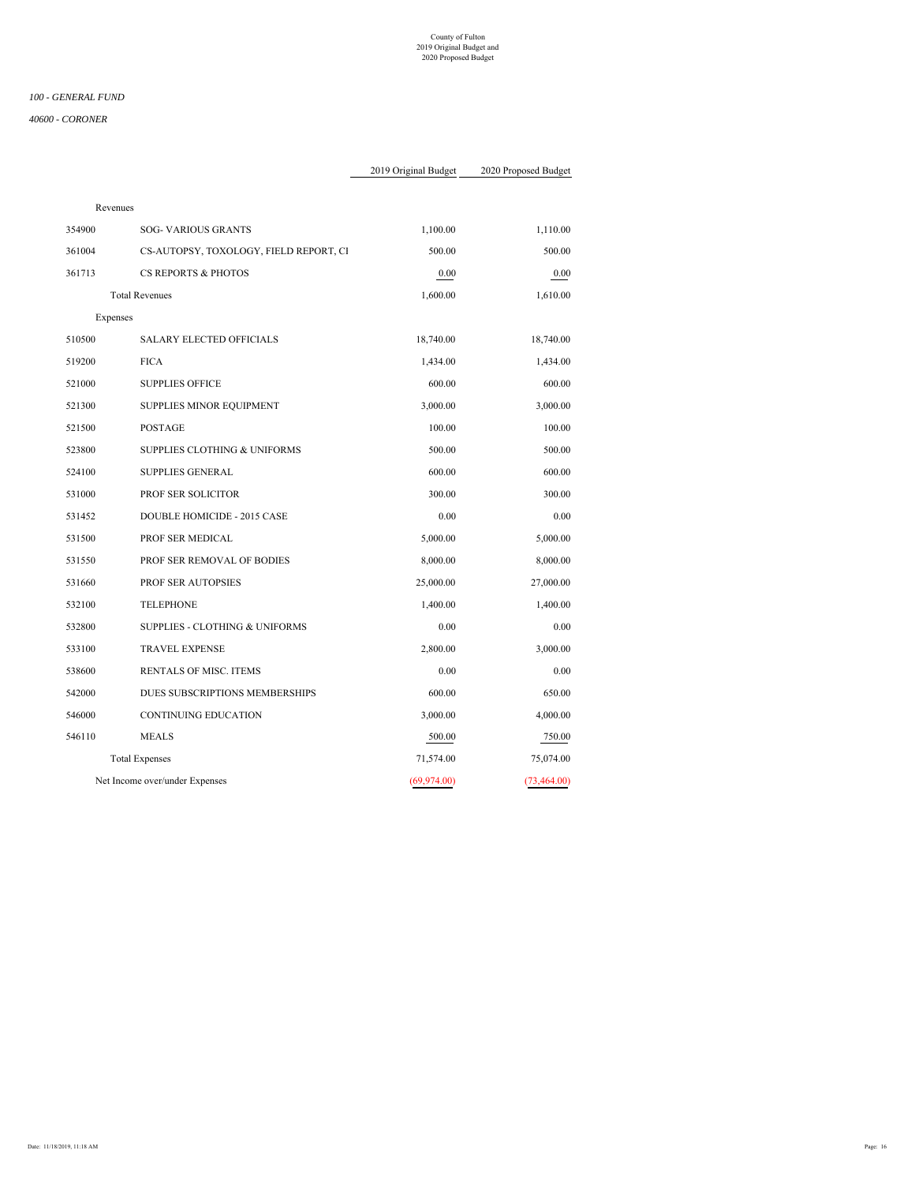County of Fulton
2019 Original Budget and
2020 Proposed Budget

*100 - GENERAL FUND*

*40600 - CORONER*

| | | 2019 Original Budget | 2020 Proposed Budget |
|---|---|---|---|
| Revenues | | | |
| 354900 | SOG- VARIOUS GRANTS | 1,100.00 | 1,110.00 |
| 361004 | CS-AUTOPSY, TOXOLOGY, FIELD REPORT, CI | 500.00 | 500.00 |
| 361713 | CS REPORTS & PHOTOS | 0.00 | 0.00 |
| | Total Revenues | 1,600.00 | 1,610.00 |
| Expenses | | | |
| 510500 | SALARY ELECTED OFFICIALS | 18,740.00 | 18,740.00 |
| 519200 | FICA | 1,434.00 | 1,434.00 |
| 521000 | SUPPLIES OFFICE | 600.00 | 600.00 |
| 521300 | SUPPLIES MINOR EQUIPMENT | 3,000.00 | 3,000.00 |
| 521500 | POSTAGE | 100.00 | 100.00 |
| 523800 | SUPPLIES CLOTHING & UNIFORMS | 500.00 | 500.00 |
| 524100 | SUPPLIES GENERAL | 600.00 | 600.00 |
| 531000 | PROF SER SOLICITOR | 300.00 | 300.00 |
| 531452 | DOUBLE HOMICIDE - 2015 CASE | 0.00 | 0.00 |
| 531500 | PROF SER MEDICAL | 5,000.00 | 5,000.00 |
| 531550 | PROF SER REMOVAL OF BODIES | 8,000.00 | 8,000.00 |
| 531660 | PROF SER AUTOPSIES | 25,000.00 | 27,000.00 |
| 532100 | TELEPHONE | 1,400.00 | 1,400.00 |
| 532800 | SUPPLIES - CLOTHING & UNIFORMS | 0.00 | 0.00 |
| 533100 | TRAVEL EXPENSE | 2,800.00 | 3,000.00 |
| 538600 | RENTALS OF MISC. ITEMS | 0.00 | 0.00 |
| 542000 | DUES SUBSCRIPTIONS MEMBERSHIPS | 600.00 | 650.00 |
| 546000 | CONTINUING EDUCATION | 3,000.00 | 4,000.00 |
| 546110 | MEALS | 500.00 | 750.00 |
| | Total Expenses | 71,574.00 | 75,074.00 |
| Net Income over/under Expenses | | (69,974.00) | (73,464.00) |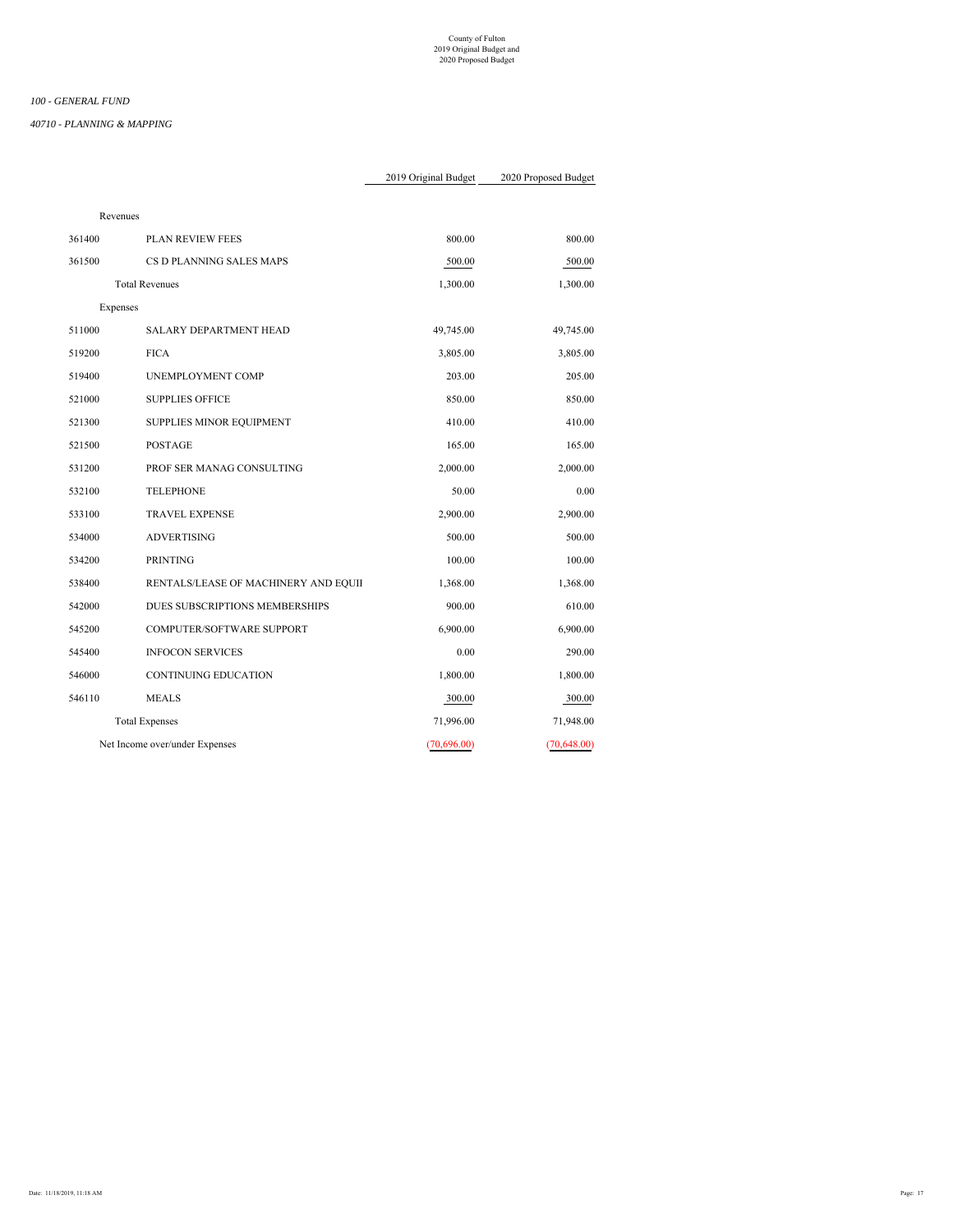County of Fulton
2019 Original Budget and
2020 Proposed Budget

*100 - GENERAL FUND*

*40710 - PLANNING & MAPPING*

| | | 2019 Original Budget | 2020 Proposed Budget |
|---|---|---|---|
| Revenues | | | |
| 361400 | PLAN REVIEW FEES | 800.00 | 800.00 |
| 361500 | CS D PLANNING SALES MAPS | 500.00 | 500.00 |
| | Total Revenues | 1,300.00 | 1,300.00 |
| Expenses | | | |
| 511000 | SALARY DEPARTMENT HEAD | 49,745.00 | 49,745.00 |
| 519200 | FICA | 3,805.00 | 3,805.00 |
| 519400 | UNEMPLOYMENT COMP | 203.00 | 205.00 |
| 521000 | SUPPLIES OFFICE | 850.00 | 850.00 |
| 521300 | SUPPLIES MINOR EQUIPMENT | 410.00 | 410.00 |
| 521500 | POSTAGE | 165.00 | 165.00 |
| 531200 | PROF SER MANAG CONSULTING | 2,000.00 | 2,000.00 |
| 532100 | TELEPHONE | 50.00 | 0.00 |
| 533100 | TRAVEL EXPENSE | 2,900.00 | 2,900.00 |
| 534000 | ADVERTISING | 500.00 | 500.00 |
| 534200 | PRINTING | 100.00 | 100.00 |
| 538400 | RENTALS/LEASE OF MACHINERY AND EQUII | 1,368.00 | 1,368.00 |
| 542000 | DUES SUBSCRIPTIONS MEMBERSHIPS | 900.00 | 610.00 |
| 545200 | COMPUTER/SOFTWARE SUPPORT | 6,900.00 | 6,900.00 |
| 545400 | INFOCON SERVICES | 0.00 | 290.00 |
| 546000 | CONTINUING EDUCATION | 1,800.00 | 1,800.00 |
| 546110 | MEALS | 300.00 | 300.00 |
| | Total Expenses | 71,996.00 | 71,948.00 |
| Net Income over/under Expenses | | (70,696.00) | (70,648.00) |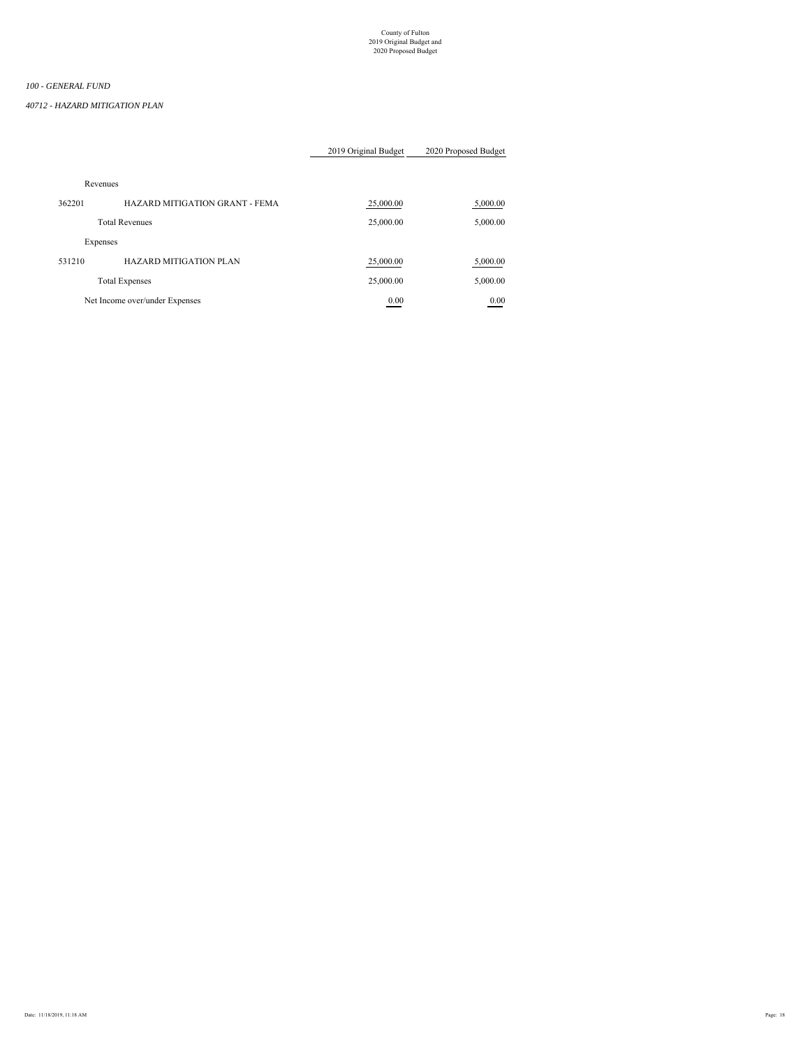County of Fulton
2019 Original Budget and
2020 Proposed Budget

*100 - GENERAL FUND*

*40712 - HAZARD MITIGATION PLAN*

| | | 2019 Original Budget | 2020 Proposed Budget |
|---|---|---|---|
| Revenues | | | |
| 362201 | HAZARD MITIGATION GRANT - FEMA | 25,000.00 | 5,000.00 |
| | Total Revenues | 25,000.00 | 5,000.00 |
| Expenses | | | |
| 531210 | HAZARD MITIGATION PLAN | 25,000.00 | 5,000.00 |
| | Total Expenses | 25,000.00 | 5,000.00 |
| Net Income over/under Expenses | | 0.00 | 0.00 |

Date: 11/18/2019, 11:18 AM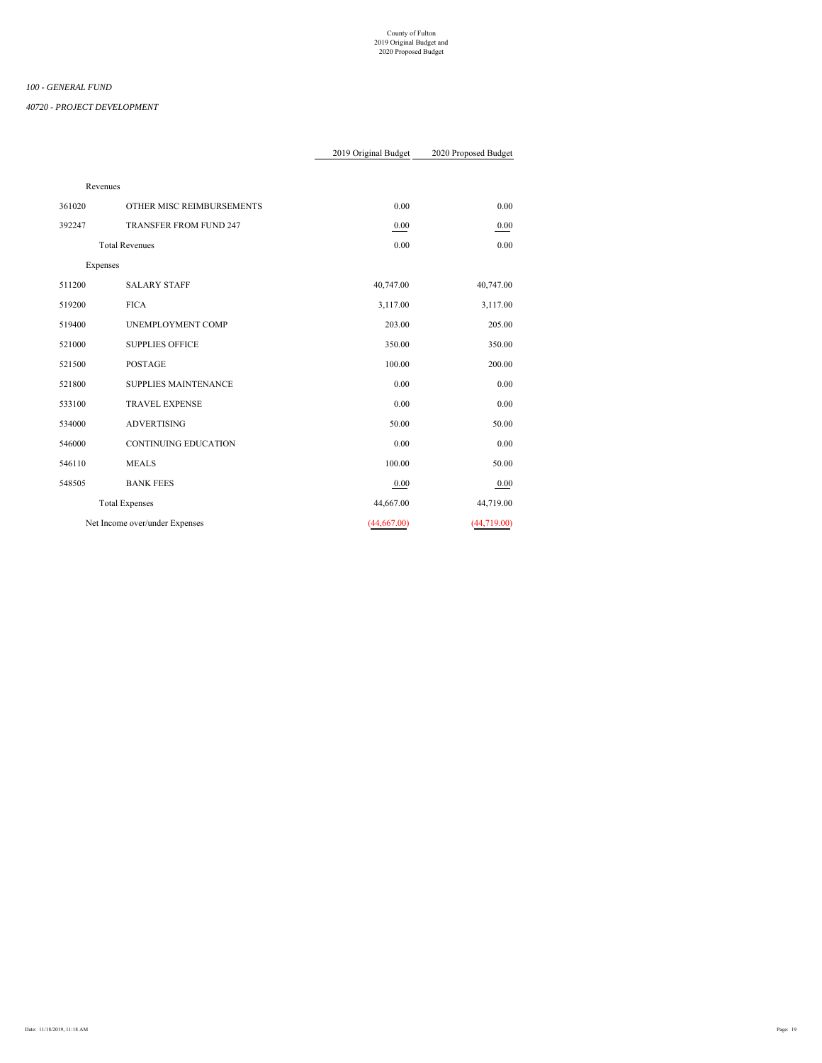County of Fulton
2019 Original Budget and
2020 Proposed Budget

*100 - GENERAL FUND*

*40720 - PROJECT DEVELOPMENT*

| | | 2019 Original Budget | 2020 Proposed Budget |
|---|---|---|---|
| Revenues | | | |
| 361020 | OTHER MISC REIMBURSEMENTS | 0.00 | 0.00 |
| 392247 | TRANSFER FROM FUND 247 | 0.00 | 0.00 |
| | Total Revenues | 0.00 | 0.00 |
| Expenses | | | |
| 511200 | SALARY STAFF | 40,747.00 | 40,747.00 |
| 519200 | FICA | 3,117.00 | 3,117.00 |
| 519400 | UNEMPLOYMENT COMP | 203.00 | 205.00 |
| 521000 | SUPPLIES OFFICE | 350.00 | 350.00 |
| 521500 | POSTAGE | 100.00 | 200.00 |
| 521800 | SUPPLIES MAINTENANCE | 0.00 | 0.00 |
| 533100 | TRAVEL EXPENSE | 0.00 | 0.00 |
| 534000 | ADVERTISING | 50.00 | 50.00 |
| 546000 | CONTINUING EDUCATION | 0.00 | 0.00 |
| 546110 | MEALS | 100.00 | 50.00 |
| 548505 | BANK FEES | 0.00 | 0.00 |
| | Total Expenses | 44,667.00 | 44,719.00 |
| Net Income over/under Expenses | | (44,667.00) | (44,719.00) |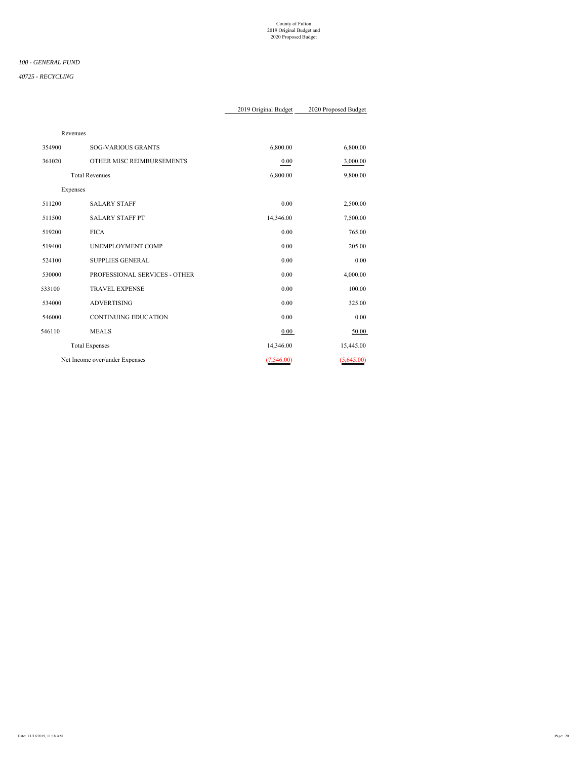County of Fulton
2019 Original Budget and
2020 Proposed Budget

*100 - GENERAL FUND*

*40725 - RECYCLING*

| | | 2019 Original Budget | 2020 Proposed Budget |
|---|---|---|---|
| Revenues | | | |
| 354900 | SOG-VARIOUS GRANTS | 6,800.00 | 6,800.00 |
| 361020 | OTHER MISC REIMBURSEMENTS | 0.00 | 3,000.00 |
| | Total Revenues | 6,800.00 | 9,800.00 |
| Expenses | | | |
| 511200 | SALARY STAFF | 0.00 | 2,500.00 |
| 511500 | SALARY STAFF PT | 14,346.00 | 7,500.00 |
| 519200 | FICA | 0.00 | 765.00 |
| 519400 | UNEMPLOYMENT COMP | 0.00 | 205.00 |
| 524100 | SUPPLIES GENERAL | 0.00 | 0.00 |
| 530000 | PROFESSIONAL SERVICES - OTHER | 0.00 | 4,000.00 |
| 533100 | TRAVEL EXPENSE | 0.00 | 100.00 |
| 534000 | ADVERTISING | 0.00 | 325.00 |
| 546000 | CONTINUING EDUCATION | 0.00 | 0.00 |
| 546110 | MEALS | 0.00 | 50.00 |
| | Total Expenses | 14,346.00 | 15,445.00 |
| Net Income over/under Expenses | | (7,546.00) | (5,645.00) |

Date: 11/18/2019, 11:18 AM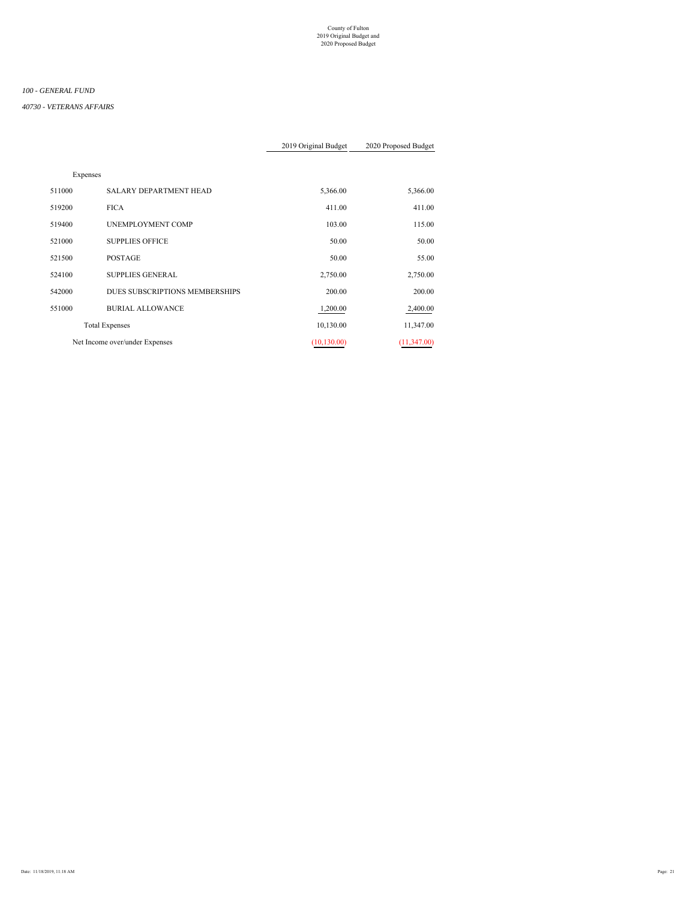County of Fulton
2019 Original Budget and
2020 Proposed Budget

*100 - GENERAL FUND*

*40730 - VETERANS AFFAIRS*

| | | 2019 Original Budget | 2020 Proposed Budget |
|---|---|---|---|
| Expenses | | | |
| 511000 | SALARY DEPARTMENT HEAD | 5,366.00 | 5,366.00 |
| 519200 | FICA | 411.00 | 411.00 |
| 519400 | UNEMPLOYMENT COMP | 103.00 | 115.00 |
| 521000 | SUPPLIES OFFICE | 50.00 | 50.00 |
| 521500 | POSTAGE | 50.00 | 55.00 |
| 524100 | SUPPLIES GENERAL | 2,750.00 | 2,750.00 |
| 542000 | DUES SUBSCRIPTIONS MEMBERSHIPS | 200.00 | 200.00 |
| 551000 | BURIAL ALLOWANCE | 1,200.00 | 2,400.00 |
| | Total Expenses | 10,130.00 | 11,347.00 |
| | Net Income over/under Expenses | (10,130.00) | (11,347.00) |

Date: 11/18/2019, 11:18 AM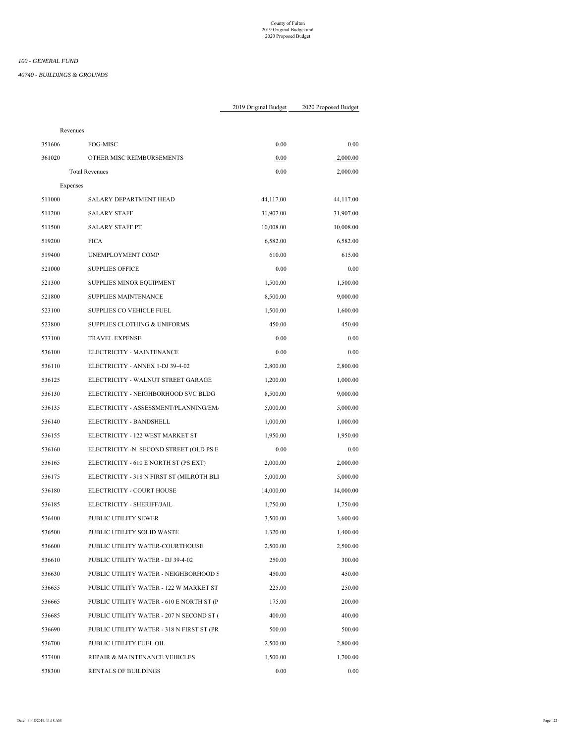County of Fulton
2019 Original Budget and
2020 Proposed Budget

*100 - GENERAL FUND*

*40740 - BUILDINGS & GROUNDS*

| | | 2019 Original Budget | 2020 Proposed Budget |
|---|---|---|---|
| Revenues | | | |
| 351606 | FOG-MISC | 0.00 | 0.00 |
| 361020 | OTHER MISC REIMBURSEMENTS | 0.00 | 2,000.00 |
| | Total Revenues | 0.00 | 2,000.00 |
| Expenses | | | |
| 511000 | SALARY DEPARTMENT HEAD | 44,117.00 | 44,117.00 |
| 511200 | SALARY STAFF | 31,907.00 | 31,907.00 |
| 511500 | SALARY STAFF PT | 10,008.00 | 10,008.00 |
| 519200 | FICA | 6,582.00 | 6,582.00 |
| 519400 | UNEMPLOYMENT COMP | 610.00 | 615.00 |
| 521000 | SUPPLIES OFFICE | 0.00 | 0.00 |
| 521300 | SUPPLIES MINOR EQUIPMENT | 1,500.00 | 1,500.00 |
| 521800 | SUPPLIES MAINTENANCE | 8,500.00 | 9,000.00 |
| 523100 | SUPPLIES CO VEHICLE FUEL | 1,500.00 | 1,600.00 |
| 523800 | SUPPLIES CLOTHING & UNIFORMS | 450.00 | 450.00 |
| 533100 | TRAVEL EXPENSE | 0.00 | 0.00 |
| 536100 | ELECTRICITY - MAINTENANCE | 0.00 | 0.00 |
| 536110 | ELECTRICITY - ANNEX 1-DJ 39-4-02 | 2,800.00 | 2,800.00 |
| 536125 | ELECTRICITY - WALNUT STREET GARAGE | 1,200.00 | 1,000.00 |
| 536130 | ELECTRICITY - NEIGHBORHOOD SVC BLDG | 8,500.00 | 9,000.00 |
| 536135 | ELECTRICITY - ASSESSMENT/PLANNING/EM. | 5,000.00 | 5,000.00 |
| 536140 | ELECTRICITY - BANDSHELL | 1,000.00 | 1,000.00 |
| 536155 | ELECTRICITY - 122 WEST MARKET ST | 1,950.00 | 1,950.00 |
| 536160 | ELECTRICITY -N. SECOND STREET (OLD PS E | 0.00 | 0.00 |
| 536165 | ELECTRICITY - 610 E NORTH ST (PS EXT) | 2,000.00 | 2,000.00 |
| 536175 | ELECTRICITY - 318 N FIRST ST (MILROTH BLI | 5,000.00 | 5,000.00 |
| 536180 | ELECTRICITY - COURT HOUSE | 14,000.00 | 14,000.00 |
| 536185 | ELECTRICITY - SHERIFF/JAIL | 1,750.00 | 1,750.00 |
| 536400 | PUBLIC UTILITY SEWER | 3,500.00 | 3,600.00 |
| 536500 | PUBLIC UTILITY SOLID WASTE | 1,320.00 | 1,400.00 |
| 536600 | PUBLIC UTILITY WATER-COURTHOUSE | 2,500.00 | 2,500.00 |
| 536610 | PUBLIC UTILITY WATER - DJ 39-4-02 | 250.00 | 300.00 |
| 536630 | PUBLIC UTILITY WATER - NEIGHBORHOOD S | 450.00 | 450.00 |
| 536655 | PUBLIC UTILITY WATER - 122 W MARKET ST | 225.00 | 250.00 |
| 536665 | PUBLIC UTILITY WATER - 610 E NORTH ST (P | 175.00 | 200.00 |
| 536685 | PUBLIC UTILITY WATER - 207 N SECOND ST ( | 400.00 | 400.00 |
| 536690 | PUBLIC UTILITY WATER - 318 N FIRST ST (PR | 500.00 | 500.00 |
| 536700 | PUBLIC UTILITY FUEL OIL | 2,500.00 | 2,800.00 |
| 537400 | REPAIR & MAINTENANCE VEHICLES | 1,500.00 | 1,700.00 |
| 538300 | RENTALS OF BUILDINGS | 0.00 | 0.00 |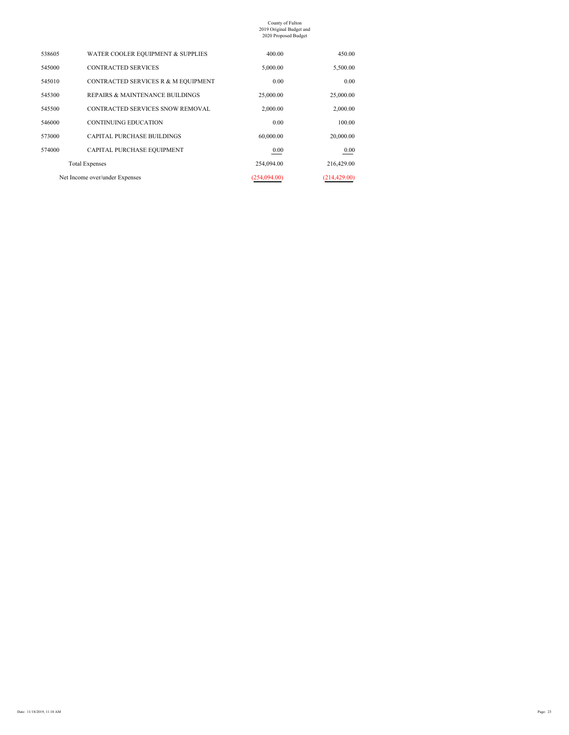| Account | Description | 2019 Original Budget | 2020 Proposed Budget |
|---|---|---|---|
| 538605 | WATER COOLER EQUIPMENT & SUPPLIES | 400.00 | 450.00 |
| 545000 | CONTRACTED SERVICES | 5,000.00 | 5,500.00 |
| 545010 | CONTRACTED SERVICES R & M EQUIPMENT | 0.00 | 0.00 |
| 545300 | REPAIRS & MAINTENANCE BUILDINGS | 25,000.00 | 25,000.00 |
| 545500 | CONTRACTED SERVICES SNOW REMOVAL | 2,000.00 | 2,000.00 |
| 546000 | CONTINUING EDUCATION | 0.00 | 100.00 |
| 573000 | CAPITAL PURCHASE BUILDINGS | 60,000.00 | 20,000.00 |
| 574000 | CAPITAL PURCHASE EQUIPMENT | 0.00 | 0.00 |
| | Total Expenses | 254,094.00 | 216,429.00 |
| | Net Income over/under Expenses | (254,094.00) | (214,429.00) |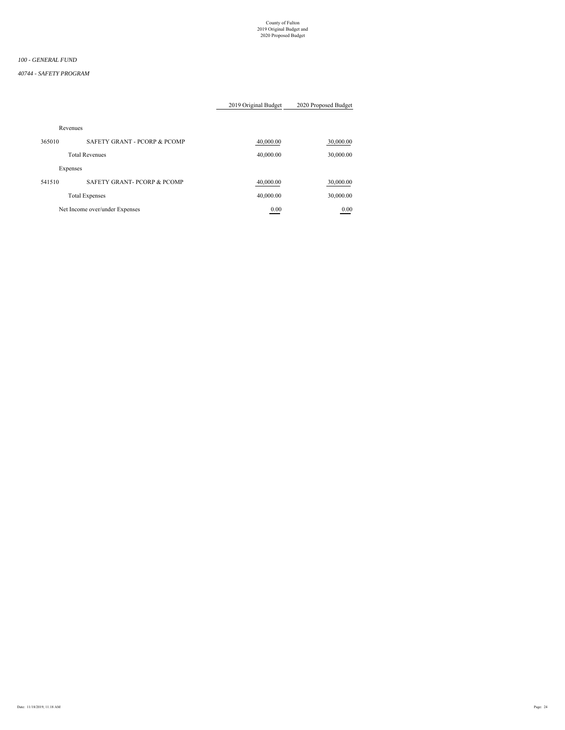County of Fulton
2019 Original Budget and
2020 Proposed Budget

*100 - GENERAL FUND*

*40744 - SAFETY PROGRAM*

| | | 2019 Original Budget | 2020 Proposed Budget |
|---|---|---|---|
| Revenues | | | |
| 365010 | SAFETY GRANT - PCORP & PCOMP | 40,000.00 | 30,000.00 |
| | Total Revenues | 40,000.00 | 30,000.00 |
| Expenses | | | |
| 541510 | SAFETY GRANT- PCORP & PCOMP | 40,000.00 | 30,000.00 |
| | Total Expenses | 40,000.00 | 30,000.00 |
| Net Income over/under Expenses | | 0.00 | 0.00 |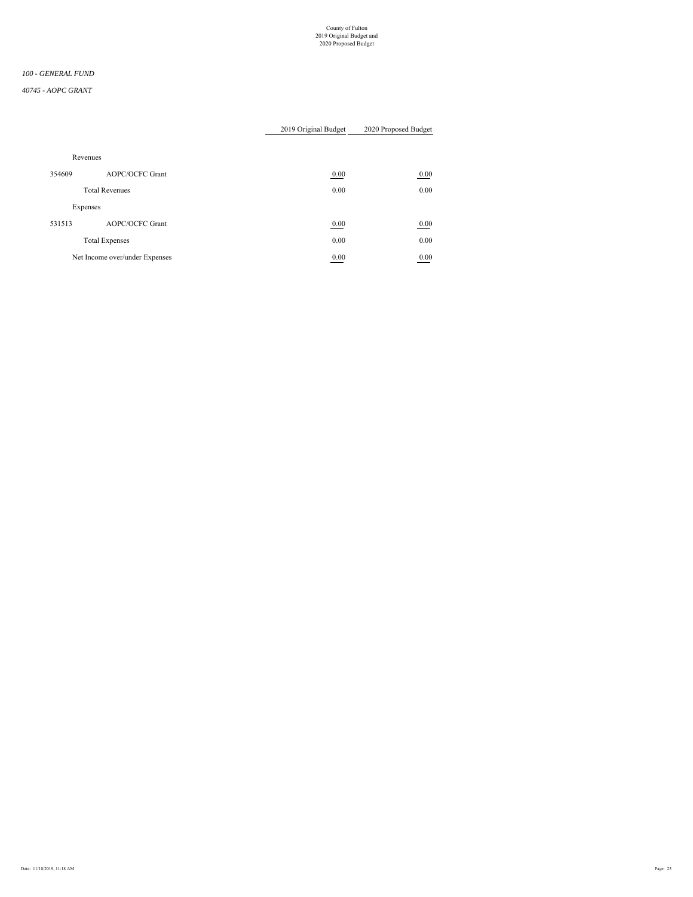County of Fulton
2019 Original Budget and
2020 Proposed Budget

*100 - GENERAL FUND*

*40745 - AOPC GRANT*

| | | 2019 Original Budget | 2020 Proposed Budget |
|---|---|---|---|
| Revenues | | | |
| 354609 | AOPC/OCFC Grant | 0.00 | 0.00 |
| | Total Revenues | 0.00 | 0.00 |
| Expenses | | | |
| 531513 | AOPC/OCFC Grant | 0.00 | 0.00 |
| | Total Expenses | 0.00 | 0.00 |
| Net Income over/under Expenses | | 0.00 | 0.00 |

Date: 11/18/2019, 11:18 AM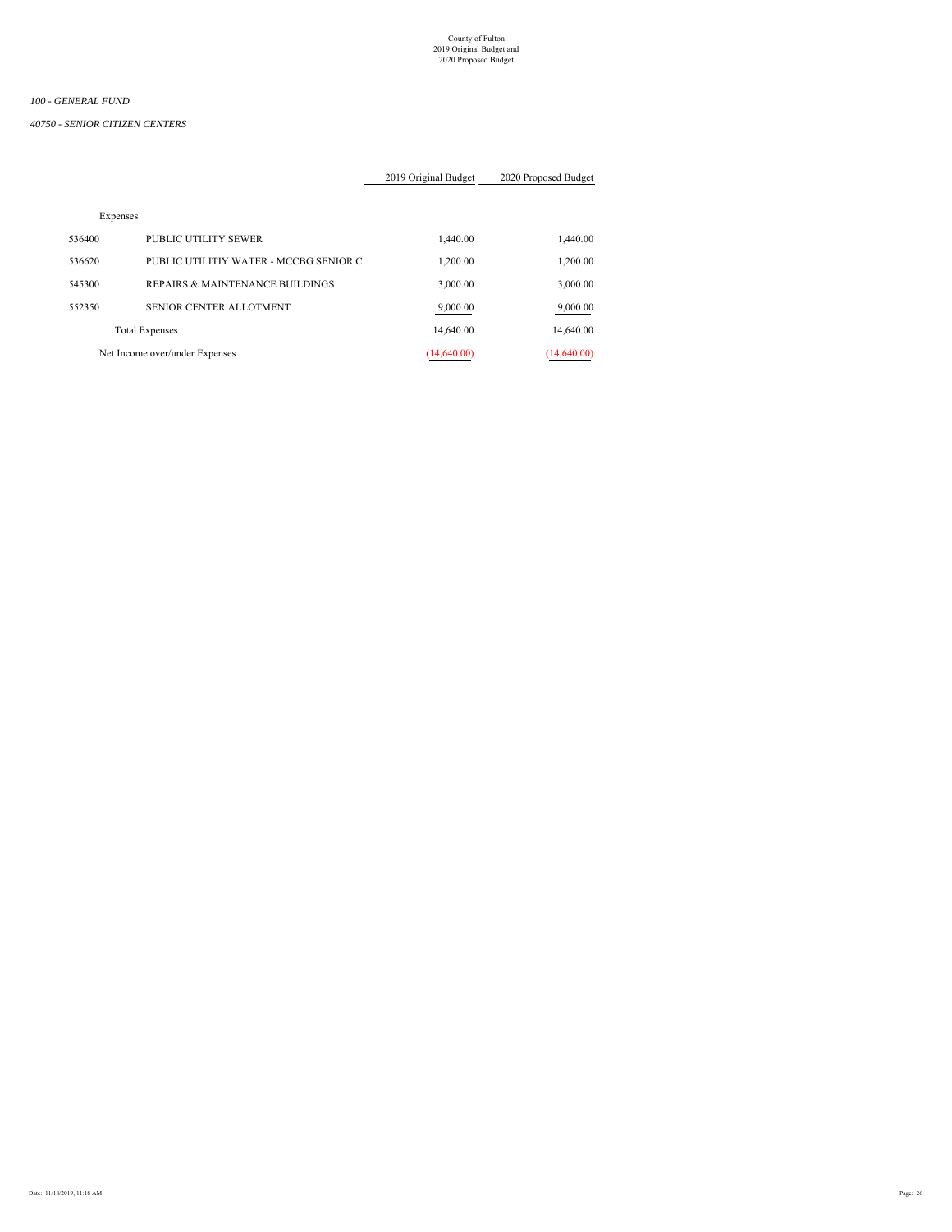*100 - GENERAL FUND*

*40750 - SENIOR CITIZEN CENTERS*

| | | 2019 Original Budget | 2020 Proposed Budget |
|---|---|---|---|
| Expenses | | | |
| 536400 | PUBLIC UTILITY SEWER | 1,440.00 | 1,440.00 |
| 536620 | PUBLIC UTILITIY WATER - MCCBG SENIOR C | 1,200.00 | 1,200.00 |
| 545300 | REPAIRS & MAINTENANCE BUILDINGS | 3,000.00 | 3,000.00 |
| 552350 | SENIOR CENTER ALLOTMENT | 9,000.00 | 9,000.00 |
| | Total Expenses | 14,640.00 | 14,640.00 |
| Net Income over/under Expenses | | (14,640.00) | (14,640.00) |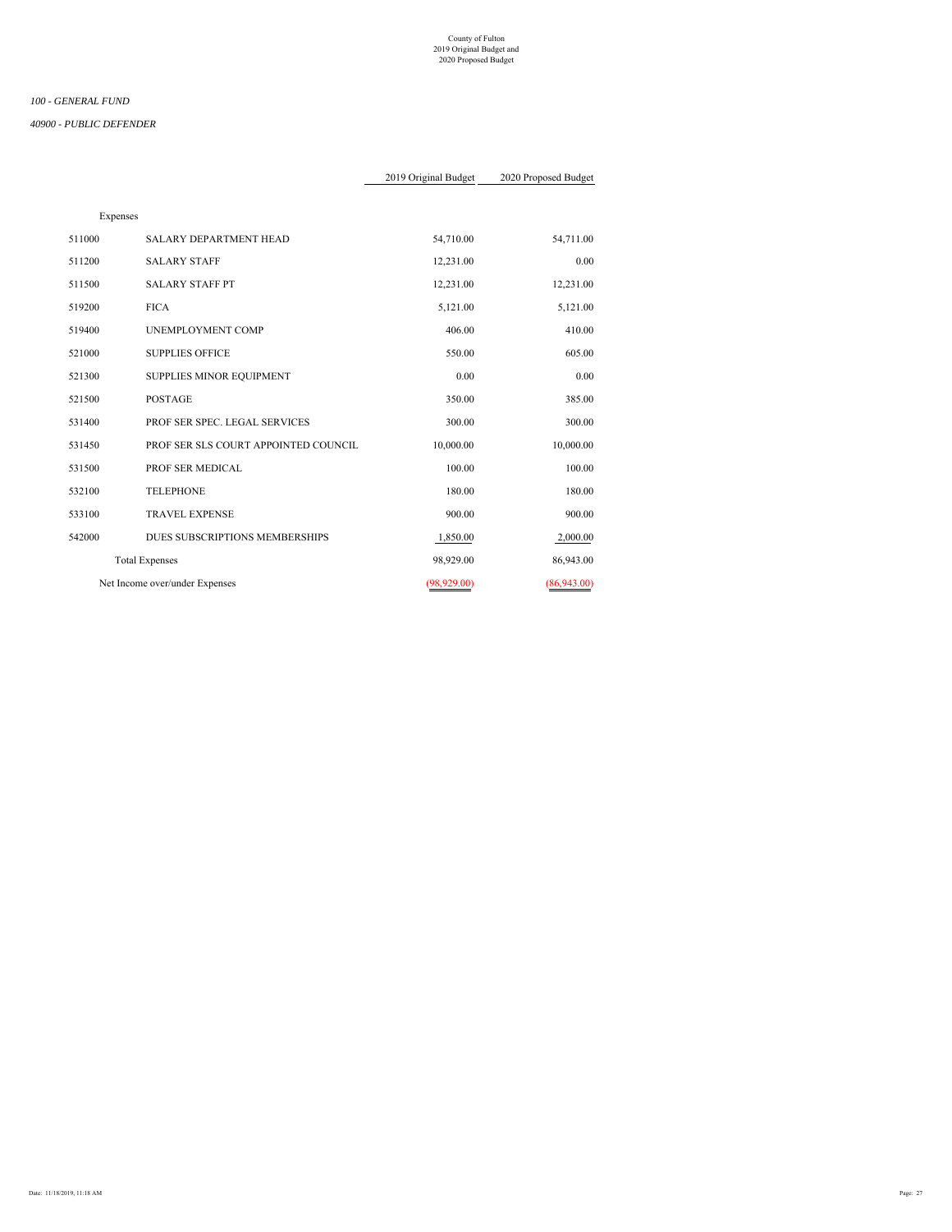County of Fulton
2019 Original Budget and
2020 Proposed Budget

*100 - GENERAL FUND*

*40900 - PUBLIC DEFENDER*

| | | 2019 Original Budget | 2020 Proposed Budget |
|---|---|---|---|
| Expenses | | | |
| 511000 | SALARY DEPARTMENT HEAD | 54,710.00 | 54,711.00 |
| 511200 | SALARY STAFF | 12,231.00 | 0.00 |
| 511500 | SALARY STAFF PT | 12,231.00 | 12,231.00 |
| 519200 | FICA | 5,121.00 | 5,121.00 |
| 519400 | UNEMPLOYMENT COMP | 406.00 | 410.00 |
| 521000 | SUPPLIES OFFICE | 550.00 | 605.00 |
| 521300 | SUPPLIES MINOR EQUIPMENT | 0.00 | 0.00 |
| 521500 | POSTAGE | 350.00 | 385.00 |
| 531400 | PROF SER SPEC. LEGAL SERVICES | 300.00 | 300.00 |
| 531450 | PROF SER SLS COURT APPOINTED COUNCIL | 10,000.00 | 10,000.00 |
| 531500 | PROF SER MEDICAL | 100.00 | 100.00 |
| 532100 | TELEPHONE | 180.00 | 180.00 |
| 533100 | TRAVEL EXPENSE | 900.00 | 900.00 |
| 542000 | DUES SUBSCRIPTIONS MEMBERSHIPS | 1,850.00 | 2,000.00 |
| | Total Expenses | 98,929.00 | 86,943.00 |
| Net Income over/under Expenses | | (98,929.00) | (86,943.00) |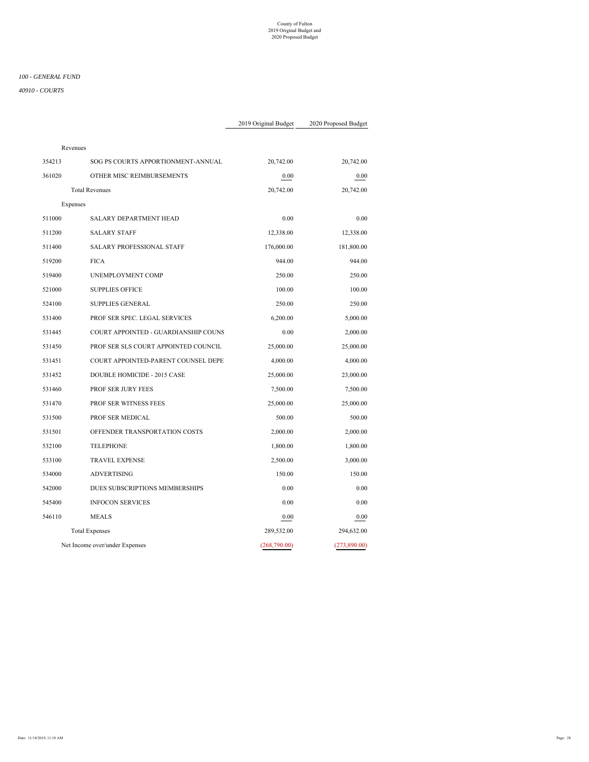County of Fulton
2019 Original Budget and
2020 Proposed Budget

*100 - GENERAL FUND*

*40910 - COURTS*

| | | 2019 Original Budget | 2020 Proposed Budget |
|---|---|---|---|
| Revenues | | | |
| 354213 | SOG PS COURTS APPORTIONMENT-ANNUAL | 20,742.00 | 20,742.00 |
| 361020 | OTHER MISC REIMBURSEMENTS | 0.00 | 0.00 |
| | Total Revenues | 20,742.00 | 20,742.00 |
| Expenses | | | |
| 511000 | SALARY DEPARTMENT HEAD | 0.00 | 0.00 |
| 511200 | SALARY STAFF | 12,338.00 | 12,338.00 |
| 511400 | SALARY PROFESSIONAL STAFF | 176,000.00 | 181,800.00 |
| 519200 | FICA | 944.00 | 944.00 |
| 519400 | UNEMPLOYMENT COMP | 250.00 | 250.00 |
| 521000 | SUPPLIES OFFICE | 100.00 | 100.00 |
| 524100 | SUPPLIES GENERAL | 250.00 | 250.00 |
| 531400 | PROF SER SPEC. LEGAL SERVICES | 6,200.00 | 5,000.00 |
| 531445 | COURT APPOINTED - GUARDIANSHIP COUNS | 0.00 | 2,000.00 |
| 531450 | PROF SER SLS COURT APPOINTED COUNCIL | 25,000.00 | 25,000.00 |
| 531451 | COURT APPOINTED-PARENT COUNSEL DEPE | 4,000.00 | 4,000.00 |
| 531452 | DOUBLE HOMICIDE - 2015 CASE | 25,000.00 | 23,000.00 |
| 531460 | PROF SER JURY FEES | 7,500.00 | 7,500.00 |
| 531470 | PROF SER WITNESS FEES | 25,000.00 | 25,000.00 |
| 531500 | PROF SER MEDICAL | 500.00 | 500.00 |
| 531501 | OFFENDER TRANSPORTATION COSTS | 2,000.00 | 2,000.00 |
| 532100 | TELEPHONE | 1,800.00 | 1,800.00 |
| 533100 | TRAVEL EXPENSE | 2,500.00 | 3,000.00 |
| 534000 | ADVERTISING | 150.00 | 150.00 |
| 542000 | DUES SUBSCRIPTIONS MEMBERSHIPS | 0.00 | 0.00 |
| 545400 | INFOCON SERVICES | 0.00 | 0.00 |
| 546110 | MEALS | 0.00 | 0.00 |
| | Total Expenses | 289,532.00 | 294,632.00 |
| Net Income over/under Expenses | | (268,790.00) | (273,890.00) |

Date: 11/18/2019, 11:18 AM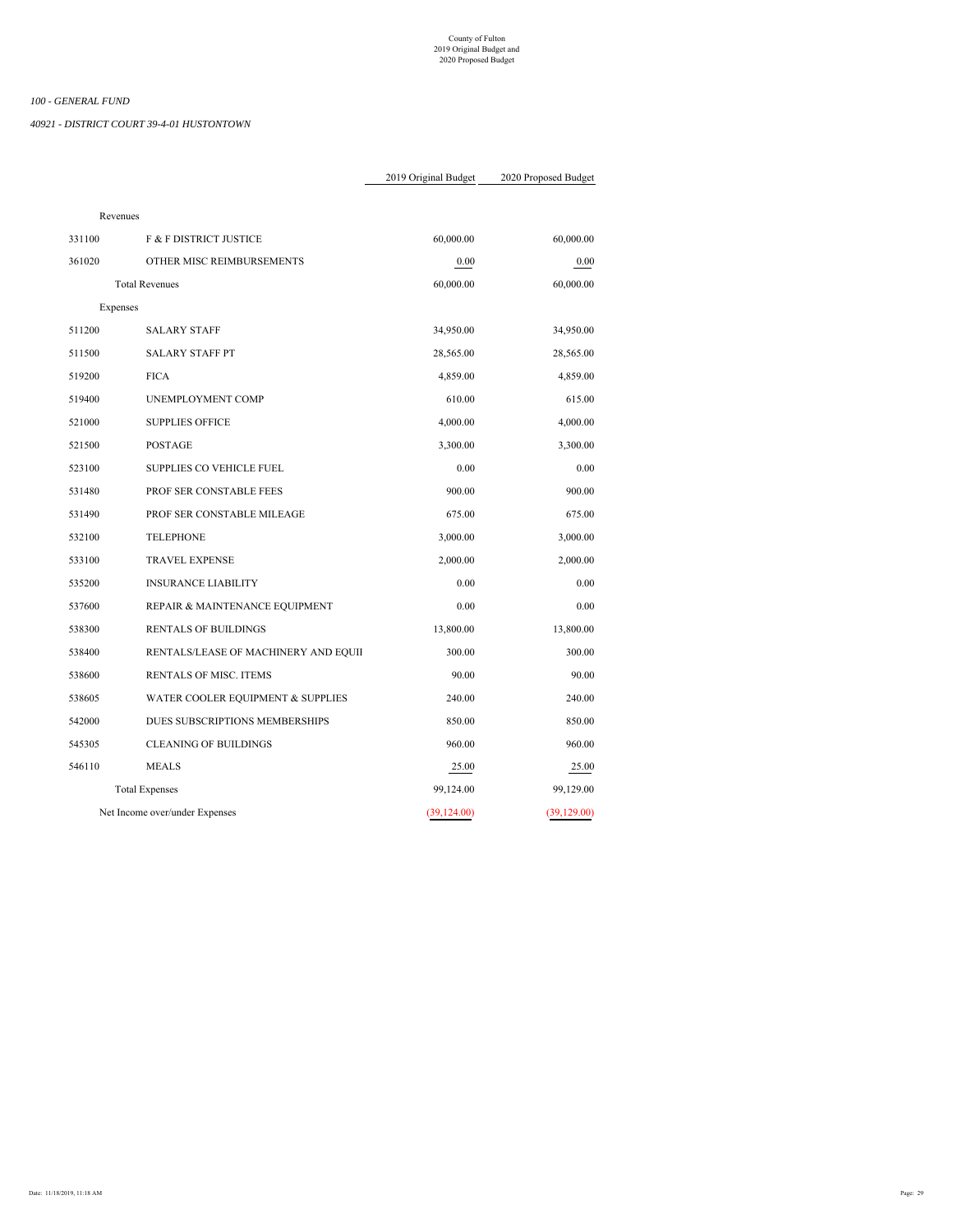County of Fulton
2019 Original Budget and
2020 Proposed Budget

*100 - GENERAL FUND*

*40921 - DISTRICT COURT 39-4-01 HUSTONTOWN*

| | | 2019 Original Budget | 2020 Proposed Budget |
|---|---|---|---|
| Revenues | | | |
| 331100 | F & F DISTRICT JUSTICE | 60,000.00 | 60,000.00 |
| 361020 | OTHER MISC REIMBURSEMENTS | 0.00 | 0.00 |
| | Total Revenues | 60,000.00 | 60,000.00 |
| Expenses | | | |
| 511200 | SALARY STAFF | 34,950.00 | 34,950.00 |
| 511500 | SALARY STAFF PT | 28,565.00 | 28,565.00 |
| 519200 | FICA | 4,859.00 | 4,859.00 |
| 519400 | UNEMPLOYMENT COMP | 610.00 | 615.00 |
| 521000 | SUPPLIES OFFICE | 4,000.00 | 4,000.00 |
| 521500 | POSTAGE | 3,300.00 | 3,300.00 |
| 523100 | SUPPLIES CO VEHICLE FUEL | 0.00 | 0.00 |
| 531480 | PROF SER CONSTABLE FEES | 900.00 | 900.00 |
| 531490 | PROF SER CONSTABLE MILEAGE | 675.00 | 675.00 |
| 532100 | TELEPHONE | 3,000.00 | 3,000.00 |
| 533100 | TRAVEL EXPENSE | 2,000.00 | 2,000.00 |
| 535200 | INSURANCE LIABILITY | 0.00 | 0.00 |
| 537600 | REPAIR & MAINTENANCE EQUIPMENT | 0.00 | 0.00 |
| 538300 | RENTALS OF BUILDINGS | 13,800.00 | 13,800.00 |
| 538400 | RENTALS/LEASE OF MACHINERY AND EQUII | 300.00 | 300.00 |
| 538600 | RENTALS OF MISC. ITEMS | 90.00 | 90.00 |
| 538605 | WATER COOLER EQUIPMENT & SUPPLIES | 240.00 | 240.00 |
| 542000 | DUES SUBSCRIPTIONS MEMBERSHIPS | 850.00 | 850.00 |
| 545305 | CLEANING OF BUILDINGS | 960.00 | 960.00 |
| 546110 | MEALS | 25.00 | 25.00 |
| | Total Expenses | 99,124.00 | 99,129.00 |
| Net Income over/under Expenses | | (39,124.00) | (39,129.00) |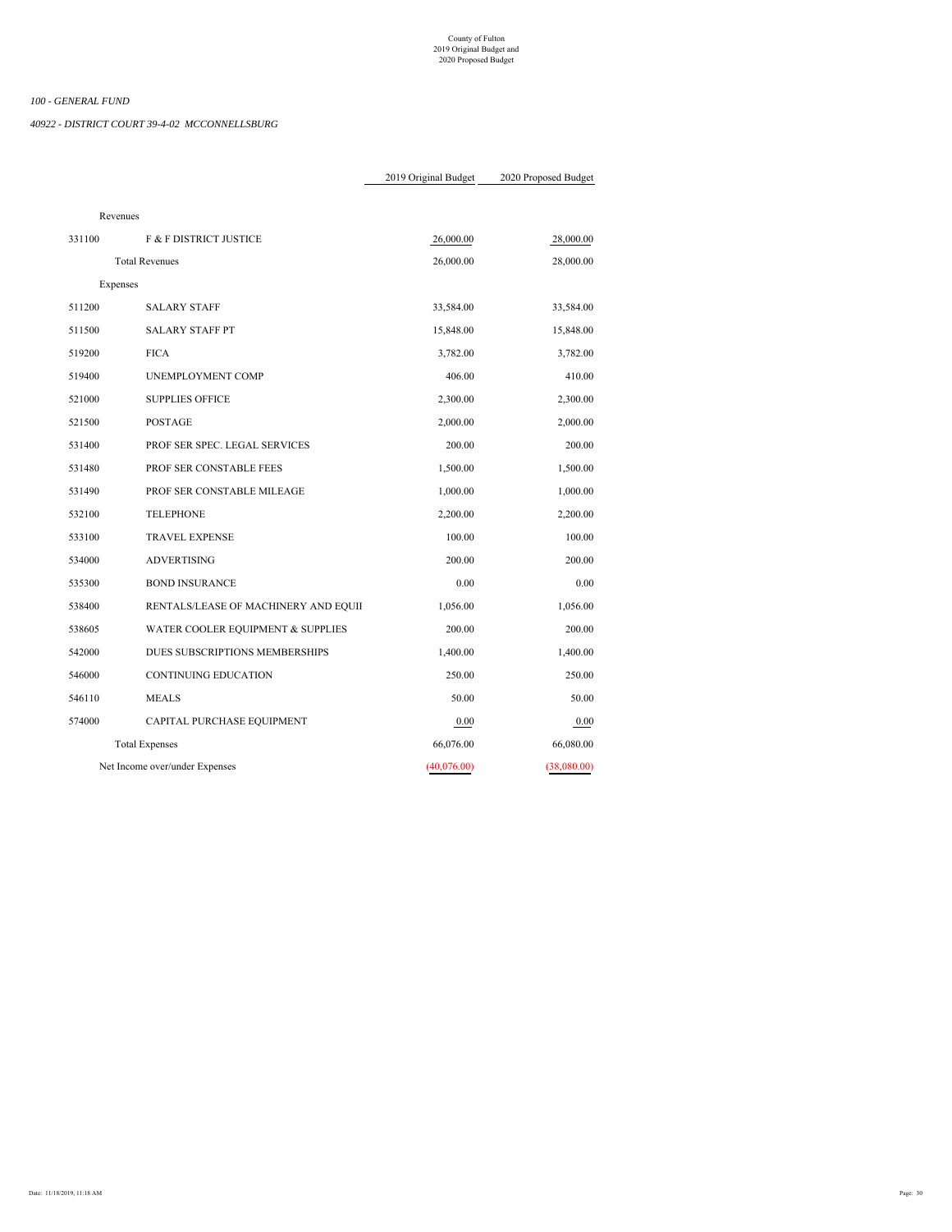County of Fulton
2019 Original Budget and
2020 Proposed Budget

*100 - GENERAL FUND*

*40922 - DISTRICT COURT 39-4-02 MCCONNELLSBURG*

| | | 2019 Original Budget | 2020 Proposed Budget |
|---|---|---|---|
| Revenues | | | |
| 331100 | F & F DISTRICT JUSTICE | 26,000.00 | 28,000.00 |
| | Total Revenues | 26,000.00 | 28,000.00 |
| Expenses | | | |
| 511200 | SALARY STAFF | 33,584.00 | 33,584.00 |
| 511500 | SALARY STAFF PT | 15,848.00 | 15,848.00 |
| 519200 | FICA | 3,782.00 | 3,782.00 |
| 519400 | UNEMPLOYMENT COMP | 406.00 | 410.00 |
| 521000 | SUPPLIES OFFICE | 2,300.00 | 2,300.00 |
| 521500 | POSTAGE | 2,000.00 | 2,000.00 |
| 531400 | PROF SER SPEC. LEGAL SERVICES | 200.00 | 200.00 |
| 531480 | PROF SER CONSTABLE FEES | 1,500.00 | 1,500.00 |
| 531490 | PROF SER CONSTABLE MILEAGE | 1,000.00 | 1,000.00 |
| 532100 | TELEPHONE | 2,200.00 | 2,200.00 |
| 533100 | TRAVEL EXPENSE | 100.00 | 100.00 |
| 534000 | ADVERTISING | 200.00 | 200.00 |
| 535300 | BOND INSURANCE | 0.00 | 0.00 |
| 538400 | RENTALS/LEASE OF MACHINERY AND EQUII | 1,056.00 | 1,056.00 |
| 538605 | WATER COOLER EQUIPMENT & SUPPLIES | 200.00 | 200.00 |
| 542000 | DUES SUBSCRIPTIONS MEMBERSHIPS | 1,400.00 | 1,400.00 |
| 546000 | CONTINUING EDUCATION | 250.00 | 250.00 |
| 546110 | MEALS | 50.00 | 50.00 |
| 574000 | CAPITAL PURCHASE EQUIPMENT | 0.00 | 0.00 |
| | Total Expenses | 66,076.00 | 66,080.00 |
| | Net Income over/under Expenses | (40,076.00) | (38,080.00) |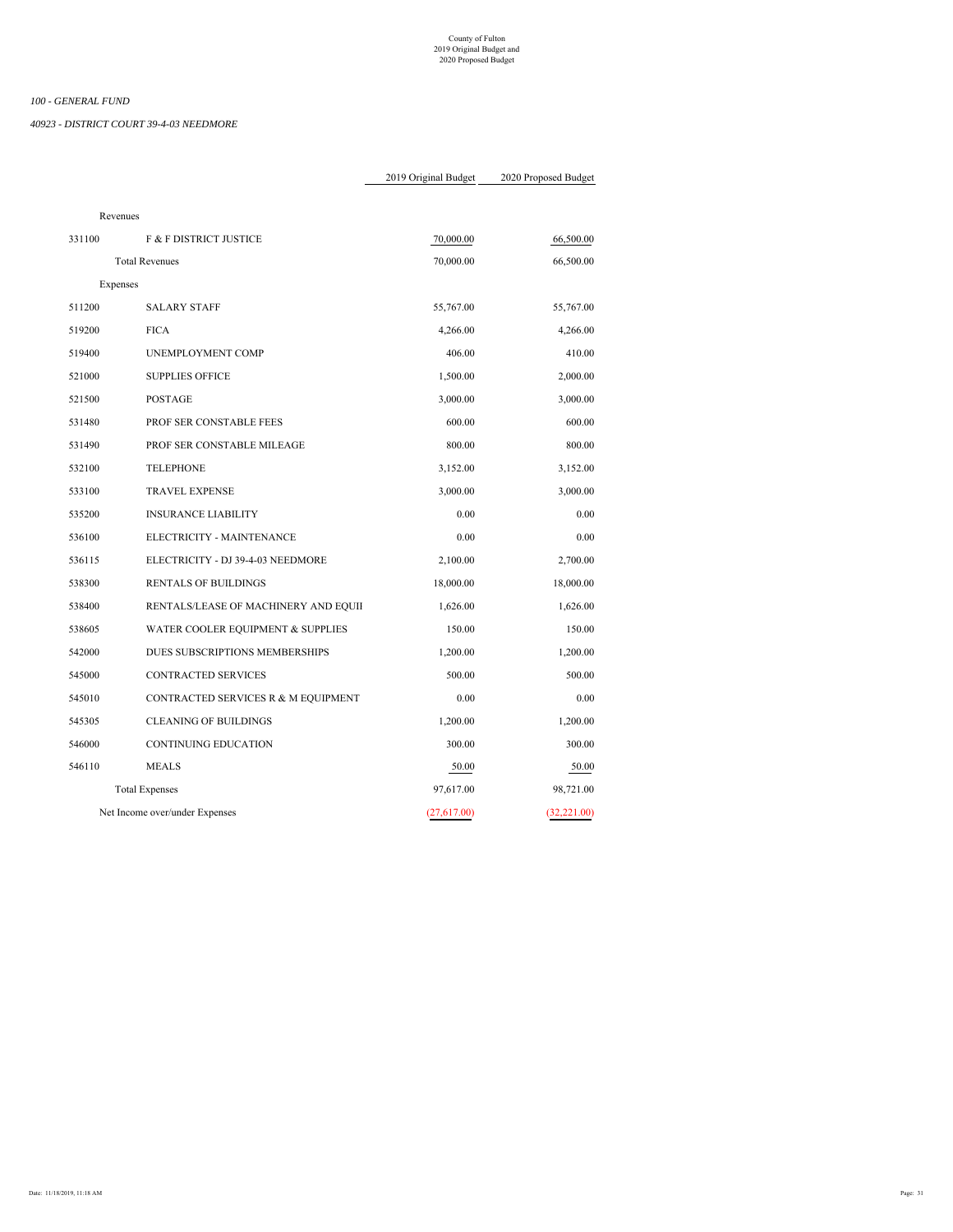County of Fulton
2019 Original Budget and
2020 Proposed Budget

*100 - GENERAL FUND*

*40923 - DISTRICT COURT 39-4-03 NEEDMORE*

| | | 2019 Original Budget | 2020 Proposed Budget |
|---|---|---|---|
| Revenues | | | |
| 331100 | F & F DISTRICT JUSTICE | 70,000.00 | 66,500.00 |
| | Total Revenues | 70,000.00 | 66,500.00 |
| Expenses | | | |
| 511200 | SALARY STAFF | 55,767.00 | 55,767.00 |
| 519200 | FICA | 4,266.00 | 4,266.00 |
| 519400 | UNEMPLOYMENT COMP | 406.00 | 410.00 |
| 521000 | SUPPLIES OFFICE | 1,500.00 | 2,000.00 |
| 521500 | POSTAGE | 3,000.00 | 3,000.00 |
| 531480 | PROF SER CONSTABLE FEES | 600.00 | 600.00 |
| 531490 | PROF SER CONSTABLE MILEAGE | 800.00 | 800.00 |
| 532100 | TELEPHONE | 3,152.00 | 3,152.00 |
| 533100 | TRAVEL EXPENSE | 3,000.00 | 3,000.00 |
| 535200 | INSURANCE LIABILITY | 0.00 | 0.00 |
| 536100 | ELECTRICITY - MAINTENANCE | 0.00 | 0.00 |
| 536115 | ELECTRICITY - DJ 39-4-03 NEEDMORE | 2,100.00 | 2,700.00 |
| 538300 | RENTALS OF BUILDINGS | 18,000.00 | 18,000.00 |
| 538400 | RENTALS/LEASE OF MACHINERY AND EQUII | 1,626.00 | 1,626.00 |
| 538605 | WATER COOLER EQUIPMENT & SUPPLIES | 150.00 | 150.00 |
| 542000 | DUES SUBSCRIPTIONS MEMBERSHIPS | 1,200.00 | 1,200.00 |
| 545000 | CONTRACTED SERVICES | 500.00 | 500.00 |
| 545010 | CONTRACTED SERVICES R & M EQUIPMENT | 0.00 | 0.00 |
| 545305 | CLEANING OF BUILDINGS | 1,200.00 | 1,200.00 |
| 546000 | CONTINUING EDUCATION | 300.00 | 300.00 |
| 546110 | MEALS | 50.00 | 50.00 |
| | Total Expenses | 97,617.00 | 98,721.00 |
| Net Income over/under Expenses | | (27,617.00) | (32,221.00) |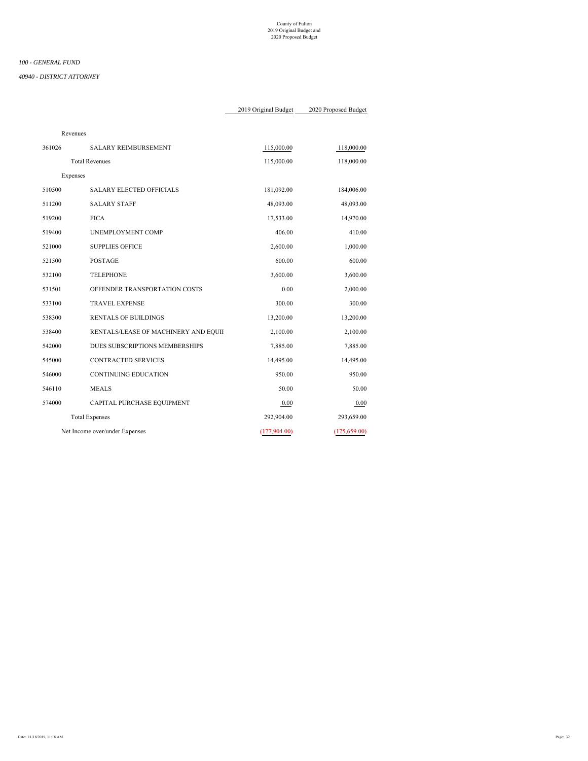County of Fulton
2019 Original Budget and
2020 Proposed Budget

*100 - GENERAL FUND*

*40940 - DISTRICT ATTORNEY*

| | | 2019 Original Budget | 2020 Proposed Budget |
|---|---|---|---|
| Revenues | | | |
| 361026 | SALARY REIMBURSEMENT | 115,000.00 | 118,000.00 |
| | Total Revenues | 115,000.00 | 118,000.00 |
| Expenses | | | |
| 510500 | SALARY ELECTED OFFICIALS | 181,092.00 | 184,006.00 |
| 511200 | SALARY STAFF | 48,093.00 | 48,093.00 |
| 519200 | FICA | 17,533.00 | 14,970.00 |
| 519400 | UNEMPLOYMENT COMP | 406.00 | 410.00 |
| 521000 | SUPPLIES OFFICE | 2,600.00 | 1,000.00 |
| 521500 | POSTAGE | 600.00 | 600.00 |
| 532100 | TELEPHONE | 3,600.00 | 3,600.00 |
| 531501 | OFFENDER TRANSPORTATION COSTS | 0.00 | 2,000.00 |
| 533100 | TRAVEL EXPENSE | 300.00 | 300.00 |
| 538300 | RENTALS OF BUILDINGS | 13,200.00 | 13,200.00 |
| 538400 | RENTALS/LEASE OF MACHINERY AND EQUII | 2,100.00 | 2,100.00 |
| 542000 | DUES SUBSCRIPTIONS MEMBERSHIPS | 7,885.00 | 7,885.00 |
| 545000 | CONTRACTED SERVICES | 14,495.00 | 14,495.00 |
| 546000 | CONTINUING EDUCATION | 950.00 | 950.00 |
| 546110 | MEALS | 50.00 | 50.00 |
| 574000 | CAPITAL PURCHASE EQUIPMENT | 0.00 | 0.00 |
| | Total Expenses | 292,904.00 | 293,659.00 |
| Net Income over/under Expenses | | (177,904.00) | (175,659.00) |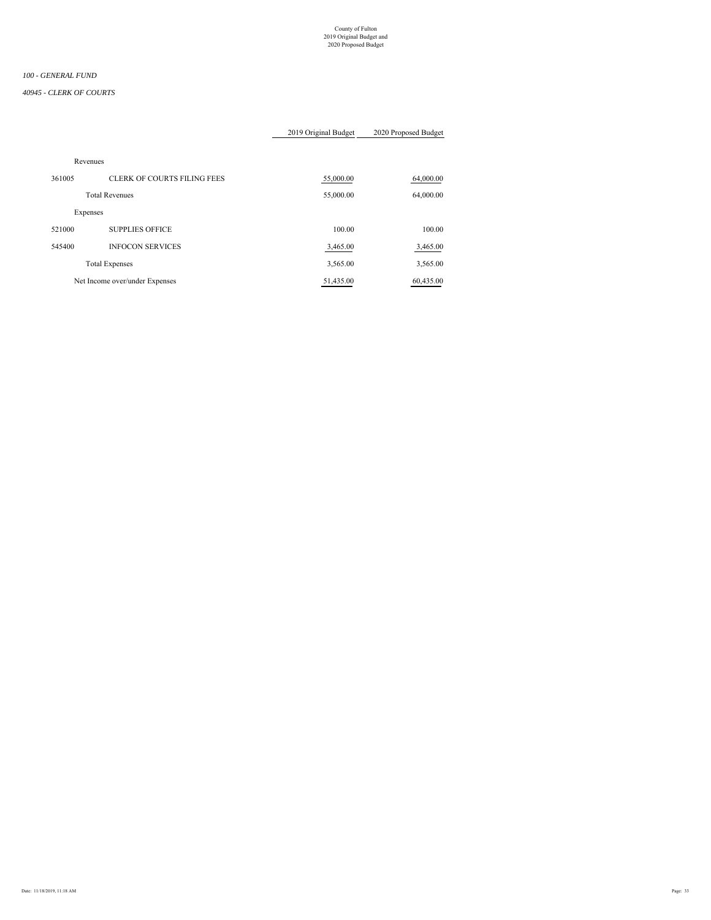County of Fulton
2019 Original Budget and
2020 Proposed Budget

*100 - GENERAL FUND*

*40945 - CLERK OF COURTS*

| | | 2019 Original Budget | 2020 Proposed Budget |
|---|---|---|---|
| Revenues | | | |
| 361005 | CLERK OF COURTS FILING FEES | 55,000.00 | 64,000.00 |
| | Total Revenues | 55,000.00 | 64,000.00 |
| Expenses | | | |
| 521000 | SUPPLIES OFFICE | 100.00 | 100.00 |
| 545400 | INFOCON SERVICES | 3,465.00 | 3,465.00 |
| | Total Expenses | 3,565.00 | 3,565.00 |
| Net Income over/under Expenses | | 51,435.00 | 60,435.00 |

Date: 11/18/2019, 11:18 AM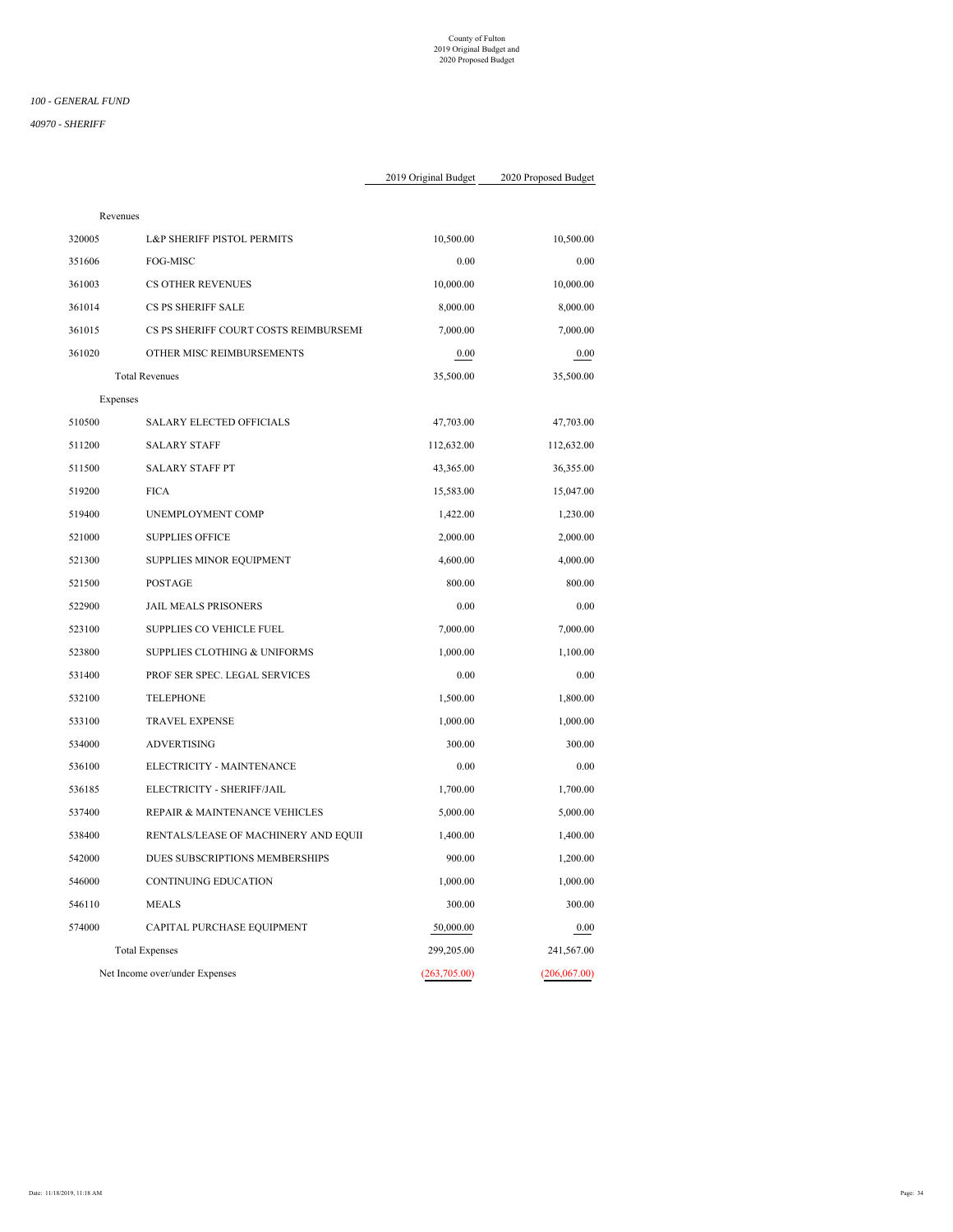County of Fulton
2019 Original Budget and
2020 Proposed Budget

*100 - GENERAL FUND*

*40970 - SHERIFF*

| | | 2019 Original Budget | 2020 Proposed Budget |
|---|---|---|---|
| Revenues | | | |
| 320005 | L&P SHERIFF PISTOL PERMITS | 10,500.00 | 10,500.00 |
| 351606 | FOG-MISC | 0.00 | 0.00 |
| 361003 | CS OTHER REVENUES | 10,000.00 | 10,000.00 |
| 361014 | CS PS SHERIFF SALE | 8,000.00 | 8,000.00 |
| 361015 | CS PS SHERIFF COURT COSTS REIMBURSEMI | 7,000.00 | 7,000.00 |
| 361020 | OTHER MISC REIMBURSEMENTS | 0.00 | 0.00 |
| | Total Revenues | 35,500.00 | 35,500.00 |
| Expenses | | | |
| 510500 | SALARY ELECTED OFFICIALS | 47,703.00 | 47,703.00 |
| 511200 | SALARY STAFF | 112,632.00 | 112,632.00 |
| 511500 | SALARY STAFF PT | 43,365.00 | 36,355.00 |
| 519200 | FICA | 15,583.00 | 15,047.00 |
| 519400 | UNEMPLOYMENT COMP | 1,422.00 | 1,230.00 |
| 521000 | SUPPLIES OFFICE | 2,000.00 | 2,000.00 |
| 521300 | SUPPLIES MINOR EQUIPMENT | 4,600.00 | 4,000.00 |
| 521500 | POSTAGE | 800.00 | 800.00 |
| 522900 | JAIL MEALS PRISONERS | 0.00 | 0.00 |
| 523100 | SUPPLIES CO VEHICLE FUEL | 7,000.00 | 7,000.00 |
| 523800 | SUPPLIES CLOTHING & UNIFORMS | 1,000.00 | 1,100.00 |
| 531400 | PROF SER SPEC. LEGAL SERVICES | 0.00 | 0.00 |
| 532100 | TELEPHONE | 1,500.00 | 1,800.00 |
| 533100 | TRAVEL EXPENSE | 1,000.00 | 1,000.00 |
| 534000 | ADVERTISING | 300.00 | 300.00 |
| 536100 | ELECTRICITY - MAINTENANCE | 0.00 | 0.00 |
| 536185 | ELECTRICITY - SHERIFF/JAIL | 1,700.00 | 1,700.00 |
| 537400 | REPAIR & MAINTENANCE VEHICLES | 5,000.00 | 5,000.00 |
| 538400 | RENTALS/LEASE OF MACHINERY AND EQUII | 1,400.00 | 1,400.00 |
| 542000 | DUES SUBSCRIPTIONS MEMBERSHIPS | 900.00 | 1,200.00 |
| 546000 | CONTINUING EDUCATION | 1,000.00 | 1,000.00 |
| 546110 | MEALS | 300.00 | 300.00 |
| 574000 | CAPITAL PURCHASE EQUIPMENT | 50,000.00 | 0.00 |
| | Total Expenses | 299,205.00 | 241,567.00 |
| | Net Income over/under Expenses | (263,705.00) | (206,067.00) |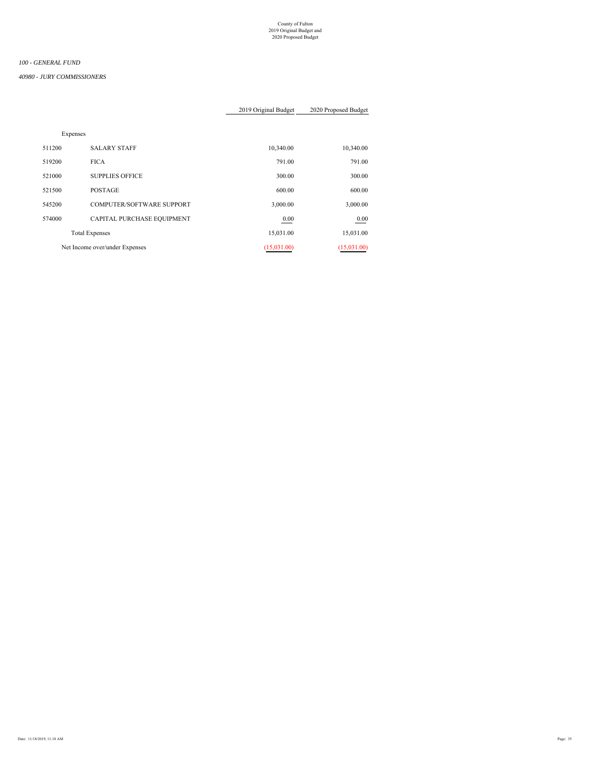County of Fulton
2019 Original Budget and
2020 Proposed Budget

*100 - GENERAL FUND*

*40980 - JURY COMMISSIONERS*

| | | 2019 Original Budget | 2020 Proposed Budget |
|---|---|---|---|
| Expenses | | | |
| 511200 | SALARY STAFF | 10,340.00 | 10,340.00 |
| 519200 | FICA | 791.00 | 791.00 |
| 521000 | SUPPLIES OFFICE | 300.00 | 300.00 |
| 521500 | POSTAGE | 600.00 | 600.00 |
| 545200 | COMPUTER/SOFTWARE SUPPORT | 3,000.00 | 3,000.00 |
| 574000 | CAPITAL PURCHASE EQUIPMENT | 0.00 | 0.00 |
| | Total Expenses | 15,031.00 | 15,031.00 |
| Net Income over/under Expenses | | (15,031.00) | (15,031.00) |

Date: 11/18/2019, 11:18 AM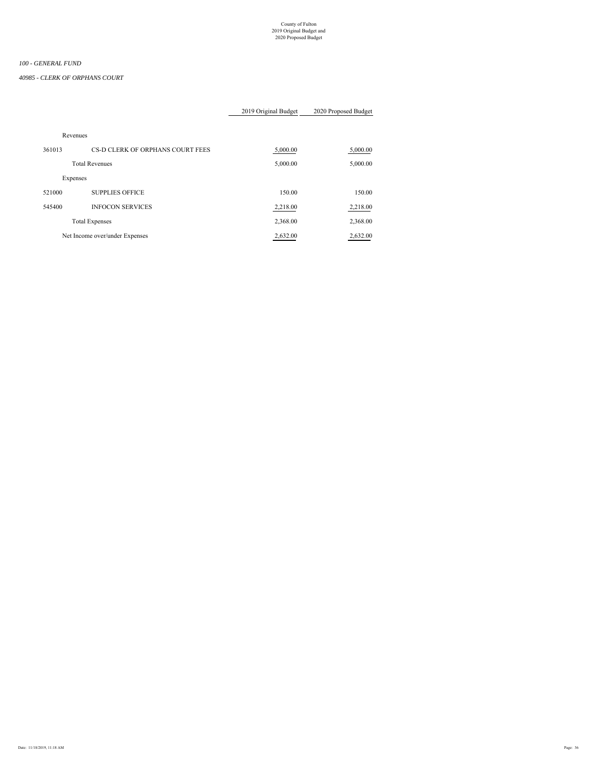*100 - GENERAL FUND*

*40985 - CLERK OF ORPHANS COURT*

| | | 2019 Original Budget | 2020 Proposed Budget |
|---|---|---|---|
| Revenues | | | |
| 361013 | CS-D CLERK OF ORPHANS COURT FEES | 5,000.00 | 5,000.00 |
| | Total Revenues | 5,000.00 | 5,000.00 |
| Expenses | | | |
| 521000 | SUPPLIES OFFICE | 150.00 | 150.00 |
| 545400 | INFOCON SERVICES | 2,218.00 | 2,218.00 |
| | Total Expenses | 2,368.00 | 2,368.00 |
| Net Income over/under Expenses | | 2,632.00 | 2,632.00 |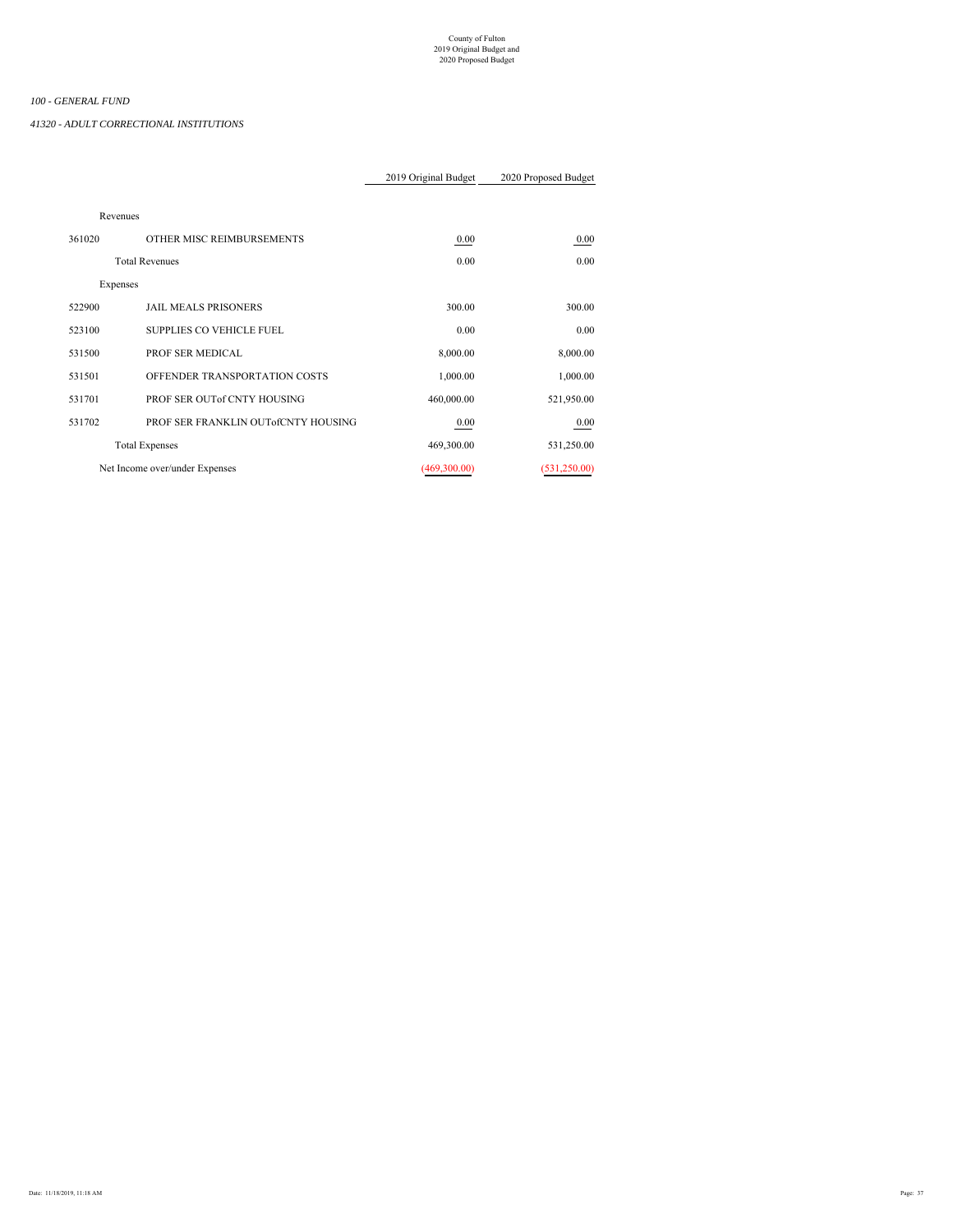County of Fulton
2019 Original Budget and
2020 Proposed Budget

*100 - GENERAL FUND*

*41320 - ADULT CORRECTIONAL INSTITUTIONS*

| | | 2019 Original Budget | 2020 Proposed Budget |
|---|---|---|---|
| Revenues | | | |
| 361020 | OTHER MISC REIMBURSEMENTS | 0.00 | 0.00 |
| | Total Revenues | 0.00 | 0.00 |
| Expenses | | | |
| 522900 | JAIL MEALS PRISONERS | 300.00 | 300.00 |
| 523100 | SUPPLIES CO VEHICLE FUEL | 0.00 | 0.00 |
| 531500 | PROF SER MEDICAL | 8,000.00 | 8,000.00 |
| 531501 | OFFENDER TRANSPORTATION COSTS | 1,000.00 | 1,000.00 |
| 531701 | PROF SER OUTof CNTY HOUSING | 460,000.00 | 521,950.00 |
| 531702 | PROF SER FRANKLIN OUTofCNTY HOUSING | 0.00 | 0.00 |
| | Total Expenses | 469,300.00 | 531,250.00 |
| Net Income over/under Expenses | | (469,300.00) | (531,250.00) |

Date: 11/18/2019, 11:18 AM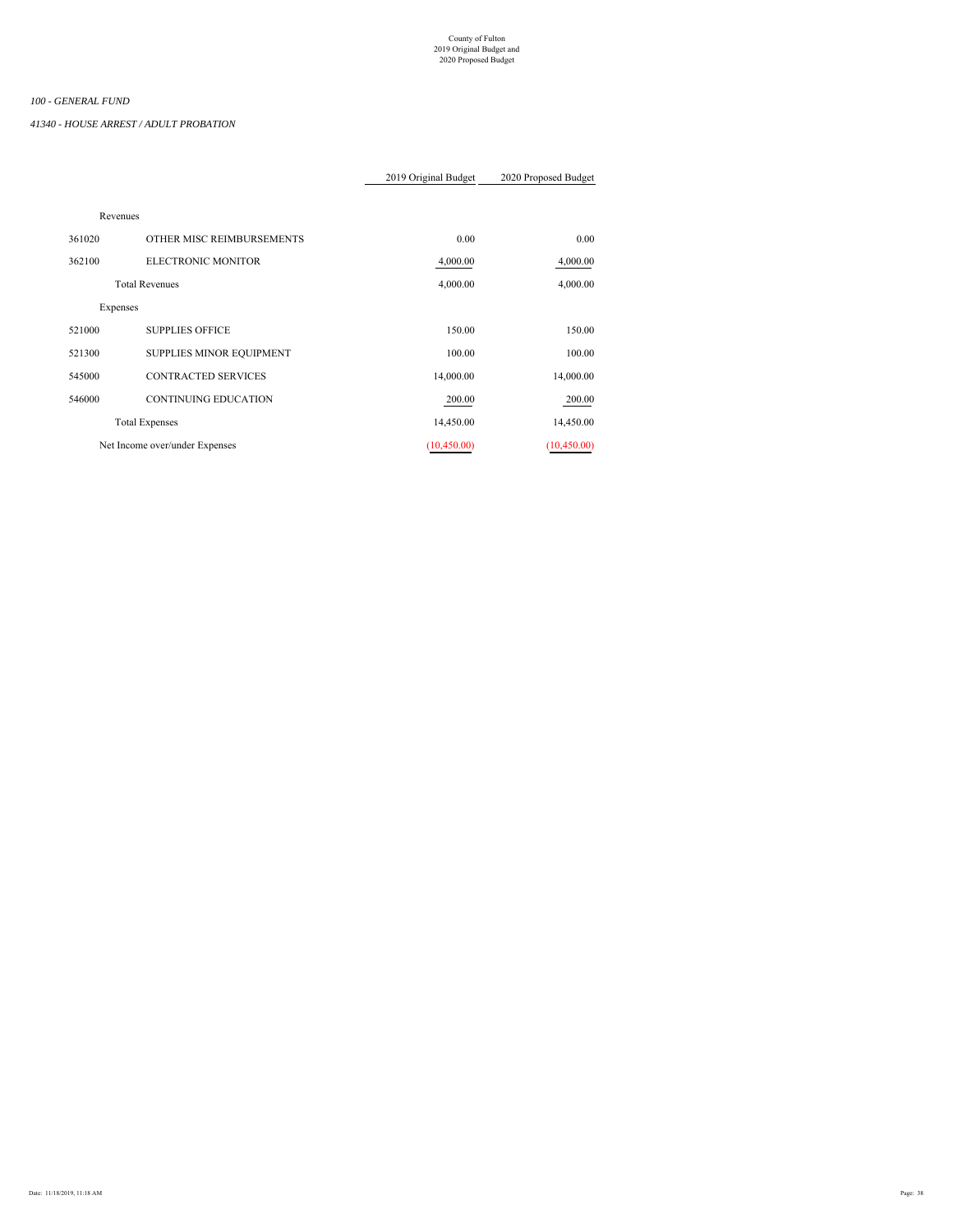County of Fulton
2019 Original Budget and
2020 Proposed Budget

*100 - GENERAL FUND*

*41340 - HOUSE ARREST / ADULT PROBATION*

| | | 2019 Original Budget | 2020 Proposed Budget |
|---|---|---|---|
| Revenues | | | |
| 361020 | OTHER MISC REIMBURSEMENTS | 0.00 | 0.00 |
| 362100 | ELECTRONIC MONITOR | 4,000.00 | 4,000.00 |
| | Total Revenues | 4,000.00 | 4,000.00 |
| Expenses | | | |
| 521000 | SUPPLIES OFFICE | 150.00 | 150.00 |
| 521300 | SUPPLIES MINOR EQUIPMENT | 100.00 | 100.00 |
| 545000 | CONTRACTED SERVICES | 14,000.00 | 14,000.00 |
| 546000 | CONTINUING EDUCATION | 200.00 | 200.00 |
| | Total Expenses | 14,450.00 | 14,450.00 |
| Net Income over/under Expenses | | (10,450.00) | (10,450.00) |

Date: 11/18/2019, 11:18 AM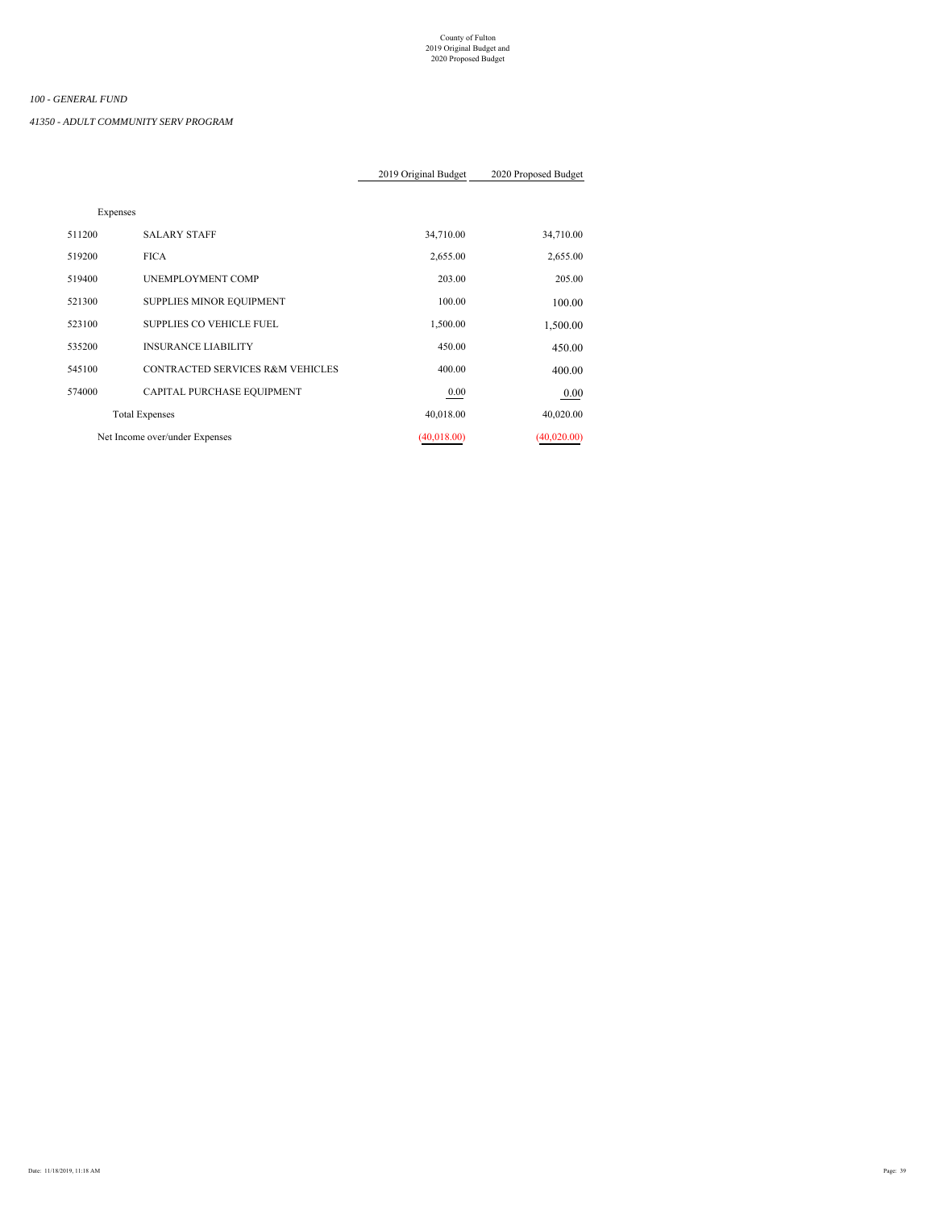County of Fulton
2019 Original Budget and
2020 Proposed Budget

*100 - GENERAL FUND*

*41350 - ADULT COMMUNITY SERV PROGRAM*

| | | 2019 Original Budget | 2020 Proposed Budget |
|---|---|---|---|
| Expenses | | | |
| 511200 | SALARY STAFF | 34,710.00 | 34,710.00 |
| 519200 | FICA | 2,655.00 | 2,655.00 |
| 519400 | UNEMPLOYMENT COMP | 203.00 | 205.00 |
| 521300 | SUPPLIES MINOR EQUIPMENT | 100.00 | 100.00 |
| 523100 | SUPPLIES CO VEHICLE FUEL | 1,500.00 | 1,500.00 |
| 535200 | INSURANCE LIABILITY | 450.00 | 450.00 |
| 545100 | CONTRACTED SERVICES R&M VEHICLES | 400.00 | 400.00 |
| 574000 | CAPITAL PURCHASE EQUIPMENT | 0.00 | 0.00 |
| | Total Expenses | 40,018.00 | 40,020.00 |
| Net Income over/under Expenses | | (40,018.00) | (40,020.00) |

Date: 11/18/2019, 11:18 AM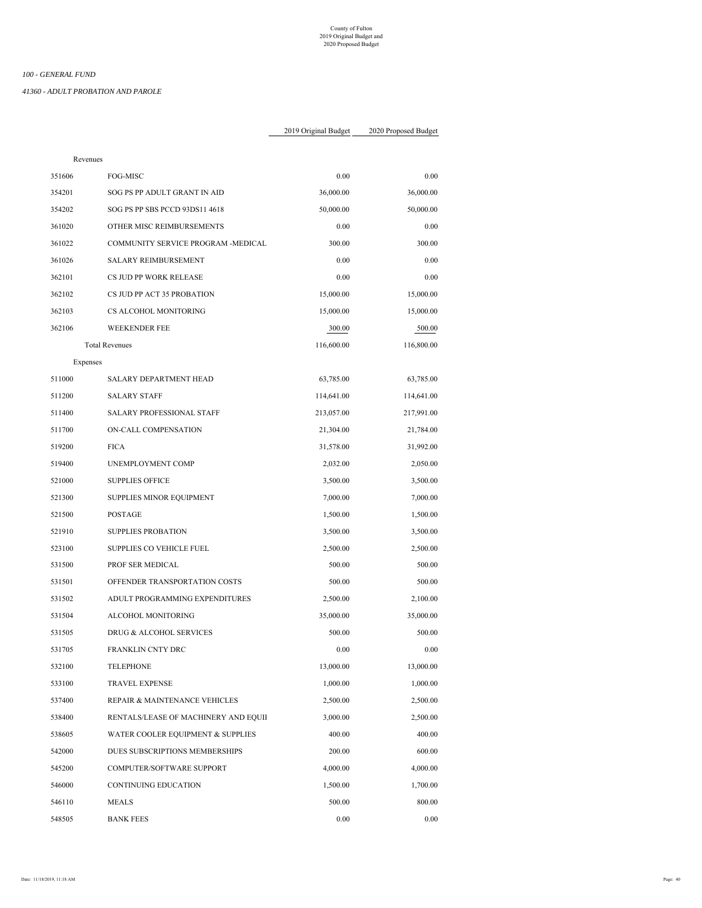County of Fulton
2019 Original Budget and
2020 Proposed Budget

*100 - GENERAL FUND*

*41360 - ADULT PROBATION AND PAROLE*

| | | 2019 Original Budget | 2020 Proposed Budget |
|---|---|---|---|
| Revenues | | | |
| 351606 | FOG-MISC | 0.00 | 0.00 |
| 354201 | SOG PS PP ADULT GRANT IN AID | 36,000.00 | 36,000.00 |
| 354202 | SOG PS PP SBS PCCD 93DS11 4618 | 50,000.00 | 50,000.00 |
| 361020 | OTHER MISC REIMBURSEMENTS | 0.00 | 0.00 |
| 361022 | COMMUNITY SERVICE PROGRAM -MEDICAL | 300.00 | 300.00 |
| 361026 | SALARY REIMBURSEMENT | 0.00 | 0.00 |
| 362101 | CS JUD PP WORK RELEASE | 0.00 | 0.00 |
| 362102 | CS JUD PP ACT 35 PROBATION | 15,000.00 | 15,000.00 |
| 362103 | CS ALCOHOL MONITORING | 15,000.00 | 15,000.00 |
| 362106 | WEEKENDER FEE | 300.00 | 500.00 |
| | Total Revenues | 116,600.00 | 116,800.00 |
| Expenses | | | |
| 511000 | SALARY DEPARTMENT HEAD | 63,785.00 | 63,785.00 |
| 511200 | SALARY STAFF | 114,641.00 | 114,641.00 |
| 511400 | SALARY PROFESSIONAL STAFF | 213,057.00 | 217,991.00 |
| 511700 | ON-CALL COMPENSATION | 21,304.00 | 21,784.00 |
| 519200 | FICA | 31,578.00 | 31,992.00 |
| 519400 | UNEMPLOYMENT COMP | 2,032.00 | 2,050.00 |
| 521000 | SUPPLIES OFFICE | 3,500.00 | 3,500.00 |
| 521300 | SUPPLIES MINOR EQUIPMENT | 7,000.00 | 7,000.00 |
| 521500 | POSTAGE | 1,500.00 | 1,500.00 |
| 521910 | SUPPLIES PROBATION | 3,500.00 | 3,500.00 |
| 523100 | SUPPLIES CO VEHICLE FUEL | 2,500.00 | 2,500.00 |
| 531500 | PROF SER MEDICAL | 500.00 | 500.00 |
| 531501 | OFFENDER TRANSPORTATION COSTS | 500.00 | 500.00 |
| 531502 | ADULT PROGRAMMING EXPENDITURES | 2,500.00 | 2,100.00 |
| 531504 | ALCOHOL MONITORING | 35,000.00 | 35,000.00 |
| 531505 | DRUG & ALCOHOL SERVICES | 500.00 | 500.00 |
| 531705 | FRANKLIN CNTY DRC | 0.00 | 0.00 |
| 532100 | TELEPHONE | 13,000.00 | 13,000.00 |
| 533100 | TRAVEL EXPENSE | 1,000.00 | 1,000.00 |
| 537400 | REPAIR & MAINTENANCE VEHICLES | 2,500.00 | 2,500.00 |
| 538400 | RENTALS/LEASE OF MACHINERY AND EQUII | 3,000.00 | 2,500.00 |
| 538605 | WATER COOLER EQUIPMENT & SUPPLIES | 400.00 | 400.00 |
| 542000 | DUES SUBSCRIPTIONS MEMBERSHIPS | 200.00 | 600.00 |
| 545200 | COMPUTER/SOFTWARE SUPPORT | 4,000.00 | 4,000.00 |
| 546000 | CONTINUING EDUCATION | 1,500.00 | 1,700.00 |
| 546110 | MEALS | 500.00 | 800.00 |
| 548505 | BANK FEES | 0.00 | 0.00 |

Date: 11/18/2019, 11:18 AM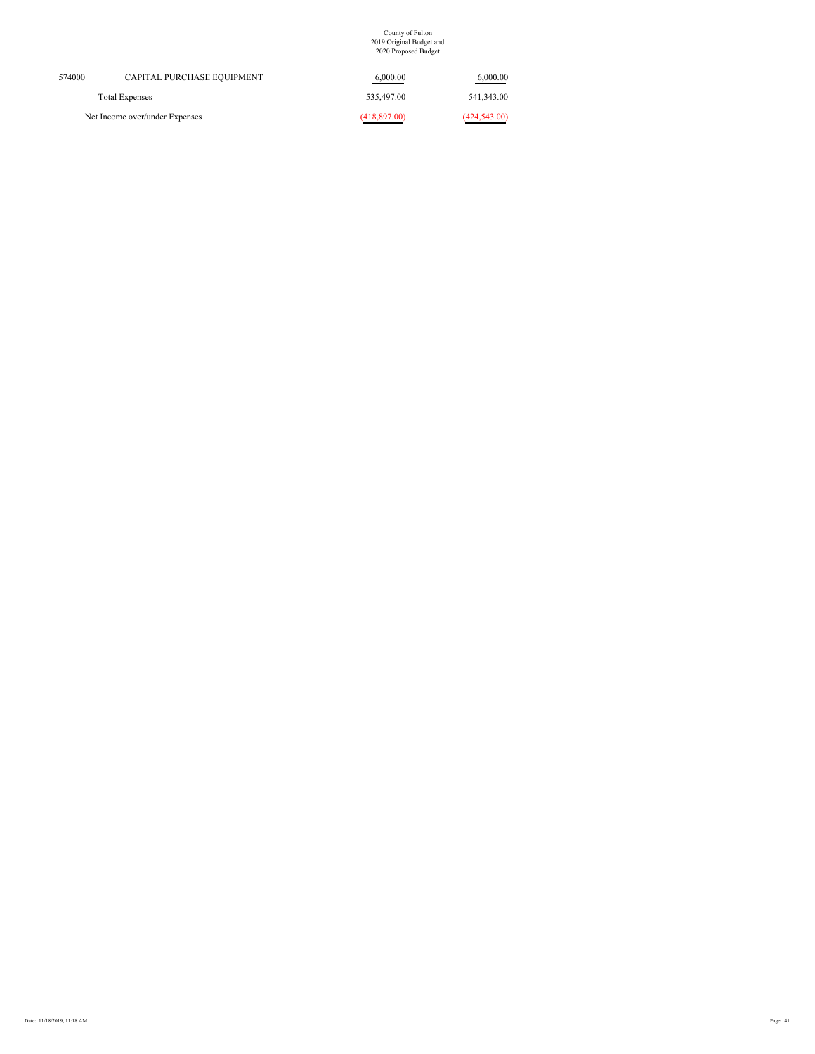| | | | |
|---|---|---|---|
| 574000 | CAPITAL PURCHASE EQUIPMENT | 6,000.00 | 6,000.00 |
| | Total Expenses | 535,497.00 | 541,343.00 |
| | Net Income over/under Expenses | (418,897.00) | (424,543.00) |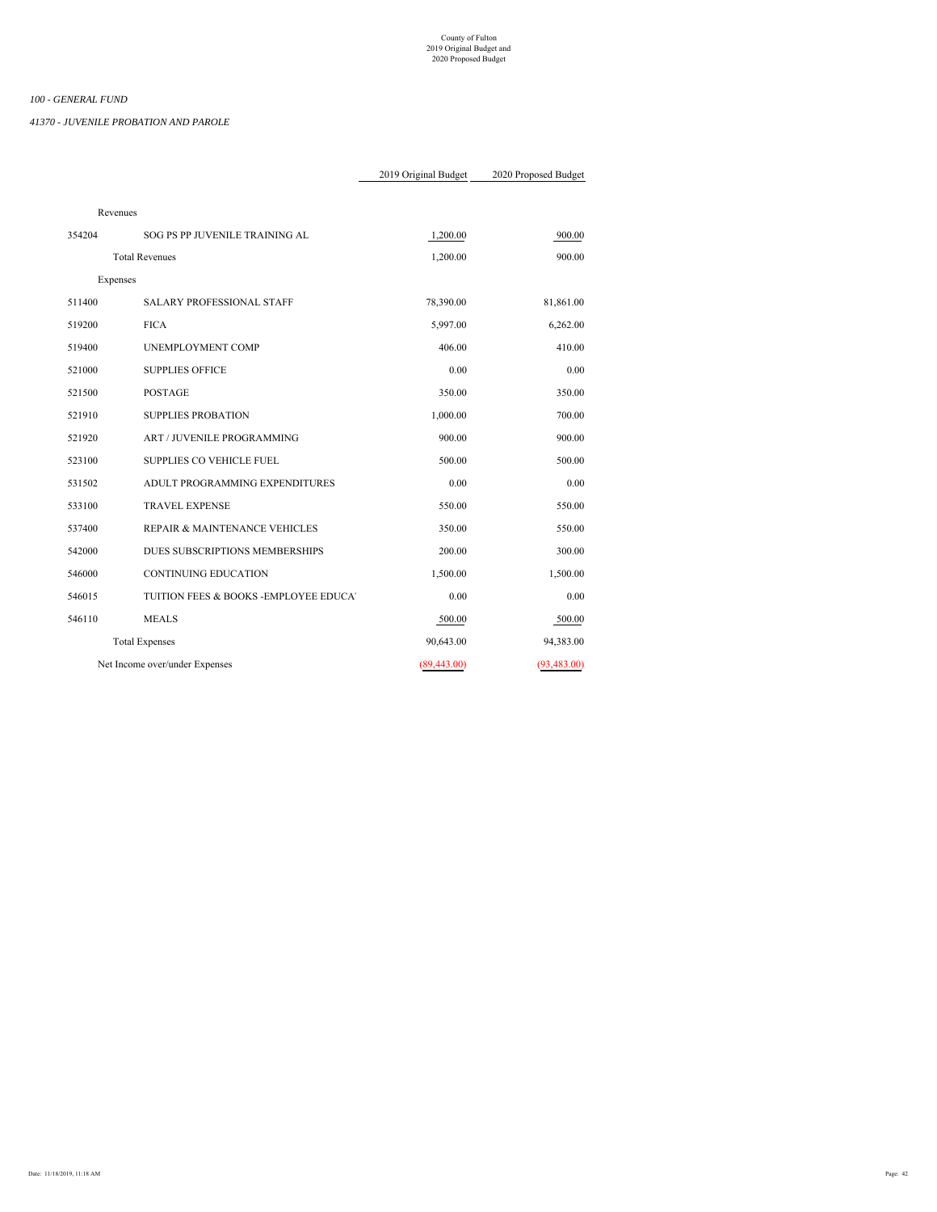County of Fulton
2019 Original Budget and
2020 Proposed Budget

*100 - GENERAL FUND*

*41370 - JUVENILE PROBATION AND PAROLE*

| | | 2019 Original Budget | 2020 Proposed Budget |
|---|---|---|---|
| Revenues | | | |
| 354204 | SOG PS PP JUVENILE TRAINING AL | 1,200.00 | 900.00 |
| | Total Revenues | 1,200.00 | 900.00 |
| Expenses | | | |
| 511400 | SALARY PROFESSIONAL STAFF | 78,390.00 | 81,861.00 |
| 519200 | FICA | 5,997.00 | 6,262.00 |
| 519400 | UNEMPLOYMENT COMP | 406.00 | 410.00 |
| 521000 | SUPPLIES OFFICE | 0.00 | 0.00 |
| 521500 | POSTAGE | 350.00 | 350.00 |
| 521910 | SUPPLIES PROBATION | 1,000.00 | 700.00 |
| 521920 | ART / JUVENILE PROGRAMMING | 900.00 | 900.00 |
| 523100 | SUPPLIES CO VEHICLE FUEL | 500.00 | 500.00 |
| 531502 | ADULT PROGRAMMING EXPENDITURES | 0.00 | 0.00 |
| 533100 | TRAVEL EXPENSE | 550.00 | 550.00 |
| 537400 | REPAIR & MAINTENANCE VEHICLES | 350.00 | 550.00 |
| 542000 | DUES SUBSCRIPTIONS MEMBERSHIPS | 200.00 | 300.00 |
| 546000 | CONTINUING EDUCATION | 1,500.00 | 1,500.00 |
| 546015 | TUITION FEES & BOOKS -EMPLOYEE EDUCA' | 0.00 | 0.00 |
| 546110 | MEALS | 500.00 | 500.00 |
| | Total Expenses | 90,643.00 | 94,383.00 |
| Net Income over/under Expenses | | (89,443.00) | (93,483.00) |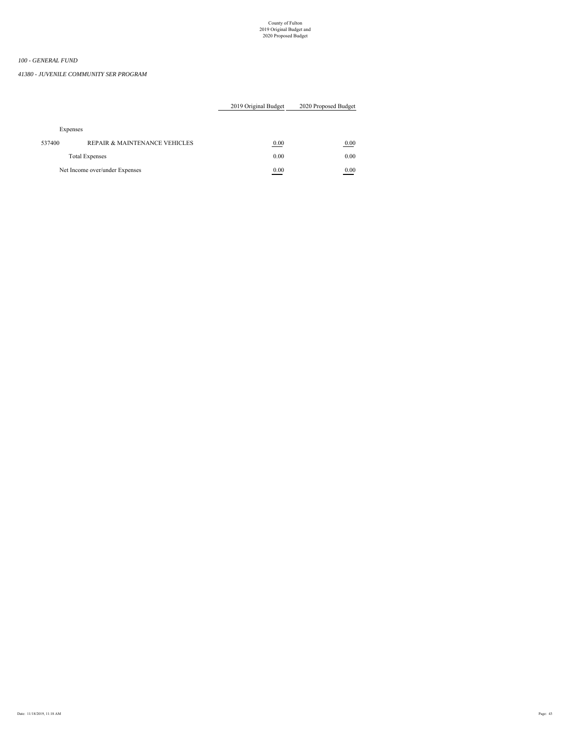*100 - GENERAL FUND*

*41380 - JUVENILE COMMUNITY SER PROGRAM*

| | | 2019 Original Budget | 2020 Proposed Budget |
|---|---|---|---|
| Expenses | | | |
| 537400 | REPAIR & MAINTENANCE VEHICLES | 0.00 | 0.00 |
| | Total Expenses | 0.00 | 0.00 |
| Net Income over/under Expenses | | 0.00 | 0.00 |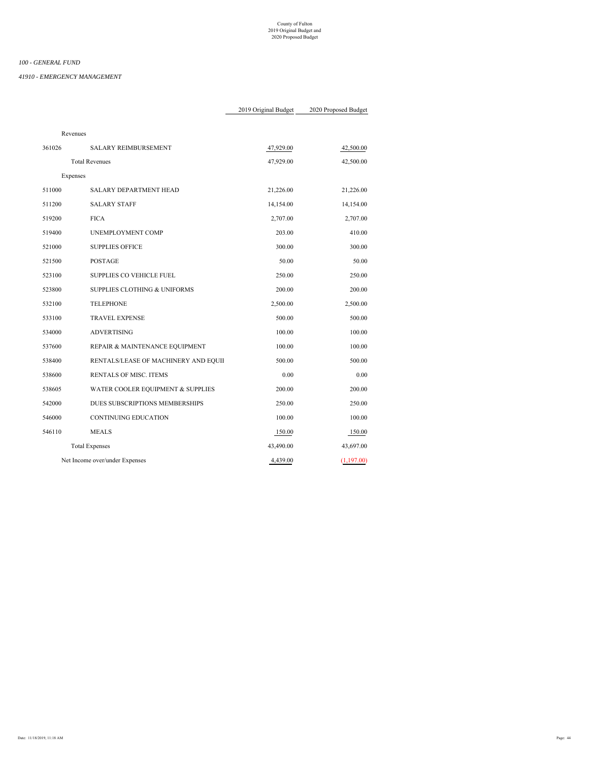County of Fulton
2019 Original Budget and
2020 Proposed Budget

*100 - GENERAL FUND*

*41910 - EMERGENCY MANAGEMENT*

| | | 2019 Original Budget | 2020 Proposed Budget |
|---|---|---|---|
| Revenues | | | |
| 361026 | SALARY REIMBURSEMENT | 47,929.00 | 42,500.00 |
| | Total Revenues | 47,929.00 | 42,500.00 |
| Expenses | | | |
| 511000 | SALARY DEPARTMENT HEAD | 21,226.00 | 21,226.00 |
| 511200 | SALARY STAFF | 14,154.00 | 14,154.00 |
| 519200 | FICA | 2,707.00 | 2,707.00 |
| 519400 | UNEMPLOYMENT COMP | 203.00 | 410.00 |
| 521000 | SUPPLIES OFFICE | 300.00 | 300.00 |
| 521500 | POSTAGE | 50.00 | 50.00 |
| 523100 | SUPPLIES CO VEHICLE FUEL | 250.00 | 250.00 |
| 523800 | SUPPLIES CLOTHING & UNIFORMS | 200.00 | 200.00 |
| 532100 | TELEPHONE | 2,500.00 | 2,500.00 |
| 533100 | TRAVEL EXPENSE | 500.00 | 500.00 |
| 534000 | ADVERTISING | 100.00 | 100.00 |
| 537600 | REPAIR & MAINTENANCE EQUIPMENT | 100.00 | 100.00 |
| 538400 | RENTALS/LEASE OF MACHINERY AND EQUII | 500.00 | 500.00 |
| 538600 | RENTALS OF MISC. ITEMS | 0.00 | 0.00 |
| 538605 | WATER COOLER EQUIPMENT & SUPPLIES | 200.00 | 200.00 |
| 542000 | DUES SUBSCRIPTIONS MEMBERSHIPS | 250.00 | 250.00 |
| 546000 | CONTINUING EDUCATION | 100.00 | 100.00 |
| 546110 | MEALS | 150.00 | 150.00 |
| | Total Expenses | 43,490.00 | 43,697.00 |
| Net Income over/under Expenses | | 4,439.00 | (1,197.00) |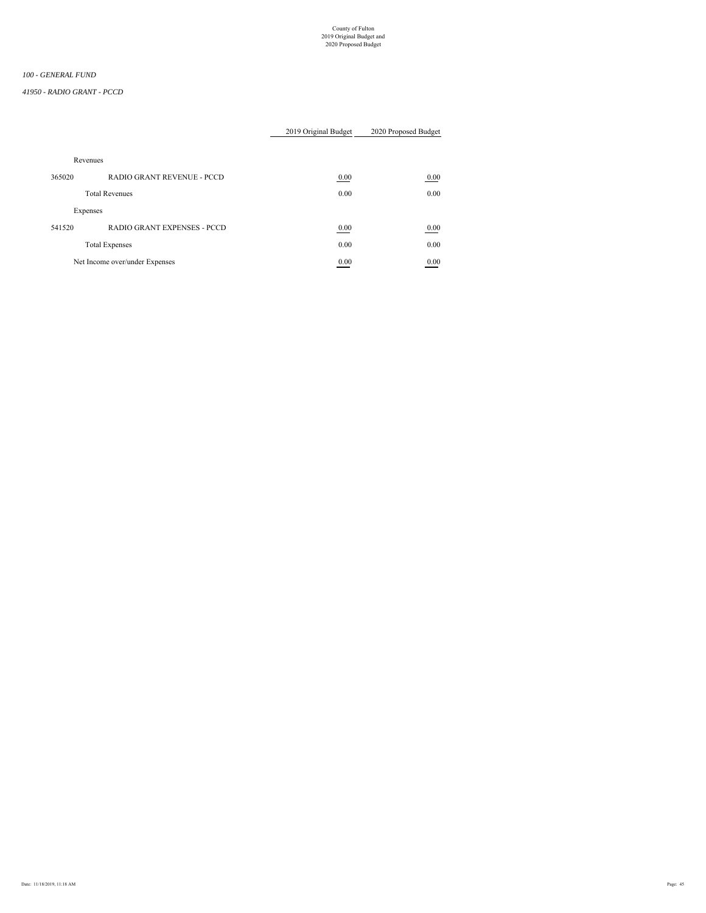County of Fulton
2019 Original Budget and
2020 Proposed Budget

*100 - GENERAL FUND*

*41950 - RADIO GRANT - PCCD*

| | | 2019 Original Budget | 2020 Proposed Budget |
|---|---|---|---|
| Revenues | | | |
| 365020 | RADIO GRANT REVENUE - PCCD | 0.00 | 0.00 |
| | Total Revenues | 0.00 | 0.00 |
| Expenses | | | |
| 541520 | RADIO GRANT EXPENSES - PCCD | 0.00 | 0.00 |
| | Total Expenses | 0.00 | 0.00 |
| Net Income over/under Expenses | | 0.00 | 0.00 |

Date: 11/18/2019, 11:18 AM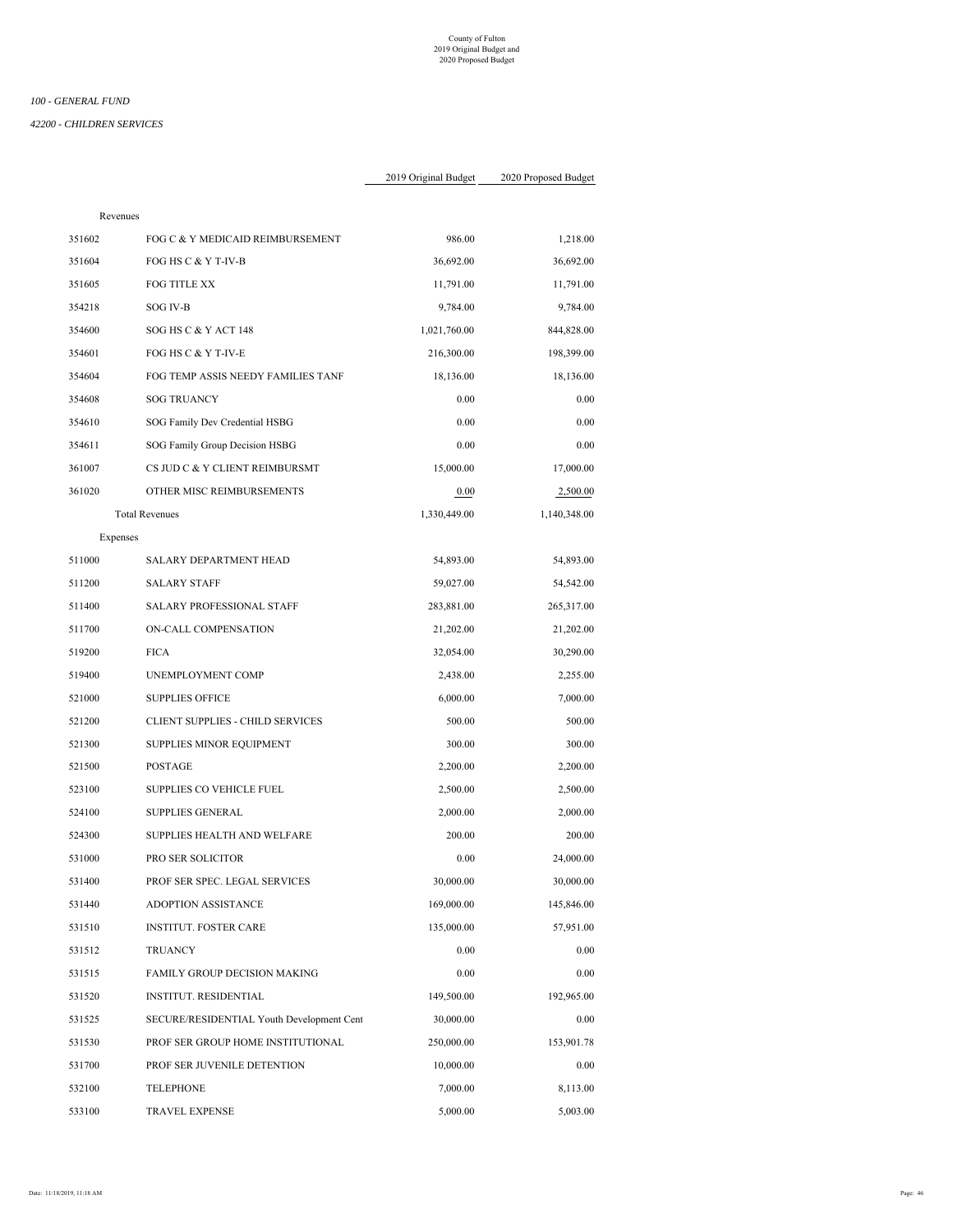County of Fulton
2019 Original Budget and
2020 Proposed Budget

*100 - GENERAL FUND*

*42200 - CHILDREN SERVICES*

| | | 2019 Original Budget | 2020 Proposed Budget |
|---|---|---|---|
| Revenues | | | |
| 351602 | FOG C & Y MEDICAID REIMBURSEMENT | 986.00 | 1,218.00 |
| 351604 | FOG HS C & Y T-IV-B | 36,692.00 | 36,692.00 |
| 351605 | FOG TITLE XX | 11,791.00 | 11,791.00 |
| 354218 | SOG IV-B | 9,784.00 | 9,784.00 |
| 354600 | SOG HS C & Y ACT 148 | 1,021,760.00 | 844,828.00 |
| 354601 | FOG HS C & Y T-IV-E | 216,300.00 | 198,399.00 |
| 354604 | FOG TEMP ASSIS NEEDY FAMILIES TANF | 18,136.00 | 18,136.00 |
| 354608 | SOG TRUANCY | 0.00 | 0.00 |
| 354610 | SOG Family Dev Credential HSBG | 0.00 | 0.00 |
| 354611 | SOG Family Group Decision HSBG | 0.00 | 0.00 |
| 361007 | CS JUD C & Y CLIENT REIMBURSMT | 15,000.00 | 17,000.00 |
| 361020 | OTHER MISC REIMBURSEMENTS | 0.00 | 2,500.00 |
| | Total Revenues | 1,330,449.00 | 1,140,348.00 |
| Expenses | | | |
| 511000 | SALARY DEPARTMENT HEAD | 54,893.00 | 54,893.00 |
| 511200 | SALARY STAFF | 59,027.00 | 54,542.00 |
| 511400 | SALARY PROFESSIONAL STAFF | 283,881.00 | 265,317.00 |
| 511700 | ON-CALL COMPENSATION | 21,202.00 | 21,202.00 |
| 519200 | FICA | 32,054.00 | 30,290.00 |
| 519400 | UNEMPLOYMENT COMP | 2,438.00 | 2,255.00 |
| 521000 | SUPPLIES OFFICE | 6,000.00 | 7,000.00 |
| 521200 | CLIENT SUPPLIES - CHILD SERVICES | 500.00 | 500.00 |
| 521300 | SUPPLIES MINOR EQUIPMENT | 300.00 | 300.00 |
| 521500 | POSTAGE | 2,200.00 | 2,200.00 |
| 523100 | SUPPLIES CO VEHICLE FUEL | 2,500.00 | 2,500.00 |
| 524100 | SUPPLIES GENERAL | 2,000.00 | 2,000.00 |
| 524300 | SUPPLIES HEALTH AND WELFARE | 200.00 | 200.00 |
| 531000 | PRO SER SOLICITOR | 0.00 | 24,000.00 |
| 531400 | PROF SER SPEC. LEGAL SERVICES | 30,000.00 | 30,000.00 |
| 531440 | ADOPTION ASSISTANCE | 169,000.00 | 145,846.00 |
| 531510 | INSTITUT. FOSTER CARE | 135,000.00 | 57,951.00 |
| 531512 | TRUANCY | 0.00 | 0.00 |
| 531515 | FAMILY GROUP DECISION MAKING | 0.00 | 0.00 |
| 531520 | INSTITUT. RESIDENTIAL | 149,500.00 | 192,965.00 |
| 531525 | SECURE/RESIDENTIAL Youth Development Cent | 30,000.00 | 0.00 |
| 531530 | PROF SER GROUP HOME INSTITUTIONAL | 250,000.00 | 153,901.78 |
| 531700 | PROF SER JUVENILE DETENTION | 10,000.00 | 0.00 |
| 532100 | TELEPHONE | 7,000.00 | 8,113.00 |
| 533100 | TRAVEL EXPENSE | 5,000.00 | 5,003.00 |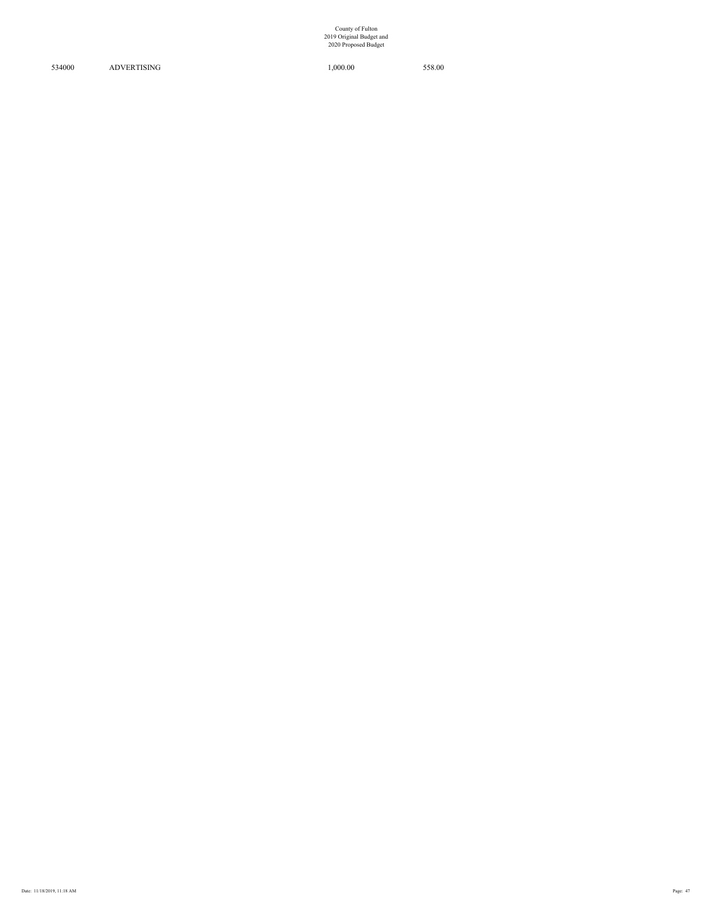| | | | |
|---|---|---|---|
| 534000 | ADVERTISING | 1,000.00 | 558.00 |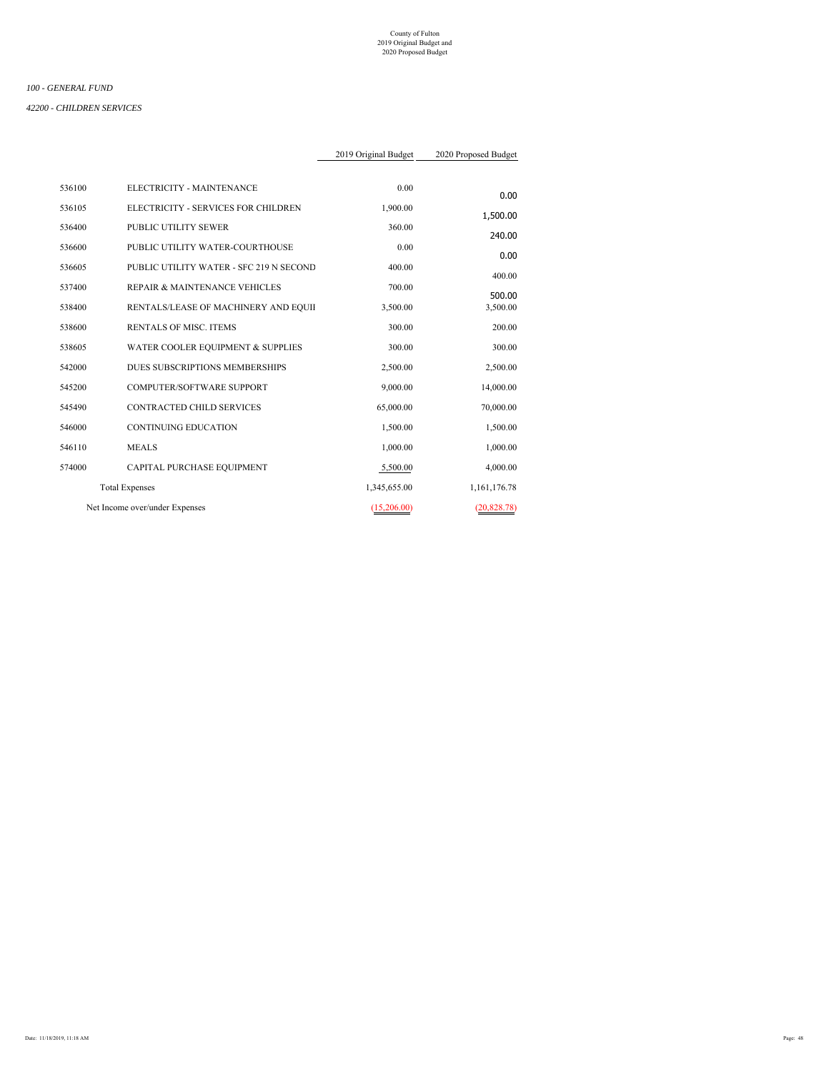*100 - GENERAL FUND*

*42200 - CHILDREN SERVICES*

| | | 2019 Original Budget | 2020 Proposed Budget |
|---|---|---|---|
| 536100 | ELECTRICITY - MAINTENANCE | 0.00 | 0.00 |
| 536105 | ELECTRICITY - SERVICES FOR CHILDREN | 1,900.00 | 1,500.00 |
| 536400 | PUBLIC UTILITY SEWER | 360.00 | 240.00 |
| 536600 | PUBLIC UTILITY WATER-COURTHOUSE | 0.00 | 0.00 |
| 536605 | PUBLIC UTILITY WATER - SFC 219 N SECOND | 400.00 | 400.00 |
| 537400 | REPAIR & MAINTENANCE VEHICLES | 700.00 | 500.00 |
| 538400 | RENTALS/LEASE OF MACHINERY AND EQUII | 3,500.00 | 3,500.00 |
| 538600 | RENTALS OF MISC. ITEMS | 300.00 | 200.00 |
| 538605 | WATER COOLER EQUIPMENT & SUPPLIES | 300.00 | 300.00 |
| 542000 | DUES SUBSCRIPTIONS MEMBERSHIPS | 2,500.00 | 2,500.00 |
| 545200 | COMPUTER/SOFTWARE SUPPORT | 9,000.00 | 14,000.00 |
| 545490 | CONTRACTED CHILD SERVICES | 65,000.00 | 70,000.00 |
| 546000 | CONTINUING EDUCATION | 1,500.00 | 1,500.00 |
| 546110 | MEALS | 1,000.00 | 1,000.00 |
| 574000 | CAPITAL PURCHASE EQUIPMENT | 5,500.00 | 4,000.00 |
| | Total Expenses | 1,345,655.00 | 1,161,176.78 |
| | Net Income over/under Expenses | (15,206.00) | (20,828.78) |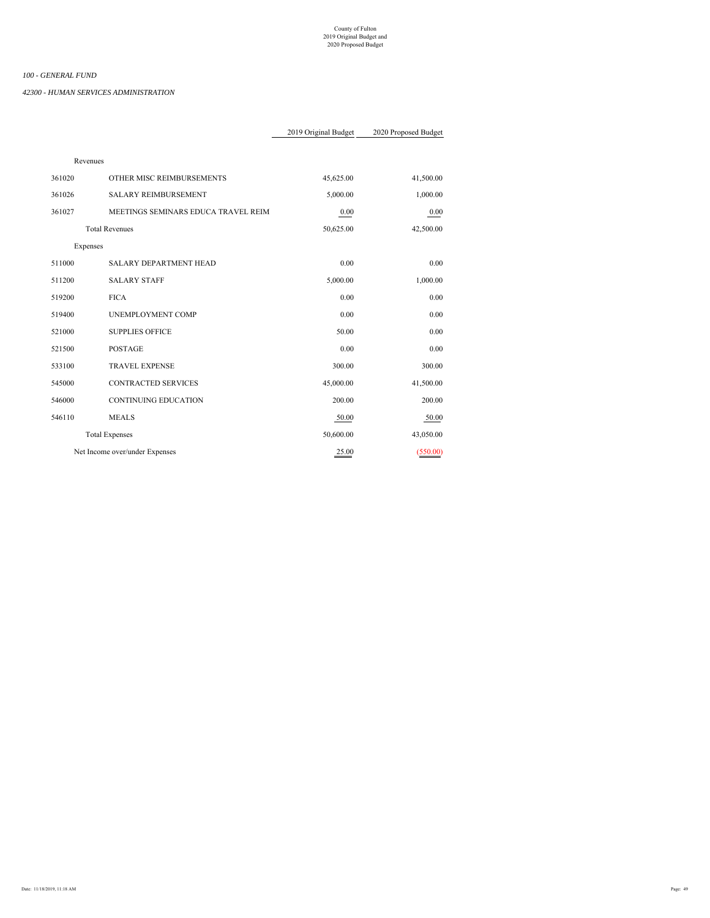County of Fulton
2019 Original Budget and
2020 Proposed Budget

*100 - GENERAL FUND*

*42300 - HUMAN SERVICES ADMINISTRATION*

| | | 2019 Original Budget | 2020 Proposed Budget |
|---|---|---|---|
| Revenues | | | |
| 361020 | OTHER MISC REIMBURSEMENTS | 45,625.00 | 41,500.00 |
| 361026 | SALARY REIMBURSEMENT | 5,000.00 | 1,000.00 |
| 361027 | MEETINGS SEMINARS EDUCA TRAVEL REIM | 0.00 | 0.00 |
| | Total Revenues | 50,625.00 | 42,500.00 |
| Expenses | | | |
| 511000 | SALARY DEPARTMENT HEAD | 0.00 | 0.00 |
| 511200 | SALARY STAFF | 5,000.00 | 1,000.00 |
| 519200 | FICA | 0.00 | 0.00 |
| 519400 | UNEMPLOYMENT COMP | 0.00 | 0.00 |
| 521000 | SUPPLIES OFFICE | 50.00 | 0.00 |
| 521500 | POSTAGE | 0.00 | 0.00 |
| 533100 | TRAVEL EXPENSE | 300.00 | 300.00 |
| 545000 | CONTRACTED SERVICES | 45,000.00 | 41,500.00 |
| 546000 | CONTINUING EDUCATION | 200.00 | 200.00 |
| 546110 | MEALS | 50.00 | 50.00 |
| | Total Expenses | 50,600.00 | 43,050.00 |
| Net Income over/under Expenses | | 25.00 | (550.00) |

Date: 11/18/2019, 11:18 AM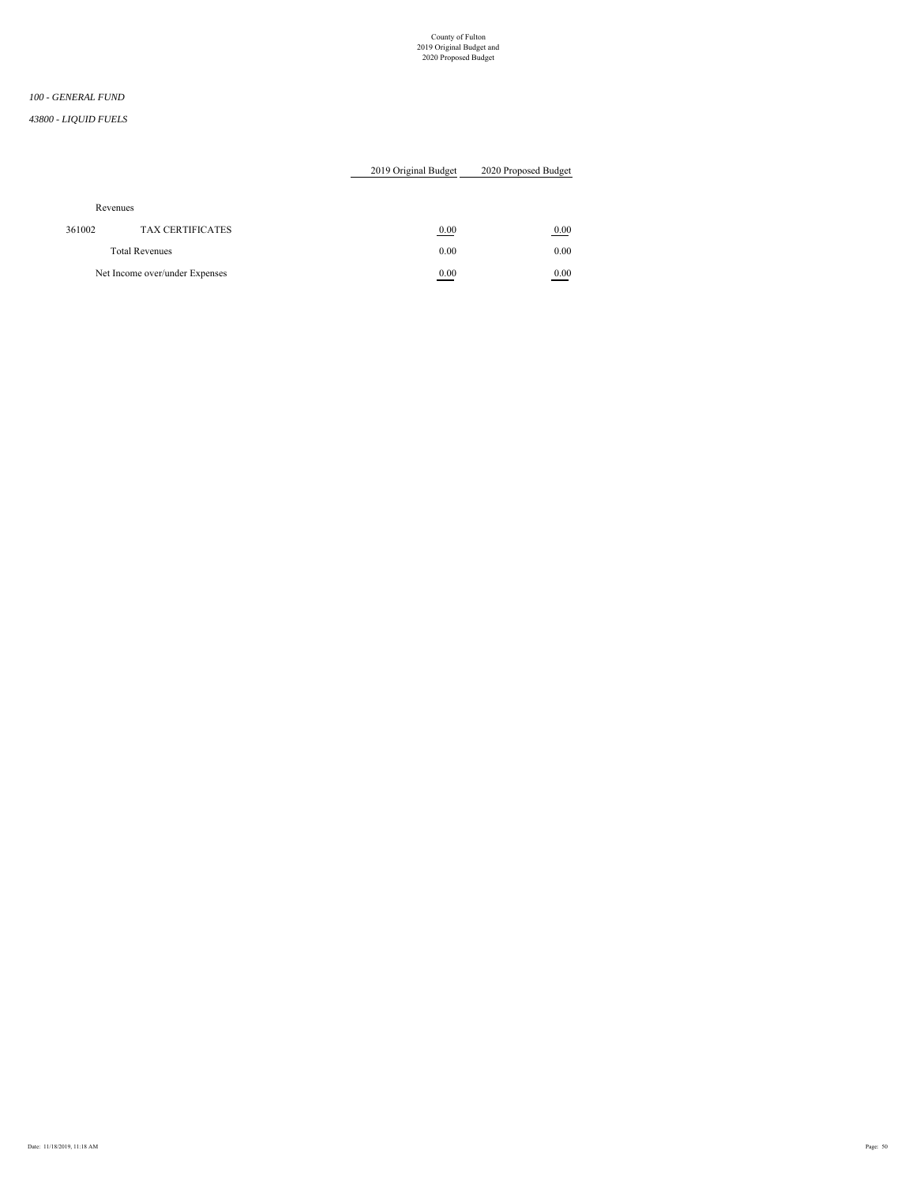*100 - GENERAL FUND*

*43800 - LIQUID FUELS*

| | | 2019 Original Budget | 2020 Proposed Budget |
|---|---|---|---|
| Revenues | | | |
| 361002 | TAX CERTIFICATES | 0.00 | 0.00 |
| | Total Revenues | 0.00 | 0.00 |
| Net Income over/under Expenses | | 0.00 | 0.00 |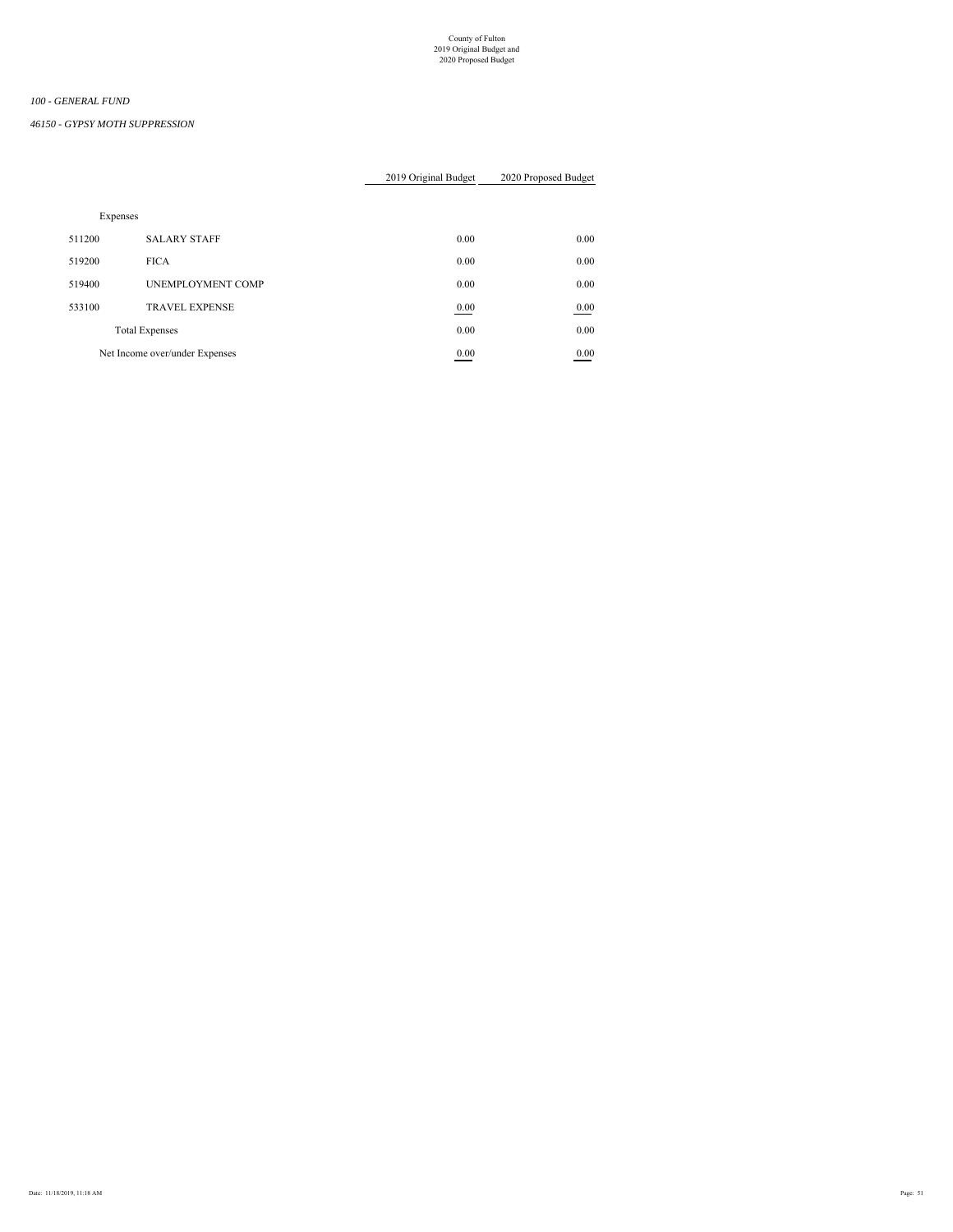*100 - GENERAL FUND*

*46150 - GYPSY MOTH SUPPRESSION*

| | | 2019 Original Budget | 2020 Proposed Budget |
|---|---|---|---|
| Expenses | | | |
| 511200 | SALARY STAFF | 0.00 | 0.00 |
| 519200 | FICA | 0.00 | 0.00 |
| 519400 | UNEMPLOYMENT COMP | 0.00 | 0.00 |
| 533100 | TRAVEL EXPENSE | 0.00 | 0.00 |
| | Total Expenses | 0.00 | 0.00 |
| Net Income over/under Expenses | | 0.00 | 0.00 |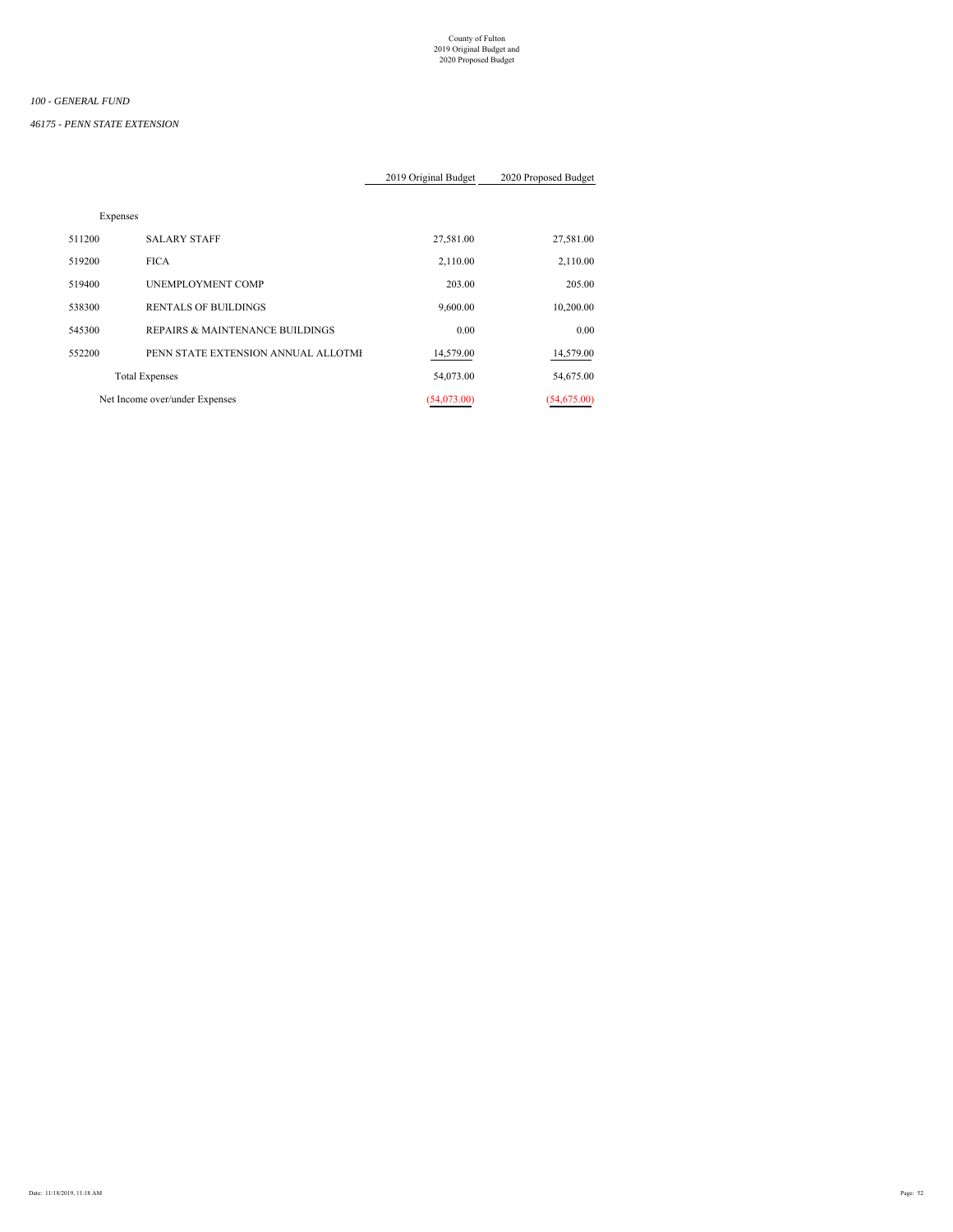County of Fulton
2019 Original Budget and
2020 Proposed Budget

*100 - GENERAL FUND*

*46175 - PENN STATE EXTENSION*

| | | 2019 Original Budget | 2020 Proposed Budget |
|---|---|---|---|
| Expenses | | | |
| 511200 | SALARY STAFF | 27,581.00 | 27,581.00 |
| 519200 | FICA | 2,110.00 | 2,110.00 |
| 519400 | UNEMPLOYMENT COMP | 203.00 | 205.00 |
| 538300 | RENTALS OF BUILDINGS | 9,600.00 | 10,200.00 |
| 545300 | REPAIRS & MAINTENANCE BUILDINGS | 0.00 | 0.00 |
| 552200 | PENN STATE EXTENSION ANNUAL ALLOTMI | 14,579.00 | 14,579.00 |
| | Total Expenses | 54,073.00 | 54,675.00 |
| Net Income over/under Expenses | | (54,073.00) | (54,675.00) |

Date: 11/18/2019, 11:18 AM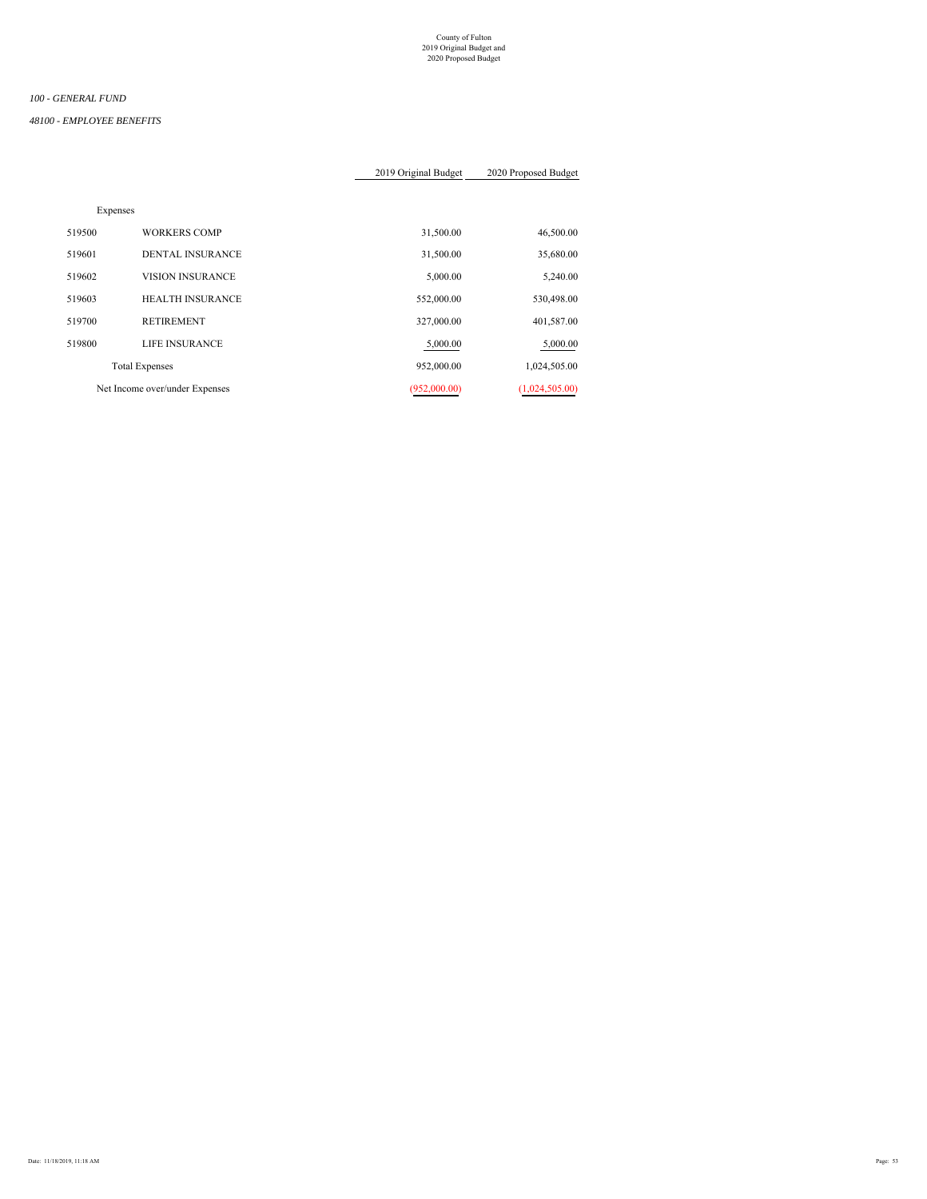County of Fulton
2019 Original Budget and
2020 Proposed Budget

*100 - GENERAL FUND*

*48100 - EMPLOYEE BENEFITS*

| | | 2019 Original Budget | 2020 Proposed Budget |
|---|---|---|---|
| Expenses | | | |
| 519500 | WORKERS COMP | 31,500.00 | 46,500.00 |
| 519601 | DENTAL INSURANCE | 31,500.00 | 35,680.00 |
| 519602 | VISION INSURANCE | 5,000.00 | 5,240.00 |
| 519603 | HEALTH INSURANCE | 552,000.00 | 530,498.00 |
| 519700 | RETIREMENT | 327,000.00 | 401,587.00 |
| 519800 | LIFE INSURANCE | 5,000.00 | 5,000.00 |
| Total Expenses | | 952,000.00 | 1,024,505.00 |
| Net Income over/under Expenses | | (952,000.00) | (1,024,505.00) |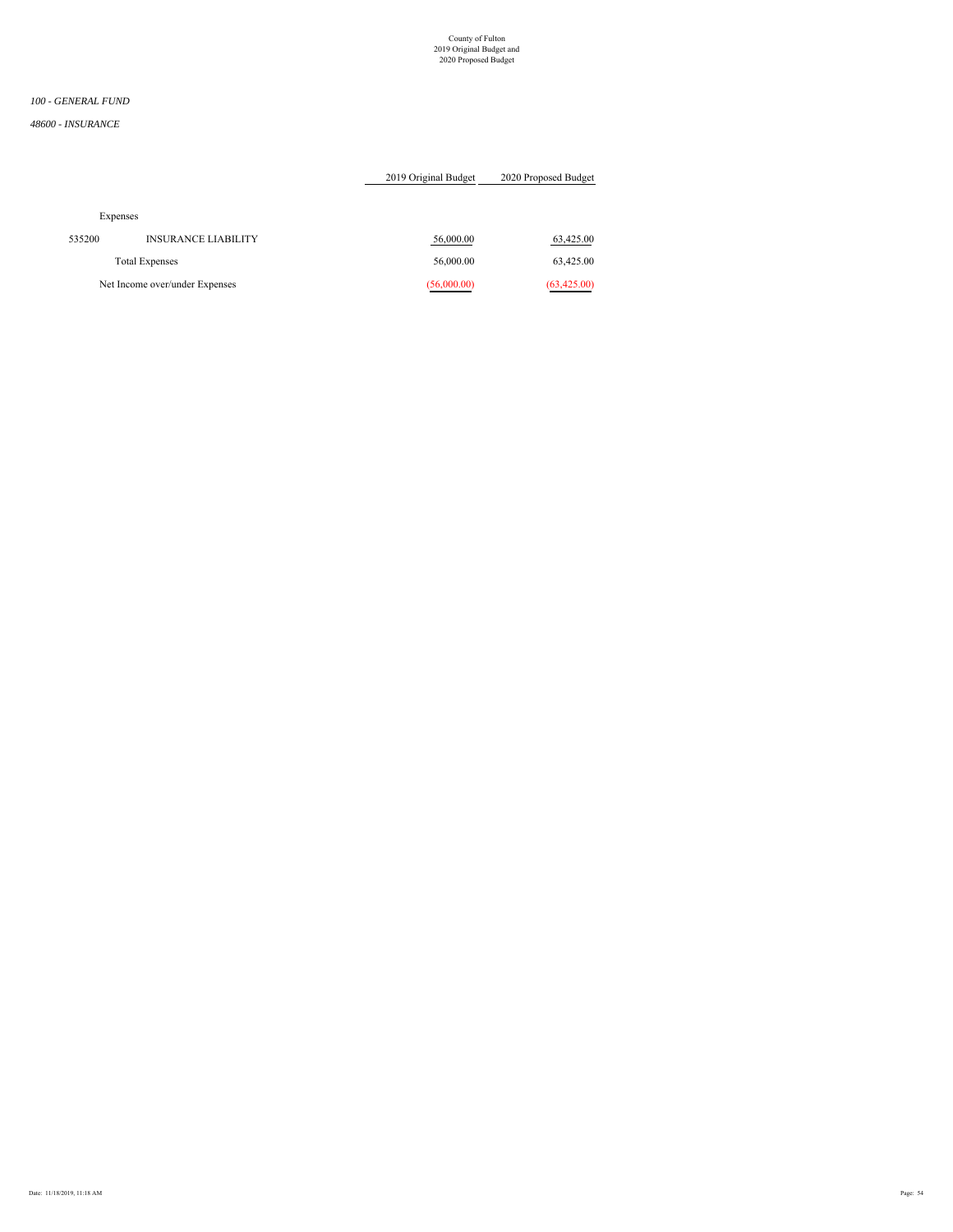County of Fulton
2019 Original Budget and
2020 Proposed Budget

*100 - GENERAL FUND*

*48600 - INSURANCE*

| | | 2019 Original Budget | 2020 Proposed Budget |
|---|---|---|---|
| Expenses | | | |
| 535200 | INSURANCE LIABILITY | 56,000.00 | 63,425.00 |
| | Total Expenses | 56,000.00 | 63,425.00 |
| Net Income over/under Expenses | | (56,000.00) | (63,425.00) |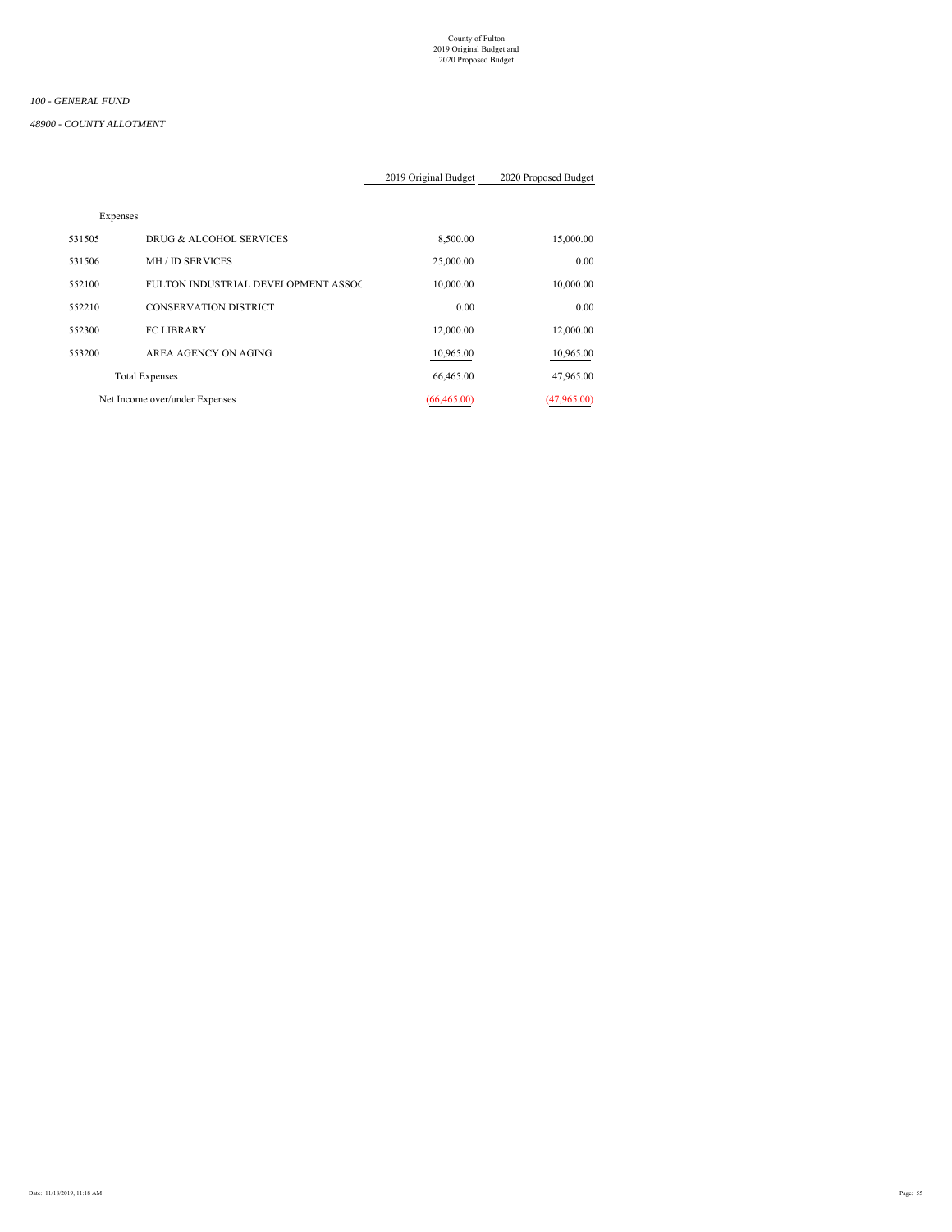County of Fulton
2019 Original Budget and
2020 Proposed Budget

*100 - GENERAL FUND*

*48900 - COUNTY ALLOTMENT*

| | | 2019 Original Budget | 2020 Proposed Budget |
|---|---|---|---|
| Expenses | | | |
| 531505 | DRUG & ALCOHOL SERVICES | 8,500.00 | 15,000.00 |
| 531506 | MH / ID SERVICES | 25,000.00 | 0.00 |
| 552100 | FULTON INDUSTRIAL DEVELOPMENT ASSOC | 10,000.00 | 10,000.00 |
| 552210 | CONSERVATION DISTRICT | 0.00 | 0.00 |
| 552300 | FC LIBRARY | 12,000.00 | 12,000.00 |
| 553200 | AREA AGENCY ON AGING | 10,965.00 | 10,965.00 |
| | Total Expenses | 66,465.00 | 47,965.00 |
| Net Income over/under Expenses | | (66,465.00) | (47,965.00) |

Date: 11/18/2019, 11:18 AM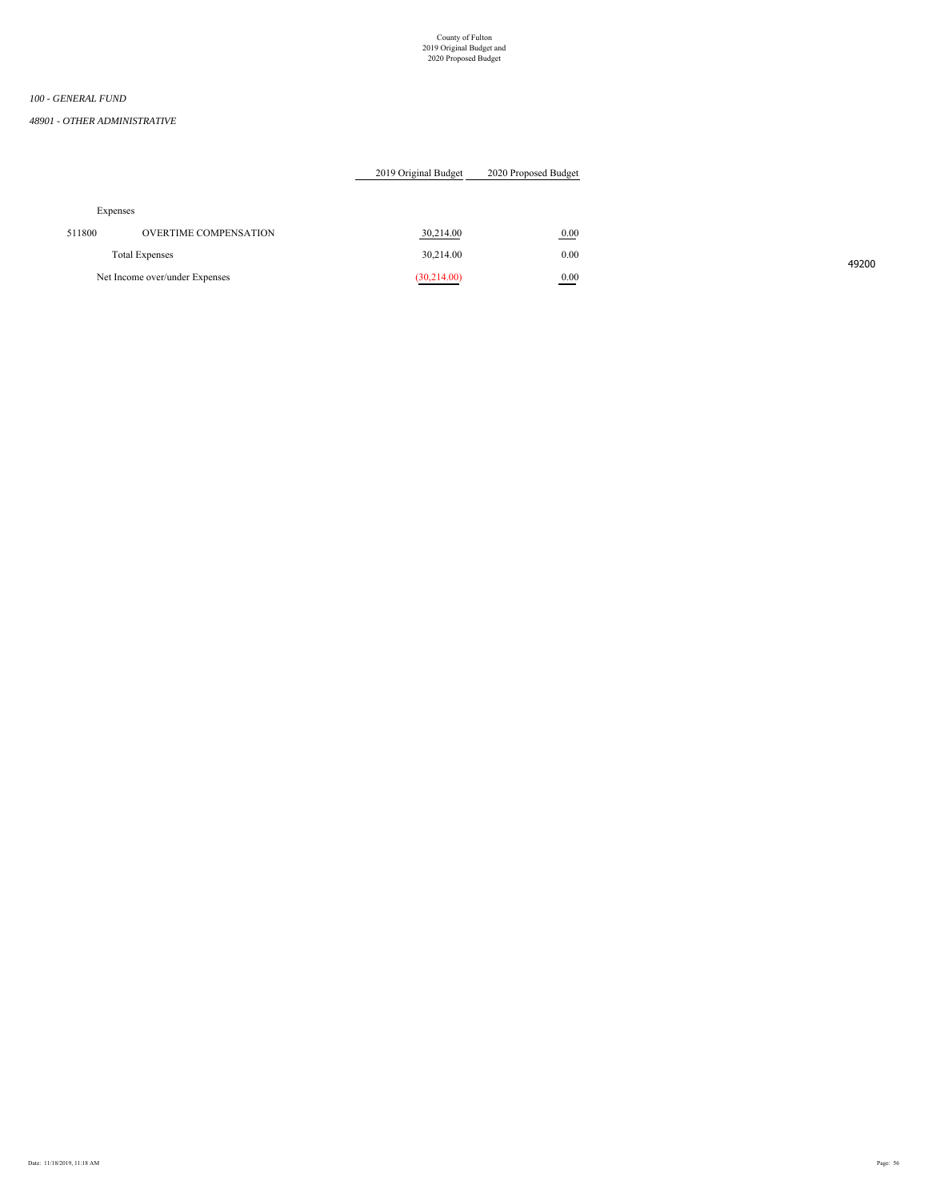County of Fulton
2019 Original Budget and
2020 Proposed Budget

*100 - GENERAL FUND*

*48901 - OTHER ADMINISTRATIVE*

| | | 2019 Original Budget | 2020 Proposed Budget |
|---|---|---|---|
| Expenses | | | |
| 511800 | OVERTIME COMPENSATION | 30,214.00 | 0.00 |
| | Total Expenses | 30,214.00 | 0.00 |
| Net Income over/under Expenses | | (30,214.00) | 0.00 |

49200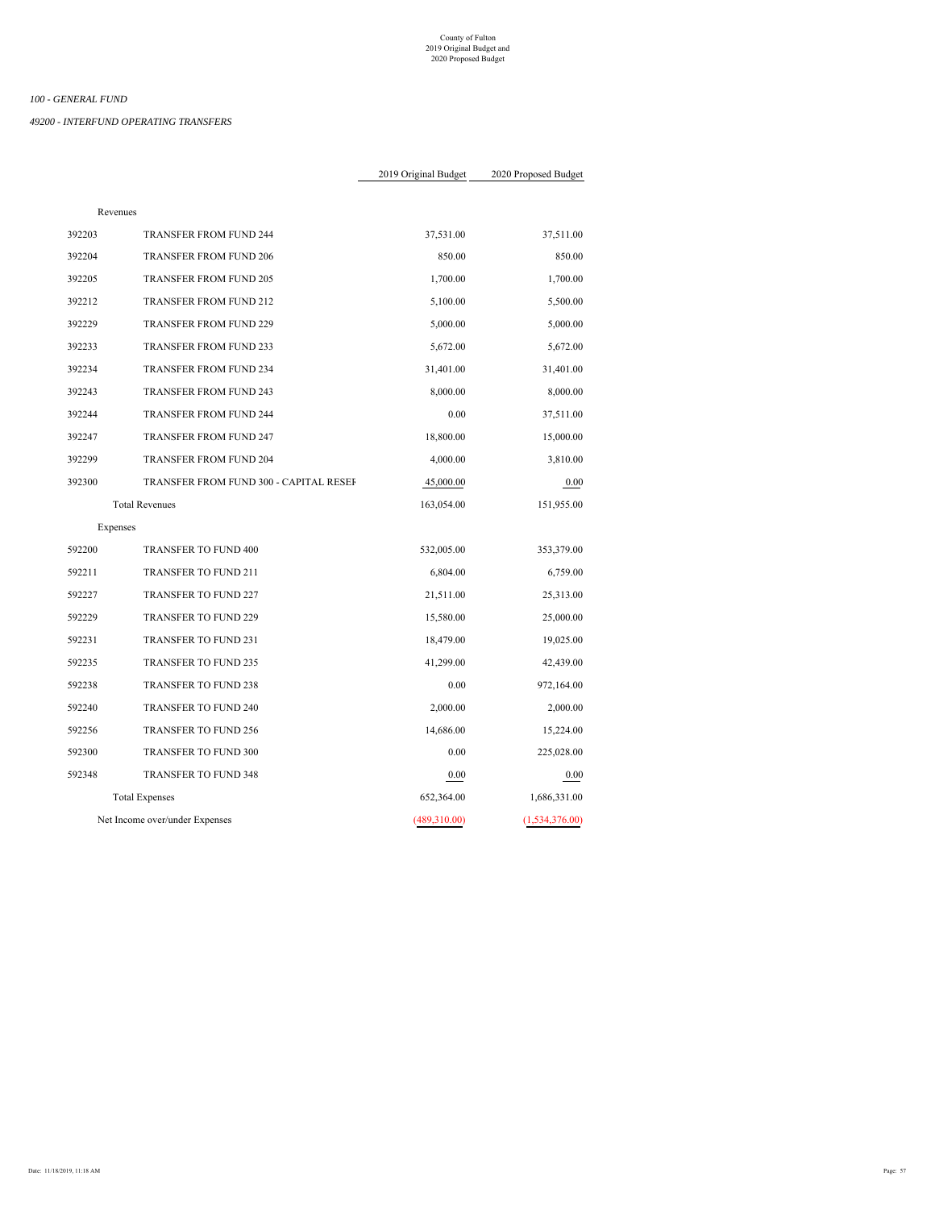County of Fulton
2019 Original Budget and
2020 Proposed Budget

*100 - GENERAL FUND*

*49200 - INTERFUND OPERATING TRANSFERS*

| | | 2019 Original Budget | 2020 Proposed Budget |
|---|---|---|---|
| Revenues | | | |
| 392203 | TRANSFER FROM FUND 244 | 37,531.00 | 37,511.00 |
| 392204 | TRANSFER FROM FUND 206 | 850.00 | 850.00 |
| 392205 | TRANSFER FROM FUND 205 | 1,700.00 | 1,700.00 |
| 392212 | TRANSFER FROM FUND 212 | 5,100.00 | 5,500.00 |
| 392229 | TRANSFER FROM FUND 229 | 5,000.00 | 5,000.00 |
| 392233 | TRANSFER FROM FUND 233 | 5,672.00 | 5,672.00 |
| 392234 | TRANSFER FROM FUND 234 | 31,401.00 | 31,401.00 |
| 392243 | TRANSFER FROM FUND 243 | 8,000.00 | 8,000.00 |
| 392244 | TRANSFER FROM FUND 244 | 0.00 | 37,511.00 |
| 392247 | TRANSFER FROM FUND 247 | 18,800.00 | 15,000.00 |
| 392299 | TRANSFER FROM FUND 204 | 4,000.00 | 3,810.00 |
| 392300 | TRANSFER FROM FUND 300 - CAPITAL RESEF | 45,000.00 | 0.00 |
| Total Revenues | | 163,054.00 | 151,955.00 |
| Expenses | | | |
| 592200 | TRANSFER TO FUND 400 | 532,005.00 | 353,379.00 |
| 592211 | TRANSFER TO FUND 211 | 6,804.00 | 6,759.00 |
| 592227 | TRANSFER TO FUND 227 | 21,511.00 | 25,313.00 |
| 592229 | TRANSFER TO FUND 229 | 15,580.00 | 25,000.00 |
| 592231 | TRANSFER TO FUND 231 | 18,479.00 | 19,025.00 |
| 592235 | TRANSFER TO FUND 235 | 41,299.00 | 42,439.00 |
| 592238 | TRANSFER TO FUND 238 | 0.00 | 972,164.00 |
| 592240 | TRANSFER TO FUND 240 | 2,000.00 | 2,000.00 |
| 592256 | TRANSFER TO FUND 256 | 14,686.00 | 15,224.00 |
| 592300 | TRANSFER TO FUND 300 | 0.00 | 225,028.00 |
| 592348 | TRANSFER TO FUND 348 | 0.00 | 0.00 |
| Total Expenses | | 652,364.00 | 1,686,331.00 |
| Net Income over/under Expenses | | (489,310.00) | (1,534,376.00) |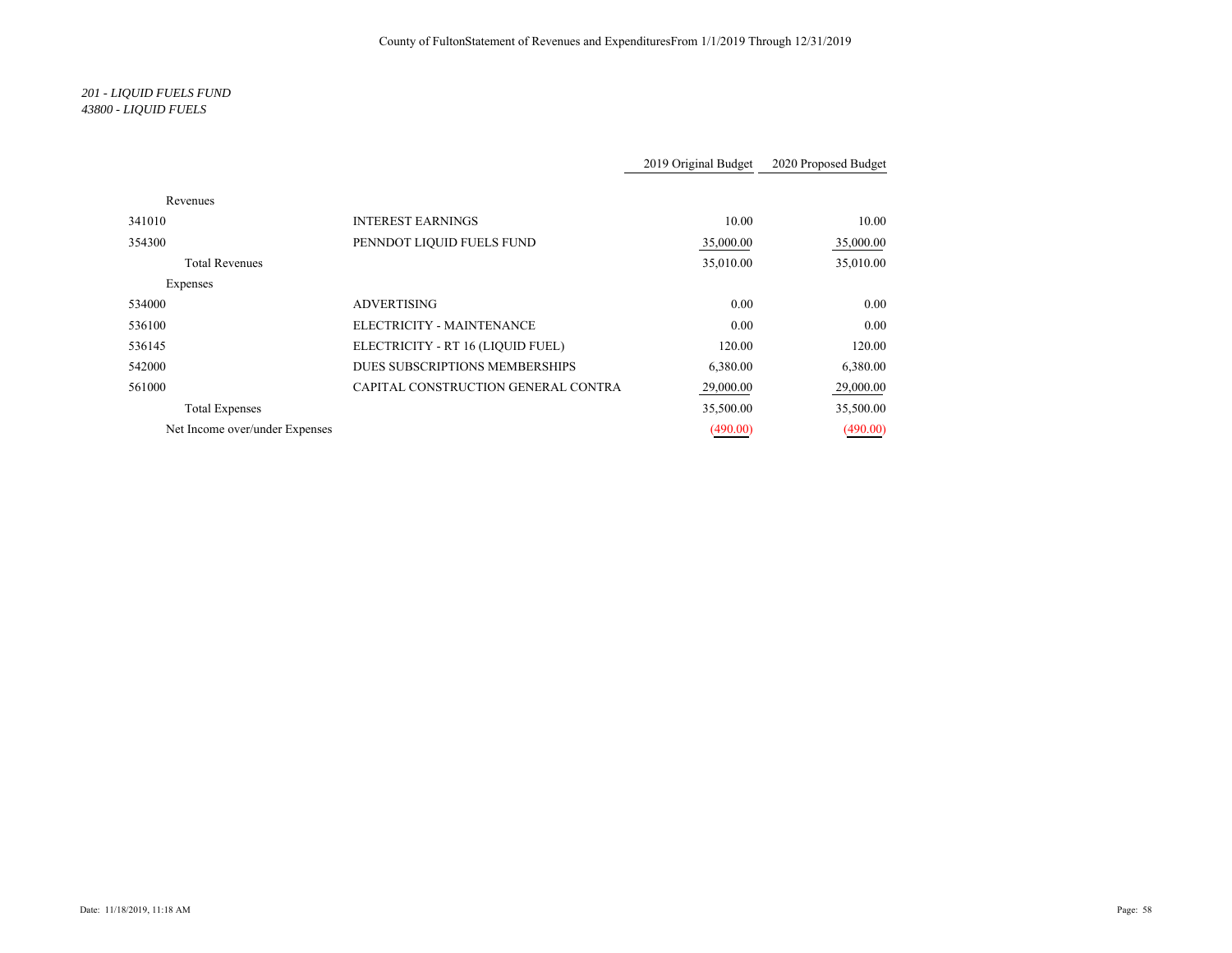County of FultonStatement of Revenues and ExpendituresFrom 1/1/2019 Through 12/31/2019

*201 - LIQUID FUELS FUND*
*43800 - LIQUID FUELS*

| | | 2019 Original Budget | 2020 Proposed Budget |
|---|---|---|---|
| Revenues | | | |
| 341010 | INTEREST EARNINGS | 10.00 | 10.00 |
| 354300 | PENNDOT LIQUID FUELS FUND | 35,000.00 | 35,000.00 |
| Total Revenues | | 35,010.00 | 35,010.00 |
| Expenses | | | |
| 534000 | ADVERTISING | 0.00 | 0.00 |
| 536100 | ELECTRICITY - MAINTENANCE | 0.00 | 0.00 |
| 536145 | ELECTRICITY - RT 16 (LIQUID FUEL) | 120.00 | 120.00 |
| 542000 | DUES SUBSCRIPTIONS MEMBERSHIPS | 6,380.00 | 6,380.00 |
| 561000 | CAPITAL CONSTRUCTION GENERAL CONTRA | 29,000.00 | 29,000.00 |
| Total Expenses | | 35,500.00 | 35,500.00 |
| Net Income over/under Expenses | | (490.00) | (490.00) |

Date: 11/18/2019, 11:18 AM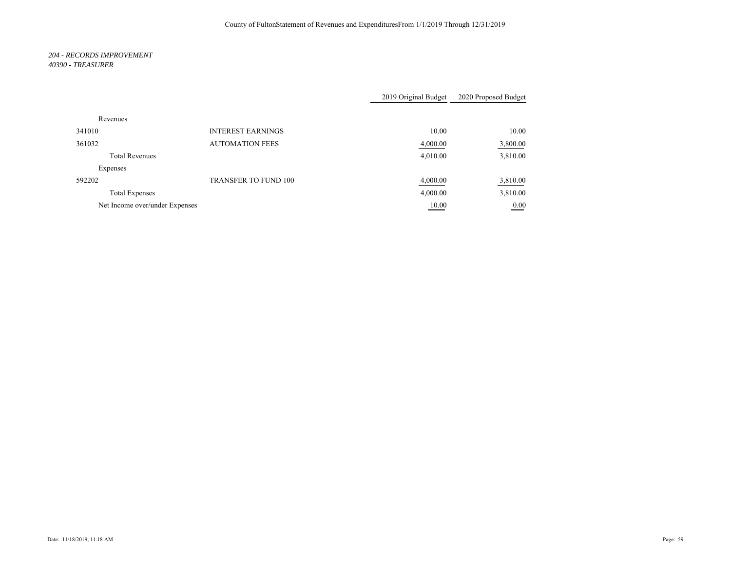County of FultonStatement of Revenues and ExpendituresFrom 1/1/2019 Through 12/31/2019

*204 - RECORDS IMPROVEMENT*
*40390 - TREASURER*

| | | 2019 Original Budget | 2020 Proposed Budget |
|---|---|---|---|
| Revenues | | | |
| 341010 | INTEREST EARNINGS | 10.00 | 10.00 |
| 361032 | AUTOMATION FEES | 4,000.00 | 3,800.00 |
| Total Revenues | | 4,010.00 | 3,810.00 |
| Expenses | | | |
| 592202 | TRANSFER TO FUND 100 | 4,000.00 | 3,810.00 |
| Total Expenses | | 4,000.00 | 3,810.00 |
| Net Income over/under Expenses | | 10.00 | 0.00 |

Date: 11/18/2019, 11:18 AM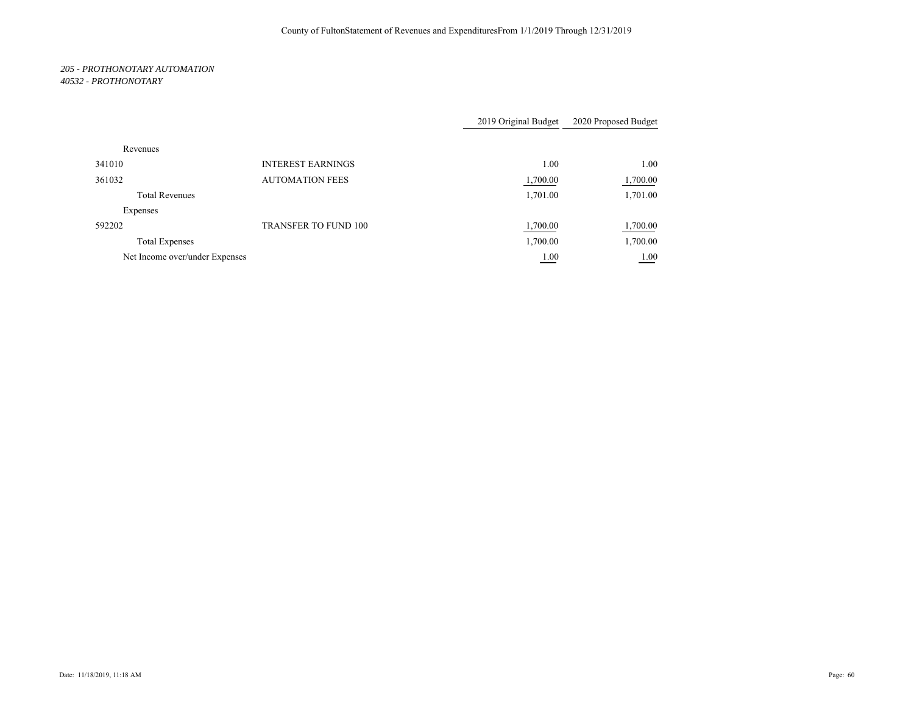County of Fulton Statement of Revenues and Expenditures From 1/1/2019 Through 12/31/2019

*205 - PROTHONOTARY AUTOMATION*
*40532 - PROTHONOTARY*

| | | 2019 Original Budget | 2020 Proposed Budget |
|---|---|---|---|
| Revenues | | | |
| 341010 | INTEREST EARNINGS | 1.00 | 1.00 |
| 361032 | AUTOMATION FEES | 1,700.00 | 1,700.00 |
| Total Revenues | | 1,701.00 | 1,701.00 |
| Expenses | | | |
| 592202 | TRANSFER TO FUND 100 | 1,700.00 | 1,700.00 |
| Total Expenses | | 1,700.00 | 1,700.00 |
| Net Income over/under Expenses | | 1.00 | 1.00 |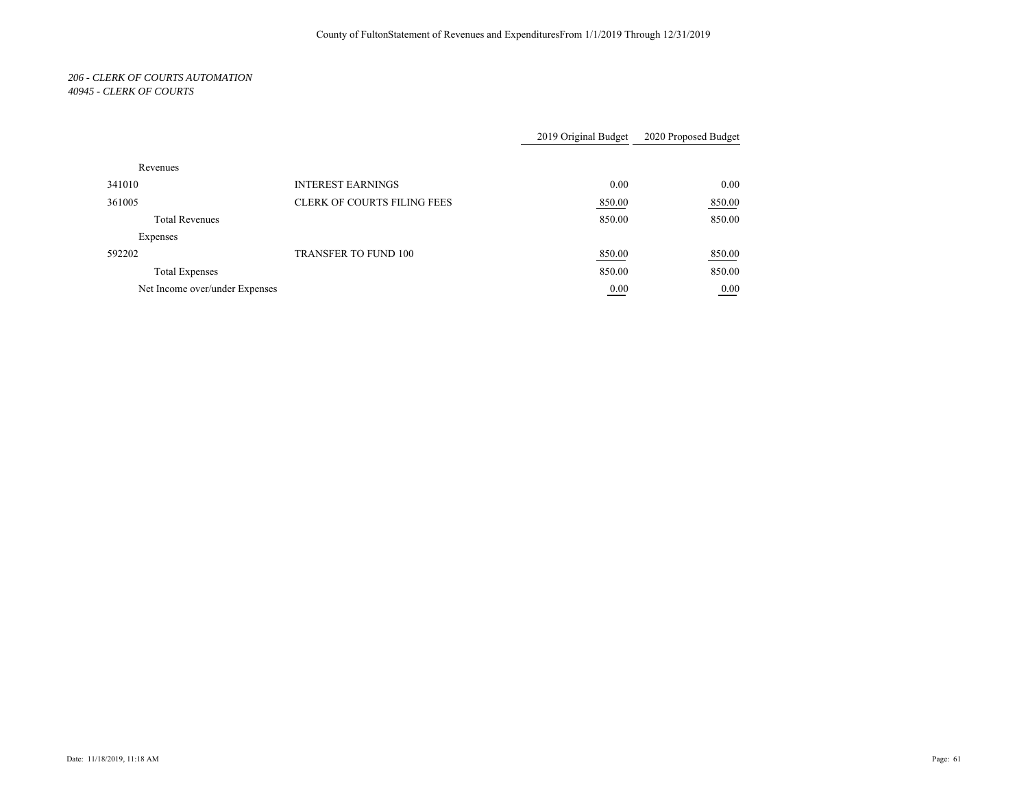*206 - CLERK OF COURTS AUTOMATION*
*40945 - CLERK OF COURTS*

| | | 2019 Original Budget | 2020 Proposed Budget |
|---|---|---|---|
| Revenues | | | |
| 341010 | INTEREST EARNINGS | 0.00 | 0.00 |
| 361005 | CLERK OF COURTS FILING FEES | 850.00 | 850.00 |
| Total Revenues | | 850.00 | 850.00 |
| Expenses | | | |
| 592202 | TRANSFER TO FUND 100 | 850.00 | 850.00 |
| Total Expenses | | 850.00 | 850.00 |
| Net Income over/under Expenses | | 0.00 | 0.00 |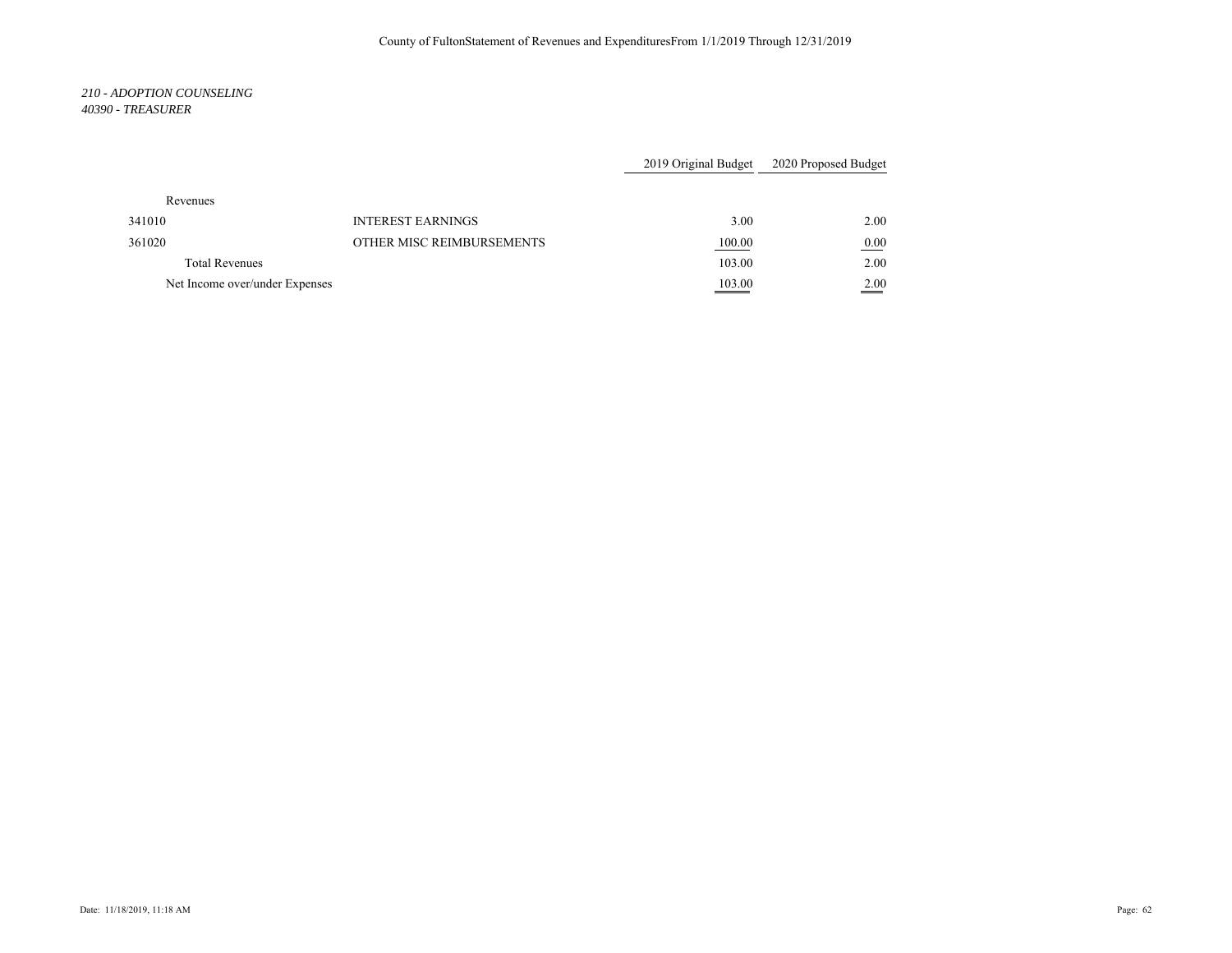*210 - ADOPTION COUNSELING*
*40390 - TREASURER*

| | | 2019 Original Budget | 2020 Proposed Budget |
|---|---|---|---|
| Revenues | | | |
| 341010 | INTEREST EARNINGS | 3.00 | 2.00 |
| 361020 | OTHER MISC REIMBURSEMENTS | 100.00 | 0.00 |
| Total Revenues | | 103.00 | 2.00 |
| Net Income over/under Expenses | | 103.00 | 2.00 |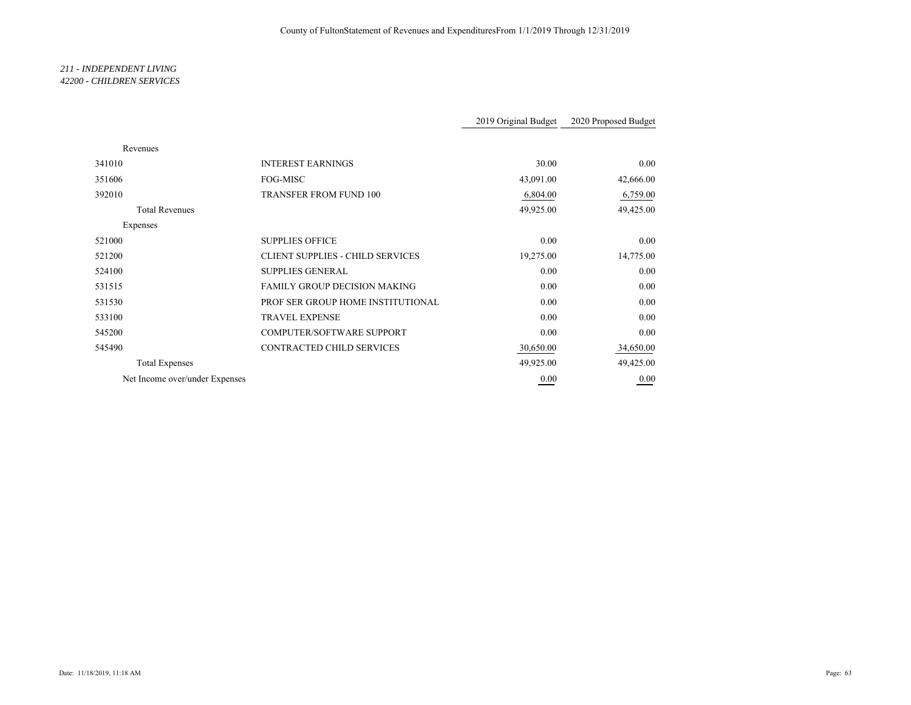County of FultonStatement of Revenues and ExpendituresFrom 1/1/2019 Through 12/31/2019

*211 - INDEPENDENT LIVING*
*42200 - CHILDREN SERVICES*

| | | 2019 Original Budget | 2020 Proposed Budget |
|---|---|---|---|
| Revenues | | | |
| 341010 | INTEREST EARNINGS | 30.00 | 0.00 |
| 351606 | FOG-MISC | 43,091.00 | 42,666.00 |
| 392010 | TRANSFER FROM FUND 100 | 6,804.00 | 6,759.00 |
| Total Revenues | | 49,925.00 | 49,425.00 |
| Expenses | | | |
| 521000 | SUPPLIES OFFICE | 0.00 | 0.00 |
| 521200 | CLIENT SUPPLIES - CHILD SERVICES | 19,275.00 | 14,775.00 |
| 524100 | SUPPLIES GENERAL | 0.00 | 0.00 |
| 531515 | FAMILY GROUP DECISION MAKING | 0.00 | 0.00 |
| 531530 | PROF SER GROUP HOME INSTITUTIONAL | 0.00 | 0.00 |
| 533100 | TRAVEL EXPENSE | 0.00 | 0.00 |
| 545200 | COMPUTER/SOFTWARE SUPPORT | 0.00 | 0.00 |
| 545490 | CONTRACTED CHILD SERVICES | 30,650.00 | 34,650.00 |
| Total Expenses | | 49,925.00 | 49,425.00 |
| Net Income over/under Expenses | | 0.00 | 0.00 |

Date: 11/18/2019, 11:18 AM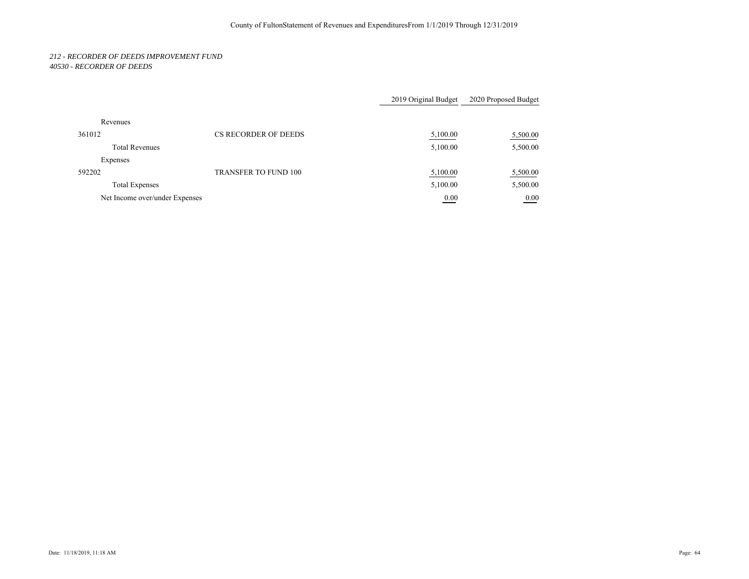County of FultonStatement of Revenues and ExpendituresFrom 1/1/2019 Through 12/31/2019

*212 - RECORDER OF DEEDS IMPROVEMENT FUND*
*40530 - RECORDER OF DEEDS*

| | | 2019 Original Budget | 2020 Proposed Budget |
|---|---|---|---|
| Revenues | | | |
| 361012 | CS RECORDER OF DEEDS | 5,100.00 | 5,500.00 |
| Total Revenues | | 5,100.00 | 5,500.00 |
| Expenses | | | |
| 592202 | TRANSFER TO FUND 100 | 5,100.00 | 5,500.00 |
| Total Expenses | | 5,100.00 | 5,500.00 |
| Net Income over/under Expenses | | 0.00 | 0.00 |

Date: 11/18/2019, 11:18 AM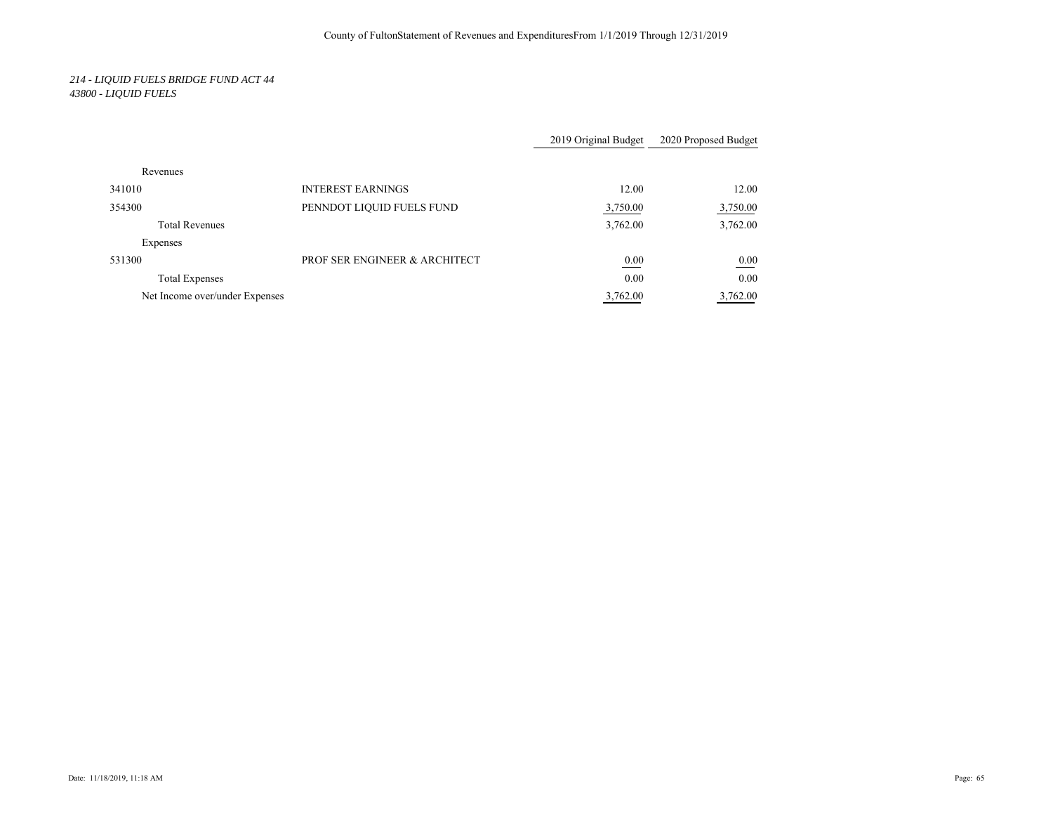County of FultonStatement of Revenues and ExpendituresFrom 1/1/2019 Through 12/31/2019

*214 - LIQUID FUELS BRIDGE FUND ACT 44*
*43800 - LIQUID FUELS*

| | | 2019 Original Budget | 2020 Proposed Budget |
|---|---|---|---|
| Revenues | | | |
| 341010 | INTEREST EARNINGS | 12.00 | 12.00 |
| 354300 | PENNDOT LIQUID FUELS FUND | 3,750.00 | 3,750.00 |
| Total Revenues | | 3,762.00 | 3,762.00 |
| Expenses | | | |
| 531300 | PROF SER ENGINEER & ARCHITECT | 0.00 | 0.00 |
| Total Expenses | | 0.00 | 0.00 |
| Net Income over/under Expenses | | 3,762.00 | 3,762.00 |

Date: 11/18/2019, 11:18 AM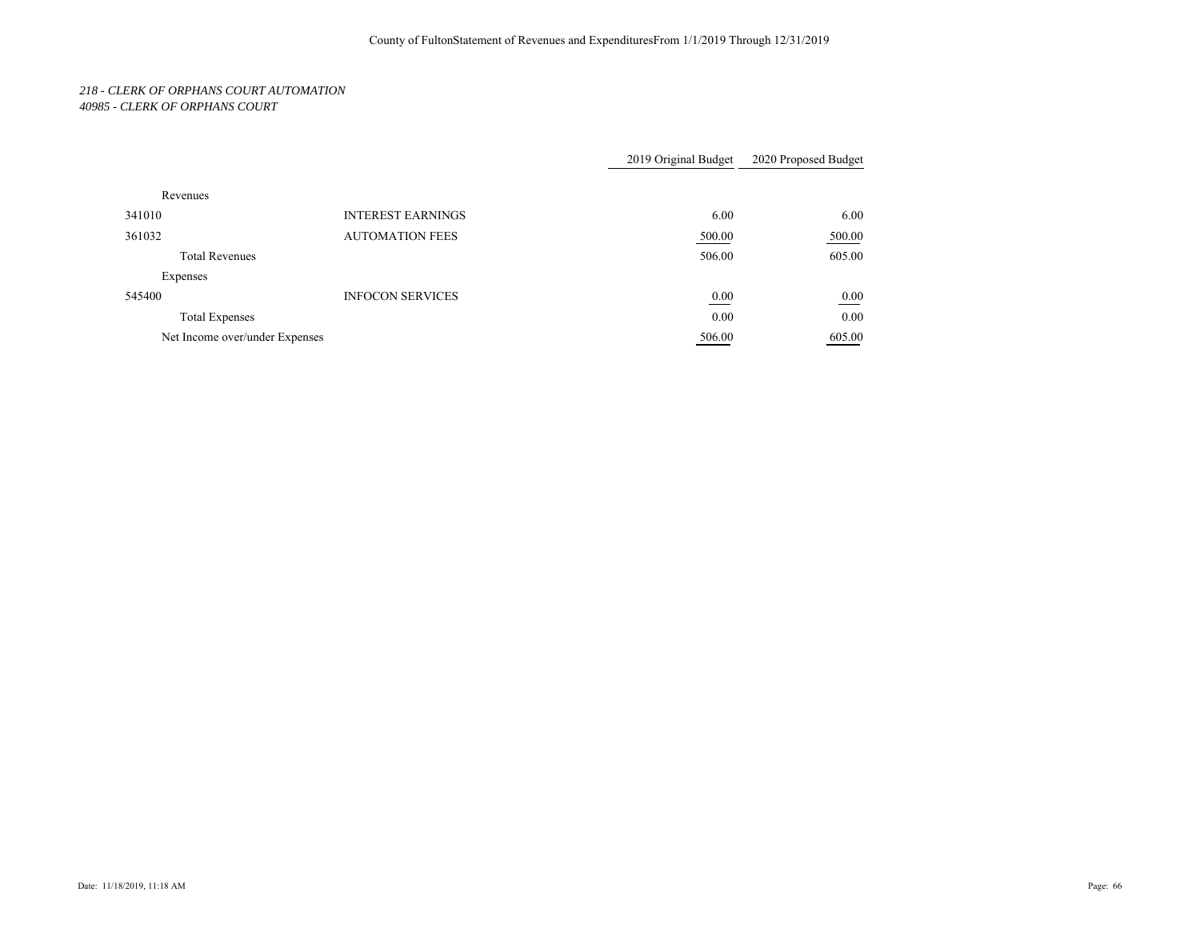County of FultonStatement of Revenues and ExpendituresFrom 1/1/2019 Through 12/31/2019

*218 - CLERK OF ORPHANS COURT AUTOMATION*
*40985 - CLERK OF ORPHANS COURT*

| | | 2019 Original Budget | 2020 Proposed Budget |
|---|---|---|---|
| Revenues | | | |
| 341010 | INTEREST EARNINGS | 6.00 | 6.00 |
| 361032 | AUTOMATION FEES | 500.00 | 500.00 |
| Total Revenues | | 506.00 | 605.00 |
| Expenses | | | |
| 545400 | INFOCON SERVICES | 0.00 | 0.00 |
| Total Expenses | | 0.00 | 0.00 |
| Net Income over/under Expenses | | 506.00 | 605.00 |

Date: 11/18/2019, 11:18 AM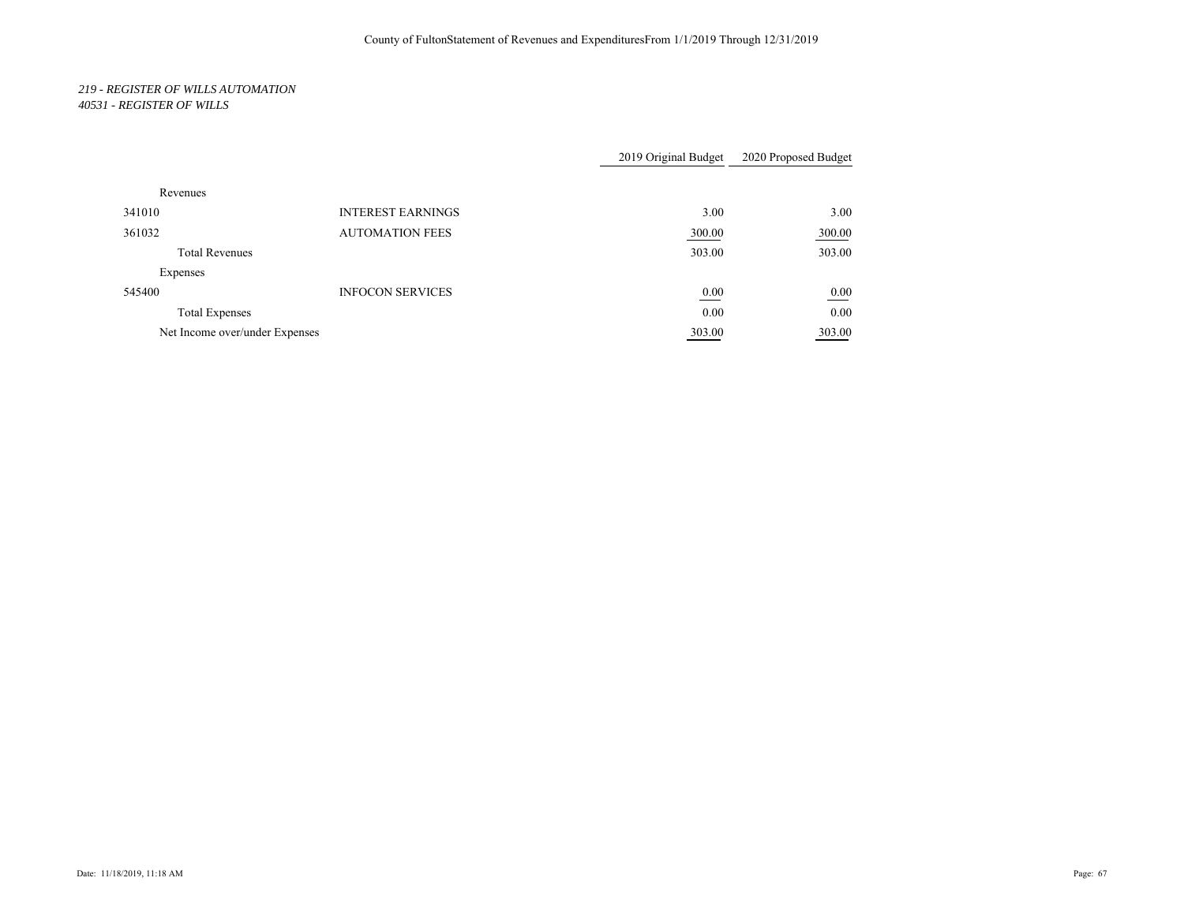County of FultonStatement of Revenues and ExpendituresFrom 1/1/2019 Through 12/31/2019

*219 - REGISTER OF WILLS AUTOMATION*
*40531 - REGISTER OF WILLS*

| | | 2019 Original Budget | 2020 Proposed Budget |
|---|---|---|---|
| Revenues | | | |
| 341010 | INTEREST EARNINGS | 3.00 | 3.00 |
| 361032 | AUTOMATION FEES | 300.00 | 300.00 |
| Total Revenues | | 303.00 | 303.00 |
| Expenses | | | |
| 545400 | INFOCON SERVICES | 0.00 | 0.00 |
| Total Expenses | | 0.00 | 0.00 |
| Net Income over/under Expenses | | 303.00 | 303.00 |

Date: 11/18/2019, 11:18 AM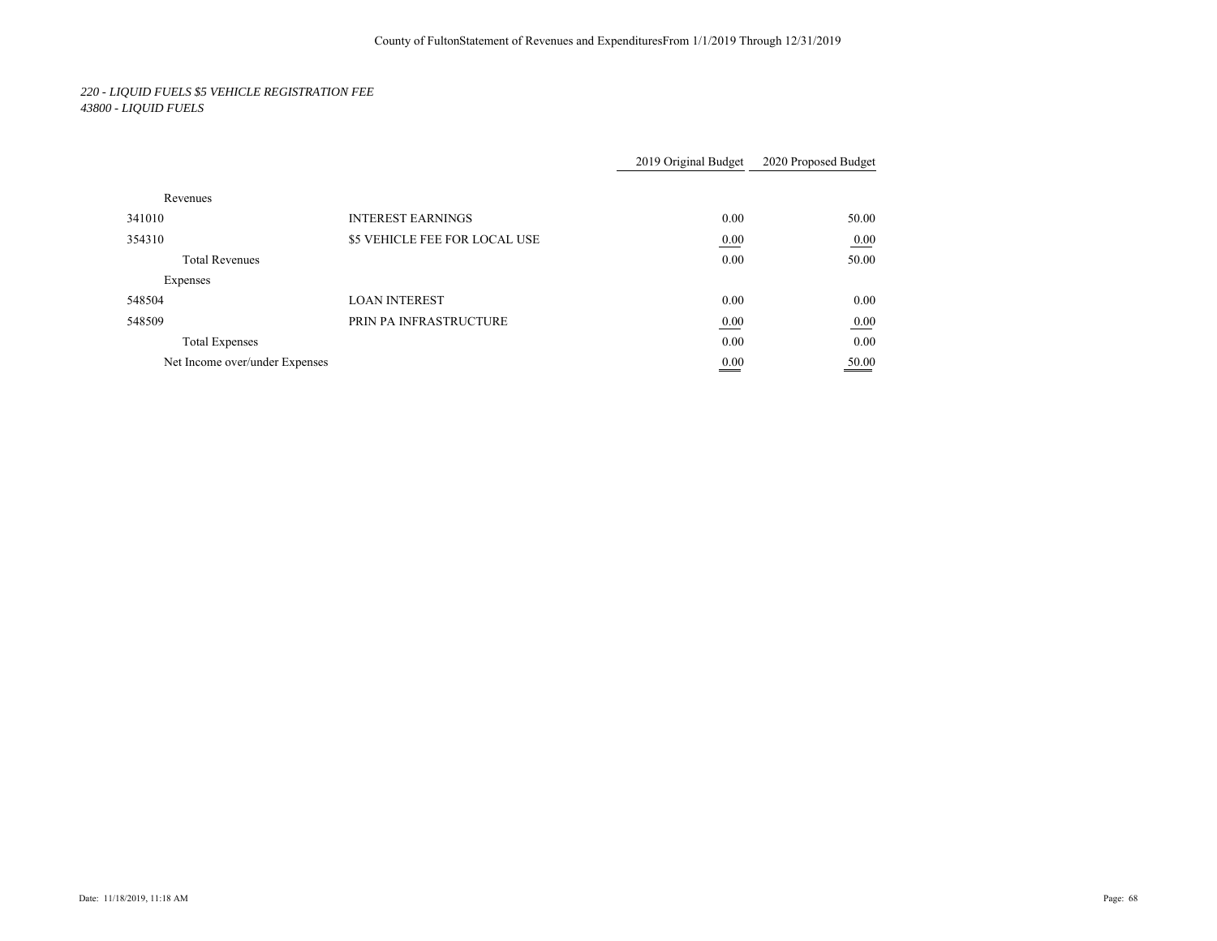*220 - LIQUID FUELS $5 VEHICLE REGISTRATION FEE*
*43800 - LIQUID FUELS*

| | | 2019 Original Budget | 2020 Proposed Budget |
|---|---|---|---|
| Revenues | | | |
| 341010 | INTEREST EARNINGS | 0.00 | 50.00 |
| 354310 | $5 VEHICLE FEE FOR LOCAL USE | 0.00 | 0.00 |
| Total Revenues | | 0.00 | 50.00 |
| Expenses | | | |
| 548504 | LOAN INTEREST | 0.00 | 0.00 |
| 548509 | PRIN PA INFRASTRUCTURE | 0.00 | 0.00 |
| Total Expenses | | 0.00 | 0.00 |
| Net Income over/under Expenses | | 0.00 | 50.00 |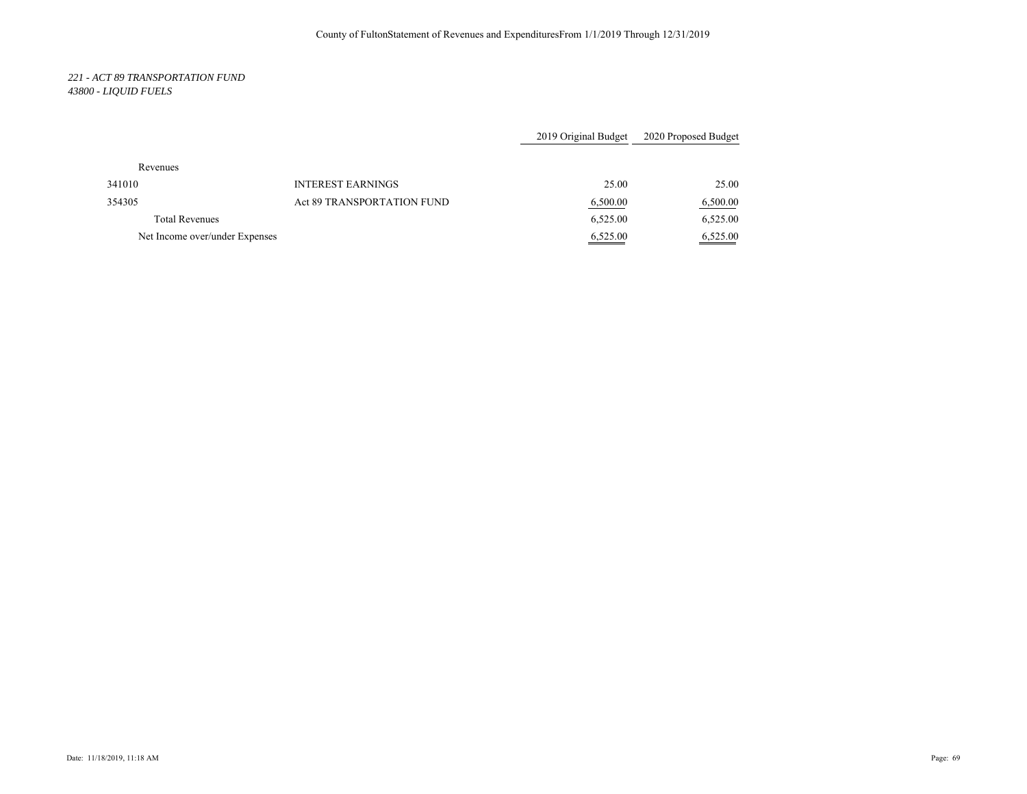County of FultonStatement of Revenues and ExpendituresFrom 1/1/2019 Through 12/31/2019

*221 - ACT 89 TRANSPORTATION FUND*
*43800 - LIQUID FUELS*

| | | 2019 Original Budget | 2020 Proposed Budget |
|---|---|---|---|
| Revenues | | | |
| 341010 | INTEREST EARNINGS | 25.00 | 25.00 |
| 354305 | Act 89 TRANSPORTATION FUND | 6,500.00 | 6,500.00 |
| Total Revenues | | 6,525.00 | 6,525.00 |
| Net Income over/under Expenses | | 6,525.00 | 6,525.00 |

Date: 11/18/2019, 11:18 AM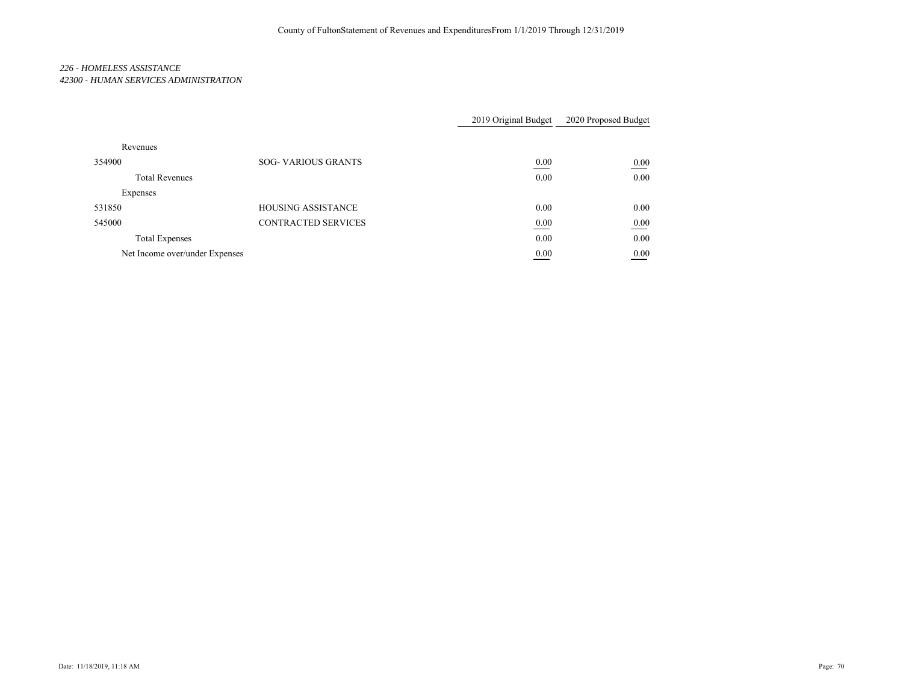County of FultonStatement of Revenues and ExpendituresFrom 1/1/2019 Through 12/31/2019

*226 - HOMELESS ASSISTANCE*
*42300 - HUMAN SERVICES ADMINISTRATION*

| | | 2019 Original Budget | 2020 Proposed Budget |
|---|---|---|---|
| Revenues | | | |
| 354900 | SOG- VARIOUS GRANTS | 0.00 | 0.00 |
| Total Revenues | | 0.00 | 0.00 |
| Expenses | | | |
| 531850 | HOUSING ASSISTANCE | 0.00 | 0.00 |
| 545000 | CONTRACTED SERVICES | 0.00 | 0.00 |
| Total Expenses | | 0.00 | 0.00 |
| Net Income over/under Expenses | | 0.00 | 0.00 |

Date: 11/18/2019, 11:18 AM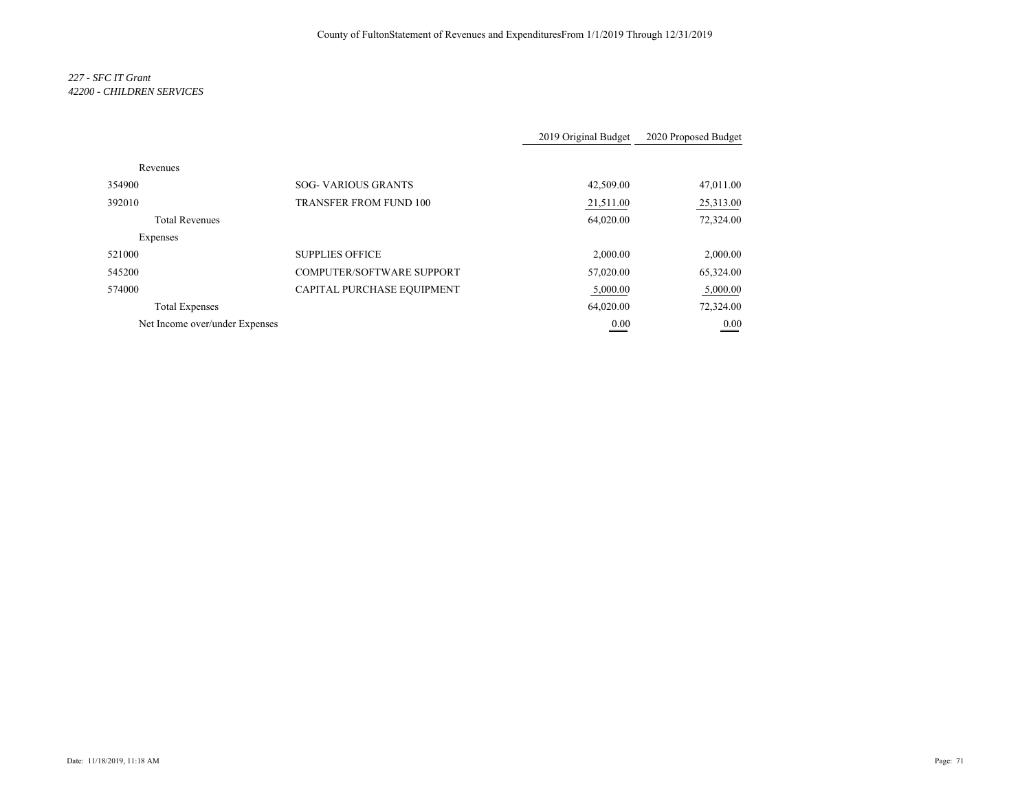*227 - SFC IT Grant*
*42200 - CHILDREN SERVICES*

| | | 2019 Original Budget | 2020 Proposed Budget |
|---|---|---|---|
| Revenues | | | |
| 354900 | SOG- VARIOUS GRANTS | 42,509.00 | 47,011.00 |
| 392010 | TRANSFER FROM FUND 100 | 21,511.00 | 25,313.00 |
| Total Revenues | | 64,020.00 | 72,324.00 |
| Expenses | | | |
| 521000 | SUPPLIES OFFICE | 2,000.00 | 2,000.00 |
| 545200 | COMPUTER/SOFTWARE SUPPORT | 57,020.00 | 65,324.00 |
| 574000 | CAPITAL PURCHASE EQUIPMENT | 5,000.00 | 5,000.00 |
| Total Expenses | | 64,020.00 | 72,324.00 |
| Net Income over/under Expenses | | 0.00 | 0.00 |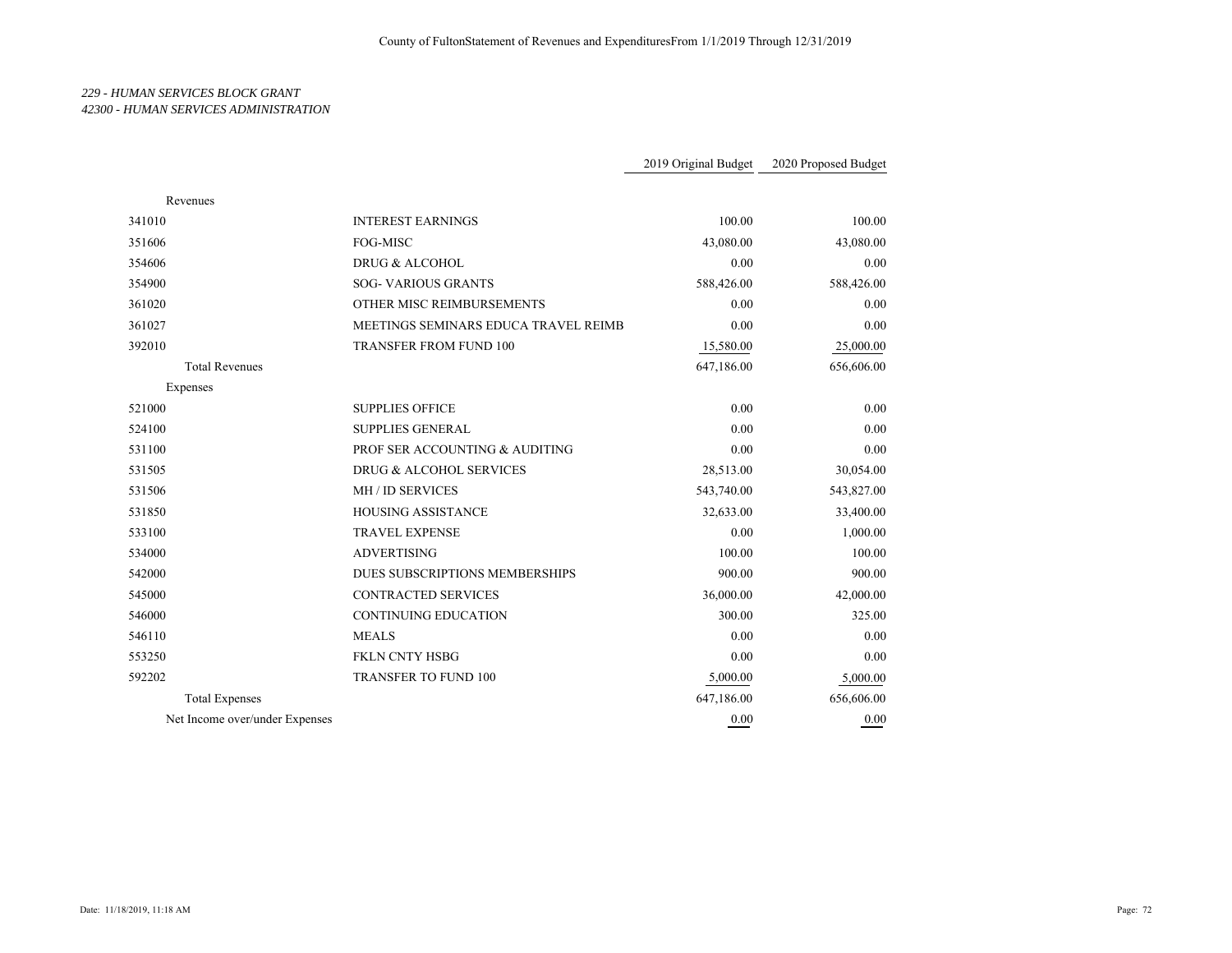County of FultonStatement of Revenues and ExpendituresFrom 1/1/2019 Through 12/31/2019

*229 - HUMAN SERVICES BLOCK GRANT*
*42300 - HUMAN SERVICES ADMINISTRATION*

| | | 2019 Original Budget | 2020 Proposed Budget |
|---|---|---|---|
| Revenues | | | |
| 341010 | INTEREST EARNINGS | 100.00 | 100.00 |
| 351606 | FOG-MISC | 43,080.00 | 43,080.00 |
| 354606 | DRUG & ALCOHOL | 0.00 | 0.00 |
| 354900 | SOG- VARIOUS GRANTS | 588,426.00 | 588,426.00 |
| 361020 | OTHER MISC REIMBURSEMENTS | 0.00 | 0.00 |
| 361027 | MEETINGS SEMINARS EDUCA TRAVEL REIMB | 0.00 | 0.00 |
| 392010 | TRANSFER FROM FUND 100 | 15,580.00 | 25,000.00 |
| Total Revenues | | 647,186.00 | 656,606.00 |
| Expenses | | | |
| 521000 | SUPPLIES OFFICE | 0.00 | 0.00 |
| 524100 | SUPPLIES GENERAL | 0.00 | 0.00 |
| 531100 | PROF SER ACCOUNTING & AUDITING | 0.00 | 0.00 |
| 531505 | DRUG & ALCOHOL SERVICES | 28,513.00 | 30,054.00 |
| 531506 | MH / ID SERVICES | 543,740.00 | 543,827.00 |
| 531850 | HOUSING ASSISTANCE | 32,633.00 | 33,400.00 |
| 533100 | TRAVEL EXPENSE | 0.00 | 1,000.00 |
| 534000 | ADVERTISING | 100.00 | 100.00 |
| 542000 | DUES SUBSCRIPTIONS MEMBERSHIPS | 900.00 | 900.00 |
| 545000 | CONTRACTED SERVICES | 36,000.00 | 42,000.00 |
| 546000 | CONTINUING EDUCATION | 300.00 | 325.00 |
| 546110 | MEALS | 0.00 | 0.00 |
| 553250 | FKLN CNTY HSBG | 0.00 | 0.00 |
| 592202 | TRANSFER TO FUND 100 | 5,000.00 | 5,000.00 |
| Total Expenses | | 647,186.00 | 656,606.00 |
| Net Income over/under Expenses | | 0.00 | 0.00 |

Date: 11/18/2019, 11:18 AM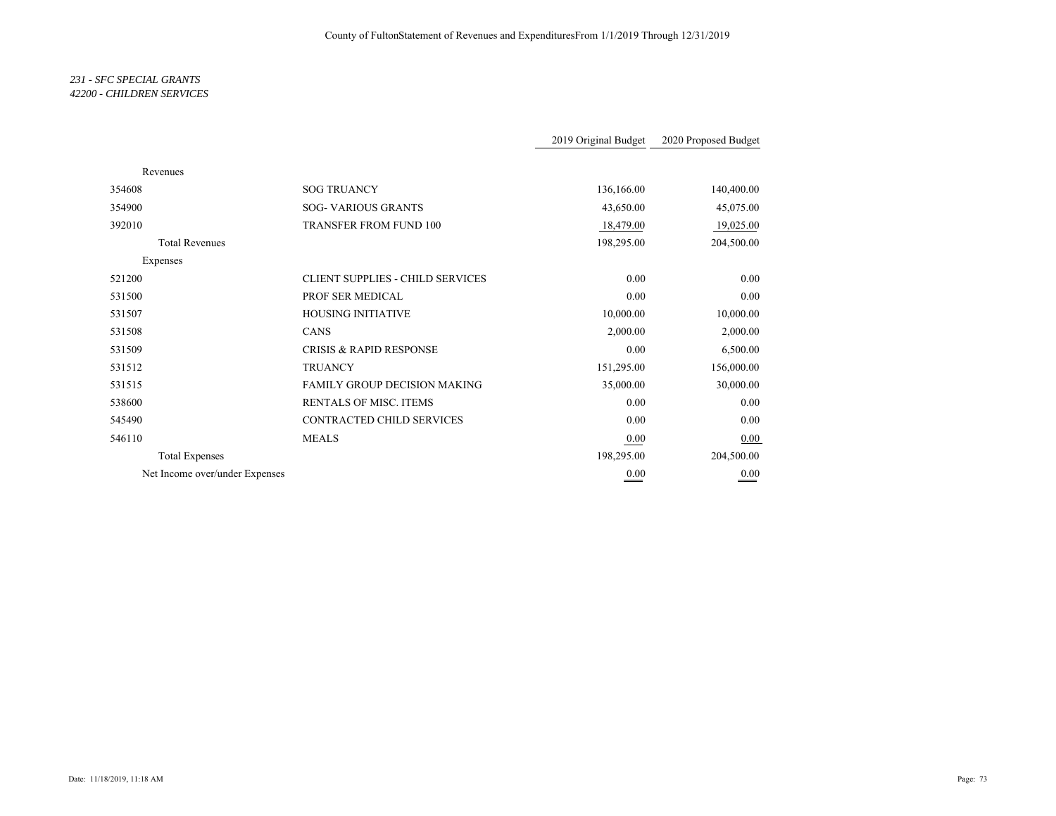County of FultonStatement of Revenues and ExpendituresFrom 1/1/2019 Through 12/31/2019

*231 - SFC SPECIAL GRANTS*
*42200 - CHILDREN SERVICES*

| | | 2019 Original Budget | 2020 Proposed Budget |
|---|---|---|---|
| Revenues | | | |
| 354608 | SOG TRUANCY | 136,166.00 | 140,400.00 |
| 354900 | SOG- VARIOUS GRANTS | 43,650.00 | 45,075.00 |
| 392010 | TRANSFER FROM FUND 100 | 18,479.00 | 19,025.00 |
| Total Revenues | | 198,295.00 | 204,500.00 |
| Expenses | | | |
| 521200 | CLIENT SUPPLIES - CHILD SERVICES | 0.00 | 0.00 |
| 531500 | PROF SER MEDICAL | 0.00 | 0.00 |
| 531507 | HOUSING INITIATIVE | 10,000.00 | 10,000.00 |
| 531508 | CANS | 2,000.00 | 2,000.00 |
| 531509 | CRISIS & RAPID RESPONSE | 0.00 | 6,500.00 |
| 531512 | TRUANCY | 151,295.00 | 156,000.00 |
| 531515 | FAMILY GROUP DECISION MAKING | 35,000.00 | 30,000.00 |
| 538600 | RENTALS OF MISC. ITEMS | 0.00 | 0.00 |
| 545490 | CONTRACTED CHILD SERVICES | 0.00 | 0.00 |
| 546110 | MEALS | 0.00 | 0.00 |
| Total Expenses | | 198,295.00 | 204,500.00 |
| Net Income over/under Expenses | | 0.00 | 0.00 |

Date: 11/18/2019, 11:18 AM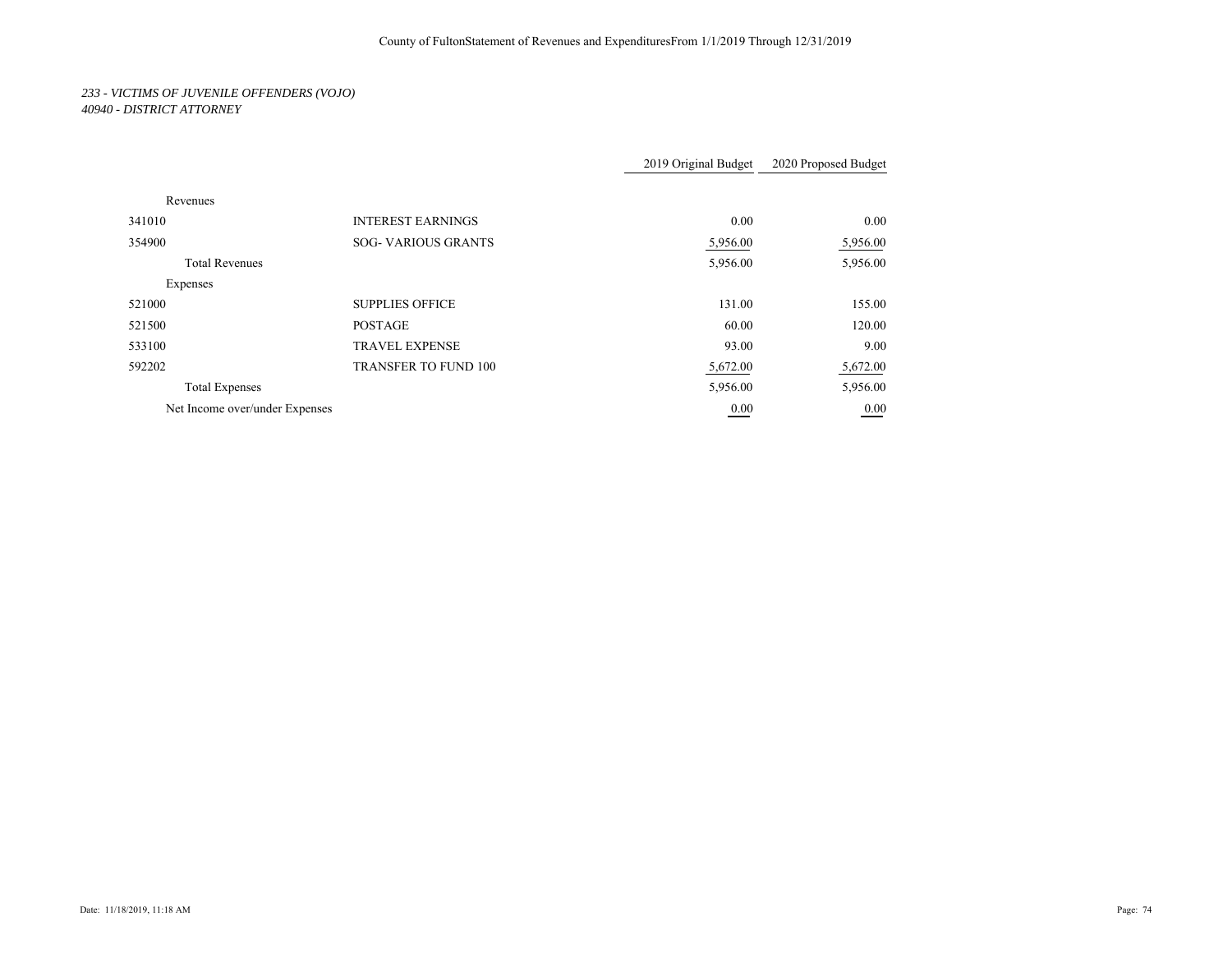# County of FultonStatement of Revenues and ExpendituresFrom 1/1/2019 Through 12/31/2019

*233 - VICTIMS OF JUVENILE OFFENDERS (VOJO)*
*40940 - DISTRICT ATTORNEY*

| | | 2019 Original Budget | 2020 Proposed Budget |
|---|---|---|---|
| Revenues | | | |
| 341010 | INTEREST EARNINGS | 0.00 | 0.00 |
| 354900 | SOG- VARIOUS GRANTS | 5,956.00 | 5,956.00 |
| Total Revenues | | 5,956.00 | 5,956.00 |
| Expenses | | | |
| 521000 | SUPPLIES OFFICE | 131.00 | 155.00 |
| 521500 | POSTAGE | 60.00 | 120.00 |
| 533100 | TRAVEL EXPENSE | 93.00 | 9.00 |
| 592202 | TRANSFER TO FUND 100 | 5,672.00 | 5,672.00 |
| Total Expenses | | 5,956.00 | 5,956.00 |
| Net Income over/under Expenses | | 0.00 | 0.00 |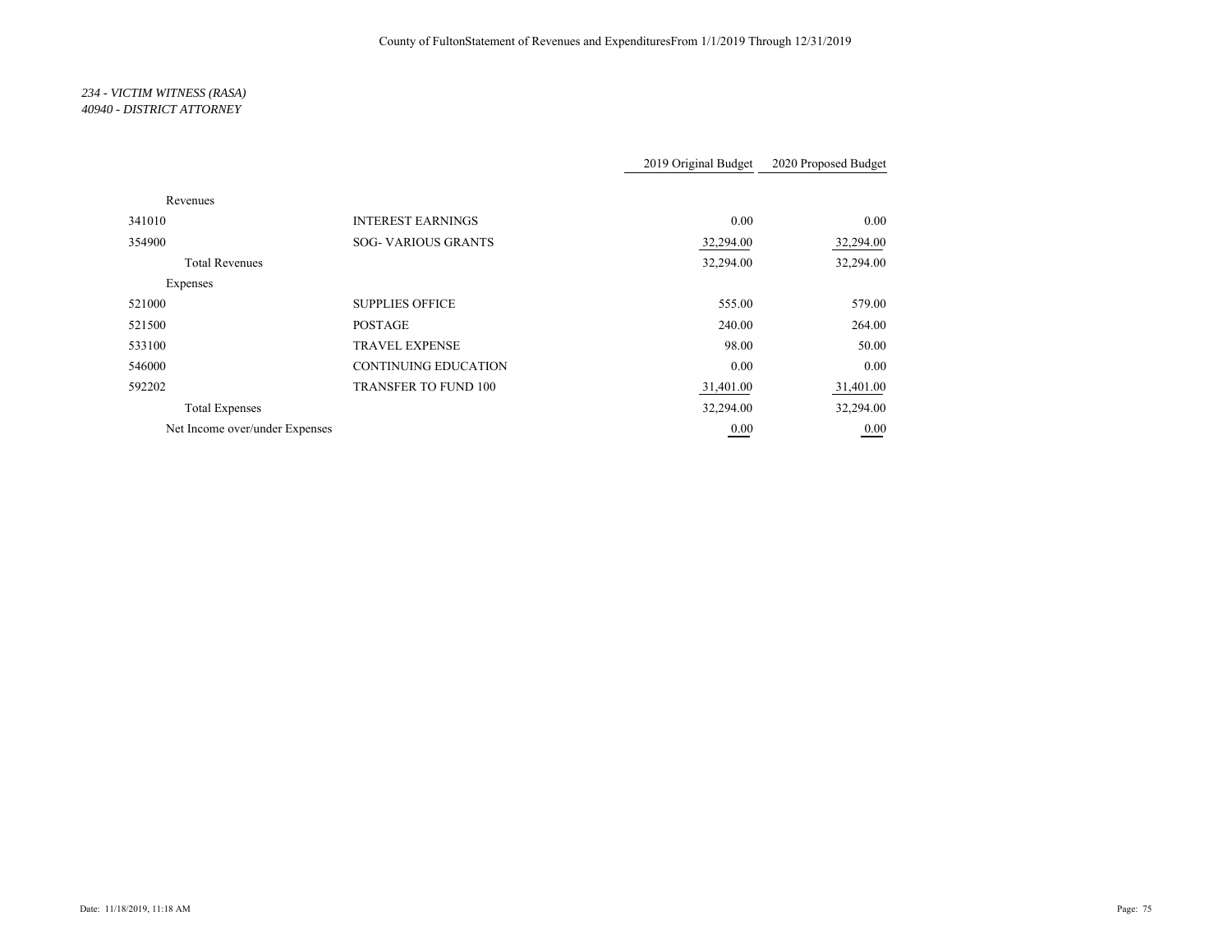County of FultonStatement of Revenues and ExpendituresFrom 1/1/2019 Through 12/31/2019

*234 - VICTIM WITNESS (RASA)*
*40940 - DISTRICT ATTORNEY*

| | | 2019 Original Budget | 2020 Proposed Budget |
|---|---|---|---|
| Revenues | | | |
| 341010 | INTEREST EARNINGS | 0.00 | 0.00 |
| 354900 | SOG- VARIOUS GRANTS | 32,294.00 | 32,294.00 |
| Total Revenues | | 32,294.00 | 32,294.00 |
| Expenses | | | |
| 521000 | SUPPLIES OFFICE | 555.00 | 579.00 |
| 521500 | POSTAGE | 240.00 | 264.00 |
| 533100 | TRAVEL EXPENSE | 98.00 | 50.00 |
| 546000 | CONTINUING EDUCATION | 0.00 | 0.00 |
| 592202 | TRANSFER TO FUND 100 | 31,401.00 | 31,401.00 |
| Total Expenses | | 32,294.00 | 32,294.00 |
| Net Income over/under Expenses | | 0.00 | 0.00 |

Date: 11/18/2019, 11:18 AM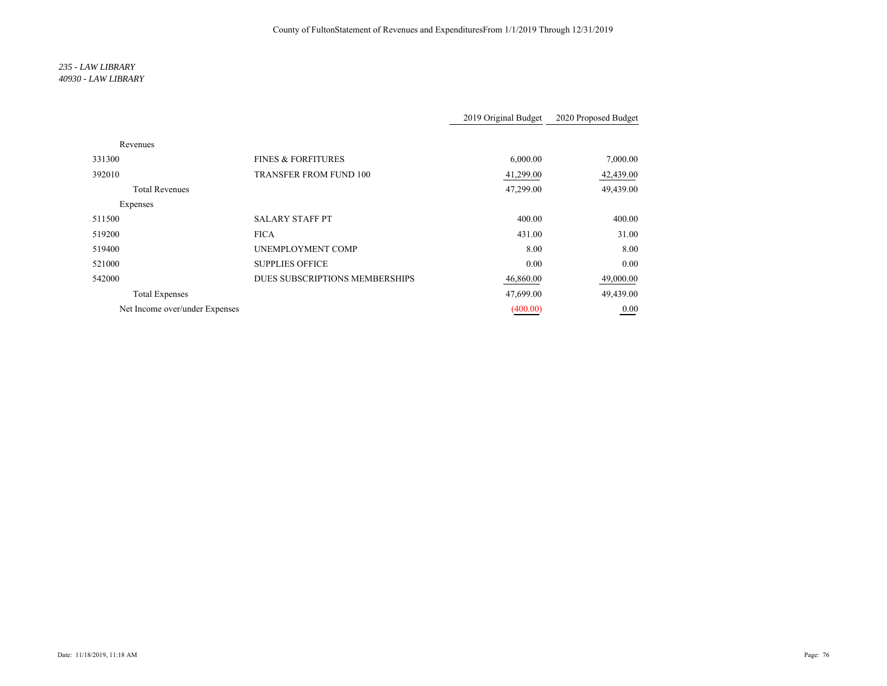# County of FultonStatement of Revenues and ExpendituresFrom 1/1/2019 Through 12/31/2019

*235 - LAW LIBRARY*
*40930 - LAW LIBRARY*

| | | 2019 Original Budget | 2020 Proposed Budget |
|---|---|---|---|
| Revenues | | | |
| 331300 | FINES & FORFITURES | 6,000.00 | 7,000.00 |
| 392010 | TRANSFER FROM FUND 100 | 41,299.00 | 42,439.00 |
| Total Revenues | | 47,299.00 | 49,439.00 |
| Expenses | | | |
| 511500 | SALARY STAFF PT | 400.00 | 400.00 |
| 519200 | FICA | 431.00 | 31.00 |
| 519400 | UNEMPLOYMENT COMP | 8.00 | 8.00 |
| 521000 | SUPPLIES OFFICE | 0.00 | 0.00 |
| 542000 | DUES SUBSCRIPTIONS MEMBERSHIPS | 46,860.00 | 49,000.00 |
| Total Expenses | | 47,699.00 | 49,439.00 |
| Net Income over/under Expenses | | (400.00) | 0.00 |

Date: 11/18/2019, 11:18 AM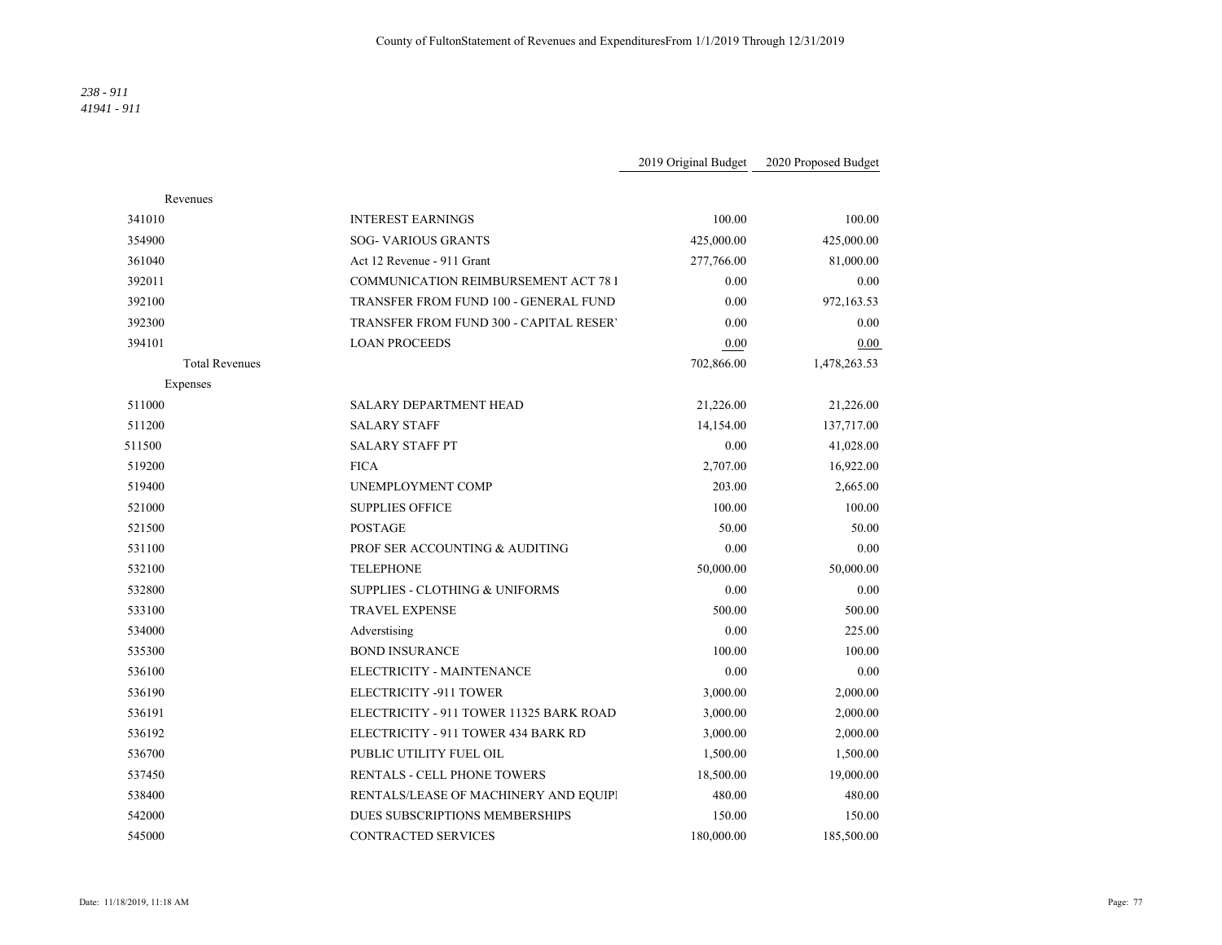County of FultonStatement of Revenues and ExpendituresFrom 1/1/2019 Through 12/31/2019

*238 - 911*
*41941 - 911*

| | | 2019 Original Budget | 2020 Proposed Budget |
|---|---|---|---|
| Revenues | | | |
| 341010 | INTEREST EARNINGS | 100.00 | 100.00 |
| 354900 | SOG- VARIOUS GRANTS | 425,000.00 | 425,000.00 |
| 361040 | Act 12 Revenue - 911 Grant | 277,766.00 | 81,000.00 |
| 392011 | COMMUNICATION REIMBURSEMENT ACT 78 I | 0.00 | 0.00 |
| 392100 | TRANSFER FROM FUND 100 - GENERAL FUND | 0.00 | 972,163.53 |
| 392300 | TRANSFER FROM FUND 300 - CAPITAL RESER' | 0.00 | 0.00 |
| 394101 | LOAN PROCEEDS | 0.00 | 0.00 |
| Total Revenues | | 702,866.00 | 1,478,263.53 |
| Expenses | | | |
| 511000 | SALARY DEPARTMENT HEAD | 21,226.00 | 21,226.00 |
| 511200 | SALARY STAFF | 14,154.00 | 137,717.00 |
| 511500 | SALARY STAFF PT | 0.00 | 41,028.00 |
| 519200 | FICA | 2,707.00 | 16,922.00 |
| 519400 | UNEMPLOYMENT COMP | 203.00 | 2,665.00 |
| 521000 | SUPPLIES OFFICE | 100.00 | 100.00 |
| 521500 | POSTAGE | 50.00 | 50.00 |
| 531100 | PROF SER ACCOUNTING & AUDITING | 0.00 | 0.00 |
| 532100 | TELEPHONE | 50,000.00 | 50,000.00 |
| 532800 | SUPPLIES - CLOTHING & UNIFORMS | 0.00 | 0.00 |
| 533100 | TRAVEL EXPENSE | 500.00 | 500.00 |
| 534000 | Adverstising | 0.00 | 225.00 |
| 535300 | BOND INSURANCE | 100.00 | 100.00 |
| 536100 | ELECTRICITY - MAINTENANCE | 0.00 | 0.00 |
| 536190 | ELECTRICITY -911 TOWER | 3,000.00 | 2,000.00 |
| 536191 | ELECTRICITY - 911 TOWER 11325 BARK ROAD | 3,000.00 | 2,000.00 |
| 536192 | ELECTRICITY - 911 TOWER 434 BARK RD | 3,000.00 | 2,000.00 |
| 536700 | PUBLIC UTILITY FUEL OIL | 1,500.00 | 1,500.00 |
| 537450 | RENTALS - CELL PHONE TOWERS | 18,500.00 | 19,000.00 |
| 538400 | RENTALS/LEASE OF MACHINERY AND EQUIPI | 480.00 | 480.00 |
| 542000 | DUES SUBSCRIPTIONS MEMBERSHIPS | 150.00 | 150.00 |
| 545000 | CONTRACTED SERVICES | 180,000.00 | 185,500.00 |

Date: 11/18/2019, 11:18 AM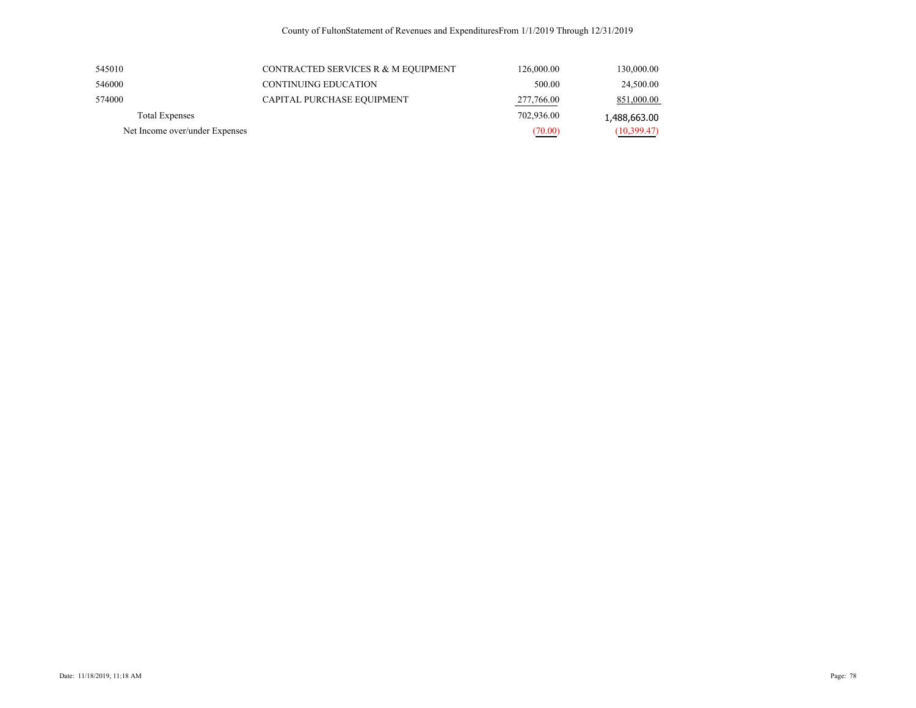| | | | |
|---|---|---|---|
| 545010 | CONTRACTED SERVICES R & M EQUIPMENT | 126,000.00 | 130,000.00 |
| 546000 | CONTINUING EDUCATION | 500.00 | 24,500.00 |
| 574000 | CAPITAL PURCHASE EQUIPMENT | 277,766.00 | 851,000.00 |
| Total Expenses | | 702,936.00 | 1,488,663.00 |
| Net Income over/under Expenses | | (70.00) | (10,399.47) |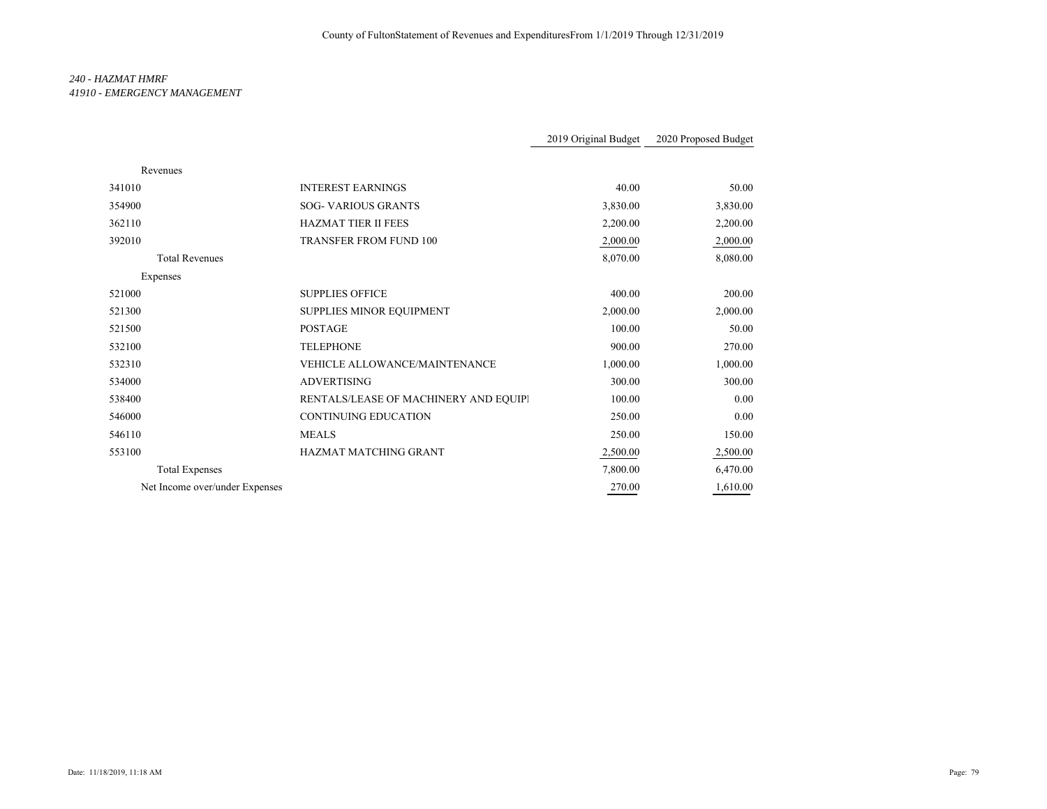*240 - HAZMAT HMRF*
*41910 - EMERGENCY MANAGEMENT*

| | | 2019 Original Budget | 2020 Proposed Budget |
|---|---|---|---|
| Revenues | | | |
| 341010 | INTEREST EARNINGS | 40.00 | 50.00 |
| 354900 | SOG- VARIOUS GRANTS | 3,830.00 | 3,830.00 |
| 362110 | HAZMAT TIER II FEES | 2,200.00 | 2,200.00 |
| 392010 | TRANSFER FROM FUND 100 | 2,000.00 | 2,000.00 |
| Total Revenues | | 8,070.00 | 8,080.00 |
| Expenses | | | |
| 521000 | SUPPLIES OFFICE | 400.00 | 200.00 |
| 521300 | SUPPLIES MINOR EQUIPMENT | 2,000.00 | 2,000.00 |
| 521500 | POSTAGE | 100.00 | 50.00 |
| 532100 | TELEPHONE | 900.00 | 270.00 |
| 532310 | VEHICLE ALLOWANCE/MAINTENANCE | 1,000.00 | 1,000.00 |
| 534000 | ADVERTISING | 300.00 | 300.00 |
| 538400 | RENTALS/LEASE OF MACHINERY AND EQUIPI | 100.00 | 0.00 |
| 546000 | CONTINUING EDUCATION | 250.00 | 0.00 |
| 546110 | MEALS | 250.00 | 150.00 |
| 553100 | HAZMAT MATCHING GRANT | 2,500.00 | 2,500.00 |
| Total Expenses | | 7,800.00 | 6,470.00 |
| Net Income over/under Expenses | | 270.00 | 1,610.00 |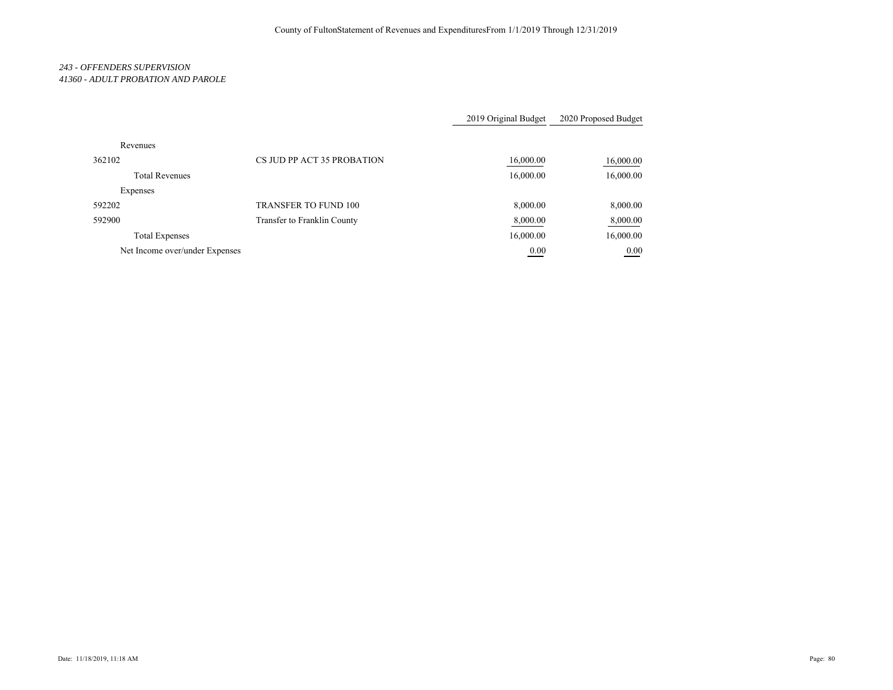County of FultonStatement of Revenues and ExpendituresFrom 1/1/2019 Through 12/31/2019

*243 - OFFENDERS SUPERVISION*
*41360 - ADULT PROBATION AND PAROLE*

| | | 2019 Original Budget | 2020 Proposed Budget |
|---|---|---|---|
| Revenues | | | |
| 362102 | CS JUD PP ACT 35 PROBATION | 16,000.00 | 16,000.00 |
| Total Revenues | | 16,000.00 | 16,000.00 |
| Expenses | | | |
| 592202 | TRANSFER TO FUND 100 | 8,000.00 | 8,000.00 |
| 592900 | Transfer to Franklin County | 8,000.00 | 8,000.00 |
| Total Expenses | | 16,000.00 | 16,000.00 |
| Net Income over/under Expenses | | 0.00 | 0.00 |

Date: 11/18/2019, 11:18 AM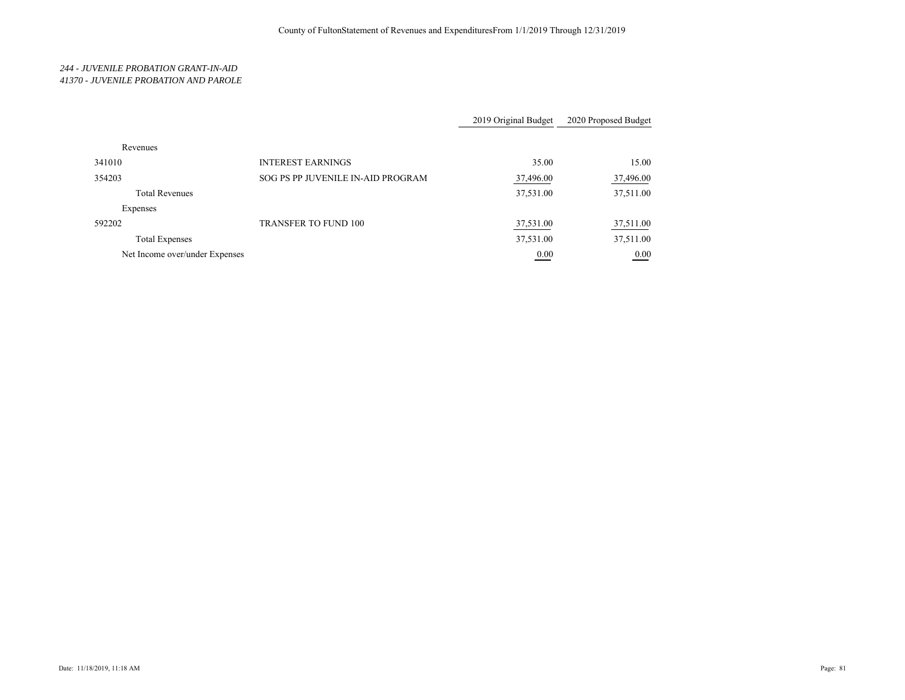County of FultonStatement of Revenues and ExpendituresFrom 1/1/2019 Through 12/31/2019

*244 - JUVENILE PROBATION GRANT-IN-AID*
*41370 - JUVENILE PROBATION AND PAROLE*

| | | 2019 Original Budget | 2020 Proposed Budget |
|---|---|---|---|
| Revenues | | | |
| 341010 | INTEREST EARNINGS | 35.00 | 15.00 |
| 354203 | SOG PS PP JUVENILE IN-AID PROGRAM | 37,496.00 | 37,496.00 |
| Total Revenues | | 37,531.00 | 37,511.00 |
| Expenses | | | |
| 592202 | TRANSFER TO FUND 100 | 37,531.00 | 37,511.00 |
| Total Expenses | | 37,531.00 | 37,511.00 |
| Net Income over/under Expenses | | 0.00 | 0.00 |

Date: 11/18/2019, 11:18 AM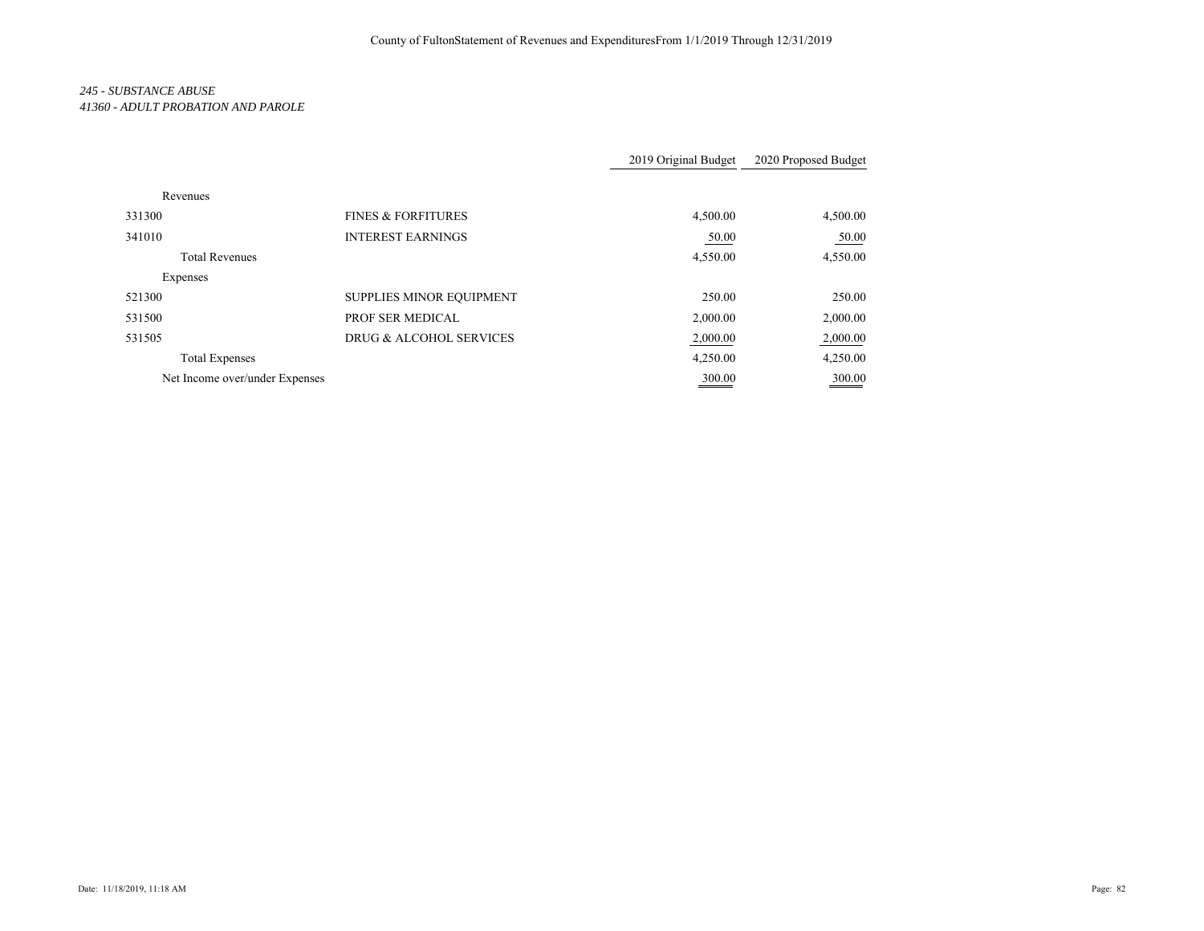County of FultonStatement of Revenues and ExpendituresFrom 1/1/2019 Through 12/31/2019

*245 - SUBSTANCE ABUSE*
*41360 - ADULT PROBATION AND PAROLE*

| | | 2019 Original Budget | 2020 Proposed Budget |
|---|---|---|---|
| Revenues | | | |
| 331300 | FINES & FORFITURES | 4,500.00 | 4,500.00 |
| 341010 | INTEREST EARNINGS | 50.00 | 50.00 |
| Total Revenues | | 4,550.00 | 4,550.00 |
| Expenses | | | |
| 521300 | SUPPLIES MINOR EQUIPMENT | 250.00 | 250.00 |
| 531500 | PROF SER MEDICAL | 2,000.00 | 2,000.00 |
| 531505 | DRUG & ALCOHOL SERVICES | 2,000.00 | 2,000.00 |
| Total Expenses | | 4,250.00 | 4,250.00 |
| Net Income over/under Expenses | | 300.00 | 300.00 |

Date: 11/18/2019, 11:18 AM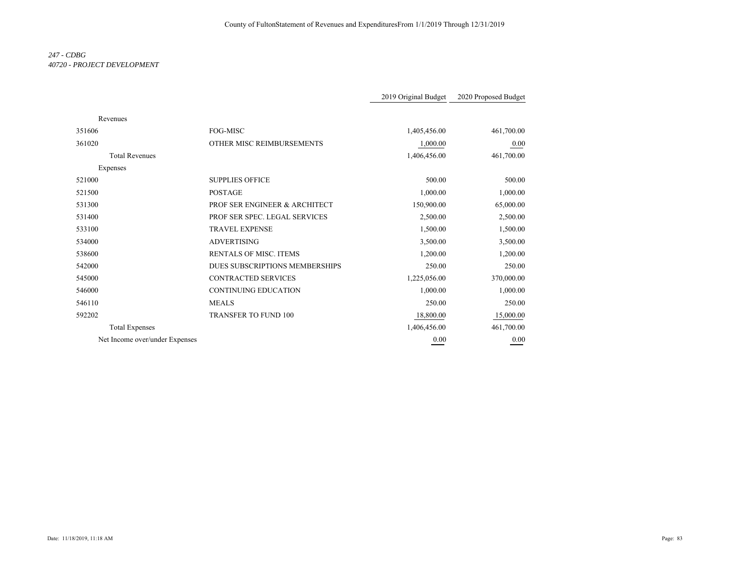County of FultonStatement of Revenues and ExpendituresFrom 1/1/2019 Through 12/31/2019

*247 - CDBG*
*40720 - PROJECT DEVELOPMENT*

| | | 2019 Original Budget | 2020 Proposed Budget |
|---|---|---|---|
| Revenues | | | |
| 351606 | FOG-MISC | 1,405,456.00 | 461,700.00 |
| 361020 | OTHER MISC REIMBURSEMENTS | 1,000.00 | 0.00 |
| Total Revenues | | 1,406,456.00 | 461,700.00 |
| Expenses | | | |
| 521000 | SUPPLIES OFFICE | 500.00 | 500.00 |
| 521500 | POSTAGE | 1,000.00 | 1,000.00 |
| 531300 | PROF SER ENGINEER & ARCHITECT | 150,900.00 | 65,000.00 |
| 531400 | PROF SER SPEC. LEGAL SERVICES | 2,500.00 | 2,500.00 |
| 533100 | TRAVEL EXPENSE | 1,500.00 | 1,500.00 |
| 534000 | ADVERTISING | 3,500.00 | 3,500.00 |
| 538600 | RENTALS OF MISC. ITEMS | 1,200.00 | 1,200.00 |
| 542000 | DUES SUBSCRIPTIONS MEMBERSHIPS | 250.00 | 250.00 |
| 545000 | CONTRACTED SERVICES | 1,225,056.00 | 370,000.00 |
| 546000 | CONTINUING EDUCATION | 1,000.00 | 1,000.00 |
| 546110 | MEALS | 250.00 | 250.00 |
| 592202 | TRANSFER TO FUND 100 | 18,800.00 | 15,000.00 |
| Total Expenses | | 1,406,456.00 | 461,700.00 |
| Net Income over/under Expenses | | 0.00 | 0.00 |

Date: 11/18/2019, 11:18 AM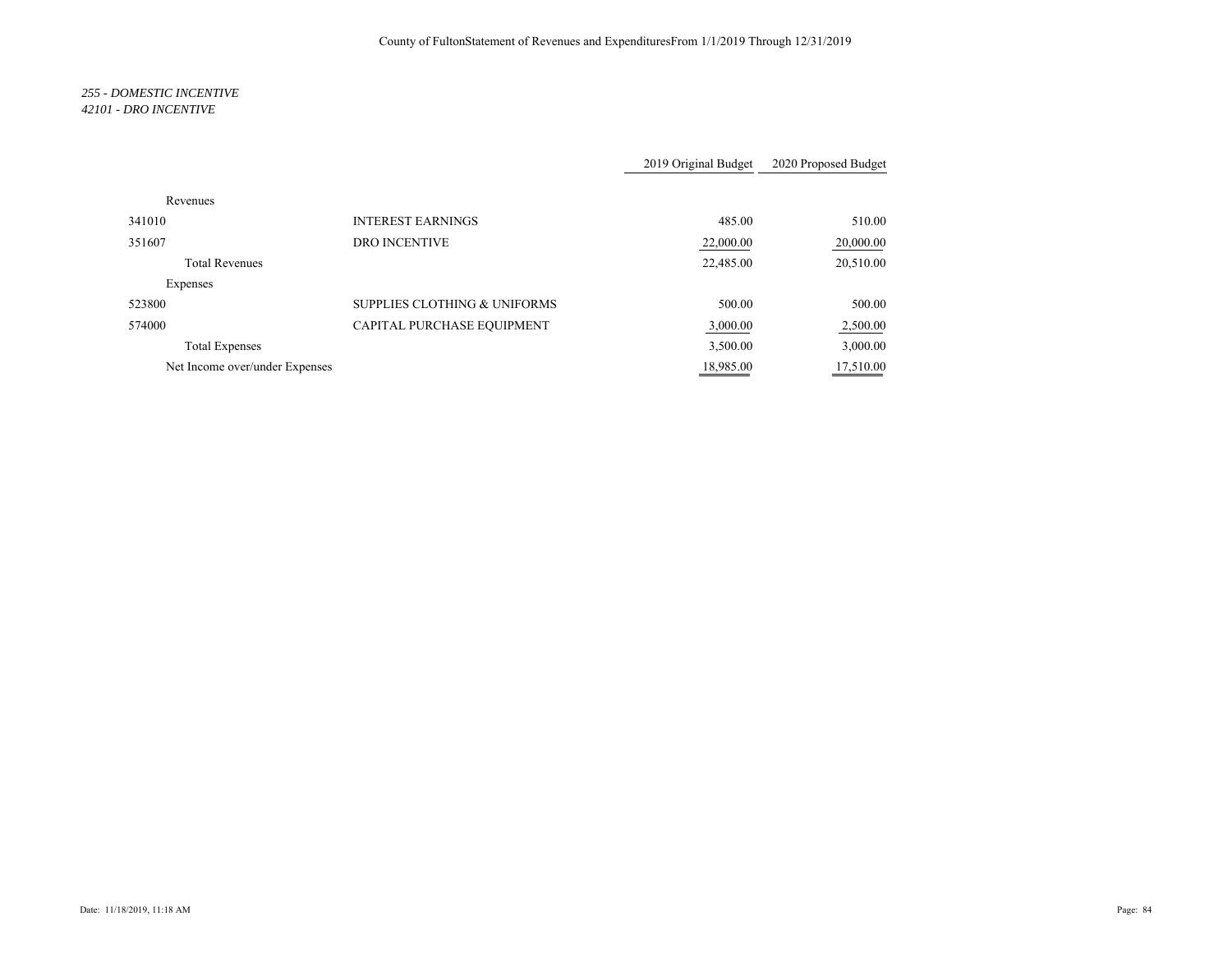County of FultonStatement of Revenues and ExpendituresFrom 1/1/2019 Through 12/31/2019

*255 - DOMESTIC INCENTIVE*
*42101 - DRO INCENTIVE*

| | | 2019 Original Budget | 2020 Proposed Budget |
|---|---|---|---|
| Revenues | | | |
| 341010 | INTEREST EARNINGS | 485.00 | 510.00 |
| 351607 | DRO INCENTIVE | 22,000.00 | 20,000.00 |
| Total Revenues | | 22,485.00 | 20,510.00 |
| Expenses | | | |
| 523800 | SUPPLIES CLOTHING & UNIFORMS | 500.00 | 500.00 |
| 574000 | CAPITAL PURCHASE EQUIPMENT | 3,000.00 | 2,500.00 |
| Total Expenses | | 3,500.00 | 3,000.00 |
| Net Income over/under Expenses | | 18,985.00 | 17,510.00 |

Date: 11/18/2019, 11:18 AM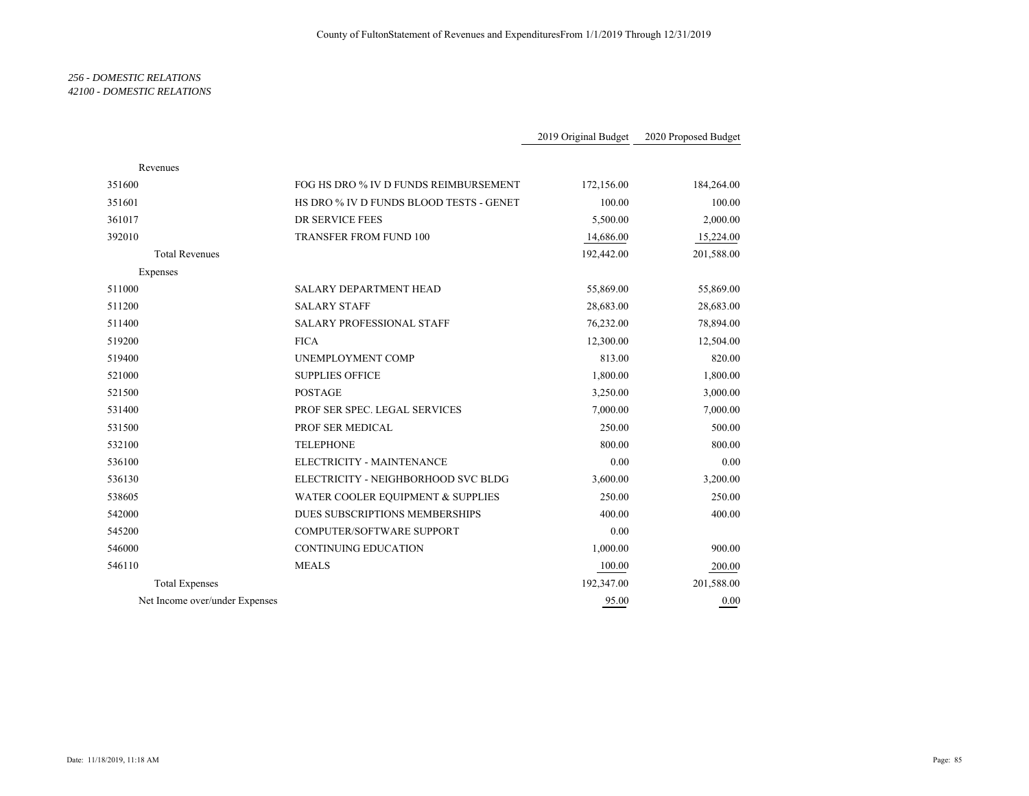*256 - DOMESTIC RELATIONS*
*42100 - DOMESTIC RELATIONS*

| | | 2019 Original Budget | 2020 Proposed Budget |
|---|---|---|---|
| Revenues | | | |
| 351600 | FOG HS DRO % IV D FUNDS REIMBURSEMENT | 172,156.00 | 184,264.00 |
| 351601 | HS DRO % IV D FUNDS BLOOD TESTS - GENET | 100.00 | 100.00 |
| 361017 | DR SERVICE FEES | 5,500.00 | 2,000.00 |
| 392010 | TRANSFER FROM FUND 100 | 14,686.00 | 15,224.00 |
| Total Revenues | | 192,442.00 | 201,588.00 |
| Expenses | | | |
| 511000 | SALARY DEPARTMENT HEAD | 55,869.00 | 55,869.00 |
| 511200 | SALARY STAFF | 28,683.00 | 28,683.00 |
| 511400 | SALARY PROFESSIONAL STAFF | 76,232.00 | 78,894.00 |
| 519200 | FICA | 12,300.00 | 12,504.00 |
| 519400 | UNEMPLOYMENT COMP | 813.00 | 820.00 |
| 521000 | SUPPLIES OFFICE | 1,800.00 | 1,800.00 |
| 521500 | POSTAGE | 3,250.00 | 3,000.00 |
| 531400 | PROF SER SPEC. LEGAL SERVICES | 7,000.00 | 7,000.00 |
| 531500 | PROF SER MEDICAL | 250.00 | 500.00 |
| 532100 | TELEPHONE | 800.00 | 800.00 |
| 536100 | ELECTRICITY - MAINTENANCE | 0.00 | 0.00 |
| 536130 | ELECTRICITY - NEIGHBORHOOD SVC BLDG | 3,600.00 | 3,200.00 |
| 538605 | WATER COOLER EQUIPMENT & SUPPLIES | 250.00 | 250.00 |
| 542000 | DUES SUBSCRIPTIONS MEMBERSHIPS | 400.00 | 400.00 |
| 545200 | COMPUTER/SOFTWARE SUPPORT | 0.00 | |
| 546000 | CONTINUING EDUCATION | 1,000.00 | 900.00 |
| 546110 | MEALS | 100.00 | 200.00 |
| Total Expenses | | 192,347.00 | 201,588.00 |
| Net Income over/under Expenses | | 95.00 | 0.00 |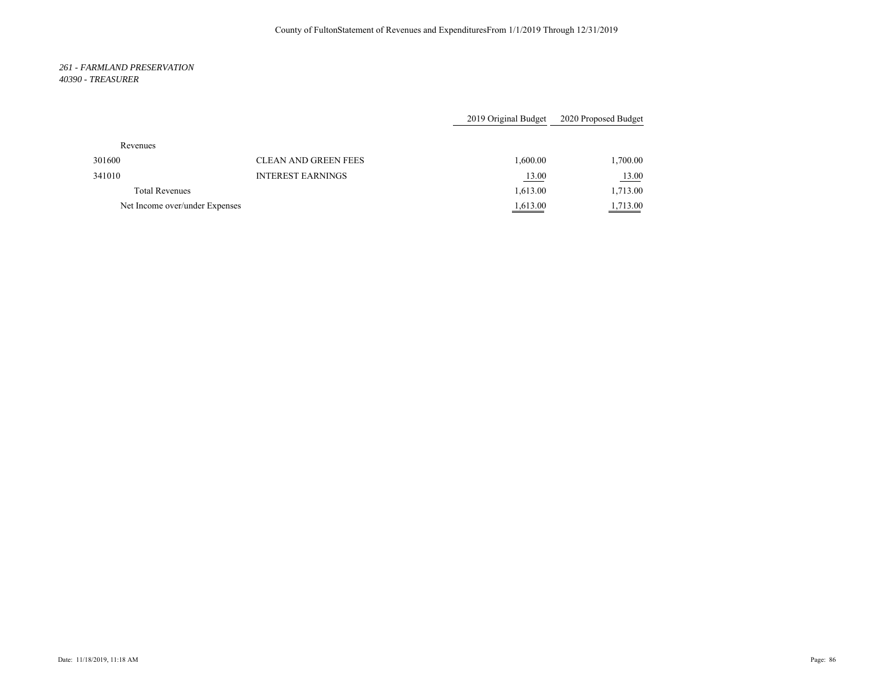*261 - FARMLAND PRESERVATION*
*40390 - TREASURER*

| | | 2019 Original Budget | 2020 Proposed Budget |
|---|---|---|---|
| Revenues | | | |
| 301600 | CLEAN AND GREEN FEES | 1,600.00 | 1,700.00 |
| 341010 | INTEREST EARNINGS | 13.00 | 13.00 |
| Total Revenues | | 1,613.00 | 1,713.00 |
| Net Income over/under Expenses | | 1,613.00 | 1,713.00 |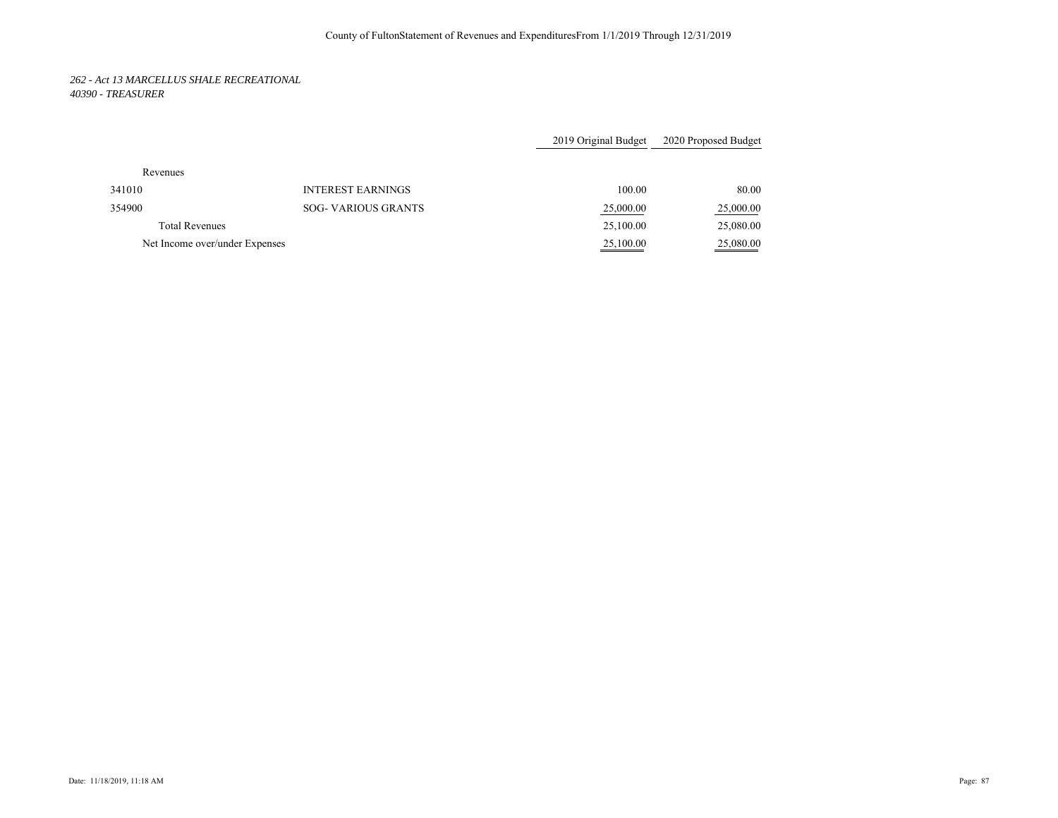*262 - Act 13 MARCELLUS SHALE RECREATIONAL*
*40390 - TREASURER*

| | | 2019 Original Budget | 2020 Proposed Budget |
|---|---|---|---|
| Revenues | | | |
| 341010 | INTEREST EARNINGS | 100.00 | 80.00 |
| 354900 | SOG- VARIOUS GRANTS | 25,000.00 | 25,000.00 |
| Total Revenues | | 25,100.00 | 25,080.00 |
| Net Income over/under Expenses | | 25,100.00 | 25,080.00 |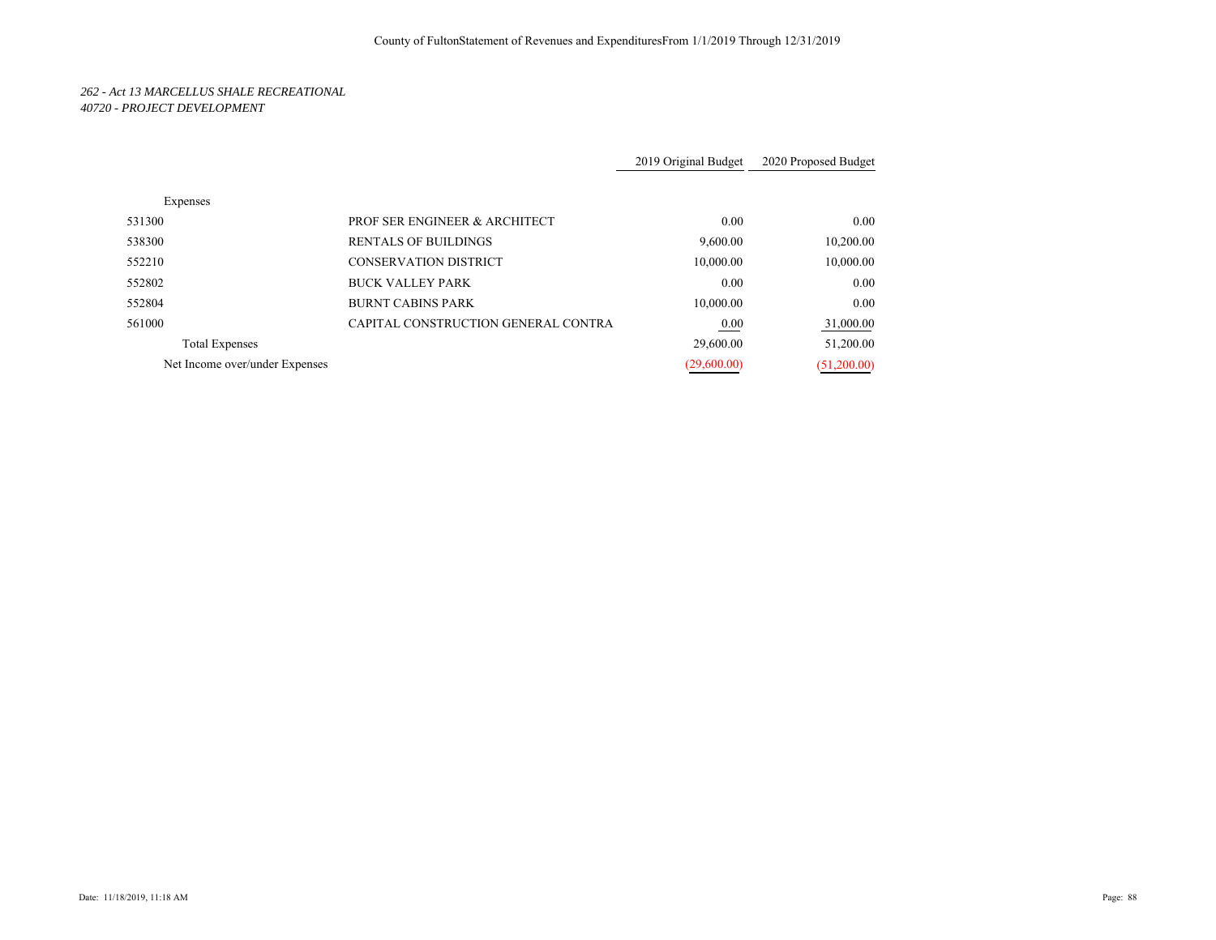*262 - Act 13 MARCELLUS SHALE RECREATIONAL*
*40720 - PROJECT DEVELOPMENT*

| | | 2019 Original Budget | 2020 Proposed Budget |
|---|---|---|---|
| Expenses | | | |
| 531300 | PROF SER ENGINEER & ARCHITECT | 0.00 | 0.00 |
| 538300 | RENTALS OF BUILDINGS | 9,600.00 | 10,200.00 |
| 552210 | CONSERVATION DISTRICT | 10,000.00 | 10,000.00 |
| 552802 | BUCK VALLEY PARK | 0.00 | 0.00 |
| 552804 | BURNT CABINS PARK | 10,000.00 | 0.00 |
| 561000 | CAPITAL CONSTRUCTION GENERAL CONTRA | 0.00 | 31,000.00 |
| Total Expenses | | 29,600.00 | 51,200.00 |
| Net Income over/under Expenses | | (29,600.00) | (51,200.00) |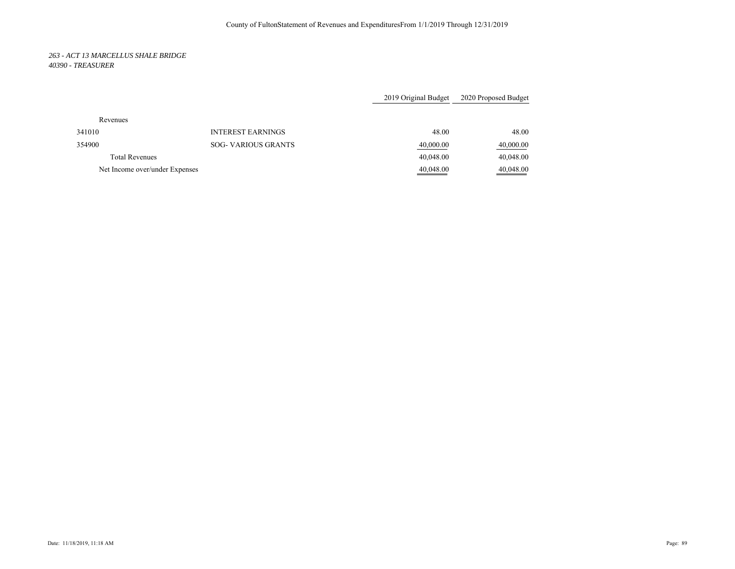County of FultonStatement of Revenues and ExpendituresFrom 1/1/2019 Through 12/31/2019

*263 - ACT 13 MARCELLUS SHALE BRIDGE*
*40390 - TREASURER*

| | | 2019 Original Budget | 2020 Proposed Budget |
|---|---|---|---|
| Revenues | | | |
| 341010 | INTEREST EARNINGS | 48.00 | 48.00 |
| 354900 | SOG- VARIOUS GRANTS | 40,000.00 | 40,000.00 |
| Total Revenues | | 40,048.00 | 40,048.00 |
| Net Income over/under Expenses | | 40,048.00 | 40,048.00 |

Date: 11/18/2019, 11:18 AM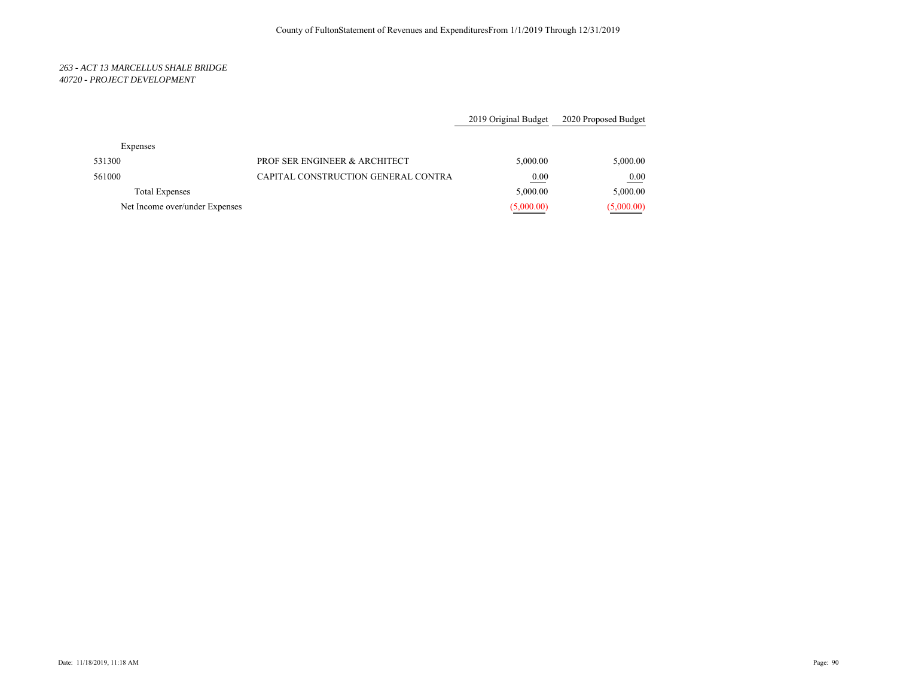County of FultonStatement of Revenues and ExpendituresFrom 1/1/2019 Through 12/31/2019

*263 - ACT 13 MARCELLUS SHALE BRIDGE*
*40720 - PROJECT DEVELOPMENT*

| | | 2019 Original Budget | 2020 Proposed Budget |
|---|---|---|---|
| Expenses | | | |
| 531300 | PROF SER ENGINEER & ARCHITECT | 5,000.00 | 5,000.00 |
| 561000 | CAPITAL CONSTRUCTION GENERAL CONTRA | 0.00 | 0.00 |
| Total Expenses | | 5,000.00 | 5,000.00 |
| Net Income over/under Expenses | | (5,000.00) | (5,000.00) |

Date: 11/18/2019, 11:18 AM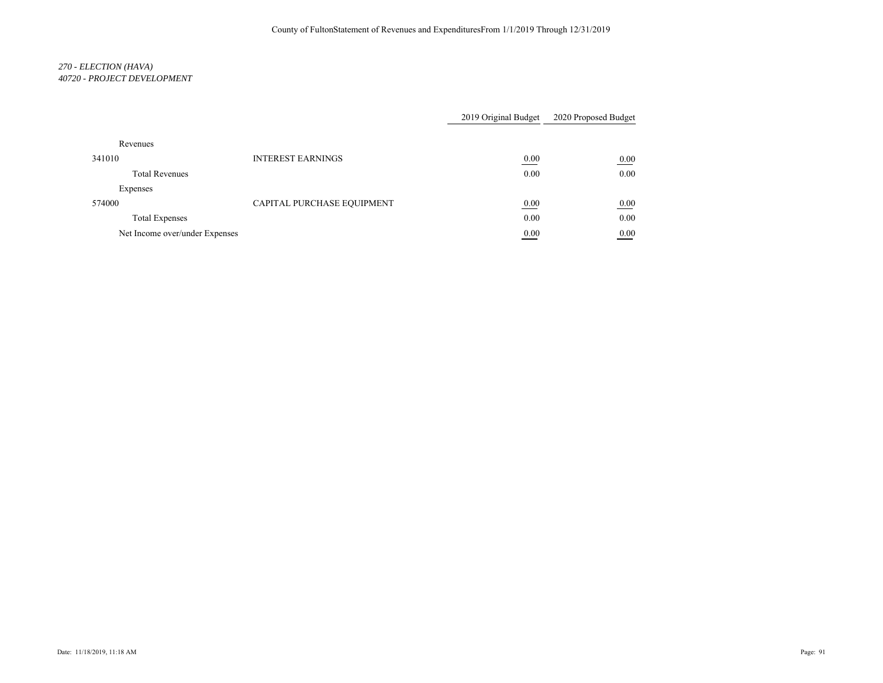*270 - ELECTION (HAVA)*
*40720 - PROJECT DEVELOPMENT*

| | | 2019 Original Budget | 2020 Proposed Budget |
|---|---|---|---|
| Revenues | | | |
| 341010 | INTEREST EARNINGS | 0.00 | 0.00 |
| Total Revenues | | 0.00 | 0.00 |
| Expenses | | | |
| 574000 | CAPITAL PURCHASE EQUIPMENT | 0.00 | 0.00 |
| Total Expenses | | 0.00 | 0.00 |
| Net Income over/under Expenses | | 0.00 | 0.00 |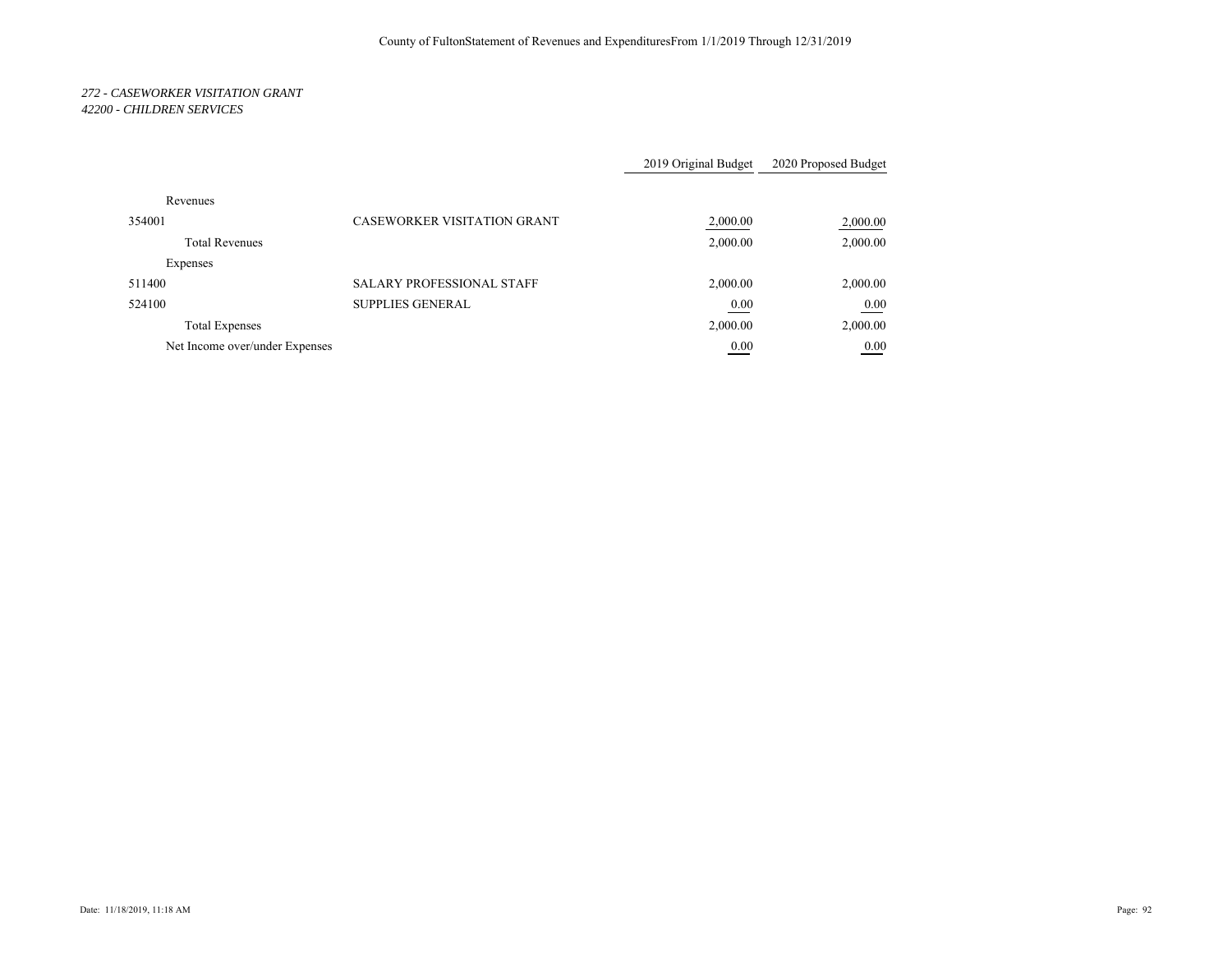County of FultonStatement of Revenues and ExpendituresFrom 1/1/2019 Through 12/31/2019

*272 - CASEWORKER VISITATION GRANT*
*42200 - CHILDREN SERVICES*

| | | 2019 Original Budget | 2020 Proposed Budget |
|---|---|---|---|
| Revenues | | | |
| 354001 | CASEWORKER VISITATION GRANT | 2,000.00 | 2,000.00 |
| Total Revenues | | 2,000.00 | 2,000.00 |
| Expenses | | | |
| 511400 | SALARY PROFESSIONAL STAFF | 2,000.00 | 2,000.00 |
| 524100 | SUPPLIES GENERAL | 0.00 | 0.00 |
| Total Expenses | | 2,000.00 | 2,000.00 |
| Net Income over/under Expenses | | 0.00 | 0.00 |

Date: 11/18/2019, 11:18 AM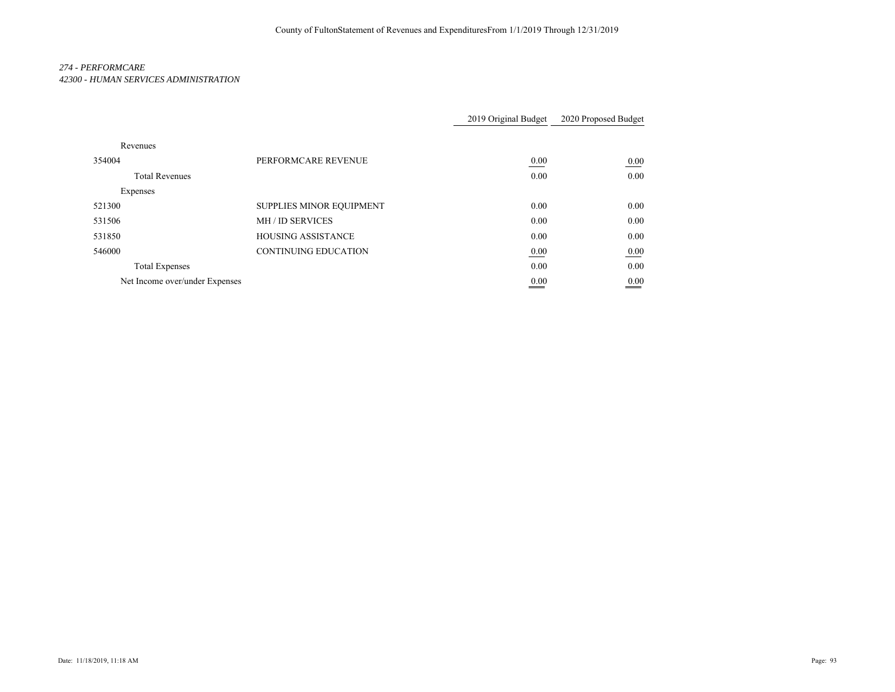*274 - PERFORMCARE*
*42300 - HUMAN SERVICES ADMINISTRATION*

| | | 2019 Original Budget | 2020 Proposed Budget |
|---|---|---|---|
| Revenues | | | |
| 354004 | PERFORMCARE REVENUE | 0.00 | 0.00 |
| Total Revenues | | 0.00 | 0.00 |
| Expenses | | | |
| 521300 | SUPPLIES MINOR EQUIPMENT | 0.00 | 0.00 |
| 531506 | MH / ID SERVICES | 0.00 | 0.00 |
| 531850 | HOUSING ASSISTANCE | 0.00 | 0.00 |
| 546000 | CONTINUING EDUCATION | 0.00 | 0.00 |
| Total Expenses | | 0.00 | 0.00 |
| Net Income over/under Expenses | | 0.00 | 0.00 |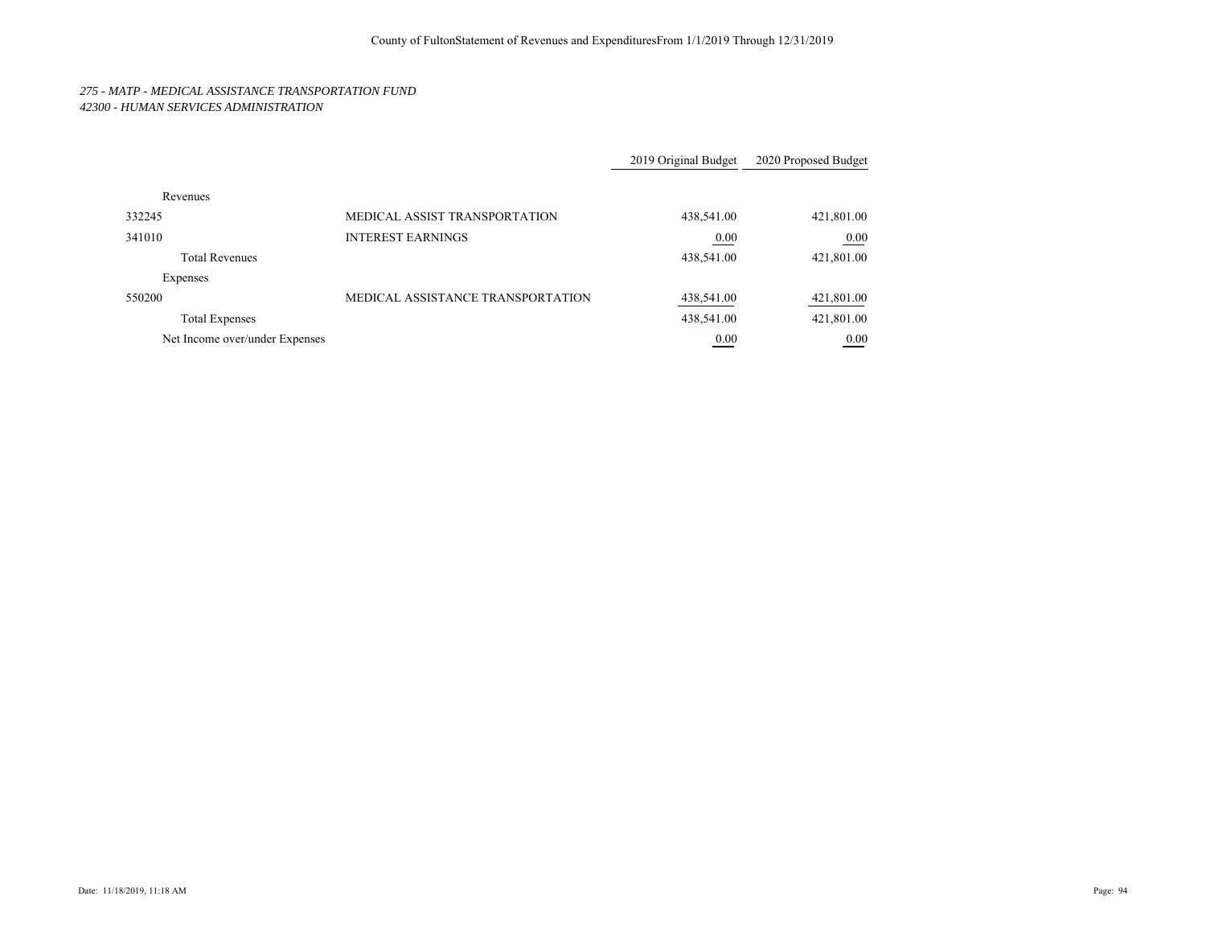*275 - MATP - MEDICAL ASSISTANCE TRANSPORTATION FUND*
*42300 - HUMAN SERVICES ADMINISTRATION*

| | | 2019 Original Budget | 2020 Proposed Budget |
|---|---|---|---|
| Revenues | | | |
| 332245 | MEDICAL ASSIST TRANSPORTATION | 438,541.00 | 421,801.00 |
| 341010 | INTEREST EARNINGS | 0.00 | 0.00 |
| Total Revenues | | 438,541.00 | 421,801.00 |
| Expenses | | | |
| 550200 | MEDICAL ASSISTANCE TRANSPORTATION | 438,541.00 | 421,801.00 |
| Total Expenses | | 438,541.00 | 421,801.00 |
| Net Income over/under Expenses | | 0.00 | 0.00 |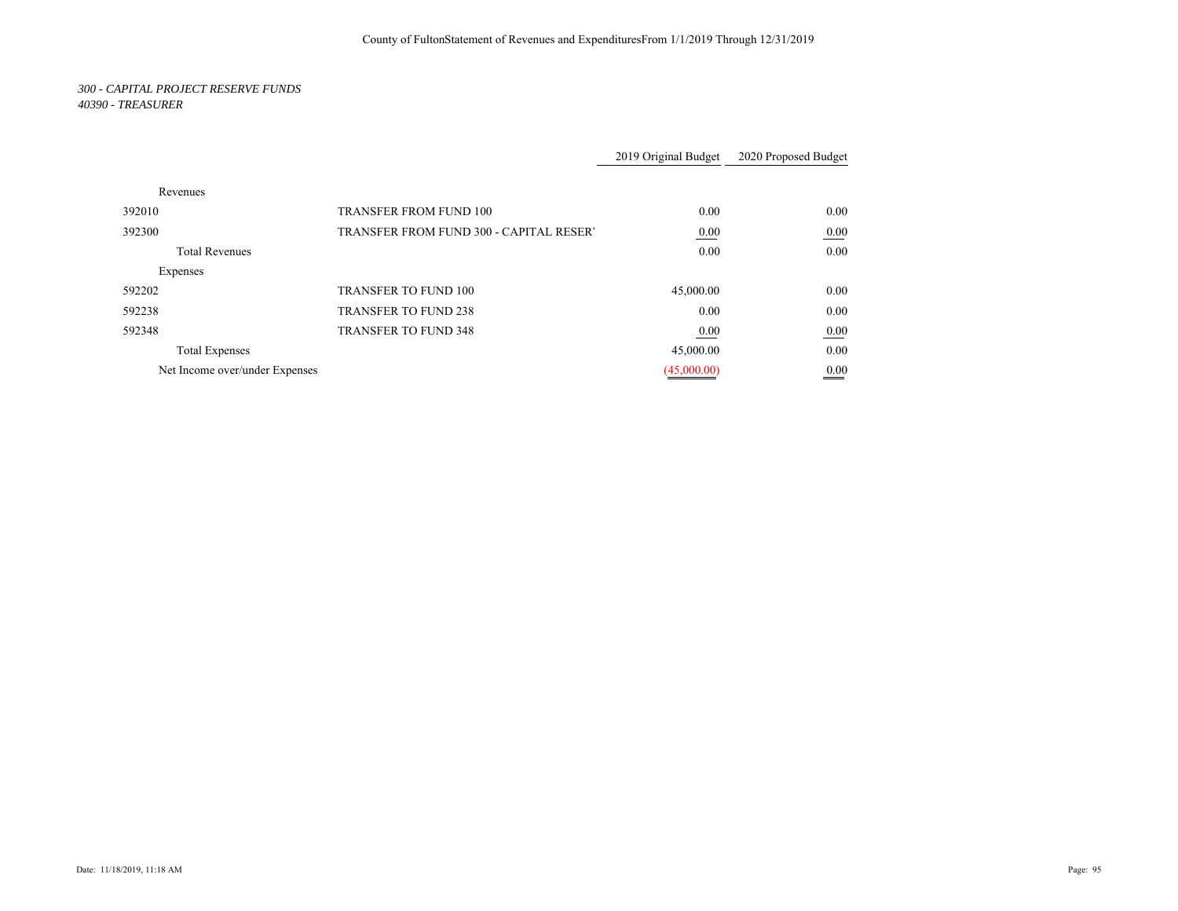County of FultonStatement of Revenues and ExpendituresFrom 1/1/2019 Through 12/31/2019

*300 - CAPITAL PROJECT RESERVE FUNDS*
*40390 - TREASURER*

| | | 2019 Original Budget | 2020 Proposed Budget |
|---|---|---|---|
| Revenues | | | |
| 392010 | TRANSFER FROM FUND 100 | 0.00 | 0.00 |
| 392300 | TRANSFER FROM FUND 300 - CAPITAL RESER' | 0.00 | 0.00 |
| Total Revenues | | 0.00 | 0.00 |
| Expenses | | | |
| 592202 | TRANSFER TO FUND 100 | 45,000.00 | 0.00 |
| 592238 | TRANSFER TO FUND 238 | 0.00 | 0.00 |
| 592348 | TRANSFER TO FUND 348 | 0.00 | 0.00 |
| Total Expenses | | 45,000.00 | 0.00 |
| Net Income over/under Expenses | | (45,000.00) | 0.00 |

Date: 11/18/2019, 11:18 AM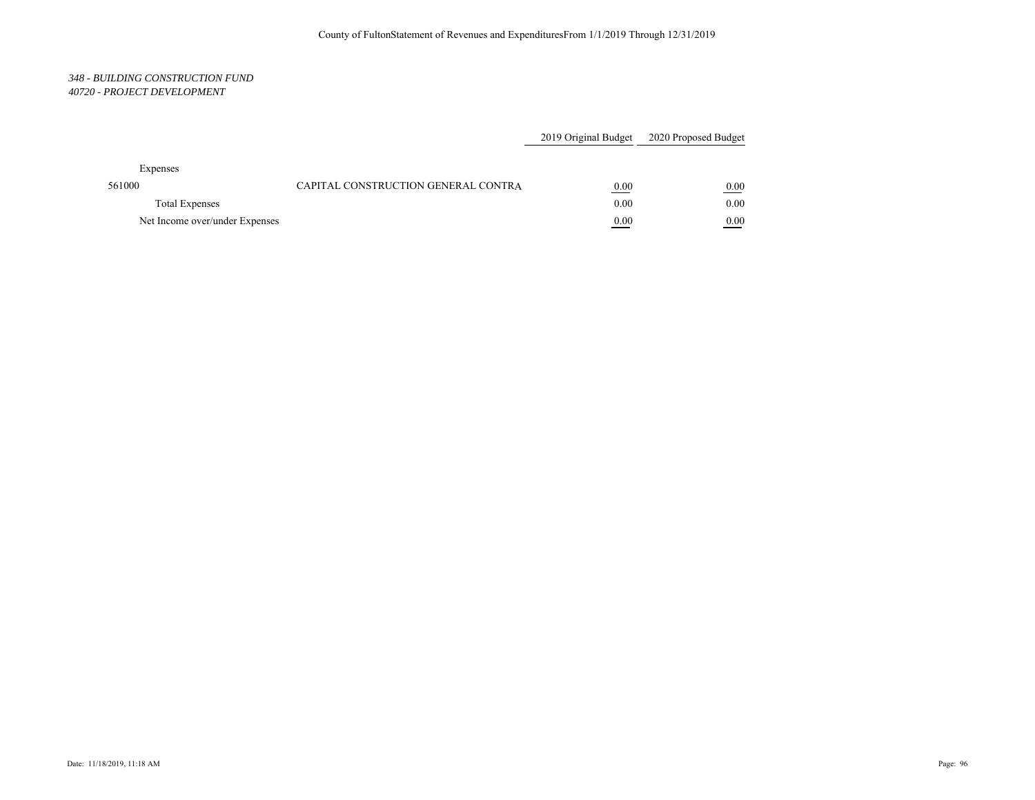County of FultonStatement of Revenues and ExpendituresFrom 1/1/2019 Through 12/31/2019

*348 - BUILDING CONSTRUCTION FUND*
*40720 - PROJECT DEVELOPMENT*

| | | 2019 Original Budget | 2020 Proposed Budget |
|---|---|---|---|
| Expenses | | | |
| 561000 | CAPITAL CONSTRUCTION GENERAL CONTRA | 0.00 | 0.00 |
| Total Expenses | | 0.00 | 0.00 |
| Net Income over/under Expenses | | 0.00 | 0.00 |

Date: 11/18/2019, 11:18 AM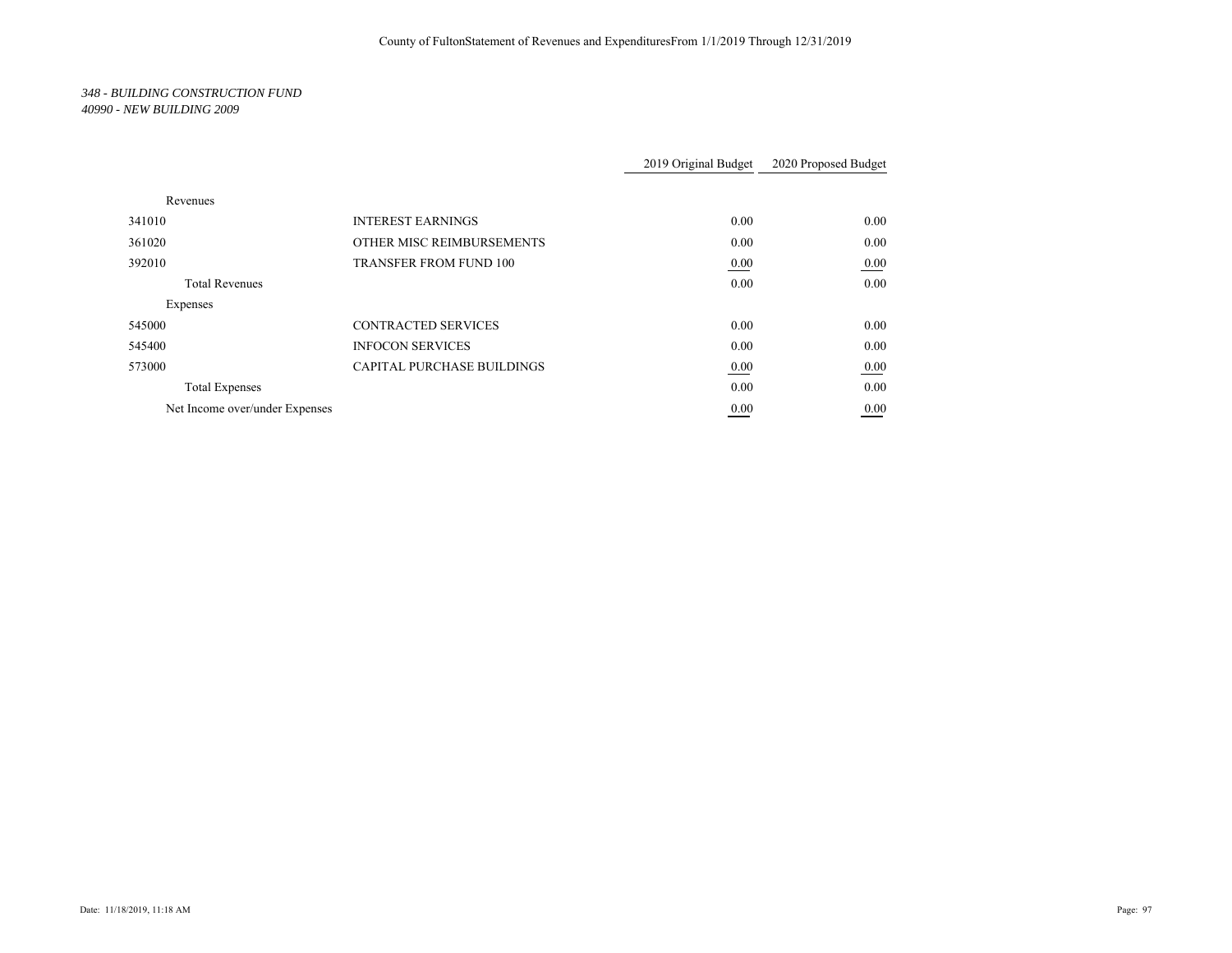County of FultonStatement of Revenues and ExpendituresFrom 1/1/2019 Through 12/31/2019

*348 - BUILDING CONSTRUCTION FUND*
*40990 - NEW BUILDING 2009*

| | | 2019 Original Budget | 2020 Proposed Budget |
|---|---|---|---|
| Revenues | | | |
| 341010 | INTEREST EARNINGS | 0.00 | 0.00 |
| 361020 | OTHER MISC REIMBURSEMENTS | 0.00 | 0.00 |
| 392010 | TRANSFER FROM FUND 100 | 0.00 | 0.00 |
| Total Revenues | | 0.00 | 0.00 |
| Expenses | | | |
| 545000 | CONTRACTED SERVICES | 0.00 | 0.00 |
| 545400 | INFOCON SERVICES | 0.00 | 0.00 |
| 573000 | CAPITAL PURCHASE BUILDINGS | 0.00 | 0.00 |
| Total Expenses | | 0.00 | 0.00 |
| Net Income over/under Expenses | | 0.00 | 0.00 |

Date: 11/18/2019, 11:18 AM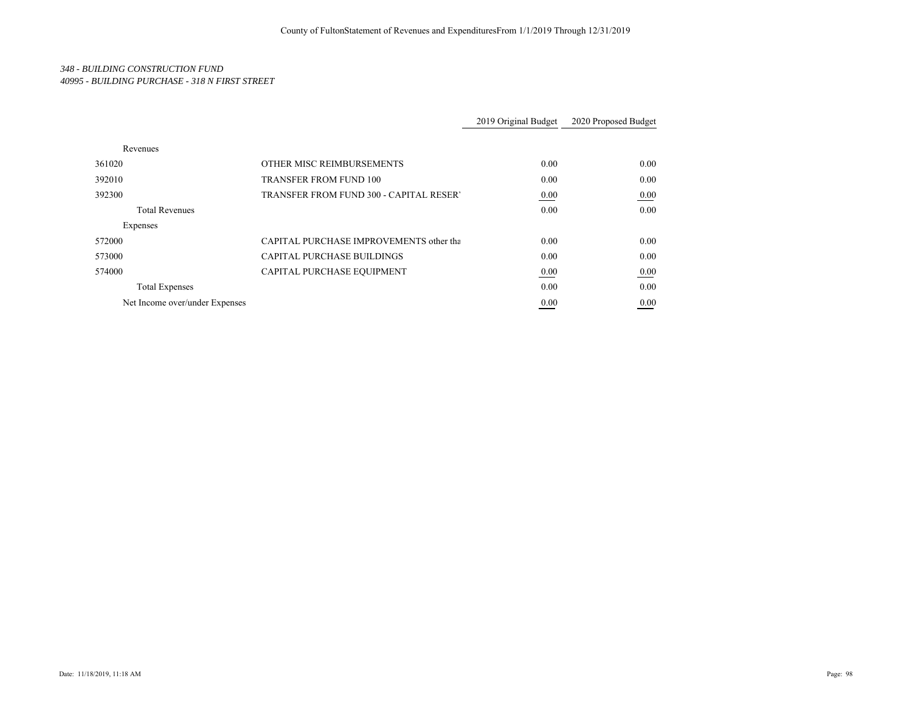County of FultonStatement of Revenues and ExpendituresFrom 1/1/2019 Through 12/31/2019

*348 - BUILDING CONSTRUCTION FUND*
*40995 - BUILDING PURCHASE - 318 N FIRST STREET*

| | | 2019 Original Budget | 2020 Proposed Budget |
|---|---|---|---|
| Revenues | | | |
| 361020 | OTHER MISC REIMBURSEMENTS | 0.00 | 0.00 |
| 392010 | TRANSFER FROM FUND 100 | 0.00 | 0.00 |
| 392300 | TRANSFER FROM FUND 300 - CAPITAL RESER' | 0.00 | 0.00 |
| Total Revenues | | 0.00 | 0.00 |
| Expenses | | | |
| 572000 | CAPITAL PURCHASE IMPROVEMENTS other tha | 0.00 | 0.00 |
| 573000 | CAPITAL PURCHASE BUILDINGS | 0.00 | 0.00 |
| 574000 | CAPITAL PURCHASE EQUIPMENT | 0.00 | 0.00 |
| Total Expenses | | 0.00 | 0.00 |
| Net Income over/under Expenses | | 0.00 | 0.00 |

Date: 11/18/2019, 11:18 AM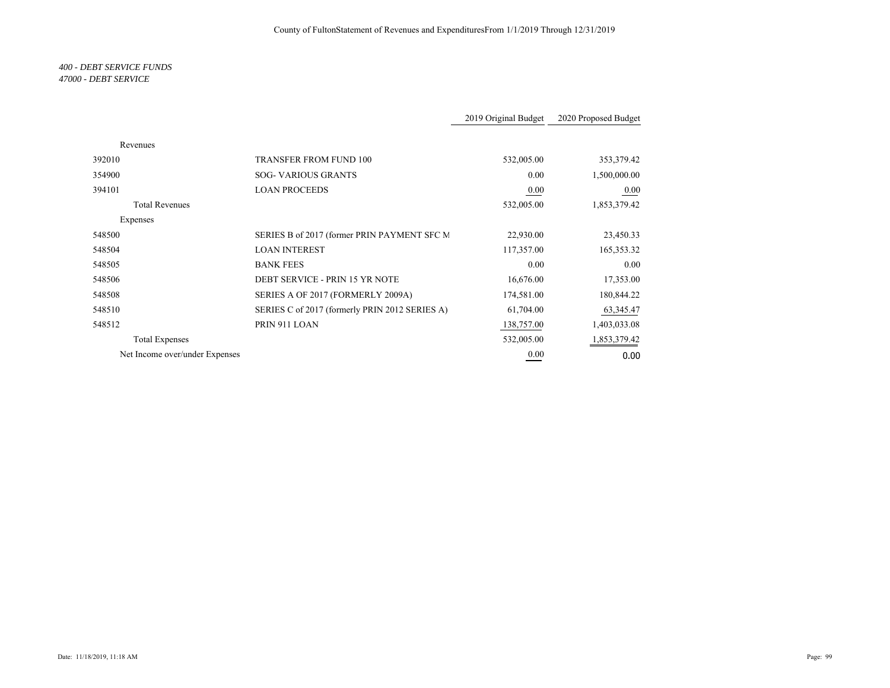County of FultonStatement of Revenues and ExpendituresFrom 1/1/2019 Through 12/31/2019

*400 - DEBT SERVICE FUNDS*
*47000 - DEBT SERVICE*

| | | 2019 Original Budget | 2020 Proposed Budget |
|---|---|---|---|
| Revenues | | | |
| 392010 | TRANSFER FROM FUND 100 | 532,005.00 | 353,379.42 |
| 354900 | SOG- VARIOUS GRANTS | 0.00 | 1,500,000.00 |
| 394101 | LOAN PROCEEDS | 0.00 | 0.00 |
| Total Revenues | | 532,005.00 | 1,853,379.42 |
| Expenses | | | |
| 548500 | SERIES B of 2017 (former PRIN PAYMENT SFC M | 22,930.00 | 23,450.33 |
| 548504 | LOAN INTEREST | 117,357.00 | 165,353.32 |
| 548505 | BANK FEES | 0.00 | 0.00 |
| 548506 | DEBT SERVICE - PRIN 15 YR NOTE | 16,676.00 | 17,353.00 |
| 548508 | SERIES A OF 2017 (FORMERLY 2009A) | 174,581.00 | 180,844.22 |
| 548510 | SERIES C of 2017 (formerly PRIN 2012 SERIES A) | 61,704.00 | 63,345.47 |
| 548512 | PRIN 911 LOAN | 138,757.00 | 1,403,033.08 |
| Total Expenses | | 532,005.00 | 1,853,379.42 |
| Net Income over/under Expenses | | 0.00 | 0.00 |

Date: 11/18/2019, 11:18 AM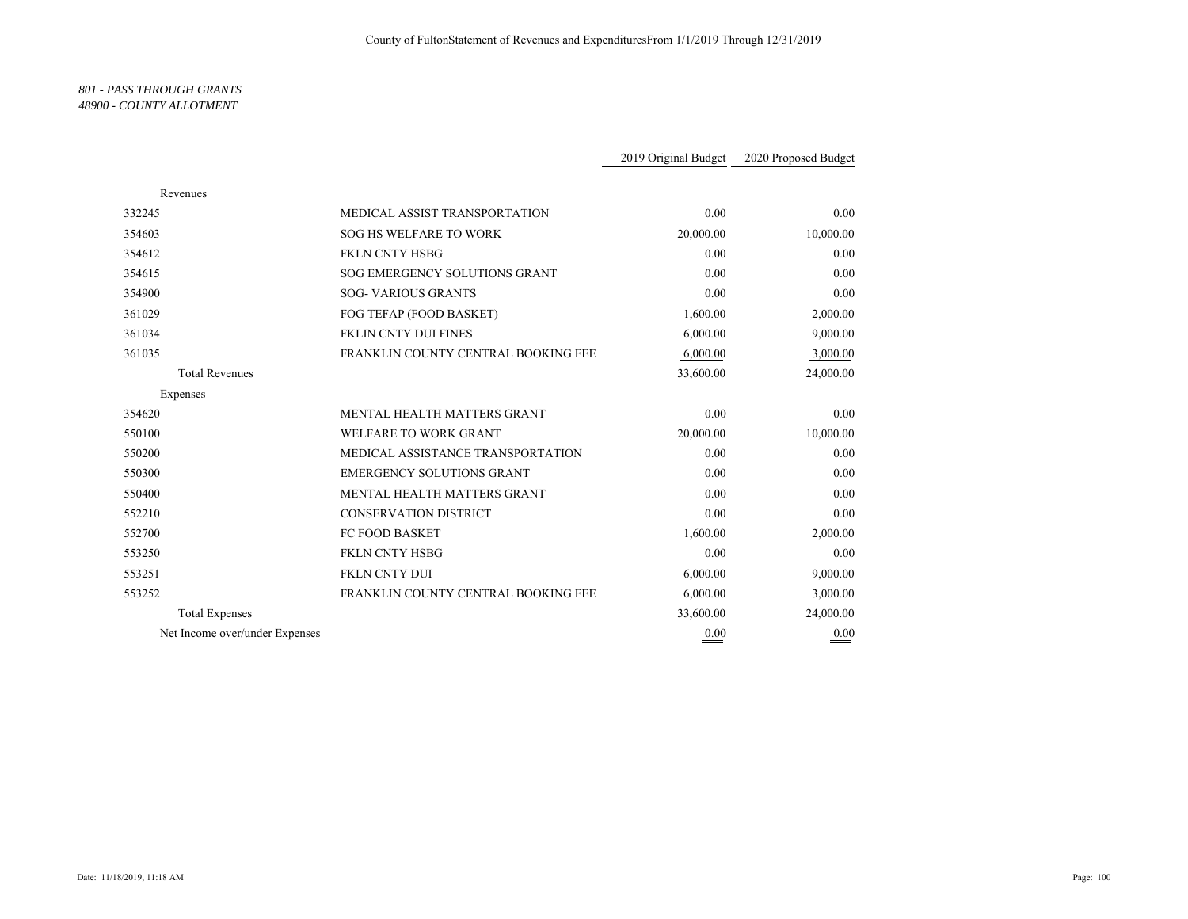County of FultonStatement of Revenues and ExpendituresFrom 1/1/2019 Through 12/31/2019

*801 - PASS THROUGH GRANTS*
*48900 - COUNTY ALLOTMENT*

| | | 2019 Original Budget | 2020 Proposed Budget |
|---|---|---|---|
| Revenues | | | |
| 332245 | MEDICAL ASSIST TRANSPORTATION | 0.00 | 0.00 |
| 354603 | SOG HS WELFARE TO WORK | 20,000.00 | 10,000.00 |
| 354612 | FKLN CNTY HSBG | 0.00 | 0.00 |
| 354615 | SOG EMERGENCY SOLUTIONS GRANT | 0.00 | 0.00 |
| 354900 | SOG- VARIOUS GRANTS | 0.00 | 0.00 |
| 361029 | FOG TEFAP (FOOD BASKET) | 1,600.00 | 2,000.00 |
| 361034 | FKLIN CNTY DUI FINES | 6,000.00 | 9,000.00 |
| 361035 | FRANKLIN COUNTY CENTRAL BOOKING FEE | 6,000.00 | 3,000.00 |
| Total Revenues | | 33,600.00 | 24,000.00 |
| Expenses | | | |
| 354620 | MENTAL HEALTH MATTERS GRANT | 0.00 | 0.00 |
| 550100 | WELFARE TO WORK GRANT | 20,000.00 | 10,000.00 |
| 550200 | MEDICAL ASSISTANCE TRANSPORTATION | 0.00 | 0.00 |
| 550300 | EMERGENCY SOLUTIONS GRANT | 0.00 | 0.00 |
| 550400 | MENTAL HEALTH MATTERS GRANT | 0.00 | 0.00 |
| 552210 | CONSERVATION DISTRICT | 0.00 | 0.00 |
| 552700 | FC FOOD BASKET | 1,600.00 | 2,000.00 |
| 553250 | FKLN CNTY HSBG | 0.00 | 0.00 |
| 553251 | FKLN CNTY DUI | 6,000.00 | 9,000.00 |
| 553252 | FRANKLIN COUNTY CENTRAL BOOKING FEE | 6,000.00 | 3,000.00 |
| Total Expenses | | 33,600.00 | 24,000.00 |
| Net Income over/under Expenses | | 0.00 | 0.00 |

Date: 11/18/2019, 11:18 AM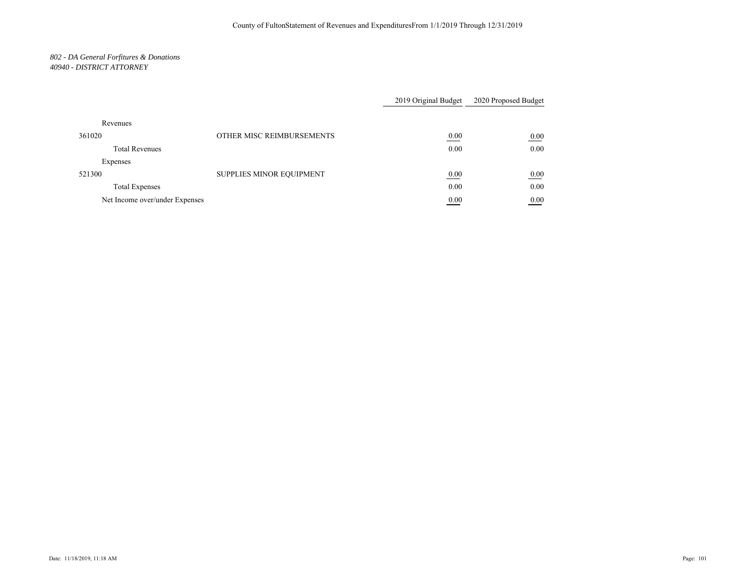*802 - DA General Forfitures & Donations*
*40940 - DISTRICT ATTORNEY*

| | | 2019 Original Budget | 2020 Proposed Budget |
|---|---|---|---|
| Revenues | | | |
| 361020 | OTHER MISC REIMBURSEMENTS | 0.00 | 0.00 |
| Total Revenues | | 0.00 | 0.00 |
| Expenses | | | |
| 521300 | SUPPLIES MINOR EQUIPMENT | 0.00 | 0.00 |
| Total Expenses | | 0.00 | 0.00 |
| Net Income over/under Expenses | | 0.00 | 0.00 |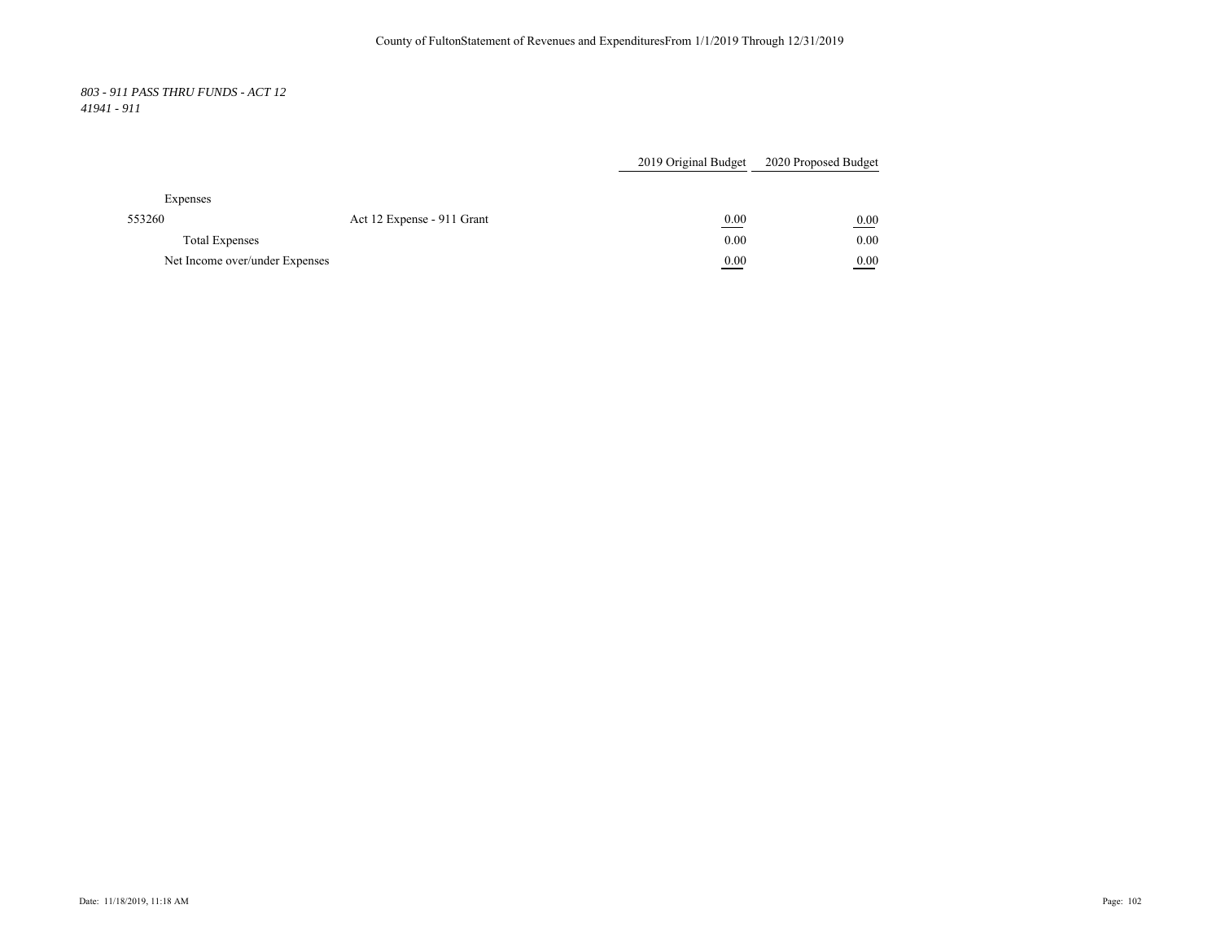*803 - 911 PASS THRU FUNDS - ACT 12*
*41941 - 911*

| | | 2019 Original Budget | 2020 Proposed Budget |
|---|---|---|---|
| Expenses | | | |
| 553260 | Act 12 Expense - 911 Grant | 0.00 | 0.00 |
| Total Expenses | | 0.00 | 0.00 |
| Net Income over/under Expenses | | 0.00 | 0.00 |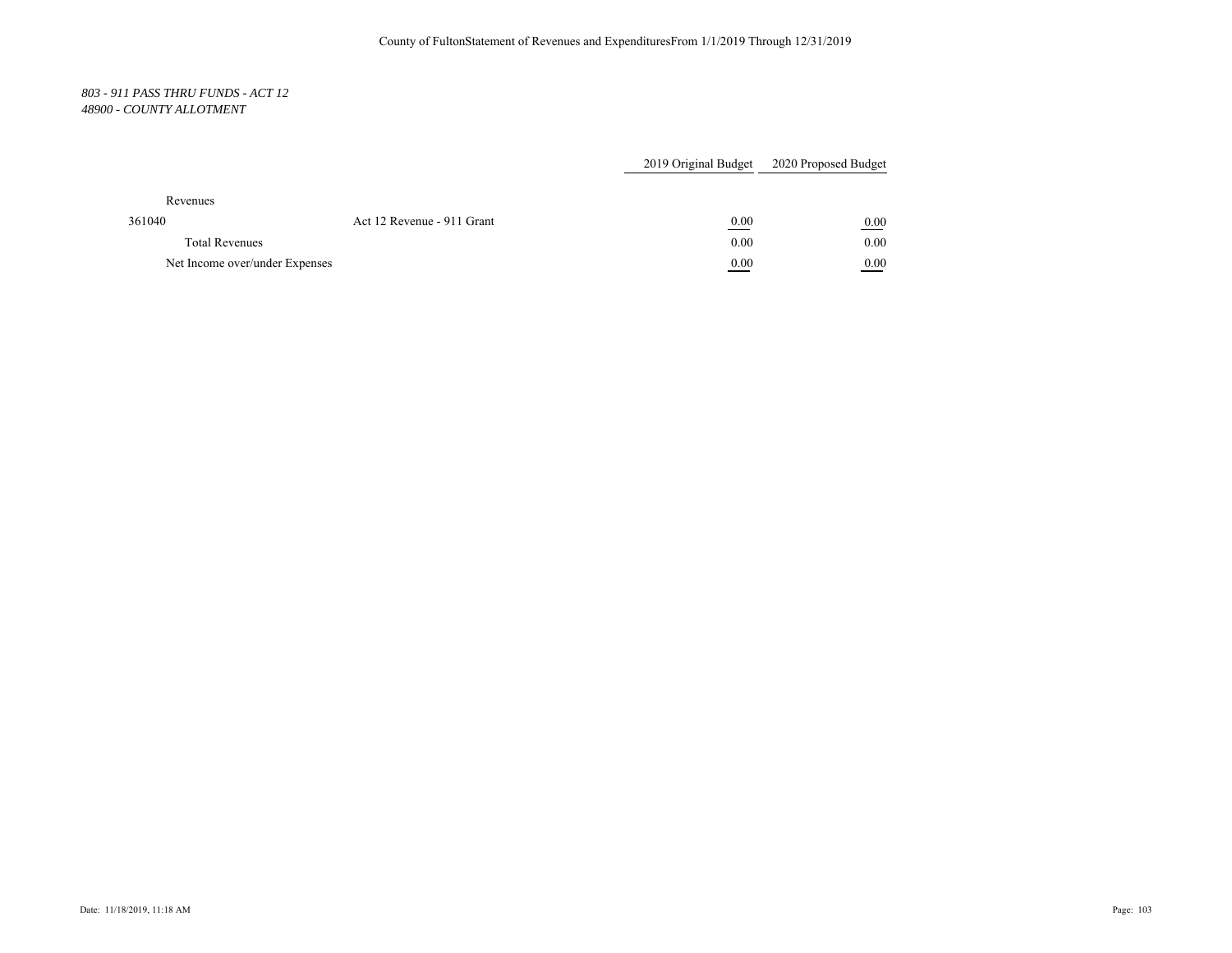County of FultonStatement of Revenues and ExpendituresFrom 1/1/2019 Through 12/31/2019

*803 - 911 PASS THRU FUNDS - ACT 12*
*48900 - COUNTY ALLOTMENT*

| | | 2019 Original Budget | 2020 Proposed Budget |
|---|---|---|---|
| Revenues | | | |
| 361040 | Act 12 Revenue - 911 Grant | 0.00 | 0.00 |
| Total Revenues | | 0.00 | 0.00 |
| Net Income over/under Expenses | | 0.00 | 0.00 |

Date: 11/18/2019, 11:18 AM